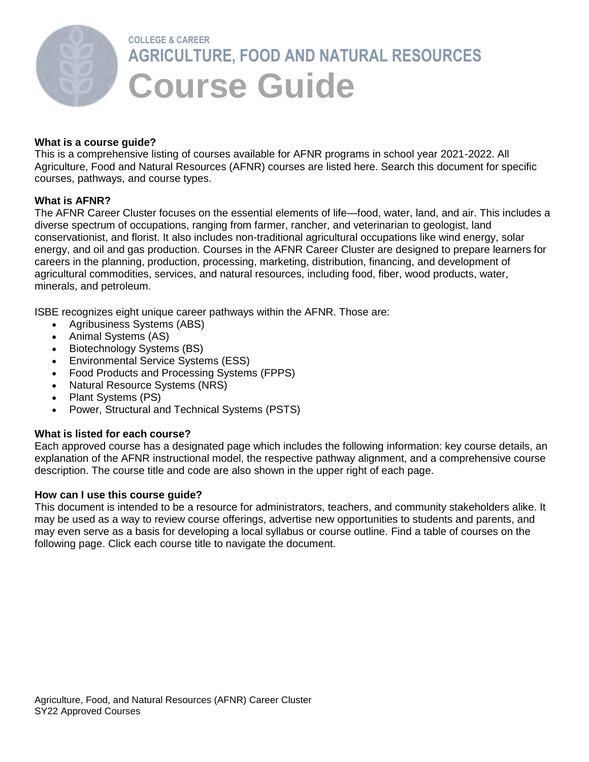COLLEGE & CAREER

AGRICULTURE, FOOD AND NATURAL RESOURCES

# Course Guide

**What is a course guide?**

This is a comprehensive listing of courses available for AFNR programs in school year 2021-2022. All Agriculture, Food and Natural Resources (AFNR) courses are listed here. Search this document for specific courses, pathways, and course types.

**What is AFNR?**

The AFNR Career Cluster focuses on the essential elements of life—food, water, land, and air. This includes a diverse spectrum of occupations, ranging from farmer, rancher, and veterinarian to geologist, land conservationist, and florist. It also includes non-traditional agricultural occupations like wind energy, solar energy, and oil and gas production. Courses in the AFNR Career Cluster are designed to prepare learners for careers in the planning, production, processing, marketing, distribution, financing, and development of agricultural commodities, services, and natural resources, including food, fiber, wood products, water, minerals, and petroleum.

ISBE recognizes eight unique career pathways within the AFNR. Those are:

- Agribusiness Systems (ABS)
- Animal Systems (AS)
- Biotechnology Systems (BS)
- Environmental Service Systems (ESS)
- Food Products and Processing Systems (FPPS)
- Natural Resource Systems (NRS)
- Plant Systems (PS)
- Power, Structural and Technical Systems (PSTS)

**What is listed for each course?**

Each approved course has a designated page which includes the following information: key course details, an explanation of the AFNR instructional model, the respective pathway alignment, and a comprehensive course description. The course title and code are also shown in the upper right of each page.

**How can I use this course guide?**

This document is intended to be a resource for administrators, teachers, and community stakeholders alike. It may be used as a way to review course offerings, advertise new opportunities to students and parents, and may even serve as a basis for developing a local syllabus or course outline. Find a table of courses on the following page. Click each course title to navigate the document.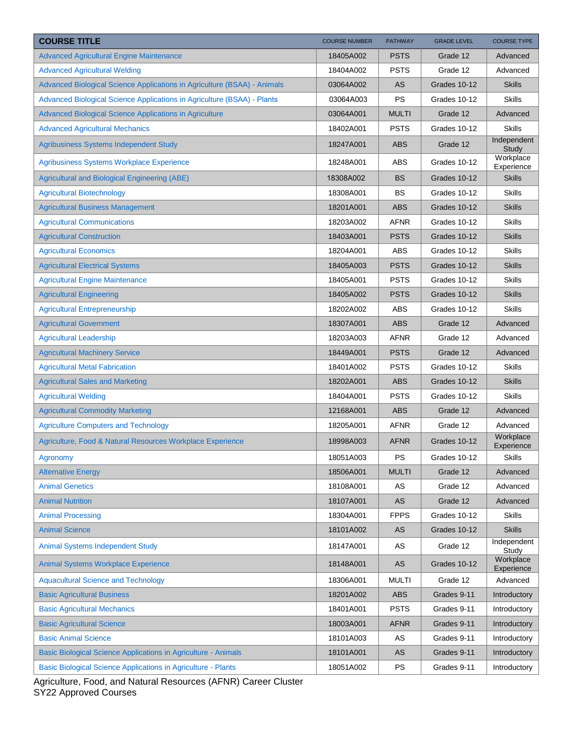| COURSE TITLE | COURSE NUMBER | PATHWAY | GRADE LEVEL | COURSE TYPE |
|---|---|---|---|---|
| Advanced Agricultural Engine Maintenance | 18405A002 | PSTS | Grade 12 | Advanced |
| Advanced Agricultural Welding | 18404A002 | PSTS | Grade 12 | Advanced |
| Advanced Biological Science Applications in Agriculture (BSAA) - Animals | 03064A002 | AS | Grades 10-12 | Skills |
| Advanced Biological Science Applications in Agriculture (BSAA) - Plants | 03064A003 | PS | Grades 10-12 | Skills |
| Advanced Biological Science Applications in Agriculture | 03064A001 | MULTI | Grade 12 | Advanced |
| Advanced Agricultural Mechanics | 18402A001 | PSTS | Grades 10-12 | Skills |
| Agribusiness Systems Independent Study | 18247A001 | ABS | Grade 12 | Independent Study |
| Agribusiness Systems Workplace Experience | 18248A001 | ABS | Grades 10-12 | Workplace Experience |
| Agricultural and Biological Engineering (ABE) | 18308A002 | BS | Grades 10-12 | Skills |
| Agricultural Biotechnology | 18308A001 | BS | Grades 10-12 | Skills |
| Agricultural Business Management | 18201A001 | ABS | Grades 10-12 | Skills |
| Agricultural Communications | 18203A002 | AFNR | Grades 10-12 | Skills |
| Agricultural Construction | 18403A001 | PSTS | Grades 10-12 | Skills |
| Agricultural Economics | 18204A001 | ABS | Grades 10-12 | Skills |
| Agricultural Electrical Systems | 18405A003 | PSTS | Grades 10-12 | Skills |
| Agricultural Engine Maintenance | 18405A001 | PSTS | Grades 10-12 | Skills |
| Agricultural Engineering | 18405A002 | PSTS | Grades 10-12 | Skills |
| Agricultural Entrepreneurship | 18202A002 | ABS | Grades 10-12 | Skills |
| Agricultural Government | 18307A001 | ABS | Grade 12 | Advanced |
| Agricultural Leadership | 18203A003 | AFNR | Grade 12 | Advanced |
| Agricultural Machinery Service | 18449A001 | PSTS | Grade 12 | Advanced |
| Agricultural Metal Fabrication | 18401A002 | PSTS | Grades 10-12 | Skills |
| Agricultural Sales and Marketing | 18202A001 | ABS | Grades 10-12 | Skills |
| Agricultural Welding | 18404A001 | PSTS | Grades 10-12 | Skills |
| Agricultural Commodity Marketing | 12168A001 | ABS | Grade 12 | Advanced |
| Agriculture Computers and Technology | 18205A001 | AFNR | Grade 12 | Advanced |
| Agriculture, Food & Natural Resources Workplace Experience | 18998A003 | AFNR | Grades 10-12 | Workplace Experience |
| Agronomy | 18051A003 | PS | Grades 10-12 | Skills |
| Alternative Energy | 18506A001 | MULTI | Grade 12 | Advanced |
| Animal Genetics | 18108A001 | AS | Grade 12 | Advanced |
| Animal Nutrition | 18107A001 | AS | Grade 12 | Advanced |
| Animal Processing | 18304A001 | FPPS | Grades 10-12 | Skills |
| Animal Science | 18101A002 | AS | Grades 10-12 | Skills |
| Animal Systems Independent Study | 18147A001 | AS | Grade 12 | Independent Study |
| Animal Systems Workplace Experience | 18148A001 | AS | Grades 10-12 | Workplace Experience |
| Aquacultural Science and Technology | 18306A001 | MULTI | Grade 12 | Advanced |
| Basic Agricultural Business | 18201A002 | ABS | Grades 9-11 | Introductory |
| Basic Agricultural Mechanics | 18401A001 | PSTS | Grades 9-11 | Introductory |
| Basic Agricultural Science | 18003A001 | AFNR | Grades 9-11 | Introductory |
| Basic Animal Science | 18101A003 | AS | Grades 9-11 | Introductory |
| Basic Biological Science Applications in Agriculture - Animals | 18101A001 | AS | Grades 9-11 | Introductory |
| Basic Biological Science Applications in Agriculture - Plants | 18051A002 | PS | Grades 9-11 | Introductory |

Agriculture, Food, and Natural Resources (AFNR) Career Cluster
SY22 Approved Courses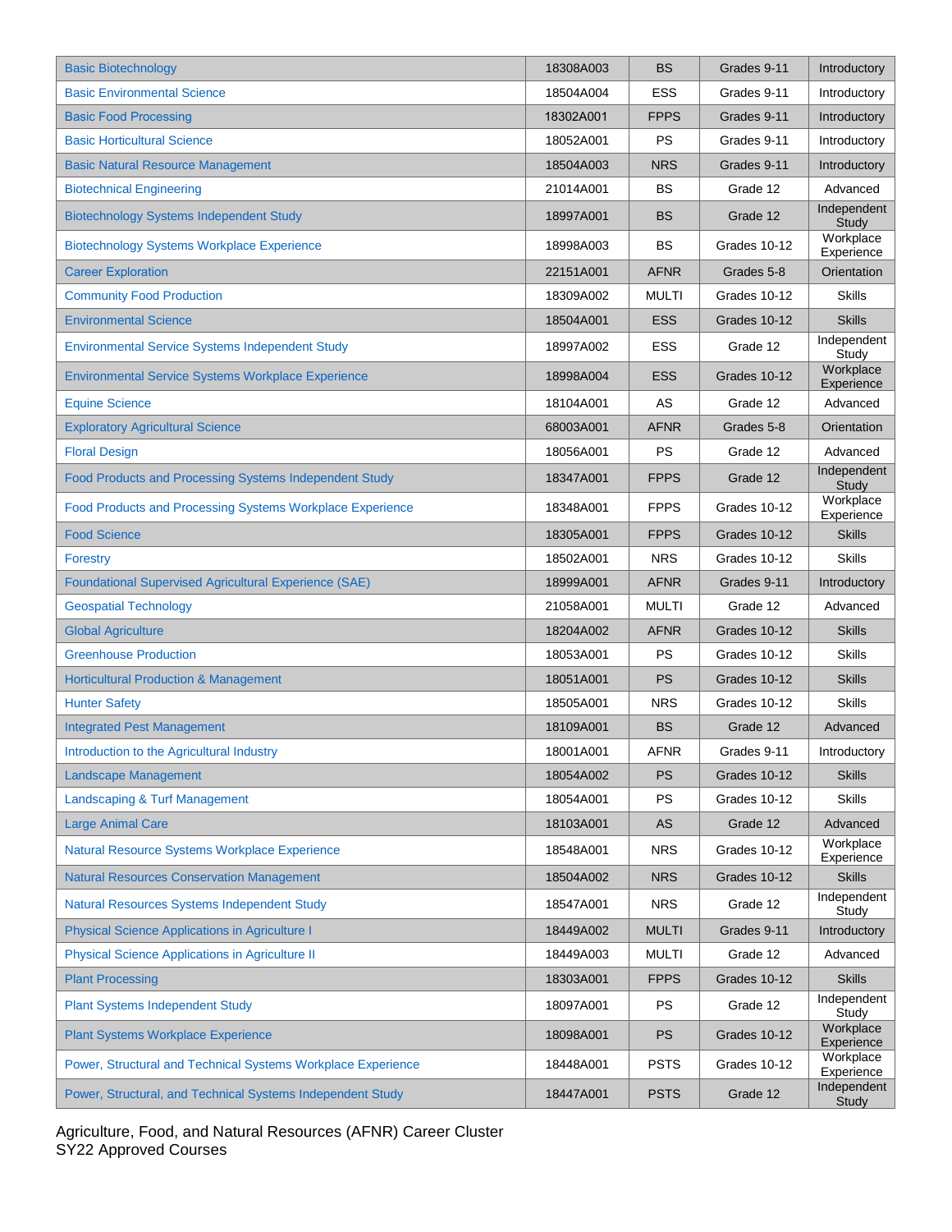| Course | Code | Pathway | Grades | Level |
|---|---|---|---|---|
| Basic Biotechnology | 18308A003 | BS | Grades 9-11 | Introductory |
| Basic Environmental Science | 18504A004 | ESS | Grades 9-11 | Introductory |
| Basic Food Processing | 18302A001 | FPPS | Grades 9-11 | Introductory |
| Basic Horticultural Science | 18052A001 | PS | Grades 9-11 | Introductory |
| Basic Natural Resource Management | 18504A003 | NRS | Grades 9-11 | Introductory |
| Biotechnical Engineering | 21014A001 | BS | Grade 12 | Advanced |
| Biotechnology Systems Independent Study | 18997A001 | BS | Grade 12 | Independent Study |
| Biotechnology Systems Workplace Experience | 18998A003 | BS | Grades 10-12 | Workplace Experience |
| Career Exploration | 22151A001 | AFNR | Grades 5-8 | Orientation |
| Community Food Production | 18309A002 | MULTI | Grades 10-12 | Skills |
| Environmental Science | 18504A001 | ESS | Grades 10-12 | Skills |
| Environmental Service Systems Independent Study | 18997A002 | ESS | Grade 12 | Independent Study |
| Environmental Service Systems Workplace Experience | 18998A004 | ESS | Grades 10-12 | Workplace Experience |
| Equine Science | 18104A001 | AS | Grade 12 | Advanced |
| Exploratory Agricultural Science | 68003A001 | AFNR | Grades 5-8 | Orientation |
| Floral Design | 18056A001 | PS | Grade 12 | Advanced |
| Food Products and Processing Systems Independent Study | 18347A001 | FPPS | Grade 12 | Independent Study |
| Food Products and Processing Systems Workplace Experience | 18348A001 | FPPS | Grades 10-12 | Workplace Experience |
| Food Science | 18305A001 | FPPS | Grades 10-12 | Skills |
| Forestry | 18502A001 | NRS | Grades 10-12 | Skills |
| Foundational Supervised Agricultural Experience (SAE) | 18999A001 | AFNR | Grades 9-11 | Introductory |
| Geospatial Technology | 21058A001 | MULTI | Grade 12 | Advanced |
| Global Agriculture | 18204A002 | AFNR | Grades 10-12 | Skills |
| Greenhouse Production | 18053A001 | PS | Grades 10-12 | Skills |
| Horticultural Production & Management | 18051A001 | PS | Grades 10-12 | Skills |
| Hunter Safety | 18505A001 | NRS | Grades 10-12 | Skills |
| Integrated Pest Management | 18109A001 | BS | Grade 12 | Advanced |
| Introduction to the Agricultural Industry | 18001A001 | AFNR | Grades 9-11 | Introductory |
| Landscape Management | 18054A002 | PS | Grades 10-12 | Skills |
| Landscaping & Turf Management | 18054A001 | PS | Grades 10-12 | Skills |
| Large Animal Care | 18103A001 | AS | Grade 12 | Advanced |
| Natural Resource Systems Workplace Experience | 18548A001 | NRS | Grades 10-12 | Workplace Experience |
| Natural Resources Conservation Management | 18504A002 | NRS | Grades 10-12 | Skills |
| Natural Resources Systems Independent Study | 18547A001 | NRS | Grade 12 | Independent Study |
| Physical Science Applications in Agriculture I | 18449A002 | MULTI | Grades 9-11 | Introductory |
| Physical Science Applications in Agriculture II | 18449A003 | MULTI | Grade 12 | Advanced |
| Plant Processing | 18303A001 | FPPS | Grades 10-12 | Skills |
| Plant Systems Independent Study | 18097A001 | PS | Grade 12 | Independent Study |
| Plant Systems Workplace Experience | 18098A001 | PS | Grades 10-12 | Workplace Experience |
| Power, Structural and Technical Systems Workplace Experience | 18448A001 | PSTS | Grades 10-12 | Workplace Experience |
| Power, Structural, and Technical Systems Independent Study | 18447A001 | PSTS | Grade 12 | Independent Study |

Agriculture, Food, and Natural Resources (AFNR) Career Cluster
SY22 Approved Courses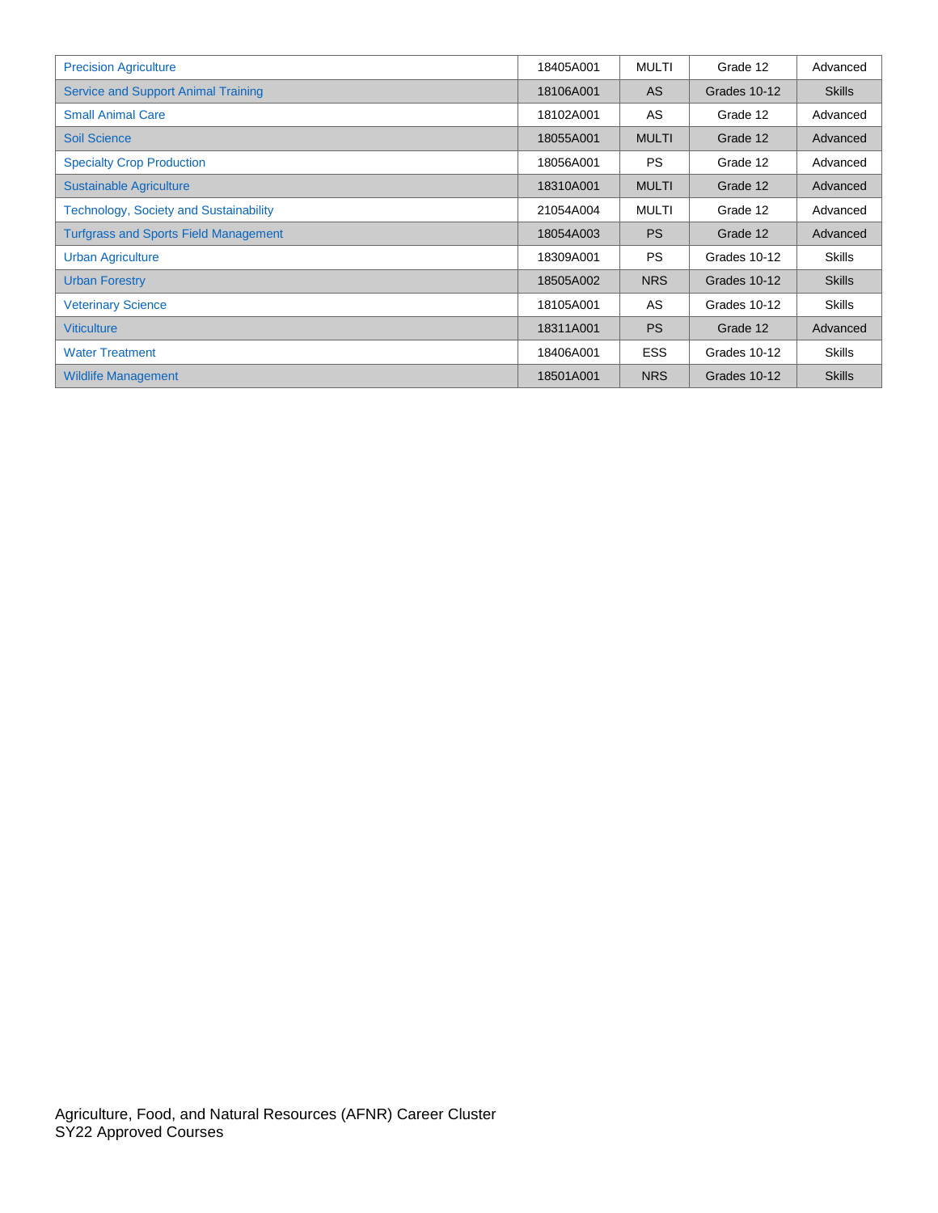| | | | | |
|---|---|---|---|---|
| Precision Agriculture | 18405A001 | MULTI | Grade 12 | Advanced |
| Service and Support Animal Training | 18106A001 | AS | Grades 10-12 | Skills |
| Small Animal Care | 18102A001 | AS | Grade 12 | Advanced |
| Soil Science | 18055A001 | MULTI | Grade 12 | Advanced |
| Specialty Crop Production | 18056A001 | PS | Grade 12 | Advanced |
| Sustainable Agriculture | 18310A001 | MULTI | Grade 12 | Advanced |
| Technology, Society and Sustainability | 21054A004 | MULTI | Grade 12 | Advanced |
| Turfgrass and Sports Field Management | 18054A003 | PS | Grade 12 | Advanced |
| Urban Agriculture | 18309A001 | PS | Grades 10-12 | Skills |
| Urban Forestry | 18505A002 | NRS | Grades 10-12 | Skills |
| Veterinary Science | 18105A001 | AS | Grades 10-12 | Skills |
| Viticulture | 18311A001 | PS | Grade 12 | Advanced |
| Water Treatment | 18406A001 | ESS | Grades 10-12 | Skills |
| Wildlife Management | 18501A001 | NRS | Grades 10-12 | Skills |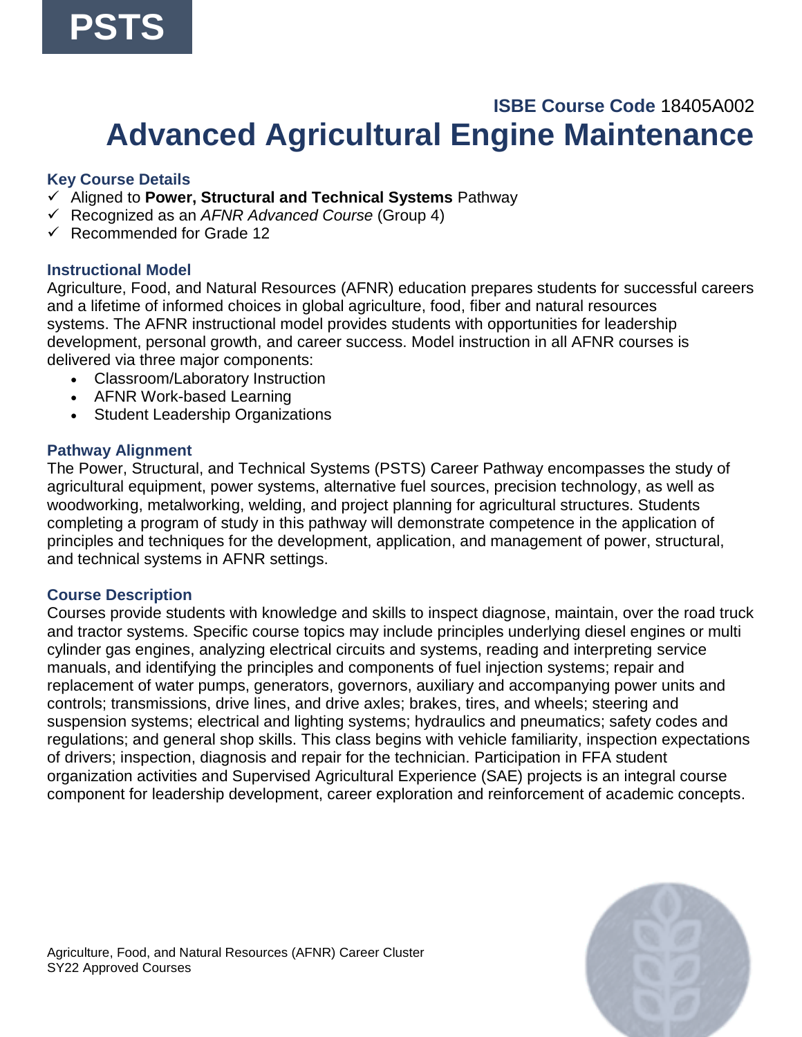# PSTS

**ISBE Course Code** 18405A002

# Advanced Agricultural Engine Maintenance

## Key Course Details

- ✓ Aligned to **Power, Structural and Technical Systems** Pathway
- ✓ Recognized as an *AFNR Advanced Course* (Group 4)
- ✓ Recommended for Grade 12

## Instructional Model

Agriculture, Food, and Natural Resources (AFNR) education prepares students for successful careers and a lifetime of informed choices in global agriculture, food, fiber and natural resources systems. The AFNR instructional model provides students with opportunities for leadership development, personal growth, and career success. Model instruction in all AFNR courses is delivered via three major components:

- Classroom/Laboratory Instruction
- AFNR Work-based Learning
- Student Leadership Organizations

## Pathway Alignment

The Power, Structural, and Technical Systems (PSTS) Career Pathway encompasses the study of agricultural equipment, power systems, alternative fuel sources, precision technology, as well as woodworking, metalworking, welding, and project planning for agricultural structures. Students completing a program of study in this pathway will demonstrate competence in the application of principles and techniques for the development, application, and management of power, structural, and technical systems in AFNR settings.

## Course Description

Courses provide students with knowledge and skills to inspect diagnose, maintain, over the road truck and tractor systems. Specific course topics may include principles underlying diesel engines or multi cylinder gas engines, analyzing electrical circuits and systems, reading and interpreting service manuals, and identifying the principles and components of fuel injection systems; repair and replacement of water pumps, generators, governors, auxiliary and accompanying power units and controls; transmissions, drive lines, and drive axles; brakes, tires, and wheels; steering and suspension systems; electrical and lighting systems; hydraulics and pneumatics; safety codes and regulations; and general shop skills. This class begins with vehicle familiarity, inspection expectations of drivers; inspection, diagnosis and repair for the technician. Participation in FFA student organization activities and Supervised Agricultural Experience (SAE) projects is an integral course component for leadership development, career exploration and reinforcement of academic concepts.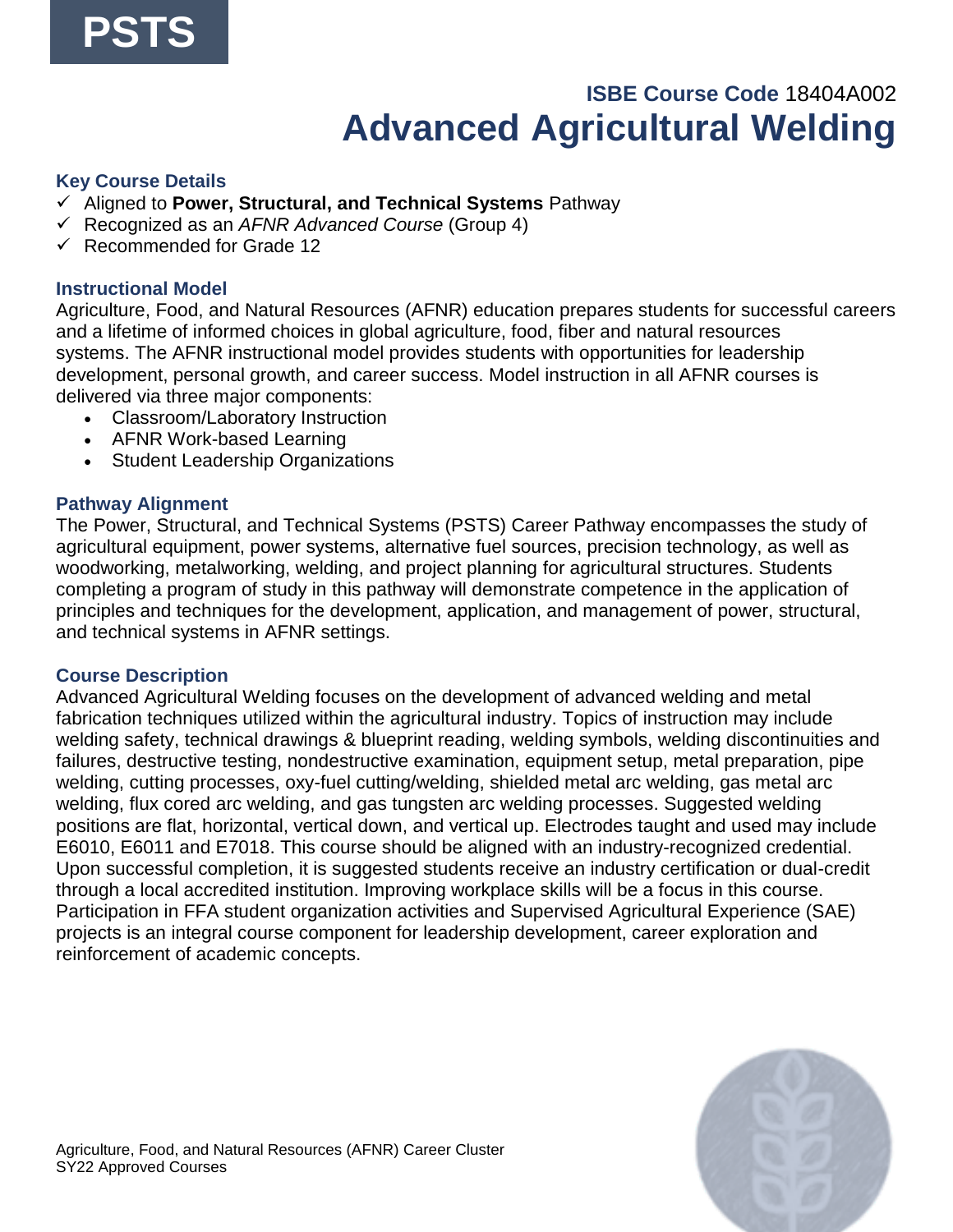**PSTS**

## ISBE Course Code 18404A002

# Advanced Agricultural Welding

### Key Course Details

- ✓ Aligned to **Power, Structural, and Technical Systems** Pathway
- ✓ Recognized as an *AFNR Advanced Course* (Group 4)
- ✓ Recommended for Grade 12

### Instructional Model

Agriculture, Food, and Natural Resources (AFNR) education prepares students for successful careers and a lifetime of informed choices in global agriculture, food, fiber and natural resources systems. The AFNR instructional model provides students with opportunities for leadership development, personal growth, and career success. Model instruction in all AFNR courses is delivered via three major components:

- Classroom/Laboratory Instruction
- AFNR Work-based Learning
- Student Leadership Organizations

### Pathway Alignment

The Power, Structural, and Technical Systems (PSTS) Career Pathway encompasses the study of agricultural equipment, power systems, alternative fuel sources, precision technology, as well as woodworking, metalworking, welding, and project planning for agricultural structures. Students completing a program of study in this pathway will demonstrate competence in the application of principles and techniques for the development, application, and management of power, structural, and technical systems in AFNR settings.

### Course Description

Advanced Agricultural Welding focuses on the development of advanced welding and metal fabrication techniques utilized within the agricultural industry. Topics of instruction may include welding safety, technical drawings & blueprint reading, welding symbols, welding discontinuities and failures, destructive testing, nondestructive examination, equipment setup, metal preparation, pipe welding, cutting processes, oxy-fuel cutting/welding, shielded metal arc welding, gas metal arc welding, flux cored arc welding, and gas tungsten arc welding processes. Suggested welding positions are flat, horizontal, vertical down, and vertical up. Electrodes taught and used may include E6010, E6011 and E7018. This course should be aligned with an industry-recognized credential. Upon successful completion, it is suggested students receive an industry certification or dual-credit through a local accredited institution. Improving workplace skills will be a focus in this course. Participation in FFA student organization activities and Supervised Agricultural Experience (SAE) projects is an integral course component for leadership development, career exploration and reinforcement of academic concepts.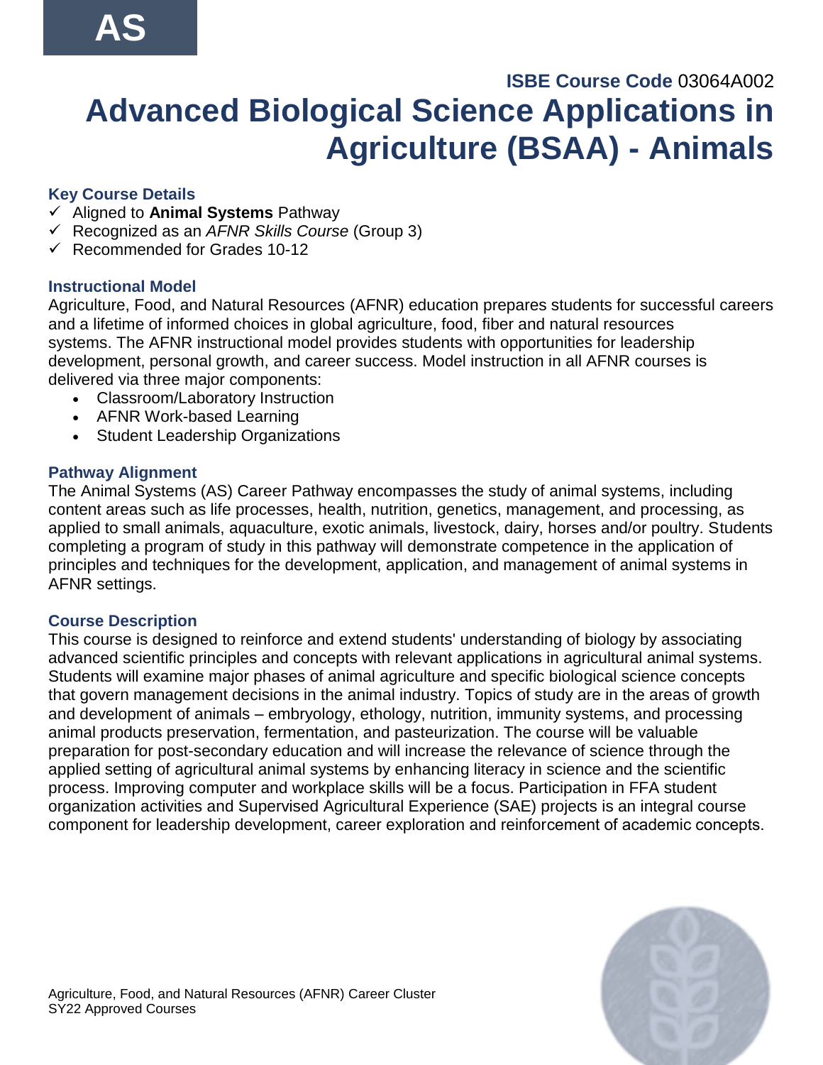AS

**ISBE Course Code** 03064A002

# Advanced Biological Science Applications in Agriculture (BSAA) - Animals

### Key Course Details

- ✓ Aligned to **Animal Systems** Pathway
- ✓ Recognized as an *AFNR Skills Course* (Group 3)
- ✓ Recommended for Grades 10-12

### Instructional Model

Agriculture, Food, and Natural Resources (AFNR) education prepares students for successful careers and a lifetime of informed choices in global agriculture, food, fiber and natural resources systems. The AFNR instructional model provides students with opportunities for leadership development, personal growth, and career success. Model instruction in all AFNR courses is delivered via three major components:

- Classroom/Laboratory Instruction
- AFNR Work-based Learning
- Student Leadership Organizations

### Pathway Alignment

The Animal Systems (AS) Career Pathway encompasses the study of animal systems, including content areas such as life processes, health, nutrition, genetics, management, and processing, as applied to small animals, aquaculture, exotic animals, livestock, dairy, horses and/or poultry. Students completing a program of study in this pathway will demonstrate competence in the application of principles and techniques for the development, application, and management of animal systems in AFNR settings.

### Course Description

This course is designed to reinforce and extend students' understanding of biology by associating advanced scientific principles and concepts with relevant applications in agricultural animal systems. Students will examine major phases of animal agriculture and specific biological science concepts that govern management decisions in the animal industry. Topics of study are in the areas of growth and development of animals – embryology, ethology, nutrition, immunity systems, and processing animal products preservation, fermentation, and pasteurization. The course will be valuable preparation for post-secondary education and will increase the relevance of science through the applied setting of agricultural animal systems by enhancing literacy in science and the scientific process. Improving computer and workplace skills will be a focus. Participation in FFA student organization activities and Supervised Agricultural Experience (SAE) projects is an integral course component for leadership development, career exploration and reinforcement of academic concepts.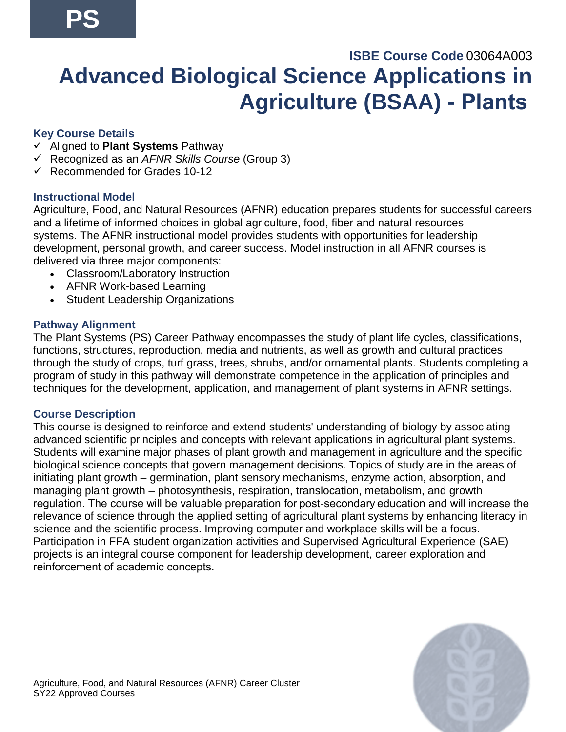PS

**ISBE Course Code** 03064A003

# Advanced Biological Science Applications in Agriculture (BSAA) - Plants

### Key Course Details

- ✓ Aligned to **Plant Systems** Pathway
- ✓ Recognized as an *AFNR Skills Course* (Group 3)
- ✓ Recommended for Grades 10-12

### Instructional Model

Agriculture, Food, and Natural Resources (AFNR) education prepares students for successful careers and a lifetime of informed choices in global agriculture, food, fiber and natural resources systems. The AFNR instructional model provides students with opportunities for leadership development, personal growth, and career success. Model instruction in all AFNR courses is delivered via three major components:

- Classroom/Laboratory Instruction
- AFNR Work-based Learning
- Student Leadership Organizations

### Pathway Alignment

The Plant Systems (PS) Career Pathway encompasses the study of plant life cycles, classifications, functions, structures, reproduction, media and nutrients, as well as growth and cultural practices through the study of crops, turf grass, trees, shrubs, and/or ornamental plants. Students completing a program of study in this pathway will demonstrate competence in the application of principles and techniques for the development, application, and management of plant systems in AFNR settings.

### Course Description

This course is designed to reinforce and extend students' understanding of biology by associating advanced scientific principles and concepts with relevant applications in agricultural plant systems. Students will examine major phases of plant growth and management in agriculture and the specific biological science concepts that govern management decisions. Topics of study are in the areas of initiating plant growth – germination, plant sensory mechanisms, enzyme action, absorption, and managing plant growth – photosynthesis, respiration, translocation, metabolism, and growth regulation. The course will be valuable preparation for post-secondary education and will increase the relevance of science through the applied setting of agricultural plant systems by enhancing literacy in science and the scientific process. Improving computer and workplace skills will be a focus. Participation in FFA student organization activities and Supervised Agricultural Experience (SAE) projects is an integral course component for leadership development, career exploration and reinforcement of academic concepts.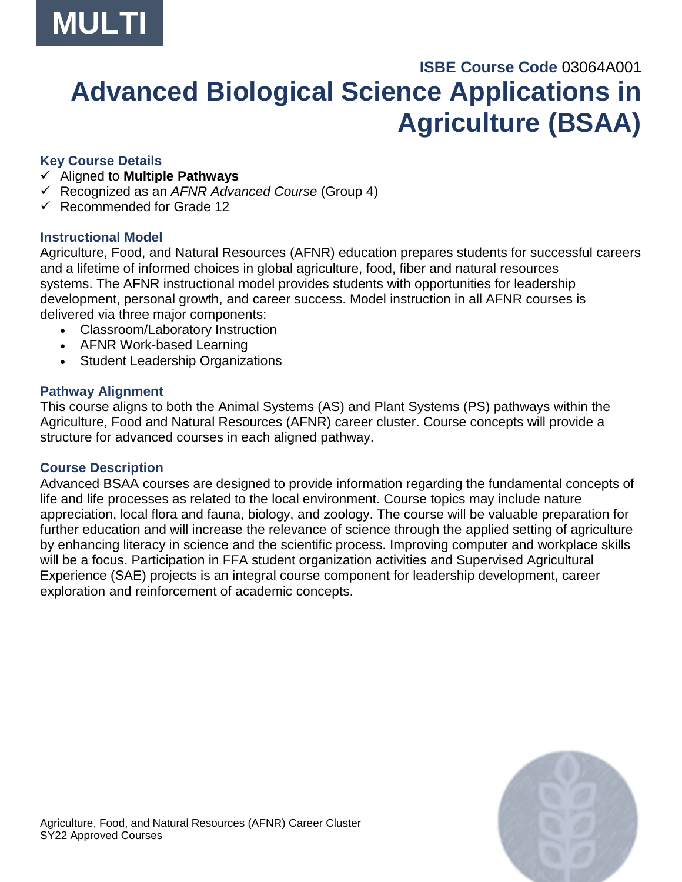MULTI

ISBE Course Code 03064A001

# Advanced Biological Science Applications in Agriculture (BSAA)

### Key Course Details

- ✓ Aligned to **Multiple Pathways**
- ✓ Recognized as an *AFNR Advanced Course* (Group 4)
- ✓ Recommended for Grade 12

### Instructional Model

Agriculture, Food, and Natural Resources (AFNR) education prepares students for successful careers and a lifetime of informed choices in global agriculture, food, fiber and natural resources systems. The AFNR instructional model provides students with opportunities for leadership development, personal growth, and career success. Model instruction in all AFNR courses is delivered via three major components:

- Classroom/Laboratory Instruction
- AFNR Work-based Learning
- Student Leadership Organizations

### Pathway Alignment

This course aligns to both the Animal Systems (AS) and Plant Systems (PS) pathways within the Agriculture, Food and Natural Resources (AFNR) career cluster. Course concepts will provide a structure for advanced courses in each aligned pathway.

### Course Description

Advanced BSAA courses are designed to provide information regarding the fundamental concepts of life and life processes as related to the local environment. Course topics may include nature appreciation, local flora and fauna, biology, and zoology. The course will be valuable preparation for further education and will increase the relevance of science through the applied setting of agriculture by enhancing literacy in science and the scientific process. Improving computer and workplace skills will be a focus. Participation in FFA student organization activities and Supervised Agricultural Experience (SAE) projects is an integral course component for leadership development, career exploration and reinforcement of academic concepts.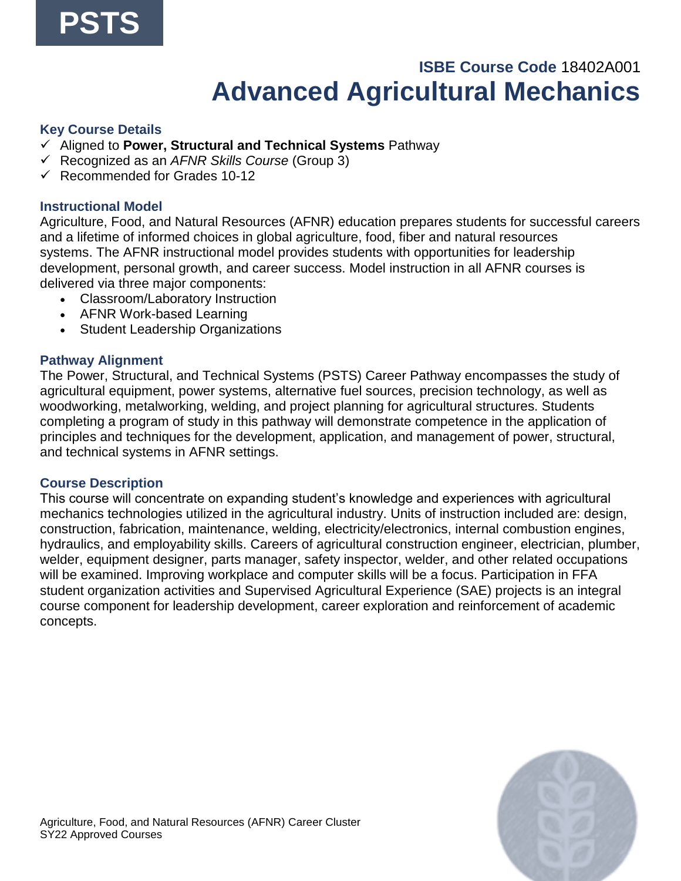PSTS

**ISBE Course Code** 18402A001

# Advanced Agricultural Mechanics

### Key Course Details

- ✓ Aligned to **Power, Structural and Technical Systems** Pathway
- ✓ Recognized as an *AFNR Skills Course* (Group 3)
- ✓ Recommended for Grades 10-12

### Instructional Model

Agriculture, Food, and Natural Resources (AFNR) education prepares students for successful careers and a lifetime of informed choices in global agriculture, food, fiber and natural resources systems. The AFNR instructional model provides students with opportunities for leadership development, personal growth, and career success. Model instruction in all AFNR courses is delivered via three major components:

- Classroom/Laboratory Instruction
- AFNR Work-based Learning
- Student Leadership Organizations

### Pathway Alignment

The Power, Structural, and Technical Systems (PSTS) Career Pathway encompasses the study of agricultural equipment, power systems, alternative fuel sources, precision technology, as well as woodworking, metalworking, welding, and project planning for agricultural structures. Students completing a program of study in this pathway will demonstrate competence in the application of principles and techniques for the development, application, and management of power, structural, and technical systems in AFNR settings.

### Course Description

This course will concentrate on expanding student's knowledge and experiences with agricultural mechanics technologies utilized in the agricultural industry. Units of instruction included are: design, construction, fabrication, maintenance, welding, electricity/electronics, internal combustion engines, hydraulics, and employability skills. Careers of agricultural construction engineer, electrician, plumber, welder, equipment designer, parts manager, safety inspector, welder, and other related occupations will be examined. Improving workplace and computer skills will be a focus. Participation in FFA student organization activities and Supervised Agricultural Experience (SAE) projects is an integral course component for leadership development, career exploration and reinforcement of academic concepts.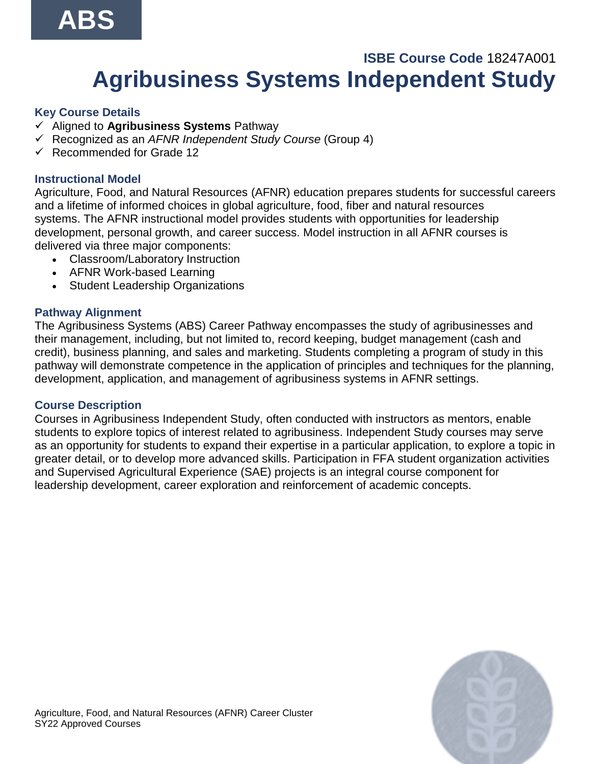ABS

**ISBE Course Code** 18247A001

# Agribusiness Systems Independent Study

### Key Course Details

- ✓ Aligned to **Agribusiness Systems** Pathway
- ✓ Recognized as an *AFNR Independent Study Course* (Group 4)
- ✓ Recommended for Grade 12

### Instructional Model

Agriculture, Food, and Natural Resources (AFNR) education prepares students for successful careers and a lifetime of informed choices in global agriculture, food, fiber and natural resources systems. The AFNR instructional model provides students with opportunities for leadership development, personal growth, and career success. Model instruction in all AFNR courses is delivered via three major components:

- Classroom/Laboratory Instruction
- AFNR Work-based Learning
- Student Leadership Organizations

### Pathway Alignment

The Agribusiness Systems (ABS) Career Pathway encompasses the study of agribusinesses and their management, including, but not limited to, record keeping, budget management (cash and credit), business planning, and sales and marketing. Students completing a program of study in this pathway will demonstrate competence in the application of principles and techniques for the planning, development, application, and management of agribusiness systems in AFNR settings.

### Course Description

Courses in Agribusiness Independent Study, often conducted with instructors as mentors, enable students to explore topics of interest related to agribusiness. Independent Study courses may serve as an opportunity for students to expand their expertise in a particular application, to explore a topic in greater detail, or to develop more advanced skills. Participation in FFA student organization activities and Supervised Agricultural Experience (SAE) projects is an integral course component for leadership development, career exploration and reinforcement of academic concepts.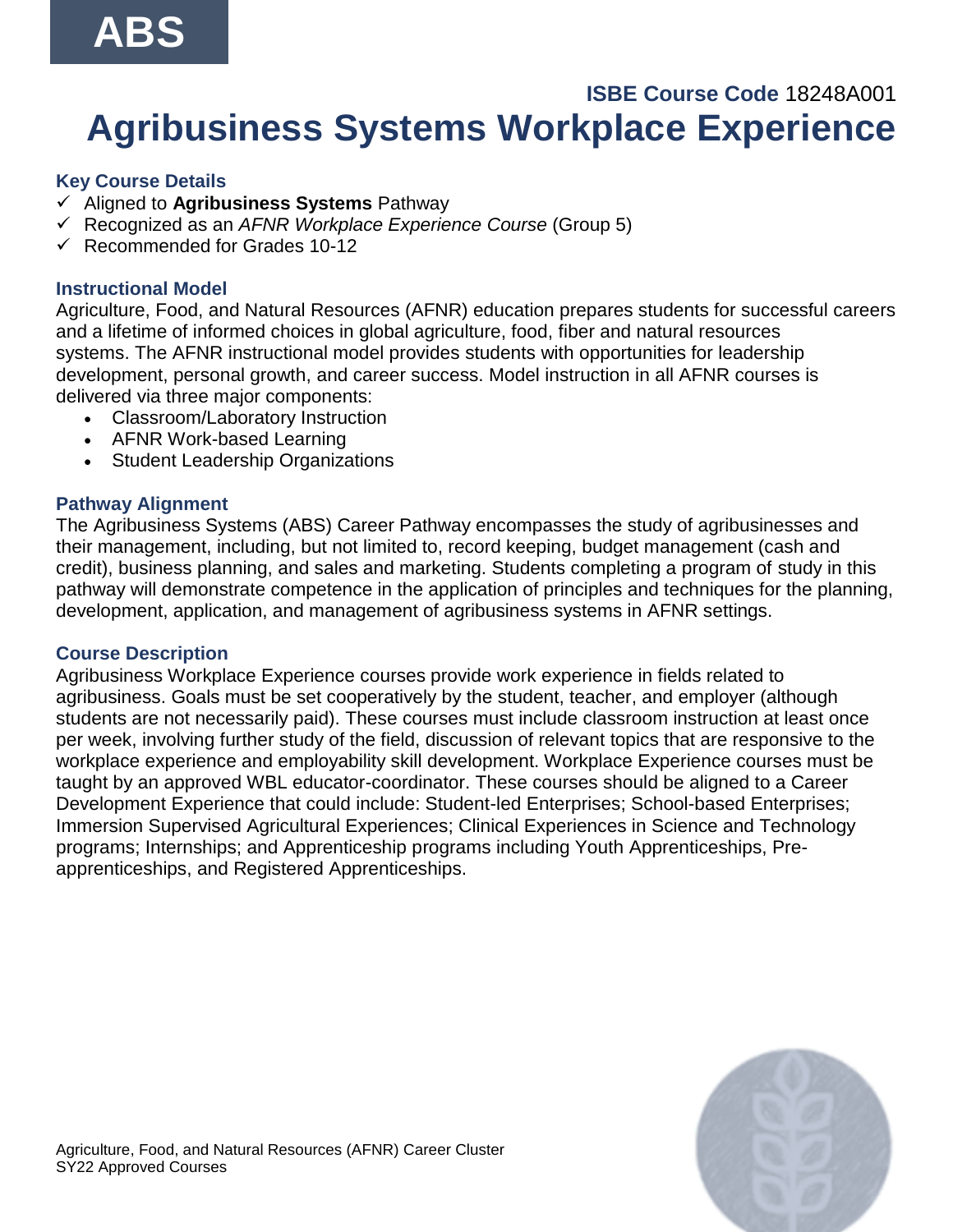ABS

**ISBE Course Code** 18248A001

# Agribusiness Systems Workplace Experience

### Key Course Details

- ✓ Aligned to **Agribusiness Systems** Pathway
- ✓ Recognized as an *AFNR Workplace Experience Course* (Group 5)
- ✓ Recommended for Grades 10-12

### Instructional Model

Agriculture, Food, and Natural Resources (AFNR) education prepares students for successful careers and a lifetime of informed choices in global agriculture, food, fiber and natural resources systems. The AFNR instructional model provides students with opportunities for leadership development, personal growth, and career success. Model instruction in all AFNR courses is delivered via three major components:

- Classroom/Laboratory Instruction
- AFNR Work-based Learning
- Student Leadership Organizations

### Pathway Alignment

The Agribusiness Systems (ABS) Career Pathway encompasses the study of agribusinesses and their management, including, but not limited to, record keeping, budget management (cash and credit), business planning, and sales and marketing. Students completing a program of study in this pathway will demonstrate competence in the application of principles and techniques for the planning, development, application, and management of agribusiness systems in AFNR settings.

### Course Description

Agribusiness Workplace Experience courses provide work experience in fields related to agribusiness. Goals must be set cooperatively by the student, teacher, and employer (although students are not necessarily paid). These courses must include classroom instruction at least once per week, involving further study of the field, discussion of relevant topics that are responsive to the workplace experience and employability skill development. Workplace Experience courses must be taught by an approved WBL educator-coordinator. These courses should be aligned to a Career Development Experience that could include: Student-led Enterprises; School-based Enterprises; Immersion Supervised Agricultural Experiences; Clinical Experiences in Science and Technology programs; Internships; and Apprenticeship programs including Youth Apprenticeships, Pre-apprenticeships, and Registered Apprenticeships.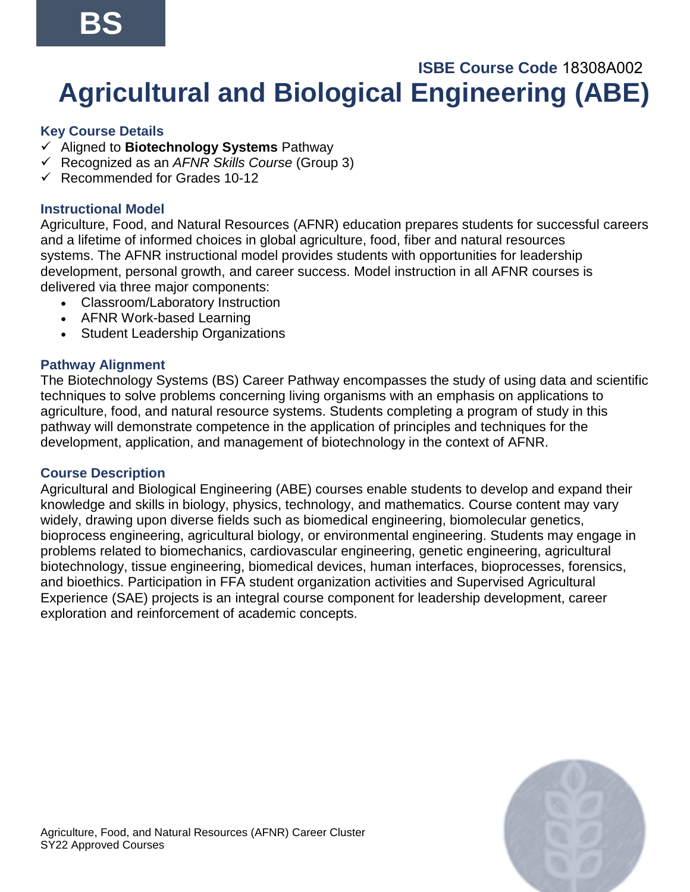BS

**ISBE Course Code** 18308A002

# Agricultural and Biological Engineering (ABE)

### Key Course Details

- ✓ Aligned to **Biotechnology Systems** Pathway
- ✓ Recognized as an *AFNR Skills Course* (Group 3)
- ✓ Recommended for Grades 10-12

### Instructional Model

Agriculture, Food, and Natural Resources (AFNR) education prepares students for successful careers and a lifetime of informed choices in global agriculture, food, fiber and natural resources systems. The AFNR instructional model provides students with opportunities for leadership development, personal growth, and career success. Model instruction in all AFNR courses is delivered via three major components:

- Classroom/Laboratory Instruction
- AFNR Work-based Learning
- Student Leadership Organizations

### Pathway Alignment

The Biotechnology Systems (BS) Career Pathway encompasses the study of using data and scientific techniques to solve problems concerning living organisms with an emphasis on applications to agriculture, food, and natural resource systems. Students completing a program of study in this pathway will demonstrate competence in the application of principles and techniques for the development, application, and management of biotechnology in the context of AFNR.

### Course Description

Agricultural and Biological Engineering (ABE) courses enable students to develop and expand their knowledge and skills in biology, physics, technology, and mathematics. Course content may vary widely, drawing upon diverse fields such as biomedical engineering, biomolecular genetics, bioprocess engineering, agricultural biology, or environmental engineering. Students may engage in problems related to biomechanics, cardiovascular engineering, genetic engineering, agricultural biotechnology, tissue engineering, biomedical devices, human interfaces, bioprocesses, forensics, and bioethics. Participation in FFA student organization activities and Supervised Agricultural Experience (SAE) projects is an integral course component for leadership development, career exploration and reinforcement of academic concepts.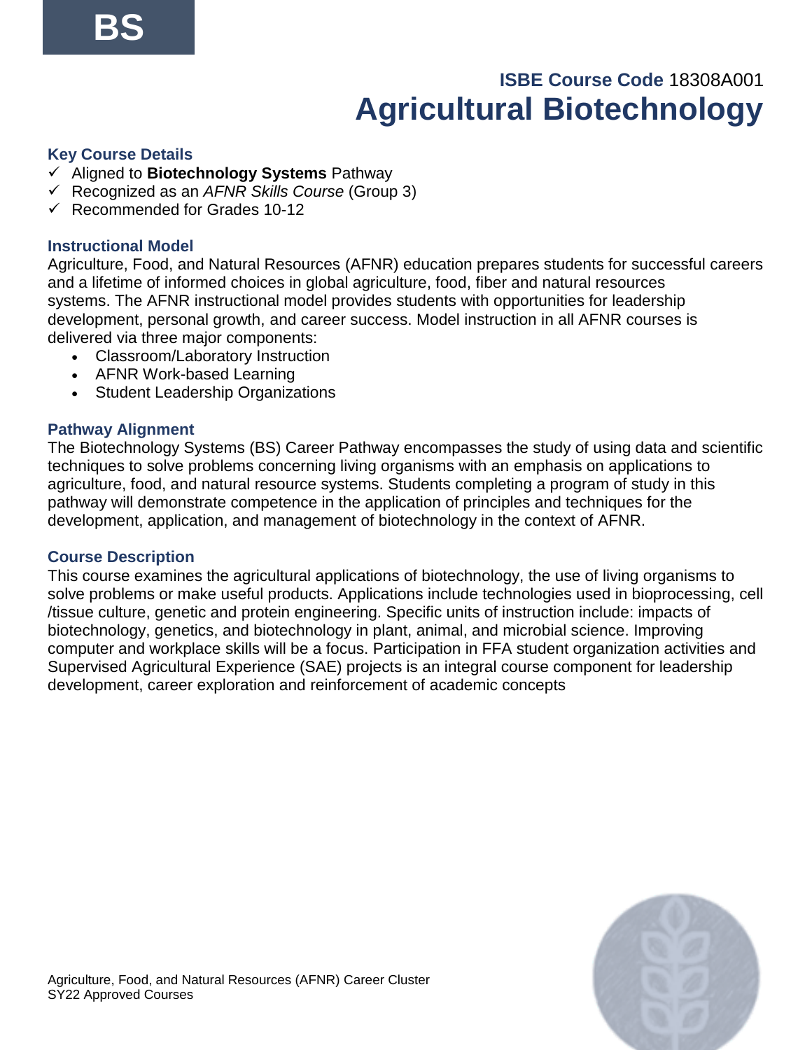BS

**ISBE Course Code** 18308A001

# Agricultural Biotechnology

### Key Course Details

- ✓ Aligned to **Biotechnology Systems** Pathway
- ✓ Recognized as an *AFNR Skills Course* (Group 3)
- ✓ Recommended for Grades 10-12

### Instructional Model

Agriculture, Food, and Natural Resources (AFNR) education prepares students for successful careers and a lifetime of informed choices in global agriculture, food, fiber and natural resources systems. The AFNR instructional model provides students with opportunities for leadership development, personal growth, and career success. Model instruction in all AFNR courses is delivered via three major components:

- Classroom/Laboratory Instruction
- AFNR Work-based Learning
- Student Leadership Organizations

### Pathway Alignment

The Biotechnology Systems (BS) Career Pathway encompasses the study of using data and scientific techniques to solve problems concerning living organisms with an emphasis on applications to agriculture, food, and natural resource systems. Students completing a program of study in this pathway will demonstrate competence in the application of principles and techniques for the development, application, and management of biotechnology in the context of AFNR.

### Course Description

This course examines the agricultural applications of biotechnology, the use of living organisms to solve problems or make useful products. Applications include technologies used in bioprocessing, cell /tissue culture, genetic and protein engineering. Specific units of instruction include: impacts of biotechnology, genetics, and biotechnology in plant, animal, and microbial science. Improving computer and workplace skills will be a focus. Participation in FFA student organization activities and Supervised Agricultural Experience (SAE) projects is an integral course component for leadership development, career exploration and reinforcement of academic concepts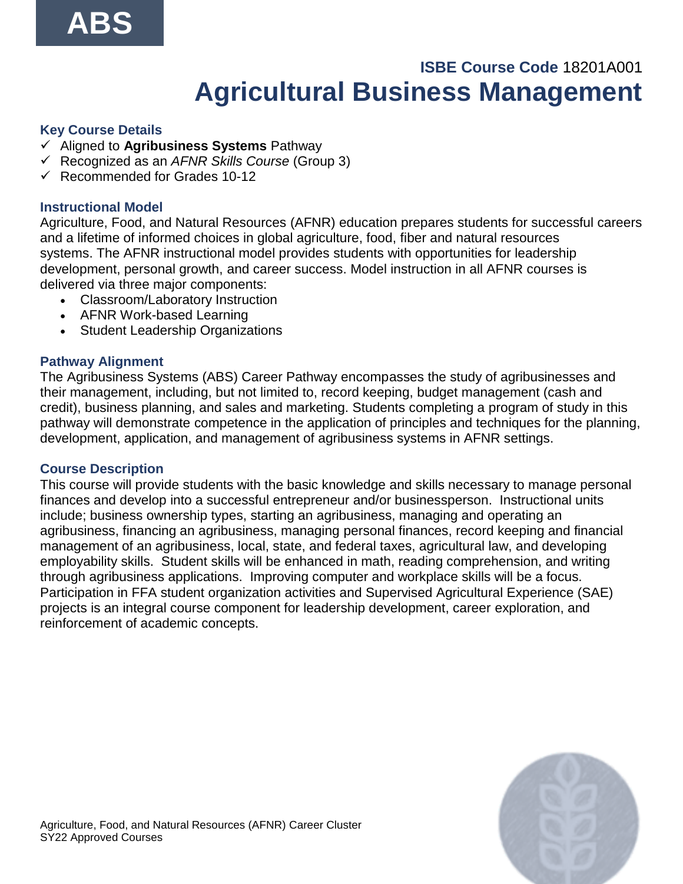ABS

**ISBE Course Code** 18201A001

# Agricultural Business Management

### Key Course Details

- ✓ Aligned to **Agribusiness Systems** Pathway
- ✓ Recognized as an *AFNR Skills Course* (Group 3)
- ✓ Recommended for Grades 10-12

### Instructional Model

Agriculture, Food, and Natural Resources (AFNR) education prepares students for successful careers and a lifetime of informed choices in global agriculture, food, fiber and natural resources systems. The AFNR instructional model provides students with opportunities for leadership development, personal growth, and career success. Model instruction in all AFNR courses is delivered via three major components:

- Classroom/Laboratory Instruction
- AFNR Work-based Learning
- Student Leadership Organizations

### Pathway Alignment

The Agribusiness Systems (ABS) Career Pathway encompasses the study of agribusinesses and their management, including, but not limited to, record keeping, budget management (cash and credit), business planning, and sales and marketing. Students completing a program of study in this pathway will demonstrate competence in the application of principles and techniques for the planning, development, application, and management of agribusiness systems in AFNR settings.

### Course Description

This course will provide students with the basic knowledge and skills necessary to manage personal finances and develop into a successful entrepreneur and/or businessperson. Instructional units include; business ownership types, starting an agribusiness, managing and operating an agribusiness, financing an agribusiness, managing personal finances, record keeping and financial management of an agribusiness, local, state, and federal taxes, agricultural law, and developing employability skills. Student skills will be enhanced in math, reading comprehension, and writing through agribusiness applications. Improving computer and workplace skills will be a focus. Participation in FFA student organization activities and Supervised Agricultural Experience (SAE) projects is an integral course component for leadership development, career exploration, and reinforcement of academic concepts.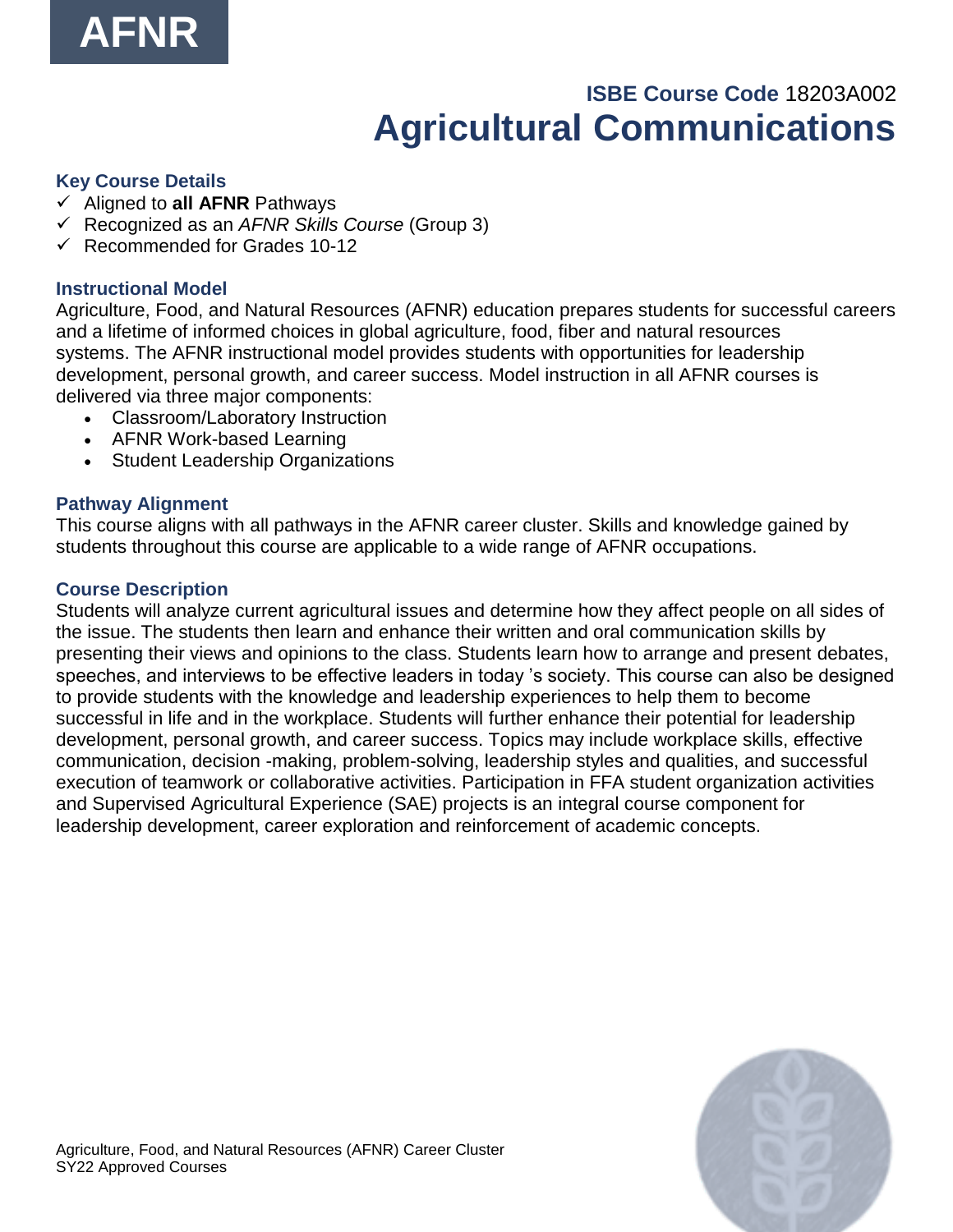# AFNR

**ISBE Course Code** 18203A002

## Agricultural Communications

### Key Course Details

- ✓ Aligned to **all AFNR** Pathways
- ✓ Recognized as an *AFNR Skills Course* (Group 3)
- ✓ Recommended for Grades 10-12

### Instructional Model

Agriculture, Food, and Natural Resources (AFNR) education prepares students for successful careers and a lifetime of informed choices in global agriculture, food, fiber and natural resources systems. The AFNR instructional model provides students with opportunities for leadership development, personal growth, and career success. Model instruction in all AFNR courses is delivered via three major components:

- Classroom/Laboratory Instruction
- AFNR Work-based Learning
- Student Leadership Organizations

### Pathway Alignment

This course aligns with all pathways in the AFNR career cluster. Skills and knowledge gained by students throughout this course are applicable to a wide range of AFNR occupations.

### Course Description

Students will analyze current agricultural issues and determine how they affect people on all sides of the issue. The students then learn and enhance their written and oral communication skills by presenting their views and opinions to the class. Students learn how to arrange and present debates, speeches, and interviews to be effective leaders in today 's society. This course can also be designed to provide students with the knowledge and leadership experiences to help them to become successful in life and in the workplace. Students will further enhance their potential for leadership development, personal growth, and career success. Topics may include workplace skills, effective communication, decision -making, problem-solving, leadership styles and qualities, and successful execution of teamwork or collaborative activities. Participation in FFA student organization activities and Supervised Agricultural Experience (SAE) projects is an integral course component for leadership development, career exploration and reinforcement of academic concepts.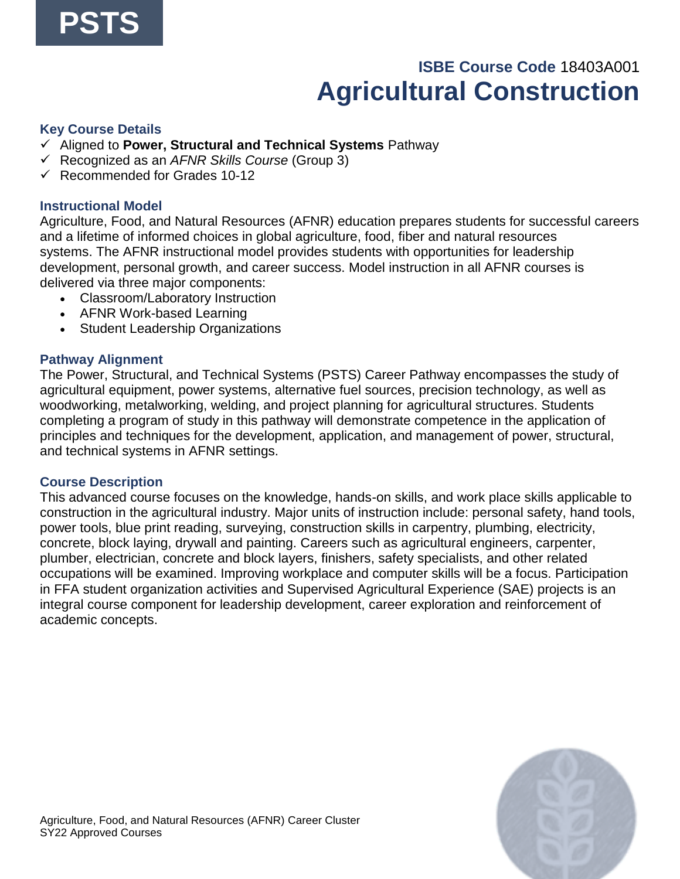**PSTS**

**ISBE Course Code** 18403A001

# Agricultural Construction

### Key Course Details

- ✓ Aligned to **Power, Structural and Technical Systems** Pathway
- ✓ Recognized as an *AFNR Skills Course* (Group 3)
- ✓ Recommended for Grades 10-12

### Instructional Model

Agriculture, Food, and Natural Resources (AFNR) education prepares students for successful careers and a lifetime of informed choices in global agriculture, food, fiber and natural resources systems. The AFNR instructional model provides students with opportunities for leadership development, personal growth, and career success. Model instruction in all AFNR courses is delivered via three major components:

- Classroom/Laboratory Instruction
- AFNR Work-based Learning
- Student Leadership Organizations

### Pathway Alignment

The Power, Structural, and Technical Systems (PSTS) Career Pathway encompasses the study of agricultural equipment, power systems, alternative fuel sources, precision technology, as well as woodworking, metalworking, welding, and project planning for agricultural structures. Students completing a program of study in this pathway will demonstrate competence in the application of principles and techniques for the development, application, and management of power, structural, and technical systems in AFNR settings.

### Course Description

This advanced course focuses on the knowledge, hands-on skills, and work place skills applicable to construction in the agricultural industry. Major units of instruction include: personal safety, hand tools, power tools, blue print reading, surveying, construction skills in carpentry, plumbing, electricity, concrete, block laying, drywall and painting. Careers such as agricultural engineers, carpenter, plumber, electrician, concrete and block layers, finishers, safety specialists, and other related occupations will be examined. Improving workplace and computer skills will be a focus. Participation in FFA student organization activities and Supervised Agricultural Experience (SAE) projects is an integral course component for leadership development, career exploration and reinforcement of academic concepts.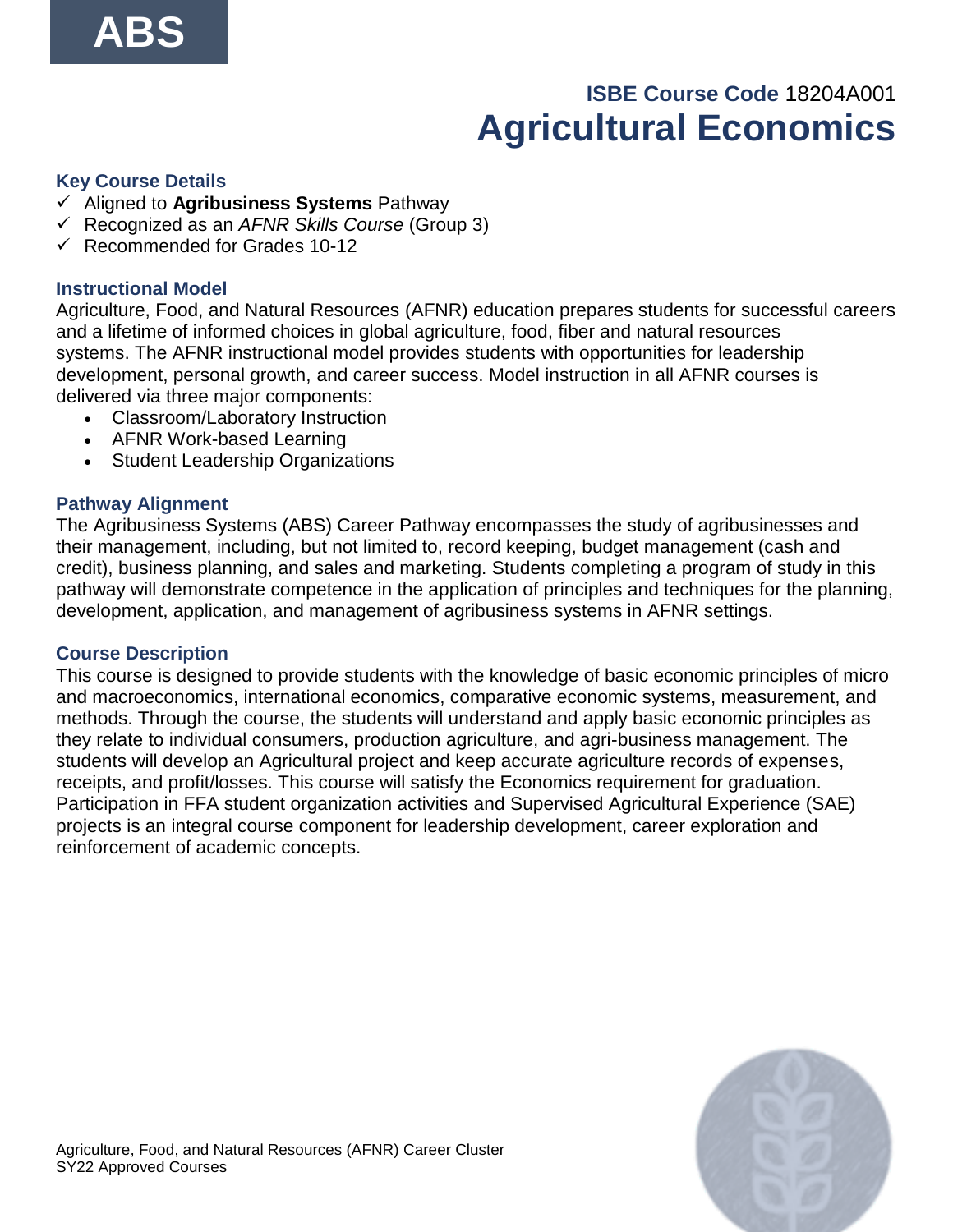ABS

**ISBE Course Code** 18204A001

# Agricultural Economics

### Key Course Details

- ✓ Aligned to **Agribusiness Systems** Pathway
- ✓ Recognized as an *AFNR Skills Course* (Group 3)
- ✓ Recommended for Grades 10-12

### Instructional Model

Agriculture, Food, and Natural Resources (AFNR) education prepares students for successful careers and a lifetime of informed choices in global agriculture, food, fiber and natural resources systems. The AFNR instructional model provides students with opportunities for leadership development, personal growth, and career success. Model instruction in all AFNR courses is delivered via three major components:

- Classroom/Laboratory Instruction
- AFNR Work-based Learning
- Student Leadership Organizations

### Pathway Alignment

The Agribusiness Systems (ABS) Career Pathway encompasses the study of agribusinesses and their management, including, but not limited to, record keeping, budget management (cash and credit), business planning, and sales and marketing. Students completing a program of study in this pathway will demonstrate competence in the application of principles and techniques for the planning, development, application, and management of agribusiness systems in AFNR settings.

### Course Description

This course is designed to provide students with the knowledge of basic economic principles of micro and macroeconomics, international economics, comparative economic systems, measurement, and methods. Through the course, the students will understand and apply basic economic principles as they relate to individual consumers, production agriculture, and agri-business management. The students will develop an Agricultural project and keep accurate agriculture records of expenses, receipts, and profit/losses. This course will satisfy the Economics requirement for graduation. Participation in FFA student organization activities and Supervised Agricultural Experience (SAE) projects is an integral course component for leadership development, career exploration and reinforcement of academic concepts.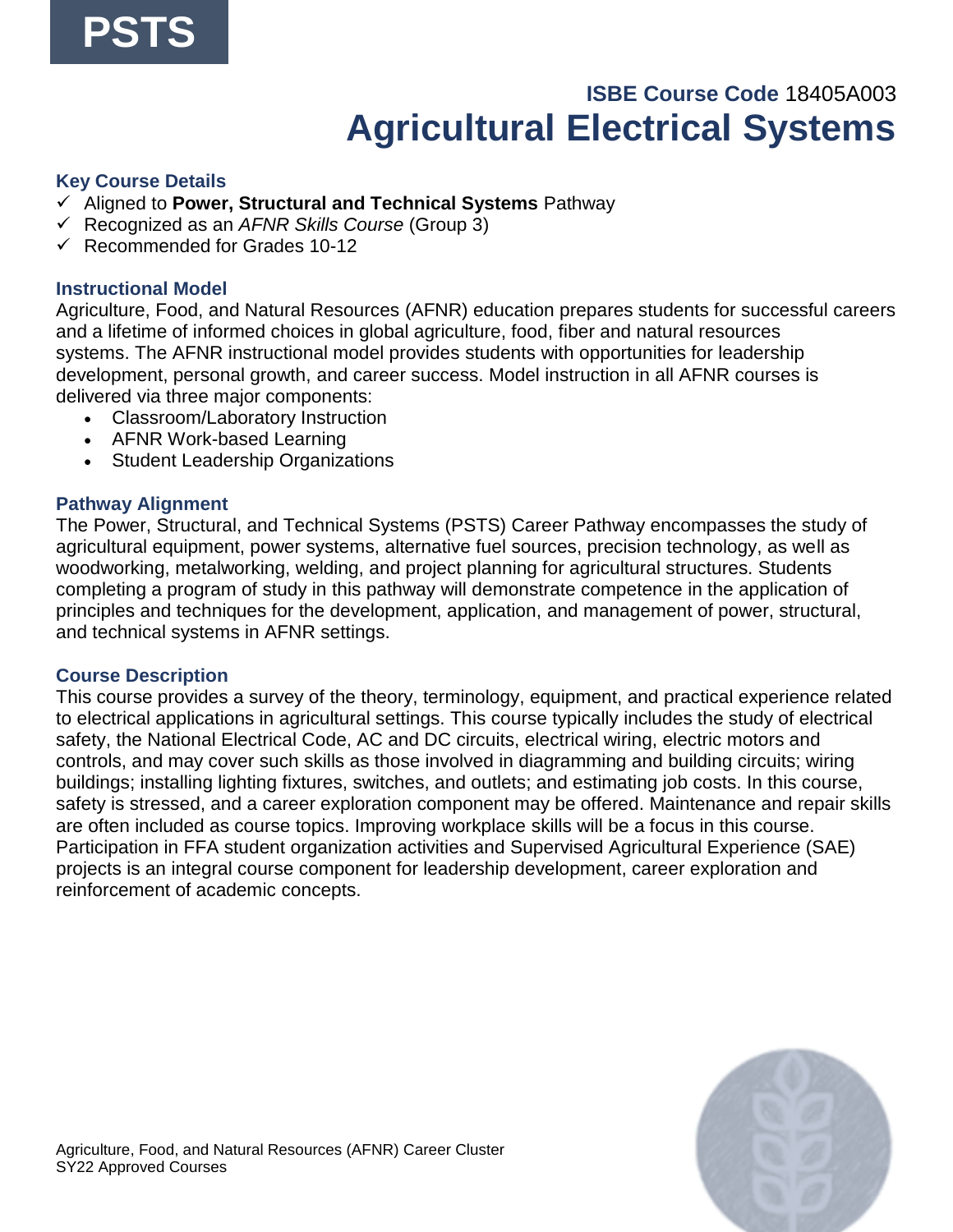PSTS

**ISBE Course Code** 18405A003

# Agricultural Electrical Systems

### Key Course Details

- ✓ Aligned to **Power, Structural and Technical Systems** Pathway
- ✓ Recognized as an *AFNR Skills Course* (Group 3)
- ✓ Recommended for Grades 10-12

### Instructional Model

Agriculture, Food, and Natural Resources (AFNR) education prepares students for successful careers and a lifetime of informed choices in global agriculture, food, fiber and natural resources systems. The AFNR instructional model provides students with opportunities for leadership development, personal growth, and career success. Model instruction in all AFNR courses is delivered via three major components:

- Classroom/Laboratory Instruction
- AFNR Work-based Learning
- Student Leadership Organizations

### Pathway Alignment

The Power, Structural, and Technical Systems (PSTS) Career Pathway encompasses the study of agricultural equipment, power systems, alternative fuel sources, precision technology, as well as woodworking, metalworking, welding, and project planning for agricultural structures. Students completing a program of study in this pathway will demonstrate competence in the application of principles and techniques for the development, application, and management of power, structural, and technical systems in AFNR settings.

### Course Description

This course provides a survey of the theory, terminology, equipment, and practical experience related to electrical applications in agricultural settings. This course typically includes the study of electrical safety, the National Electrical Code, AC and DC circuits, electrical wiring, electric motors and controls, and may cover such skills as those involved in diagramming and building circuits; wiring buildings; installing lighting fixtures, switches, and outlets; and estimating job costs. In this course, safety is stressed, and a career exploration component may be offered. Maintenance and repair skills are often included as course topics. Improving workplace skills will be a focus in this course. Participation in FFA student organization activities and Supervised Agricultural Experience (SAE) projects is an integral course component for leadership development, career exploration and reinforcement of academic concepts.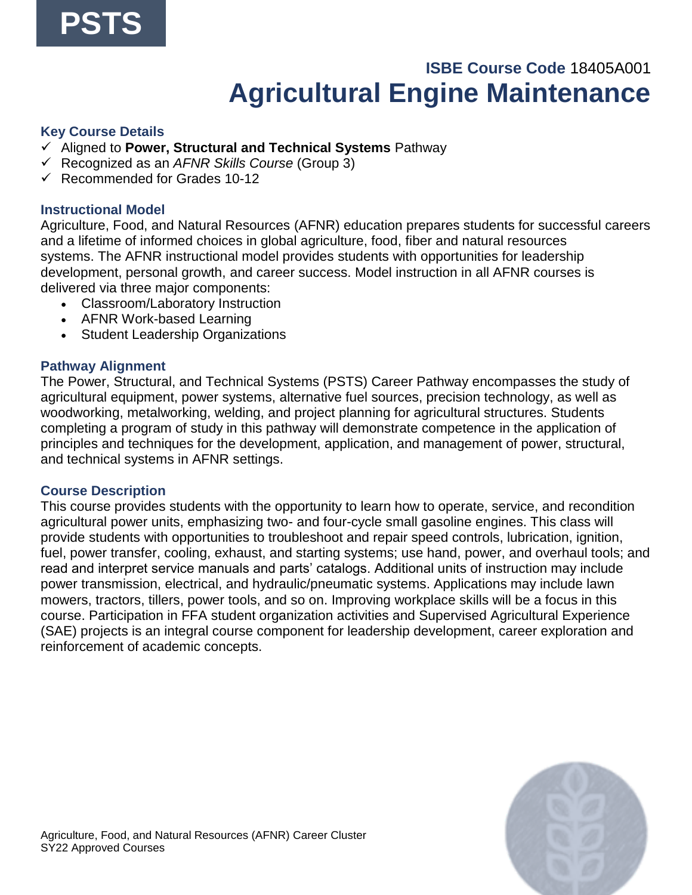PSTS

**ISBE Course Code** 18405A001

# Agricultural Engine Maintenance

### Key Course Details

- ✓ Aligned to **Power, Structural and Technical Systems** Pathway
- ✓ Recognized as an *AFNR Skills Course* (Group 3)
- ✓ Recommended for Grades 10-12

### Instructional Model

Agriculture, Food, and Natural Resources (AFNR) education prepares students for successful careers and a lifetime of informed choices in global agriculture, food, fiber and natural resources systems. The AFNR instructional model provides students with opportunities for leadership development, personal growth, and career success. Model instruction in all AFNR courses is delivered via three major components:

- Classroom/Laboratory Instruction
- AFNR Work-based Learning
- Student Leadership Organizations

### Pathway Alignment

The Power, Structural, and Technical Systems (PSTS) Career Pathway encompasses the study of agricultural equipment, power systems, alternative fuel sources, precision technology, as well as woodworking, metalworking, welding, and project planning for agricultural structures. Students completing a program of study in this pathway will demonstrate competence in the application of principles and techniques for the development, application, and management of power, structural, and technical systems in AFNR settings.

### Course Description

This course provides students with the opportunity to learn how to operate, service, and recondition agricultural power units, emphasizing two- and four-cycle small gasoline engines. This class will provide students with opportunities to troubleshoot and repair speed controls, lubrication, ignition, fuel, power transfer, cooling, exhaust, and starting systems; use hand, power, and overhaul tools; and read and interpret service manuals and parts' catalogs. Additional units of instruction may include power transmission, electrical, and hydraulic/pneumatic systems. Applications may include lawn mowers, tractors, tillers, power tools, and so on. Improving workplace skills will be a focus in this course. Participation in FFA student organization activities and Supervised Agricultural Experience (SAE) projects is an integral course component for leadership development, career exploration and reinforcement of academic concepts.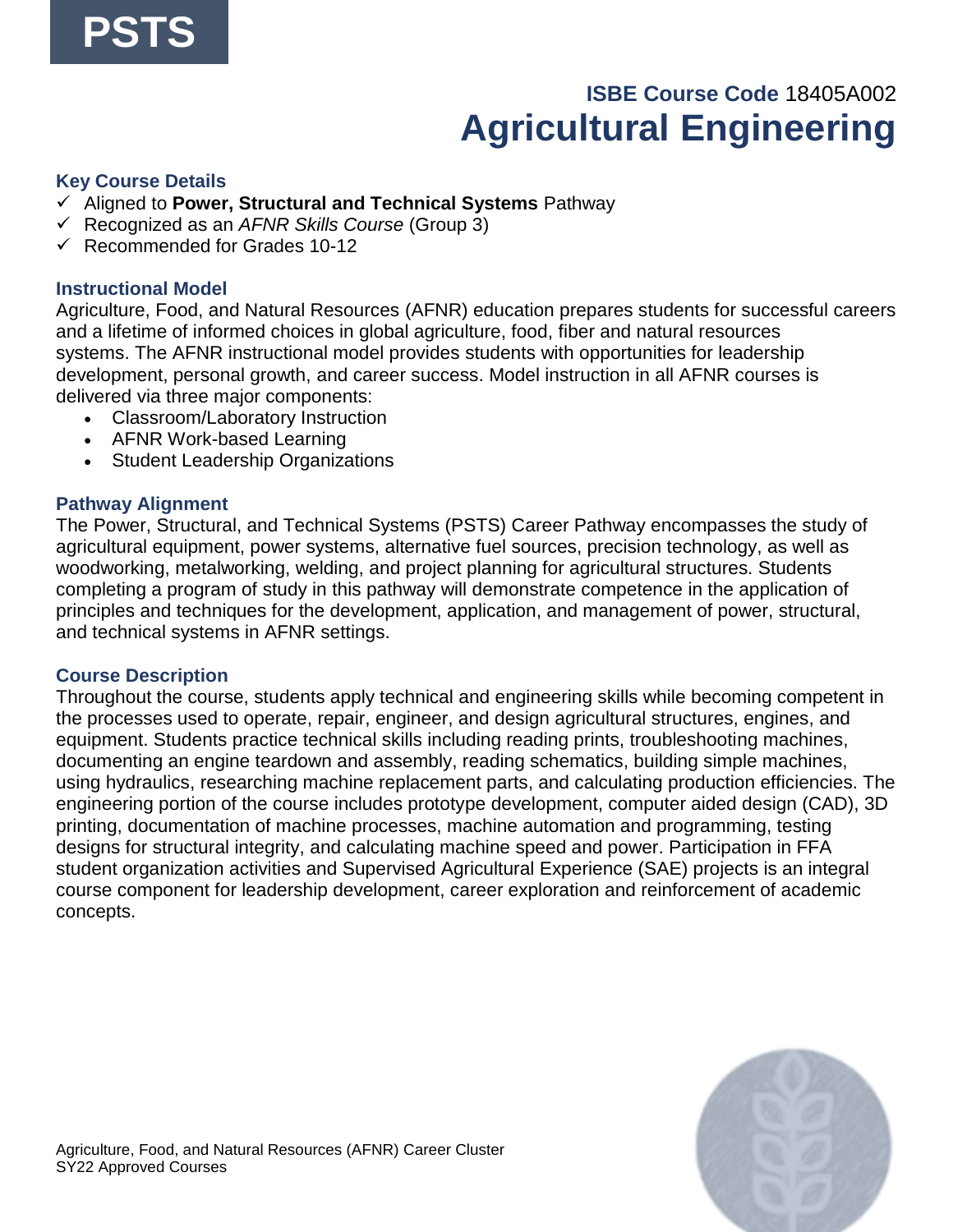PSTS

**ISBE Course Code** 18405A002

# Agricultural Engineering

### Key Course Details

- ✓ Aligned to **Power, Structural and Technical Systems** Pathway
- ✓ Recognized as an *AFNR Skills Course* (Group 3)
- ✓ Recommended for Grades 10-12

### Instructional Model

Agriculture, Food, and Natural Resources (AFNR) education prepares students for successful careers and a lifetime of informed choices in global agriculture, food, fiber and natural resources systems. The AFNR instructional model provides students with opportunities for leadership development, personal growth, and career success. Model instruction in all AFNR courses is delivered via three major components:

- Classroom/Laboratory Instruction
- AFNR Work-based Learning
- Student Leadership Organizations

### Pathway Alignment

The Power, Structural, and Technical Systems (PSTS) Career Pathway encompasses the study of agricultural equipment, power systems, alternative fuel sources, precision technology, as well as woodworking, metalworking, welding, and project planning for agricultural structures. Students completing a program of study in this pathway will demonstrate competence in the application of principles and techniques for the development, application, and management of power, structural, and technical systems in AFNR settings.

### Course Description

Throughout the course, students apply technical and engineering skills while becoming competent in the processes used to operate, repair, engineer, and design agricultural structures, engines, and equipment. Students practice technical skills including reading prints, troubleshooting machines, documenting an engine teardown and assembly, reading schematics, building simple machines, using hydraulics, researching machine replacement parts, and calculating production efficiencies. The engineering portion of the course includes prototype development, computer aided design (CAD), 3D printing, documentation of machine processes, machine automation and programming, testing designs for structural integrity, and calculating machine speed and power. Participation in FFA student organization activities and Supervised Agricultural Experience (SAE) projects is an integral course component for leadership development, career exploration and reinforcement of academic concepts.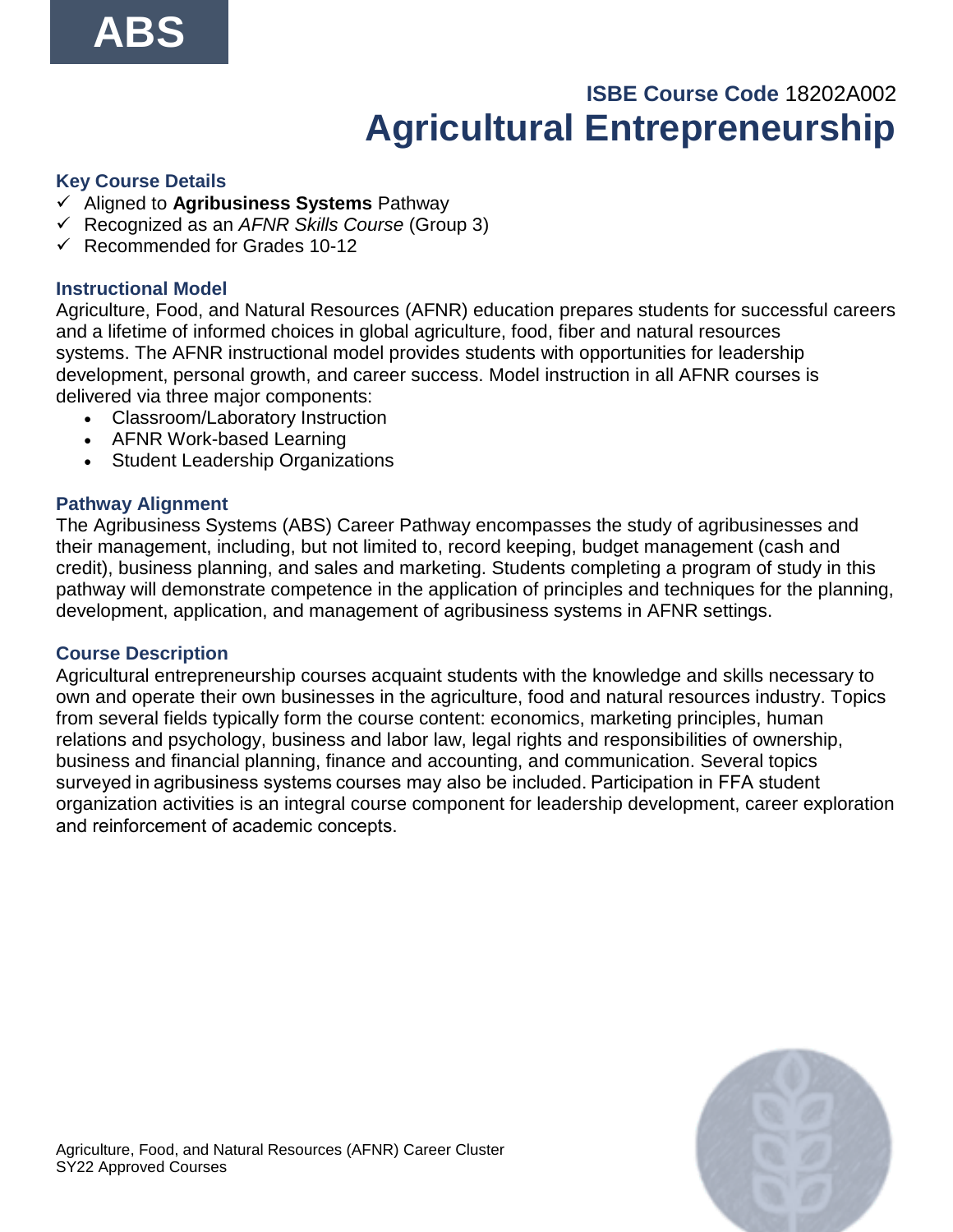ABS

**ISBE Course Code** 18202A002

# Agricultural Entrepreneurship

### Key Course Details

- ✓ Aligned to **Agribusiness Systems** Pathway
- ✓ Recognized as an *AFNR Skills Course* (Group 3)
- ✓ Recommended for Grades 10-12

### Instructional Model

Agriculture, Food, and Natural Resources (AFNR) education prepares students for successful careers and a lifetime of informed choices in global agriculture, food, fiber and natural resources systems. The AFNR instructional model provides students with opportunities for leadership development, personal growth, and career success. Model instruction in all AFNR courses is delivered via three major components:

- Classroom/Laboratory Instruction
- AFNR Work-based Learning
- Student Leadership Organizations

### Pathway Alignment

The Agribusiness Systems (ABS) Career Pathway encompasses the study of agribusinesses and their management, including, but not limited to, record keeping, budget management (cash and credit), business planning, and sales and marketing. Students completing a program of study in this pathway will demonstrate competence in the application of principles and techniques for the planning, development, application, and management of agribusiness systems in AFNR settings.

### Course Description

Agricultural entrepreneurship courses acquaint students with the knowledge and skills necessary to own and operate their own businesses in the agriculture, food and natural resources industry. Topics from several fields typically form the course content: economics, marketing principles, human relations and psychology, business and labor law, legal rights and responsibilities of ownership, business and financial planning, finance and accounting, and communication. Several topics surveyed in agribusiness systems courses may also be included. Participation in FFA student organization activities is an integral course component for leadership development, career exploration and reinforcement of academic concepts.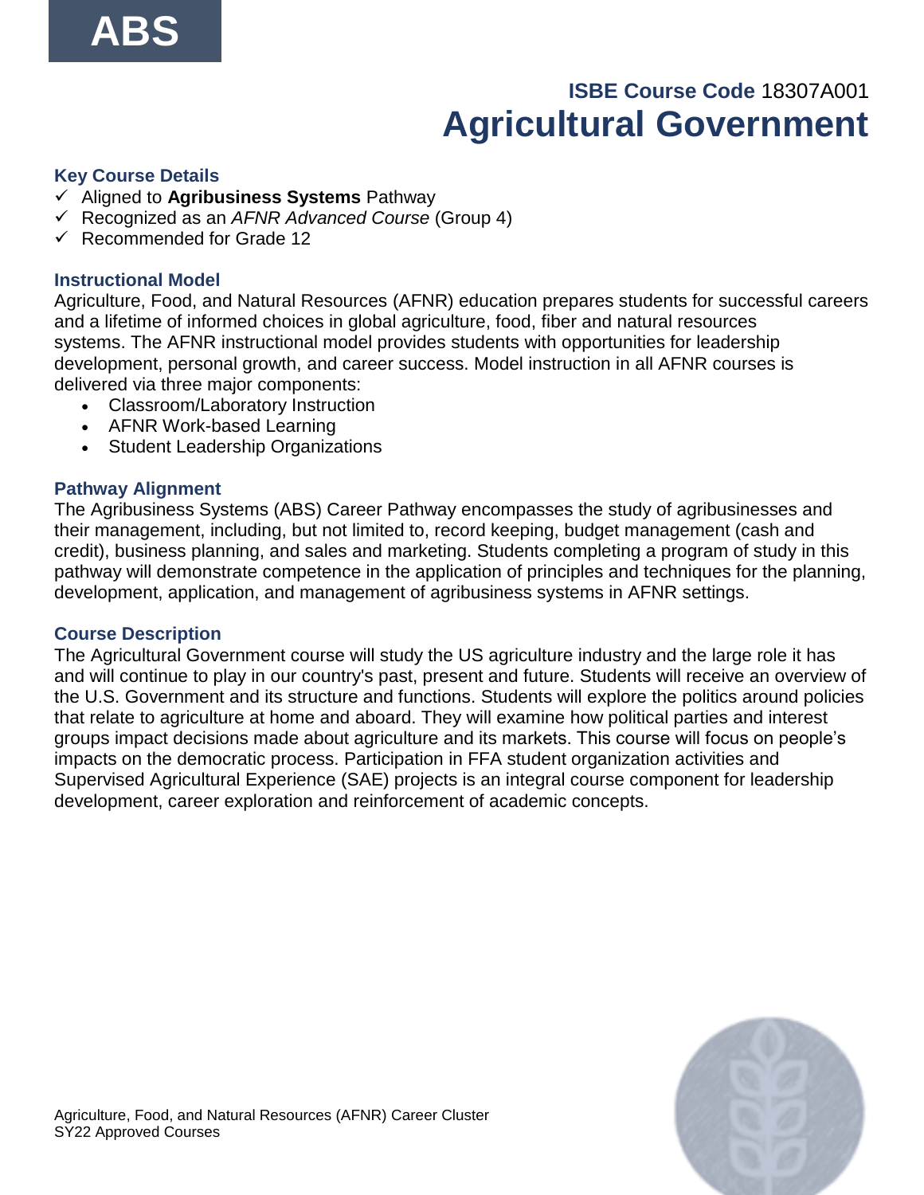ABS

**ISBE Course Code** 18307A001

# Agricultural Government

### Key Course Details

- ✓ Aligned to **Agribusiness Systems** Pathway
- ✓ Recognized as an *AFNR Advanced Course* (Group 4)
- ✓ Recommended for Grade 12

### Instructional Model

Agriculture, Food, and Natural Resources (AFNR) education prepares students for successful careers and a lifetime of informed choices in global agriculture, food, fiber and natural resources systems. The AFNR instructional model provides students with opportunities for leadership development, personal growth, and career success. Model instruction in all AFNR courses is delivered via three major components:

- Classroom/Laboratory Instruction
- AFNR Work-based Learning
- Student Leadership Organizations

### Pathway Alignment

The Agribusiness Systems (ABS) Career Pathway encompasses the study of agribusinesses and their management, including, but not limited to, record keeping, budget management (cash and credit), business planning, and sales and marketing. Students completing a program of study in this pathway will demonstrate competence in the application of principles and techniques for the planning, development, application, and management of agribusiness systems in AFNR settings.

### Course Description

The Agricultural Government course will study the US agriculture industry and the large role it has and will continue to play in our country's past, present and future. Students will receive an overview of the U.S. Government and its structure and functions. Students will explore the politics around policies that relate to agriculture at home and aboard. They will examine how political parties and interest groups impact decisions made about agriculture and its markets. This course will focus on people's impacts on the democratic process. Participation in FFA student organization activities and Supervised Agricultural Experience (SAE) projects is an integral course component for leadership development, career exploration and reinforcement of academic concepts.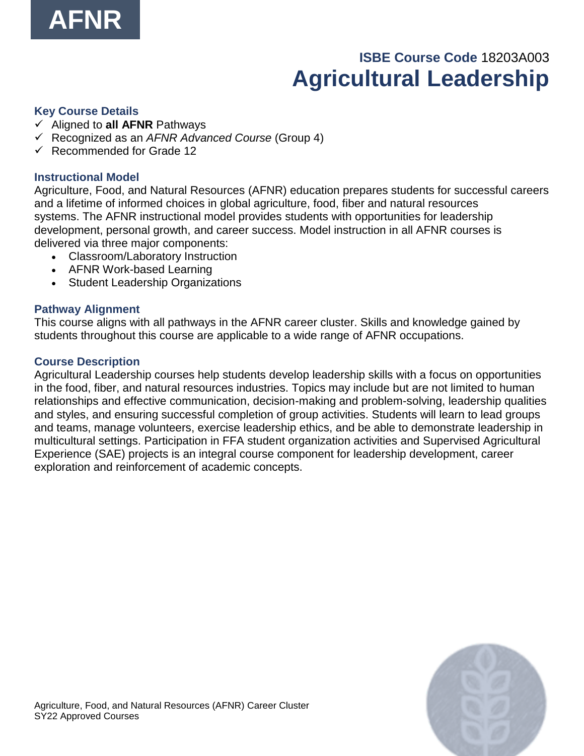AFNR

**ISBE Course Code** 18203A003

# Agricultural Leadership

### Key Course Details

- ✓ Aligned to **all AFNR** Pathways
- ✓ Recognized as an *AFNR Advanced Course* (Group 4)
- ✓ Recommended for Grade 12

### Instructional Model

Agriculture, Food, and Natural Resources (AFNR) education prepares students for successful careers and a lifetime of informed choices in global agriculture, food, fiber and natural resources systems. The AFNR instructional model provides students with opportunities for leadership development, personal growth, and career success. Model instruction in all AFNR courses is delivered via three major components:

- Classroom/Laboratory Instruction
- AFNR Work-based Learning
- Student Leadership Organizations

### Pathway Alignment

This course aligns with all pathways in the AFNR career cluster. Skills and knowledge gained by students throughout this course are applicable to a wide range of AFNR occupations.

### Course Description

Agricultural Leadership courses help students develop leadership skills with a focus on opportunities in the food, fiber, and natural resources industries. Topics may include but are not limited to human relationships and effective communication, decision-making and problem-solving, leadership qualities and styles, and ensuring successful completion of group activities. Students will learn to lead groups and teams, manage volunteers, exercise leadership ethics, and be able to demonstrate leadership in multicultural settings. Participation in FFA student organization activities and Supervised Agricultural Experience (SAE) projects is an integral course component for leadership development, career exploration and reinforcement of academic concepts.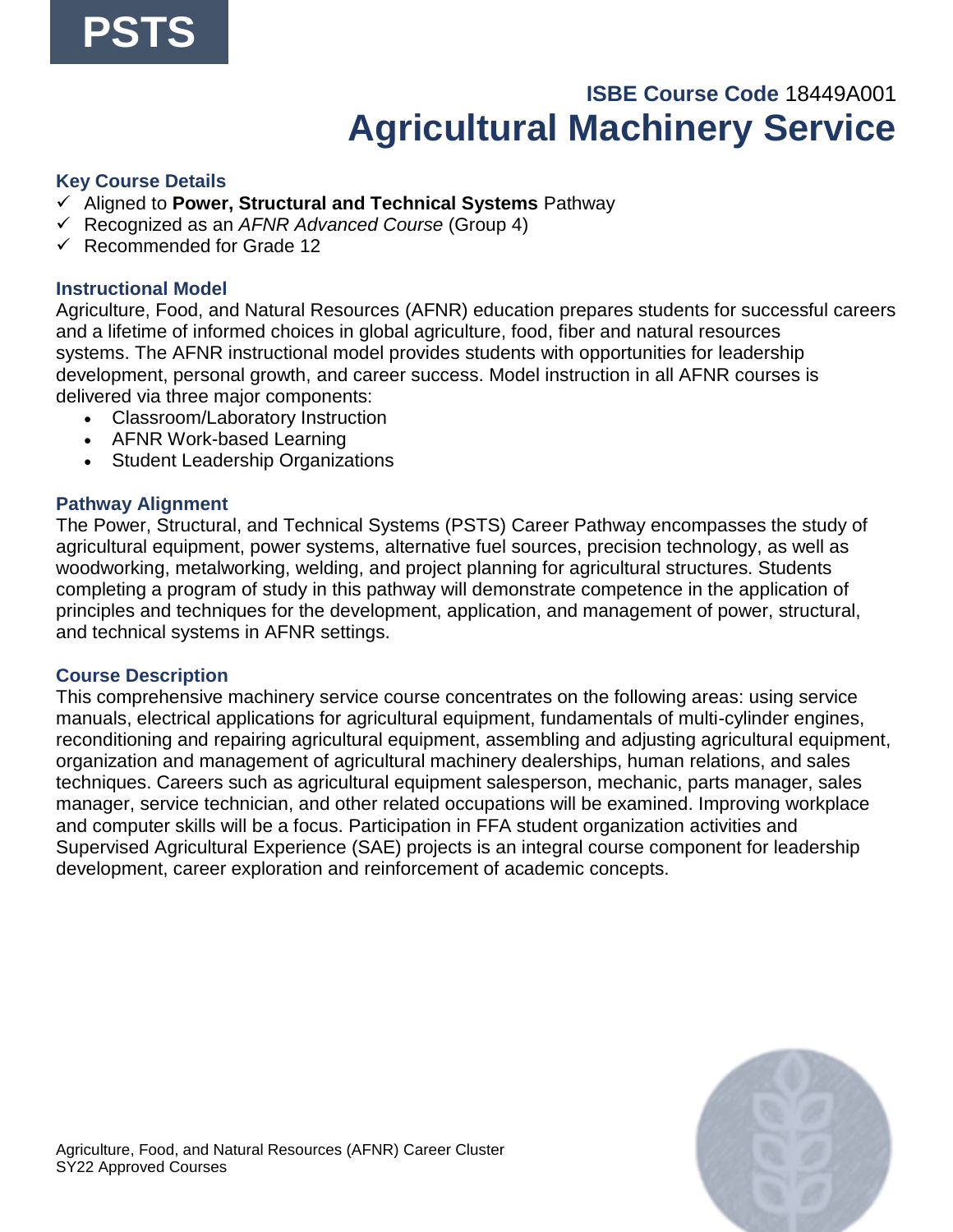**PSTS**

**ISBE Course Code** 18449A001

# Agricultural Machinery Service

### Key Course Details

- ✓ Aligned to **Power, Structural and Technical Systems** Pathway
- ✓ Recognized as an *AFNR Advanced Course* (Group 4)
- ✓ Recommended for Grade 12

### Instructional Model

Agriculture, Food, and Natural Resources (AFNR) education prepares students for successful careers and a lifetime of informed choices in global agriculture, food, fiber and natural resources systems. The AFNR instructional model provides students with opportunities for leadership development, personal growth, and career success. Model instruction in all AFNR courses is delivered via three major components:

- Classroom/Laboratory Instruction
- AFNR Work-based Learning
- Student Leadership Organizations

### Pathway Alignment

The Power, Structural, and Technical Systems (PSTS) Career Pathway encompasses the study of agricultural equipment, power systems, alternative fuel sources, precision technology, as well as woodworking, metalworking, welding, and project planning for agricultural structures. Students completing a program of study in this pathway will demonstrate competence in the application of principles and techniques for the development, application, and management of power, structural, and technical systems in AFNR settings.

### Course Description

This comprehensive machinery service course concentrates on the following areas: using service manuals, electrical applications for agricultural equipment, fundamentals of multi-cylinder engines, reconditioning and repairing agricultural equipment, assembling and adjusting agricultural equipment, organization and management of agricultural machinery dealerships, human relations, and sales techniques. Careers such as agricultural equipment salesperson, mechanic, parts manager, sales manager, service technician, and other related occupations will be examined. Improving workplace and computer skills will be a focus. Participation in FFA student organization activities and Supervised Agricultural Experience (SAE) projects is an integral course component for leadership development, career exploration and reinforcement of academic concepts.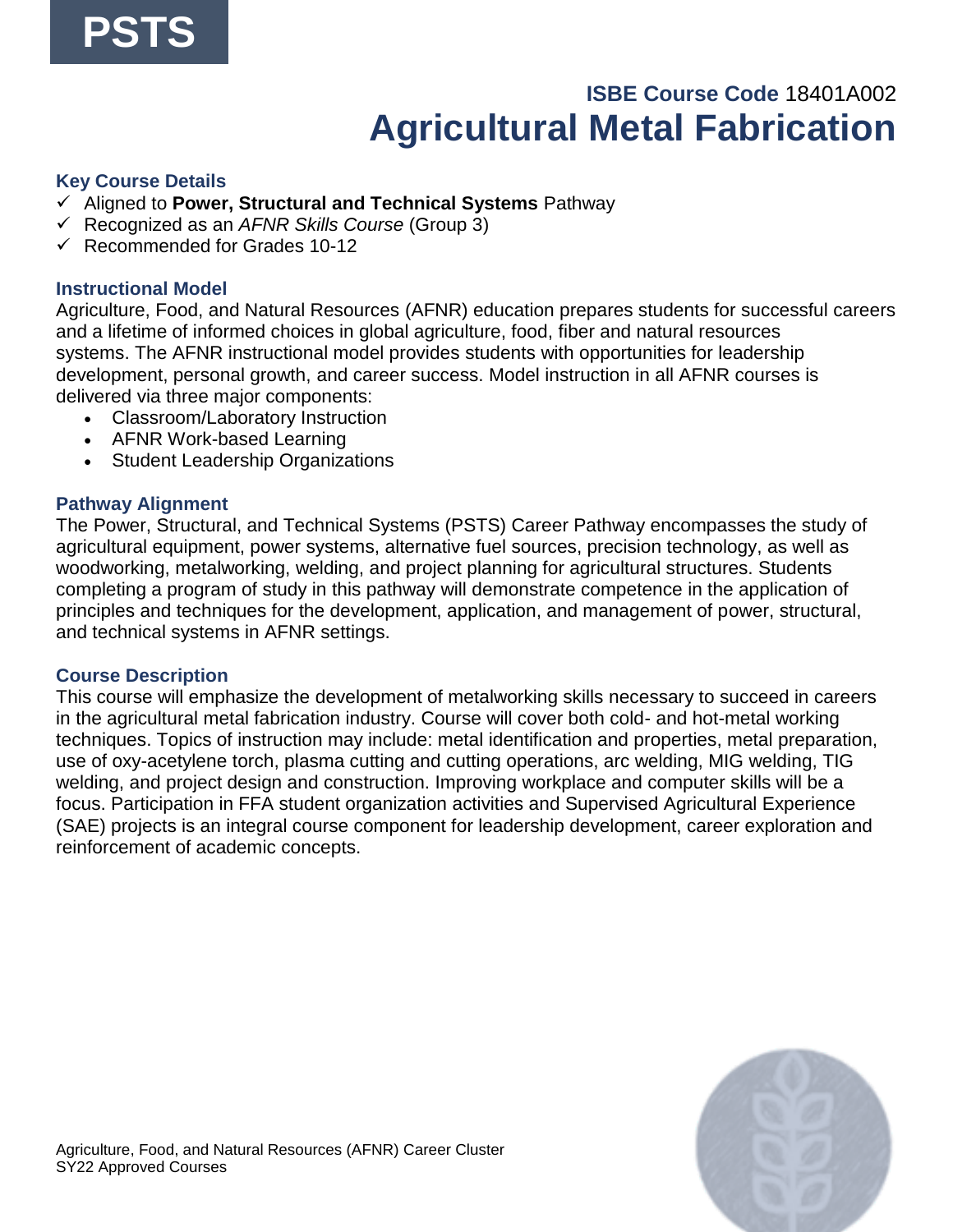PSTS

**ISBE Course Code** 18401A002

# Agricultural Metal Fabrication

### Key Course Details

- ✓ Aligned to **Power, Structural and Technical Systems** Pathway
- ✓ Recognized as an *AFNR Skills Course* (Group 3)
- ✓ Recommended for Grades 10-12

### Instructional Model

Agriculture, Food, and Natural Resources (AFNR) education prepares students for successful careers and a lifetime of informed choices in global agriculture, food, fiber and natural resources systems. The AFNR instructional model provides students with opportunities for leadership development, personal growth, and career success. Model instruction in all AFNR courses is delivered via three major components:

- Classroom/Laboratory Instruction
- AFNR Work-based Learning
- Student Leadership Organizations

### Pathway Alignment

The Power, Structural, and Technical Systems (PSTS) Career Pathway encompasses the study of agricultural equipment, power systems, alternative fuel sources, precision technology, as well as woodworking, metalworking, welding, and project planning for agricultural structures. Students completing a program of study in this pathway will demonstrate competence in the application of principles and techniques for the development, application, and management of power, structural, and technical systems in AFNR settings.

### Course Description

This course will emphasize the development of metalworking skills necessary to succeed in careers in the agricultural metal fabrication industry. Course will cover both cold- and hot-metal working techniques. Topics of instruction may include: metal identification and properties, metal preparation, use of oxy-acetylene torch, plasma cutting and cutting operations, arc welding, MIG welding, TIG welding, and project design and construction. Improving workplace and computer skills will be a focus. Participation in FFA student organization activities and Supervised Agricultural Experience (SAE) projects is an integral course component for leadership development, career exploration and reinforcement of academic concepts.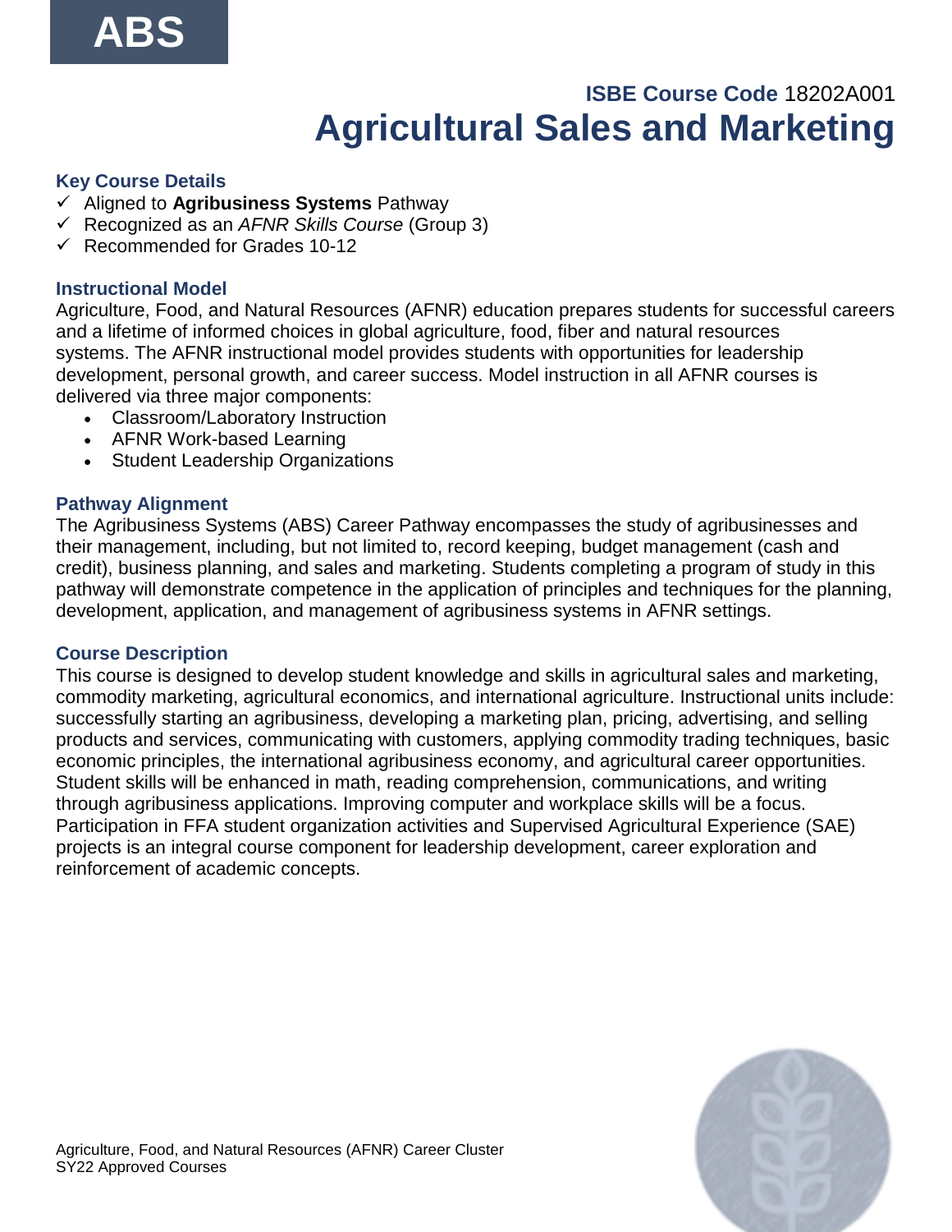ABS

**ISBE Course Code** 18202A001

# Agricultural Sales and Marketing

### Key Course Details

- ✓ Aligned to **Agribusiness Systems** Pathway
- ✓ Recognized as an *AFNR Skills Course* (Group 3)
- ✓ Recommended for Grades 10-12

### Instructional Model

Agriculture, Food, and Natural Resources (AFNR) education prepares students for successful careers and a lifetime of informed choices in global agriculture, food, fiber and natural resources systems. The AFNR instructional model provides students with opportunities for leadership development, personal growth, and career success. Model instruction in all AFNR courses is delivered via three major components:

- Classroom/Laboratory Instruction
- AFNR Work-based Learning
- Student Leadership Organizations

### Pathway Alignment

The Agribusiness Systems (ABS) Career Pathway encompasses the study of agribusinesses and their management, including, but not limited to, record keeping, budget management (cash and credit), business planning, and sales and marketing. Students completing a program of study in this pathway will demonstrate competence in the application of principles and techniques for the planning, development, application, and management of agribusiness systems in AFNR settings.

### Course Description

This course is designed to develop student knowledge and skills in agricultural sales and marketing, commodity marketing, agricultural economics, and international agriculture. Instructional units include: successfully starting an agribusiness, developing a marketing plan, pricing, advertising, and selling products and services, communicating with customers, applying commodity trading techniques, basic economic principles, the international agribusiness economy, and agricultural career opportunities. Student skills will be enhanced in math, reading comprehension, communications, and writing through agribusiness applications. Improving computer and workplace skills will be a focus. Participation in FFA student organization activities and Supervised Agricultural Experience (SAE) projects is an integral course component for leadership development, career exploration and reinforcement of academic concepts.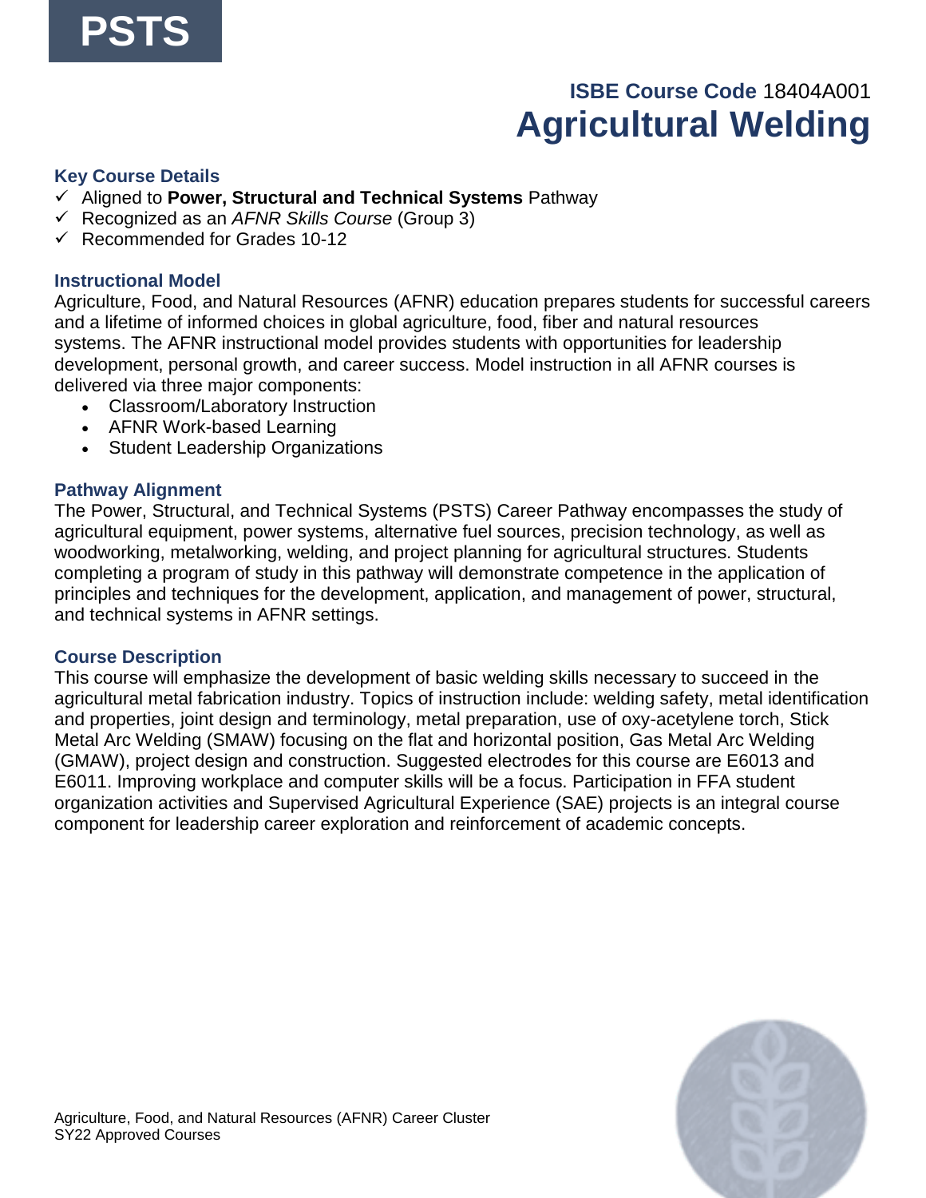**PSTS**

**ISBE Course Code** 18404A001

# Agricultural Welding

### Key Course Details

- ✓ Aligned to **Power, Structural and Technical Systems** Pathway
- ✓ Recognized as an *AFNR Skills Course* (Group 3)
- ✓ Recommended for Grades 10-12

### Instructional Model

Agriculture, Food, and Natural Resources (AFNR) education prepares students for successful careers and a lifetime of informed choices in global agriculture, food, fiber and natural resources systems. The AFNR instructional model provides students with opportunities for leadership development, personal growth, and career success. Model instruction in all AFNR courses is delivered via three major components:

- Classroom/Laboratory Instruction
- AFNR Work-based Learning
- Student Leadership Organizations

### Pathway Alignment

The Power, Structural, and Technical Systems (PSTS) Career Pathway encompasses the study of agricultural equipment, power systems, alternative fuel sources, precision technology, as well as woodworking, metalworking, welding, and project planning for agricultural structures. Students completing a program of study in this pathway will demonstrate competence in the application of principles and techniques for the development, application, and management of power, structural, and technical systems in AFNR settings.

### Course Description

This course will emphasize the development of basic welding skills necessary to succeed in the agricultural metal fabrication industry. Topics of instruction include: welding safety, metal identification and properties, joint design and terminology, metal preparation, use of oxy-acetylene torch, Stick Metal Arc Welding (SMAW) focusing on the flat and horizontal position, Gas Metal Arc Welding (GMAW), project design and construction. Suggested electrodes for this course are E6013 and E6011. Improving workplace and computer skills will be a focus. Participation in FFA student organization activities and Supervised Agricultural Experience (SAE) projects is an integral course component for leadership career exploration and reinforcement of academic concepts.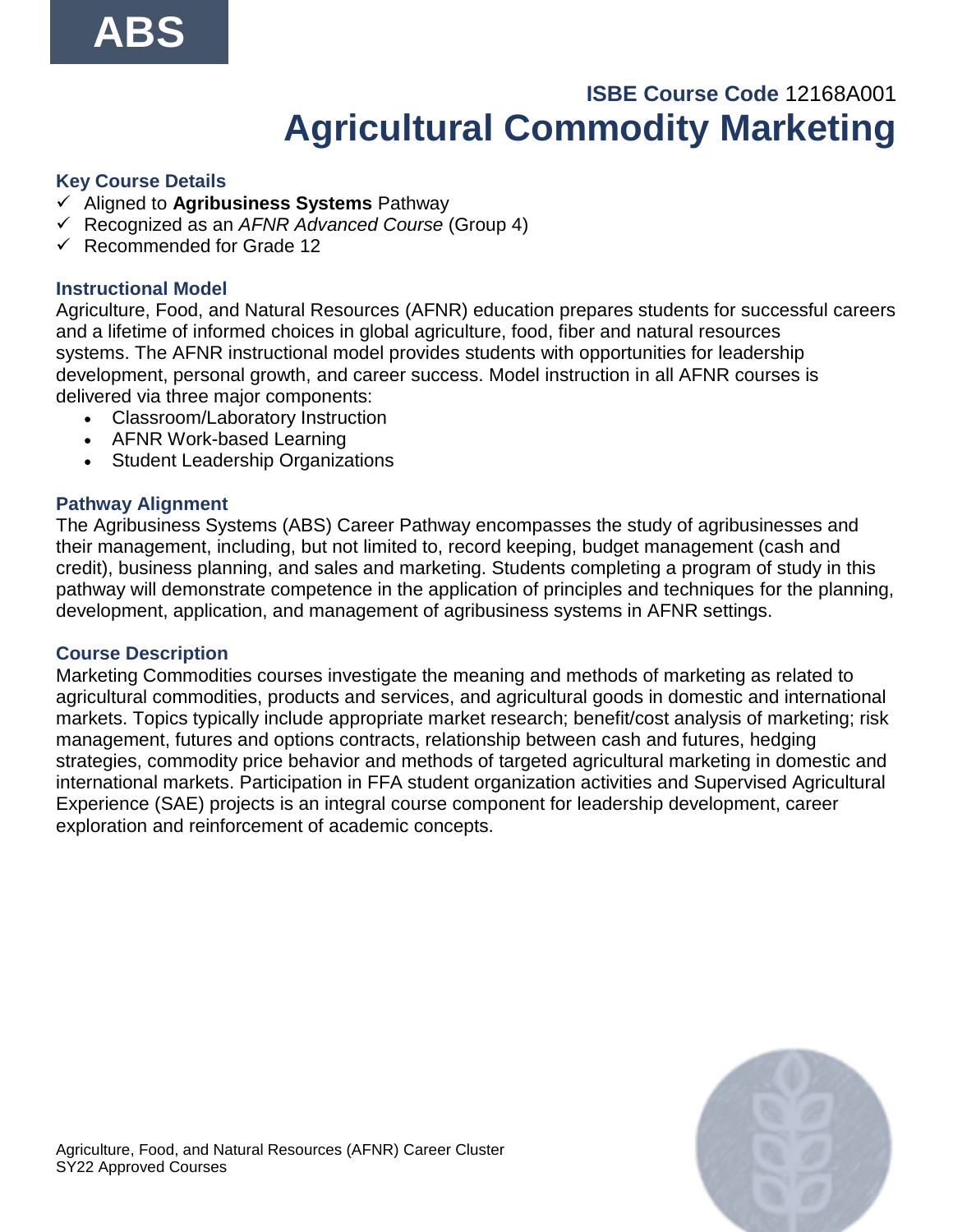ABS

**ISBE Course Code** 12168A001

# Agricultural Commodity Marketing

### Key Course Details

- ✓ Aligned to **Agribusiness Systems** Pathway
- ✓ Recognized as an *AFNR Advanced Course* (Group 4)
- ✓ Recommended for Grade 12

### Instructional Model

Agriculture, Food, and Natural Resources (AFNR) education prepares students for successful careers and a lifetime of informed choices in global agriculture, food, fiber and natural resources systems. The AFNR instructional model provides students with opportunities for leadership development, personal growth, and career success. Model instruction in all AFNR courses is delivered via three major components:

- Classroom/Laboratory Instruction
- AFNR Work-based Learning
- Student Leadership Organizations

### Pathway Alignment

The Agribusiness Systems (ABS) Career Pathway encompasses the study of agribusinesses and their management, including, but not limited to, record keeping, budget management (cash and credit), business planning, and sales and marketing. Students completing a program of study in this pathway will demonstrate competence in the application of principles and techniques for the planning, development, application, and management of agribusiness systems in AFNR settings.

### Course Description

Marketing Commodities courses investigate the meaning and methods of marketing as related to agricultural commodities, products and services, and agricultural goods in domestic and international markets. Topics typically include appropriate market research; benefit/cost analysis of marketing; risk management, futures and options contracts, relationship between cash and futures, hedging strategies, commodity price behavior and methods of targeted agricultural marketing in domestic and international markets. Participation in FFA student organization activities and Supervised Agricultural Experience (SAE) projects is an integral course component for leadership development, career exploration and reinforcement of academic concepts.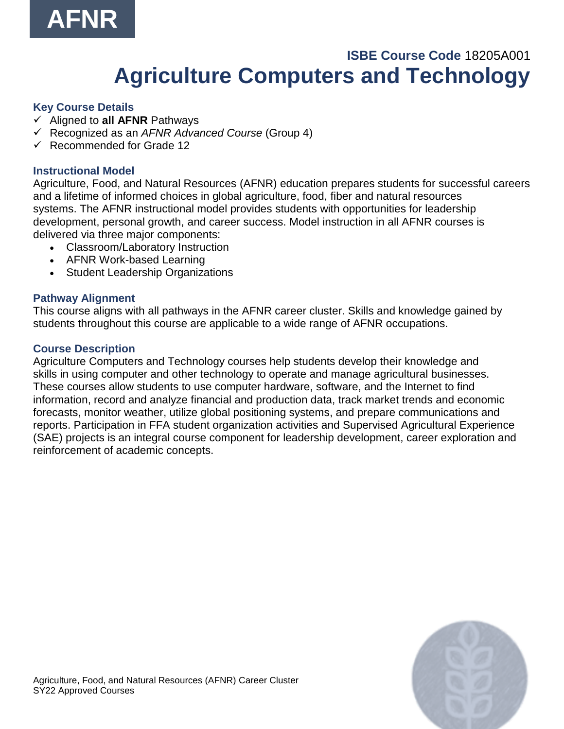AFNR

**ISBE Course Code** 18205A001

# Agriculture Computers and Technology

### Key Course Details

- ✓ Aligned to **all AFNR** Pathways
- ✓ Recognized as an *AFNR Advanced Course* (Group 4)
- ✓ Recommended for Grade 12

### Instructional Model

Agriculture, Food, and Natural Resources (AFNR) education prepares students for successful careers and a lifetime of informed choices in global agriculture, food, fiber and natural resources systems. The AFNR instructional model provides students with opportunities for leadership development, personal growth, and career success. Model instruction in all AFNR courses is delivered via three major components:

- Classroom/Laboratory Instruction
- AFNR Work-based Learning
- Student Leadership Organizations

### Pathway Alignment

This course aligns with all pathways in the AFNR career cluster. Skills and knowledge gained by students throughout this course are applicable to a wide range of AFNR occupations.

### Course Description

Agriculture Computers and Technology courses help students develop their knowledge and skills in using computer and other technology to operate and manage agricultural businesses. These courses allow students to use computer hardware, software, and the Internet to find information, record and analyze financial and production data, track market trends and economic forecasts, monitor weather, utilize global positioning systems, and prepare communications and reports. Participation in FFA student organization activities and Supervised Agricultural Experience (SAE) projects is an integral course component for leadership development, career exploration and reinforcement of academic concepts.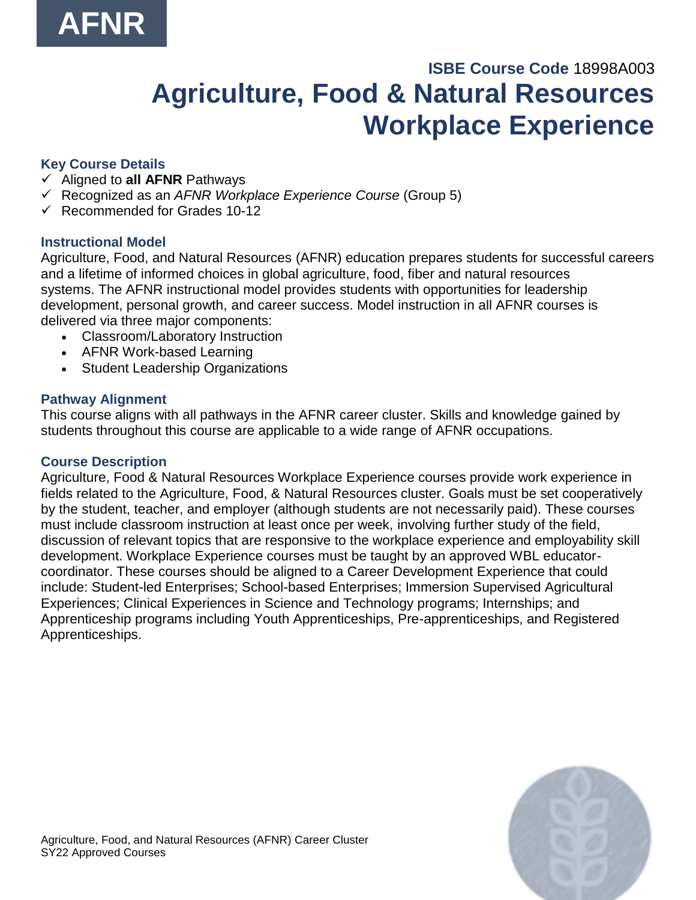AFNR

**ISBE Course Code** 18998A003

# Agriculture, Food & Natural Resources Workplace Experience

### Key Course Details

- ✓ Aligned to **all AFNR** Pathways
- ✓ Recognized as an *AFNR Workplace Experience Course* (Group 5)
- ✓ Recommended for Grades 10-12

### Instructional Model

Agriculture, Food, and Natural Resources (AFNR) education prepares students for successful careers and a lifetime of informed choices in global agriculture, food, fiber and natural resources systems. The AFNR instructional model provides students with opportunities for leadership development, personal growth, and career success. Model instruction in all AFNR courses is delivered via three major components:

- Classroom/Laboratory Instruction
- AFNR Work-based Learning
- Student Leadership Organizations

### Pathway Alignment

This course aligns with all pathways in the AFNR career cluster. Skills and knowledge gained by students throughout this course are applicable to a wide range of AFNR occupations.

### Course Description

Agriculture, Food & Natural Resources Workplace Experience courses provide work experience in fields related to the Agriculture, Food, & Natural Resources cluster. Goals must be set cooperatively by the student, teacher, and employer (although students are not necessarily paid). These courses must include classroom instruction at least once per week, involving further study of the field, discussion of relevant topics that are responsive to the workplace experience and employability skill development. Workplace Experience courses must be taught by an approved WBL educator-coordinator. These courses should be aligned to a Career Development Experience that could include: Student-led Enterprises; School-based Enterprises; Immersion Supervised Agricultural Experiences; Clinical Experiences in Science and Technology programs; Internships; and Apprenticeship programs including Youth Apprenticeships, Pre-apprenticeships, and Registered Apprenticeships.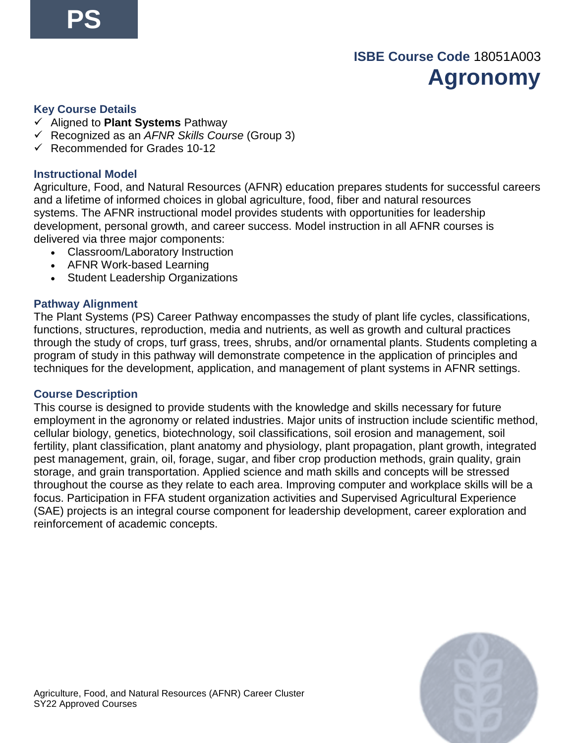PS

**ISBE Course Code** 18051A003

# Agronomy

### Key Course Details

- ✓ Aligned to **Plant Systems** Pathway
- ✓ Recognized as an *AFNR Skills Course* (Group 3)
- ✓ Recommended for Grades 10-12

### Instructional Model

Agriculture, Food, and Natural Resources (AFNR) education prepares students for successful careers and a lifetime of informed choices in global agriculture, food, fiber and natural resources systems. The AFNR instructional model provides students with opportunities for leadership development, personal growth, and career success. Model instruction in all AFNR courses is delivered via three major components:

- Classroom/Laboratory Instruction
- AFNR Work-based Learning
- Student Leadership Organizations

### Pathway Alignment

The Plant Systems (PS) Career Pathway encompasses the study of plant life cycles, classifications, functions, structures, reproduction, media and nutrients, as well as growth and cultural practices through the study of crops, turf grass, trees, shrubs, and/or ornamental plants. Students completing a program of study in this pathway will demonstrate competence in the application of principles and techniques for the development, application, and management of plant systems in AFNR settings.

### Course Description

This course is designed to provide students with the knowledge and skills necessary for future employment in the agronomy or related industries. Major units of instruction include scientific method, cellular biology, genetics, biotechnology, soil classifications, soil erosion and management, soil fertility, plant classification, plant anatomy and physiology, plant propagation, plant growth, integrated pest management, grain, oil, forage, sugar, and fiber crop production methods, grain quality, grain storage, and grain transportation. Applied science and math skills and concepts will be stressed throughout the course as they relate to each area. Improving computer and workplace skills will be a focus. Participation in FFA student organization activities and Supervised Agricultural Experience (SAE) projects is an integral course component for leadership development, career exploration and reinforcement of academic concepts.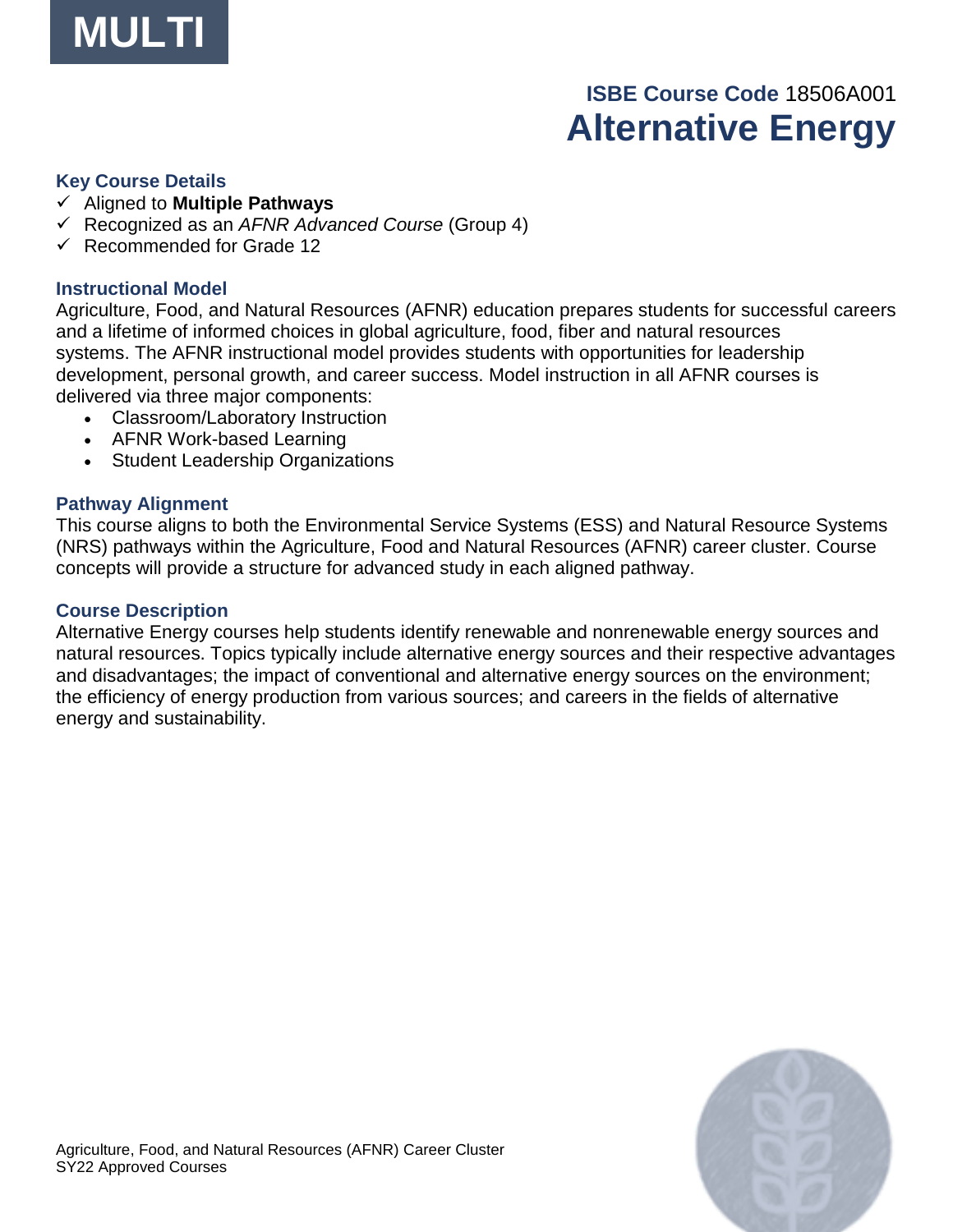MULTI

**ISBE Course Code** 18506A001

# Alternative Energy

### Key Course Details

- ✓ Aligned to **Multiple Pathways**
- ✓ Recognized as an *AFNR Advanced Course* (Group 4)
- ✓ Recommended for Grade 12

### Instructional Model

Agriculture, Food, and Natural Resources (AFNR) education prepares students for successful careers and a lifetime of informed choices in global agriculture, food, fiber and natural resources systems. The AFNR instructional model provides students with opportunities for leadership development, personal growth, and career success. Model instruction in all AFNR courses is delivered via three major components:

- Classroom/Laboratory Instruction
- AFNR Work-based Learning
- Student Leadership Organizations

### Pathway Alignment

This course aligns to both the Environmental Service Systems (ESS) and Natural Resource Systems (NRS) pathways within the Agriculture, Food and Natural Resources (AFNR) career cluster. Course concepts will provide a structure for advanced study in each aligned pathway.

### Course Description

Alternative Energy courses help students identify renewable and nonrenewable energy sources and natural resources. Topics typically include alternative energy sources and their respective advantages and disadvantages; the impact of conventional and alternative energy sources on the environment; the efficiency of energy production from various sources; and careers in the fields of alternative energy and sustainability.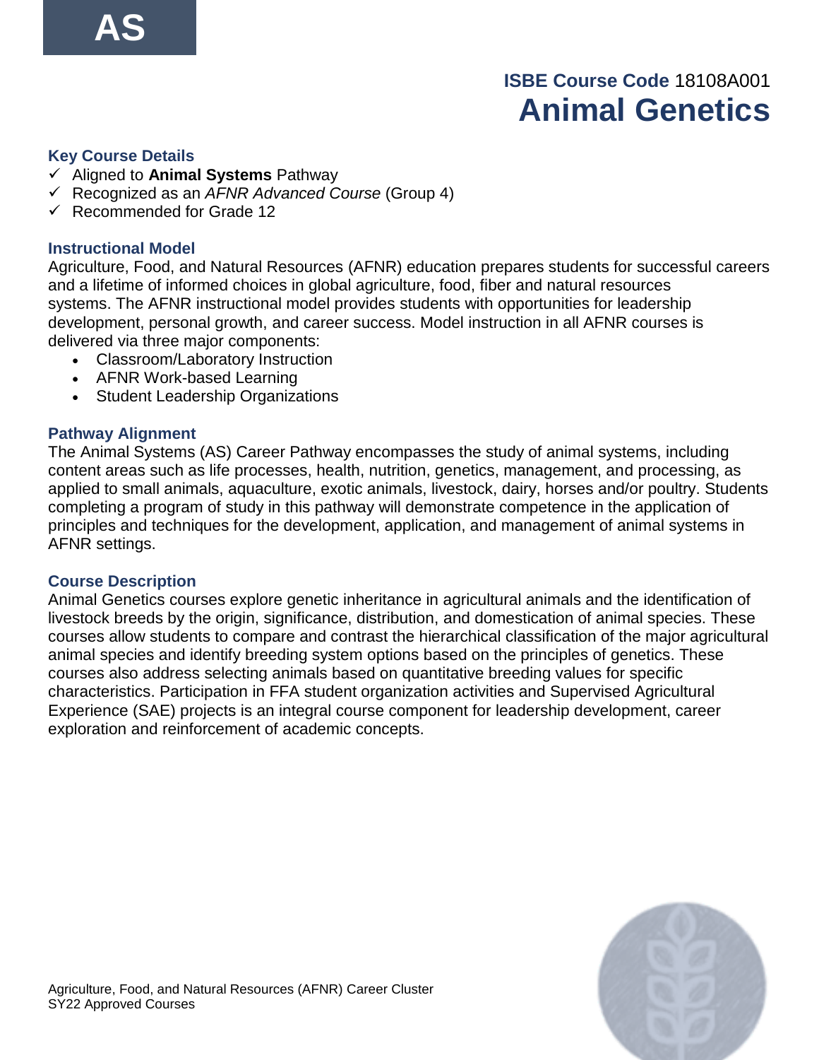**AS**

**ISBE Course Code** 18108A001

# Animal Genetics

### Key Course Details

- ✓ Aligned to **Animal Systems** Pathway
- ✓ Recognized as an *AFNR Advanced Course* (Group 4)
- ✓ Recommended for Grade 12

### Instructional Model

Agriculture, Food, and Natural Resources (AFNR) education prepares students for successful careers and a lifetime of informed choices in global agriculture, food, fiber and natural resources systems. The AFNR instructional model provides students with opportunities for leadership development, personal growth, and career success. Model instruction in all AFNR courses is delivered via three major components:

- Classroom/Laboratory Instruction
- AFNR Work-based Learning
- Student Leadership Organizations

### Pathway Alignment

The Animal Systems (AS) Career Pathway encompasses the study of animal systems, including content areas such as life processes, health, nutrition, genetics, management, and processing, as applied to small animals, aquaculture, exotic animals, livestock, dairy, horses and/or poultry. Students completing a program of study in this pathway will demonstrate competence in the application of principles and techniques for the development, application, and management of animal systems in AFNR settings.

### Course Description

Animal Genetics courses explore genetic inheritance in agricultural animals and the identification of livestock breeds by the origin, significance, distribution, and domestication of animal species. These courses allow students to compare and contrast the hierarchical classification of the major agricultural animal species and identify breeding system options based on the principles of genetics. These courses also address selecting animals based on quantitative breeding values for specific characteristics. Participation in FFA student organization activities and Supervised Agricultural Experience (SAE) projects is an integral course component for leadership development, career exploration and reinforcement of academic concepts.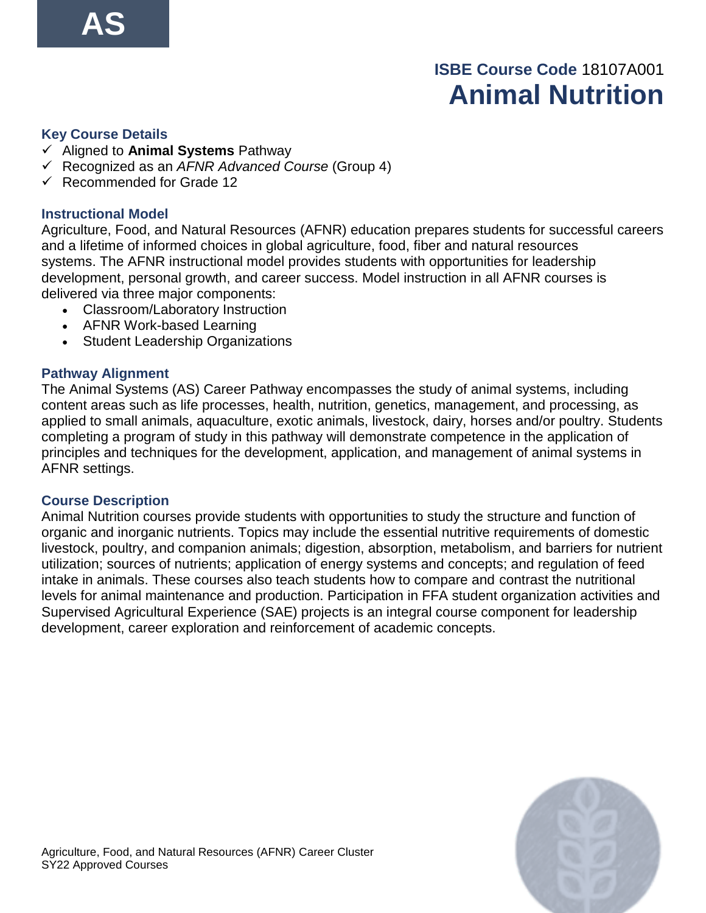AS

**ISBE Course Code** 18107A001

# Animal Nutrition

### Key Course Details

- ✓ Aligned to **Animal Systems** Pathway
- ✓ Recognized as an *AFNR Advanced Course* (Group 4)
- ✓ Recommended for Grade 12

### Instructional Model

Agriculture, Food, and Natural Resources (AFNR) education prepares students for successful careers and a lifetime of informed choices in global agriculture, food, fiber and natural resources systems. The AFNR instructional model provides students with opportunities for leadership development, personal growth, and career success. Model instruction in all AFNR courses is delivered via three major components:

- Classroom/Laboratory Instruction
- AFNR Work-based Learning
- Student Leadership Organizations

### Pathway Alignment

The Animal Systems (AS) Career Pathway encompasses the study of animal systems, including content areas such as life processes, health, nutrition, genetics, management, and processing, as applied to small animals, aquaculture, exotic animals, livestock, dairy, horses and/or poultry. Students completing a program of study in this pathway will demonstrate competence in the application of principles and techniques for the development, application, and management of animal systems in AFNR settings.

### Course Description

Animal Nutrition courses provide students with opportunities to study the structure and function of organic and inorganic nutrients. Topics may include the essential nutritive requirements of domestic livestock, poultry, and companion animals; digestion, absorption, metabolism, and barriers for nutrient utilization; sources of nutrients; application of energy systems and concepts; and regulation of feed intake in animals. These courses also teach students how to compare and contrast the nutritional levels for animal maintenance and production. Participation in FFA student organization activities and Supervised Agricultural Experience (SAE) projects is an integral course component for leadership development, career exploration and reinforcement of academic concepts.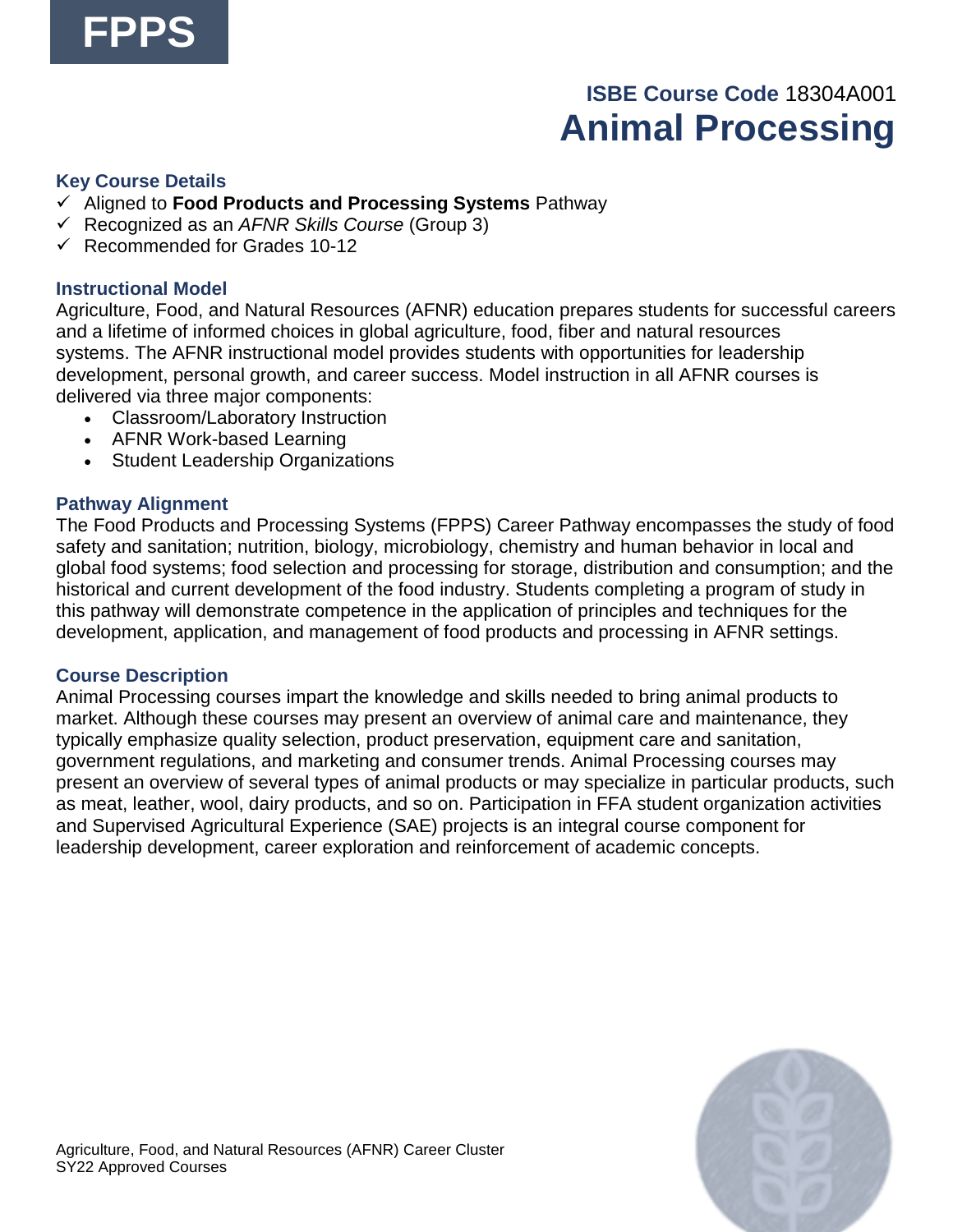FPPS

**ISBE Course Code** 18304A001

# Animal Processing

### Key Course Details

- ✓ Aligned to **Food Products and Processing Systems** Pathway
- ✓ Recognized as an *AFNR Skills Course* (Group 3)
- ✓ Recommended for Grades 10-12

### Instructional Model

Agriculture, Food, and Natural Resources (AFNR) education prepares students for successful careers and a lifetime of informed choices in global agriculture, food, fiber and natural resources systems. The AFNR instructional model provides students with opportunities for leadership development, personal growth, and career success. Model instruction in all AFNR courses is delivered via three major components:

- Classroom/Laboratory Instruction
- AFNR Work-based Learning
- Student Leadership Organizations

### Pathway Alignment

The Food Products and Processing Systems (FPPS) Career Pathway encompasses the study of food safety and sanitation; nutrition, biology, microbiology, chemistry and human behavior in local and global food systems; food selection and processing for storage, distribution and consumption; and the historical and current development of the food industry. Students completing a program of study in this pathway will demonstrate competence in the application of principles and techniques for the development, application, and management of food products and processing in AFNR settings.

### Course Description

Animal Processing courses impart the knowledge and skills needed to bring animal products to market. Although these courses may present an overview of animal care and maintenance, they typically emphasize quality selection, product preservation, equipment care and sanitation, government regulations, and marketing and consumer trends. Animal Processing courses may present an overview of several types of animal products or may specialize in particular products, such as meat, leather, wool, dairy products, and so on. Participation in FFA student organization activities and Supervised Agricultural Experience (SAE) projects is an integral course component for leadership development, career exploration and reinforcement of academic concepts.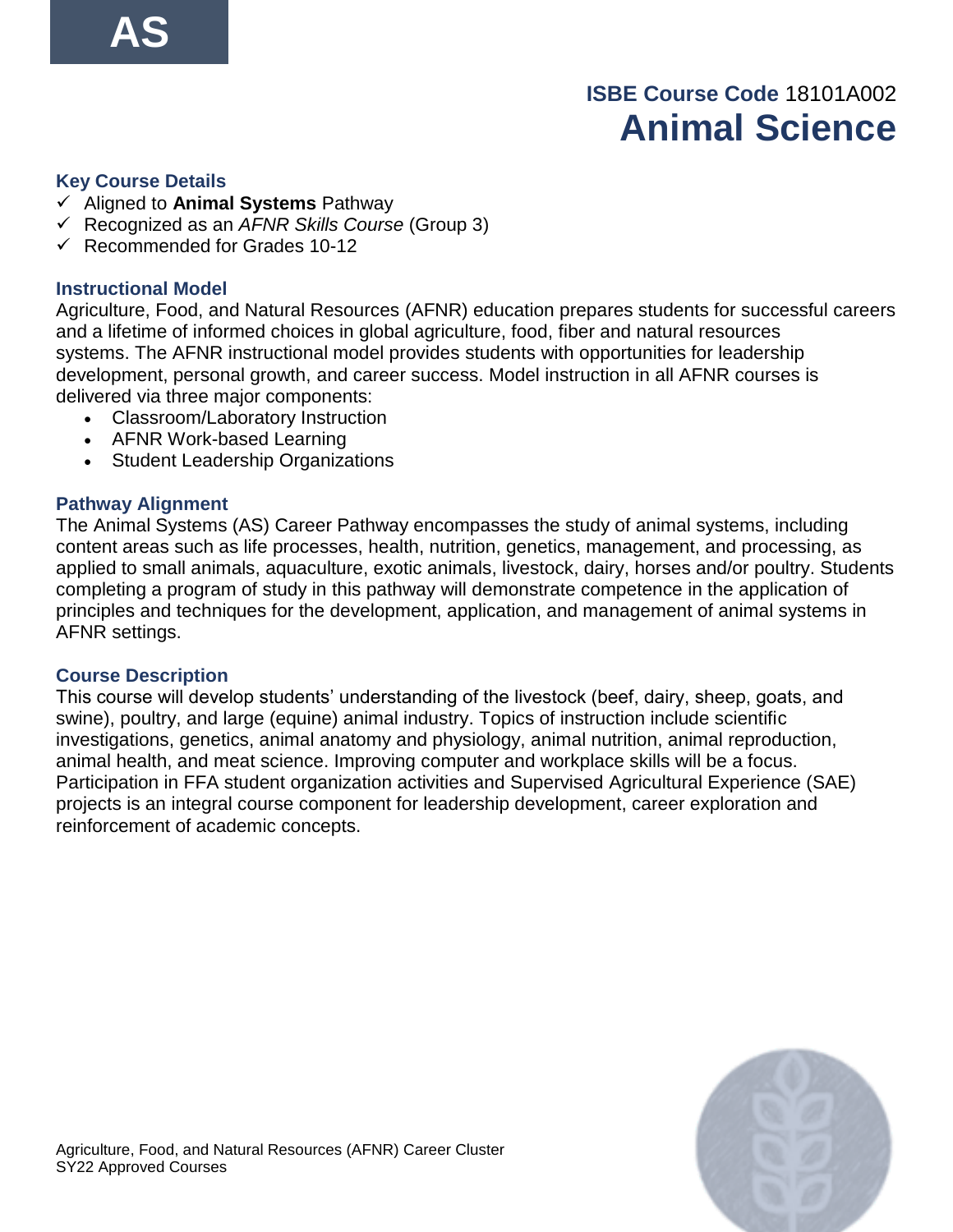AS

**ISBE Course Code** 18101A002

# Animal Science

### Key Course Details

- ✓ Aligned to **Animal Systems** Pathway
- ✓ Recognized as an *AFNR Skills Course* (Group 3)
- ✓ Recommended for Grades 10-12

### Instructional Model

Agriculture, Food, and Natural Resources (AFNR) education prepares students for successful careers and a lifetime of informed choices in global agriculture, food, fiber and natural resources systems. The AFNR instructional model provides students with opportunities for leadership development, personal growth, and career success. Model instruction in all AFNR courses is delivered via three major components:

- Classroom/Laboratory Instruction
- AFNR Work-based Learning
- Student Leadership Organizations

### Pathway Alignment

The Animal Systems (AS) Career Pathway encompasses the study of animal systems, including content areas such as life processes, health, nutrition, genetics, management, and processing, as applied to small animals, aquaculture, exotic animals, livestock, dairy, horses and/or poultry. Students completing a program of study in this pathway will demonstrate competence in the application of principles and techniques for the development, application, and management of animal systems in AFNR settings.

### Course Description

This course will develop students' understanding of the livestock (beef, dairy, sheep, goats, and swine), poultry, and large (equine) animal industry. Topics of instruction include scientific investigations, genetics, animal anatomy and physiology, animal nutrition, animal reproduction, animal health, and meat science. Improving computer and workplace skills will be a focus. Participation in FFA student organization activities and Supervised Agricultural Experience (SAE) projects is an integral course component for leadership development, career exploration and reinforcement of academic concepts.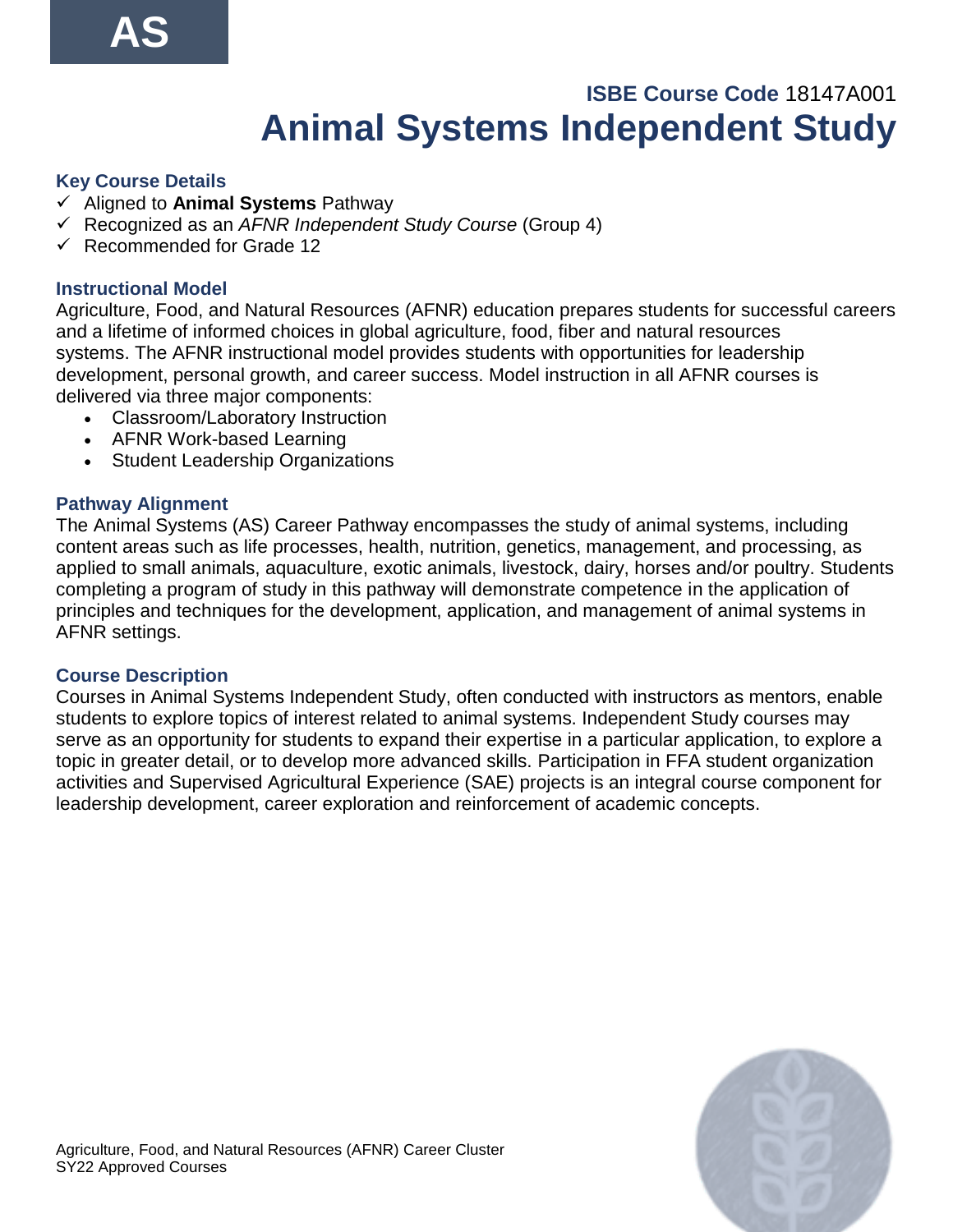AS

**ISBE Course Code** 18147A001

# Animal Systems Independent Study

### Key Course Details

- ✓ Aligned to **Animal Systems** Pathway
- ✓ Recognized as an *AFNR Independent Study Course* (Group 4)
- ✓ Recommended for Grade 12

### Instructional Model

Agriculture, Food, and Natural Resources (AFNR) education prepares students for successful careers and a lifetime of informed choices in global agriculture, food, fiber and natural resources systems. The AFNR instructional model provides students with opportunities for leadership development, personal growth, and career success. Model instruction in all AFNR courses is delivered via three major components:

- Classroom/Laboratory Instruction
- AFNR Work-based Learning
- Student Leadership Organizations

### Pathway Alignment

The Animal Systems (AS) Career Pathway encompasses the study of animal systems, including content areas such as life processes, health, nutrition, genetics, management, and processing, as applied to small animals, aquaculture, exotic animals, livestock, dairy, horses and/or poultry. Students completing a program of study in this pathway will demonstrate competence in the application of principles and techniques for the development, application, and management of animal systems in AFNR settings.

### Course Description

Courses in Animal Systems Independent Study, often conducted with instructors as mentors, enable students to explore topics of interest related to animal systems. Independent Study courses may serve as an opportunity for students to expand their expertise in a particular application, to explore a topic in greater detail, or to develop more advanced skills. Participation in FFA student organization activities and Supervised Agricultural Experience (SAE) projects is an integral course component for leadership development, career exploration and reinforcement of academic concepts.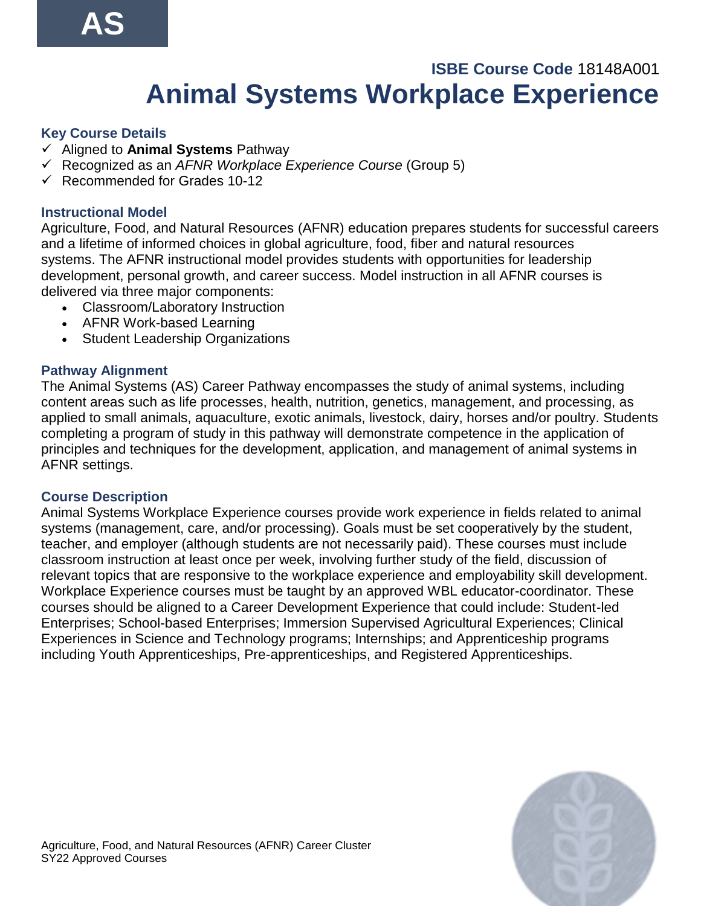AS

**ISBE Course Code** 18148A001

# Animal Systems Workplace Experience

### Key Course Details

- ✓ Aligned to **Animal Systems** Pathway
- ✓ Recognized as an *AFNR Workplace Experience Course* (Group 5)
- ✓ Recommended for Grades 10-12

### Instructional Model

Agriculture, Food, and Natural Resources (AFNR) education prepares students for successful careers and a lifetime of informed choices in global agriculture, food, fiber and natural resources systems. The AFNR instructional model provides students with opportunities for leadership development, personal growth, and career success. Model instruction in all AFNR courses is delivered via three major components:

- Classroom/Laboratory Instruction
- AFNR Work-based Learning
- Student Leadership Organizations

### Pathway Alignment

The Animal Systems (AS) Career Pathway encompasses the study of animal systems, including content areas such as life processes, health, nutrition, genetics, management, and processing, as applied to small animals, aquaculture, exotic animals, livestock, dairy, horses and/or poultry. Students completing a program of study in this pathway will demonstrate competence in the application of principles and techniques for the development, application, and management of animal systems in AFNR settings.

### Course Description

Animal Systems Workplace Experience courses provide work experience in fields related to animal systems (management, care, and/or processing). Goals must be set cooperatively by the student, teacher, and employer (although students are not necessarily paid). These courses must include classroom instruction at least once per week, involving further study of the field, discussion of relevant topics that are responsive to the workplace experience and employability skill development. Workplace Experience courses must be taught by an approved WBL educator-coordinator. These courses should be aligned to a Career Development Experience that could include: Student-led Enterprises; School-based Enterprises; Immersion Supervised Agricultural Experiences; Clinical Experiences in Science and Technology programs; Internships; and Apprenticeship programs including Youth Apprenticeships, Pre-apprenticeships, and Registered Apprenticeships.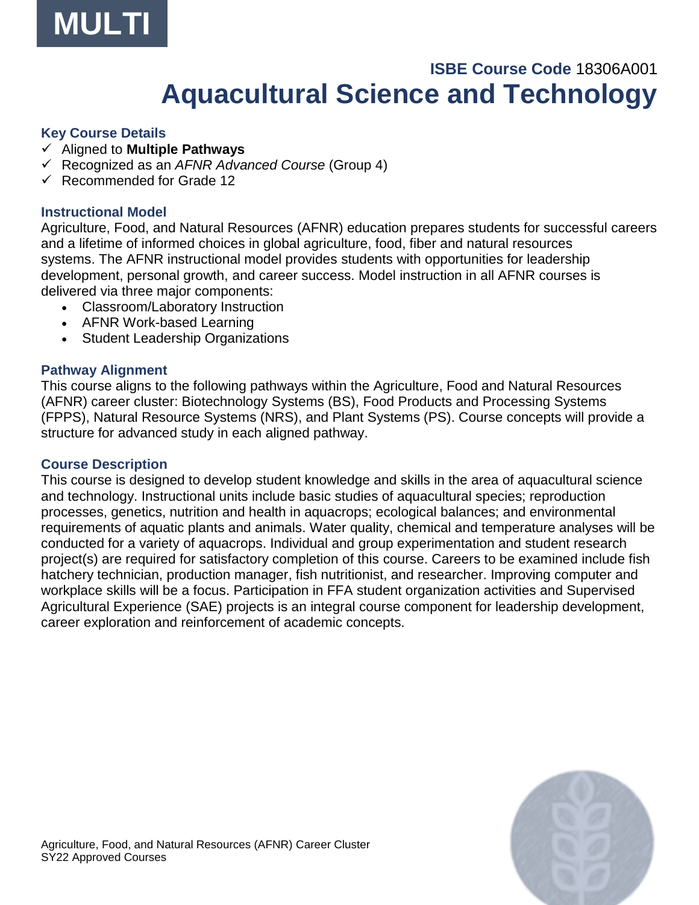MULTI

ISBE Course Code 18306A001

# Aquacultural Science and Technology

### Key Course Details

- ✓ Aligned to **Multiple Pathways**
- ✓ Recognized as an *AFNR Advanced Course* (Group 4)
- ✓ Recommended for Grade 12

### Instructional Model

Agriculture, Food, and Natural Resources (AFNR) education prepares students for successful careers and a lifetime of informed choices in global agriculture, food, fiber and natural resources systems. The AFNR instructional model provides students with opportunities for leadership development, personal growth, and career success. Model instruction in all AFNR courses is delivered via three major components:

- Classroom/Laboratory Instruction
- AFNR Work-based Learning
- Student Leadership Organizations

### Pathway Alignment

This course aligns to the following pathways within the Agriculture, Food and Natural Resources (AFNR) career cluster: Biotechnology Systems (BS), Food Products and Processing Systems (FPPS), Natural Resource Systems (NRS), and Plant Systems (PS). Course concepts will provide a structure for advanced study in each aligned pathway.

### Course Description

This course is designed to develop student knowledge and skills in the area of aquacultural science and technology. Instructional units include basic studies of aquacultural species; reproduction processes, genetics, nutrition and health in aquacrops; ecological balances; and environmental requirements of aquatic plants and animals. Water quality, chemical and temperature analyses will be conducted for a variety of aquacrops. Individual and group experimentation and student research project(s) are required for satisfactory completion of this course. Careers to be examined include fish hatchery technician, production manager, fish nutritionist, and researcher. Improving computer and workplace skills will be a focus. Participation in FFA student organization activities and Supervised Agricultural Experience (SAE) projects is an integral course component for leadership development, career exploration and reinforcement of academic concepts.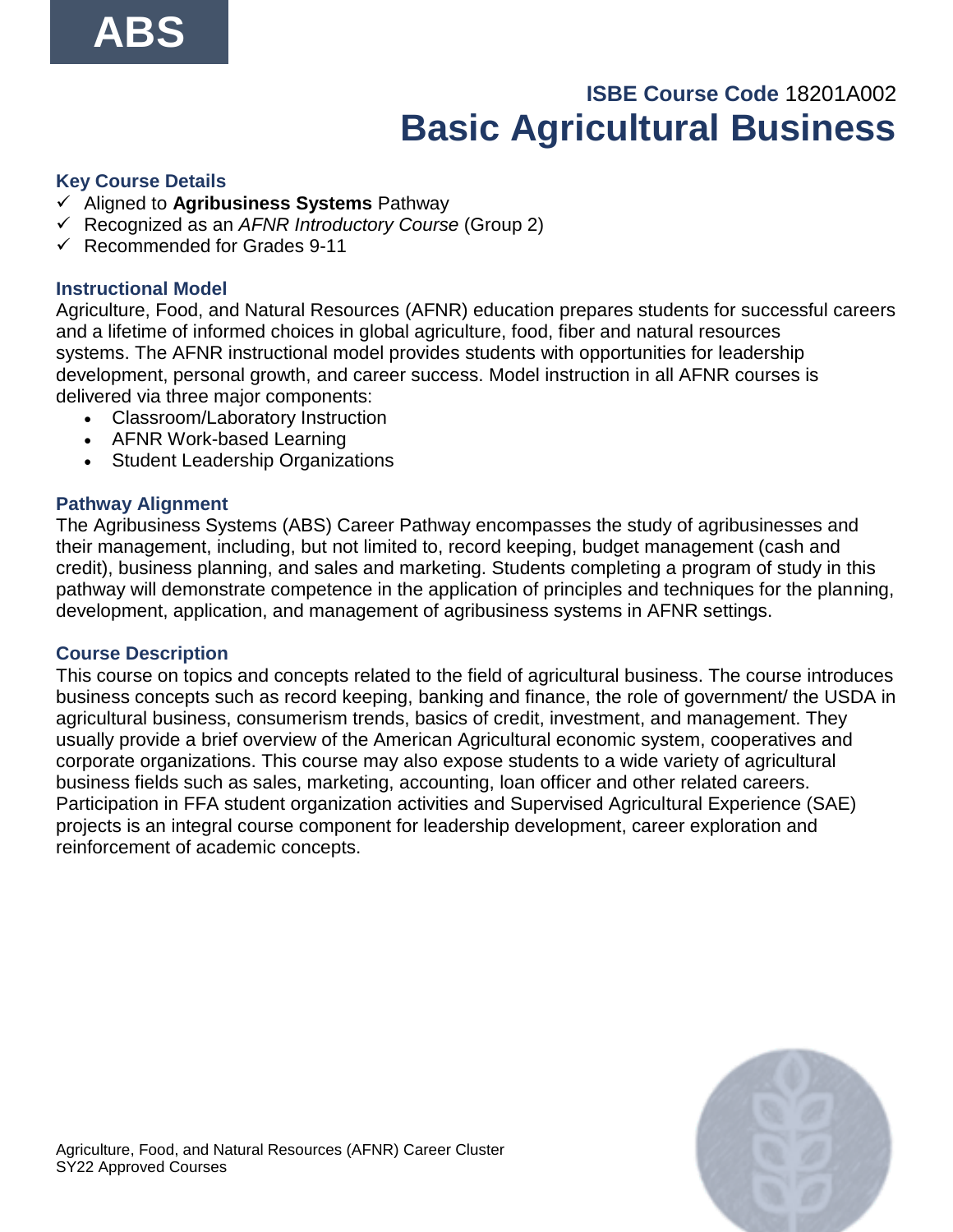ABS

**ISBE Course Code** 18201A002

# Basic Agricultural Business

### Key Course Details

- ✓ Aligned to **Agribusiness Systems** Pathway
- ✓ Recognized as an *AFNR Introductory Course* (Group 2)
- ✓ Recommended for Grades 9-11

### Instructional Model

Agriculture, Food, and Natural Resources (AFNR) education prepares students for successful careers and a lifetime of informed choices in global agriculture, food, fiber and natural resources systems. The AFNR instructional model provides students with opportunities for leadership development, personal growth, and career success. Model instruction in all AFNR courses is delivered via three major components:

- Classroom/Laboratory Instruction
- AFNR Work-based Learning
- Student Leadership Organizations

### Pathway Alignment

The Agribusiness Systems (ABS) Career Pathway encompasses the study of agribusinesses and their management, including, but not limited to, record keeping, budget management (cash and credit), business planning, and sales and marketing. Students completing a program of study in this pathway will demonstrate competence in the application of principles and techniques for the planning, development, application, and management of agribusiness systems in AFNR settings.

### Course Description

This course on topics and concepts related to the field of agricultural business. The course introduces business concepts such as record keeping, banking and finance, the role of government/ the USDA in agricultural business, consumerism trends, basics of credit, investment, and management. They usually provide a brief overview of the American Agricultural economic system, cooperatives and corporate organizations. This course may also expose students to a wide variety of agricultural business fields such as sales, marketing, accounting, loan officer and other related careers. Participation in FFA student organization activities and Supervised Agricultural Experience (SAE) projects is an integral course component for leadership development, career exploration and reinforcement of academic concepts.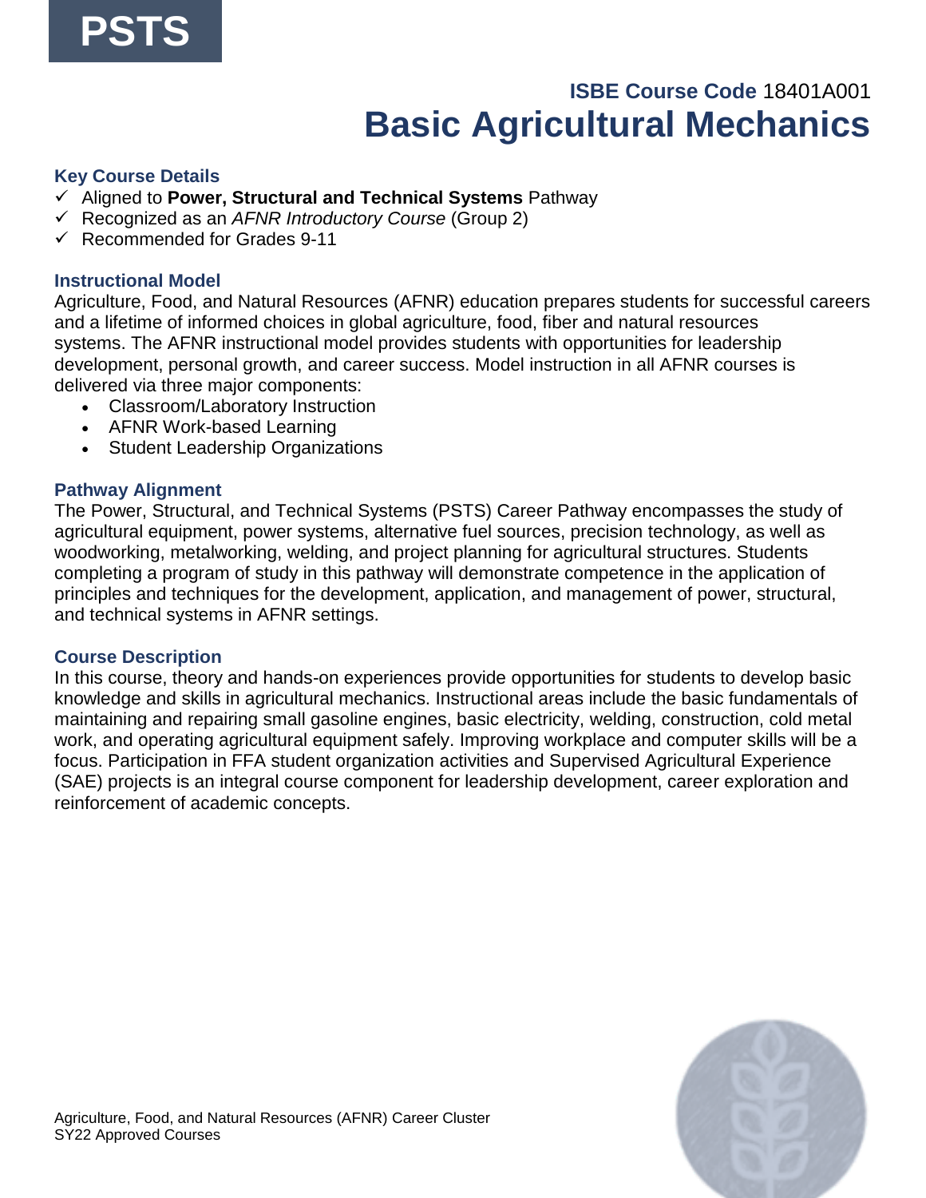**PSTS**

**ISBE Course Code** 18401A001

# Basic Agricultural Mechanics

### Key Course Details

- ✓ Aligned to **Power, Structural and Technical Systems** Pathway
- ✓ Recognized as an *AFNR Introductory Course* (Group 2)
- ✓ Recommended for Grades 9-11

### Instructional Model

Agriculture, Food, and Natural Resources (AFNR) education prepares students for successful careers and a lifetime of informed choices in global agriculture, food, fiber and natural resources systems. The AFNR instructional model provides students with opportunities for leadership development, personal growth, and career success. Model instruction in all AFNR courses is delivered via three major components:

- Classroom/Laboratory Instruction
- AFNR Work-based Learning
- Student Leadership Organizations

### Pathway Alignment

The Power, Structural, and Technical Systems (PSTS) Career Pathway encompasses the study of agricultural equipment, power systems, alternative fuel sources, precision technology, as well as woodworking, metalworking, welding, and project planning for agricultural structures. Students completing a program of study in this pathway will demonstrate competence in the application of principles and techniques for the development, application, and management of power, structural, and technical systems in AFNR settings.

### Course Description

In this course, theory and hands-on experiences provide opportunities for students to develop basic knowledge and skills in agricultural mechanics. Instructional areas include the basic fundamentals of maintaining and repairing small gasoline engines, basic electricity, welding, construction, cold metal work, and operating agricultural equipment safely. Improving workplace and computer skills will be a focus. Participation in FFA student organization activities and Supervised Agricultural Experience (SAE) projects is an integral course component for leadership development, career exploration and reinforcement of academic concepts.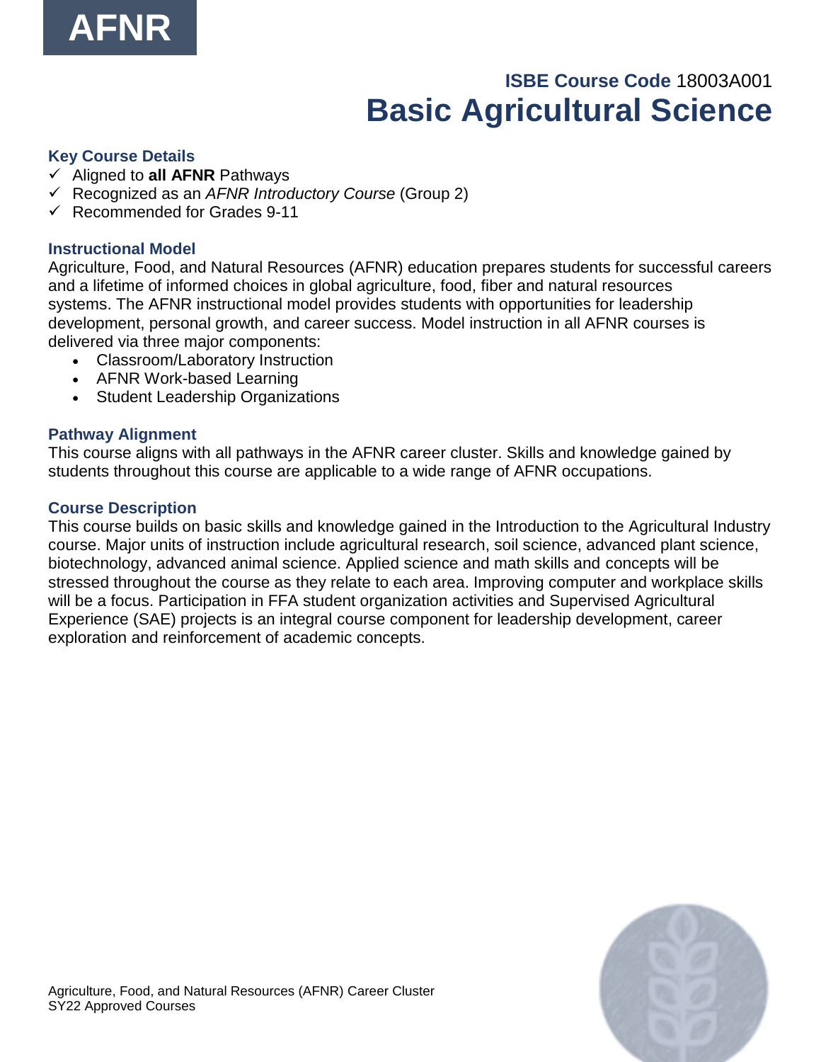AFNR

**ISBE Course Code** 18003A001

# Basic Agricultural Science

### Key Course Details

- ✓ Aligned to **all AFNR** Pathways
- ✓ Recognized as an *AFNR Introductory Course* (Group 2)
- ✓ Recommended for Grades 9-11

### Instructional Model

Agriculture, Food, and Natural Resources (AFNR) education prepares students for successful careers and a lifetime of informed choices in global agriculture, food, fiber and natural resources systems. The AFNR instructional model provides students with opportunities for leadership development, personal growth, and career success. Model instruction in all AFNR courses is delivered via three major components:

- Classroom/Laboratory Instruction
- AFNR Work-based Learning
- Student Leadership Organizations

### Pathway Alignment

This course aligns with all pathways in the AFNR career cluster. Skills and knowledge gained by students throughout this course are applicable to a wide range of AFNR occupations.

### Course Description

This course builds on basic skills and knowledge gained in the Introduction to the Agricultural Industry course. Major units of instruction include agricultural research, soil science, advanced plant science, biotechnology, advanced animal science. Applied science and math skills and concepts will be stressed throughout the course as they relate to each area. Improving computer and workplace skills will be a focus. Participation in FFA student organization activities and Supervised Agricultural Experience (SAE) projects is an integral course component for leadership development, career exploration and reinforcement of academic concepts.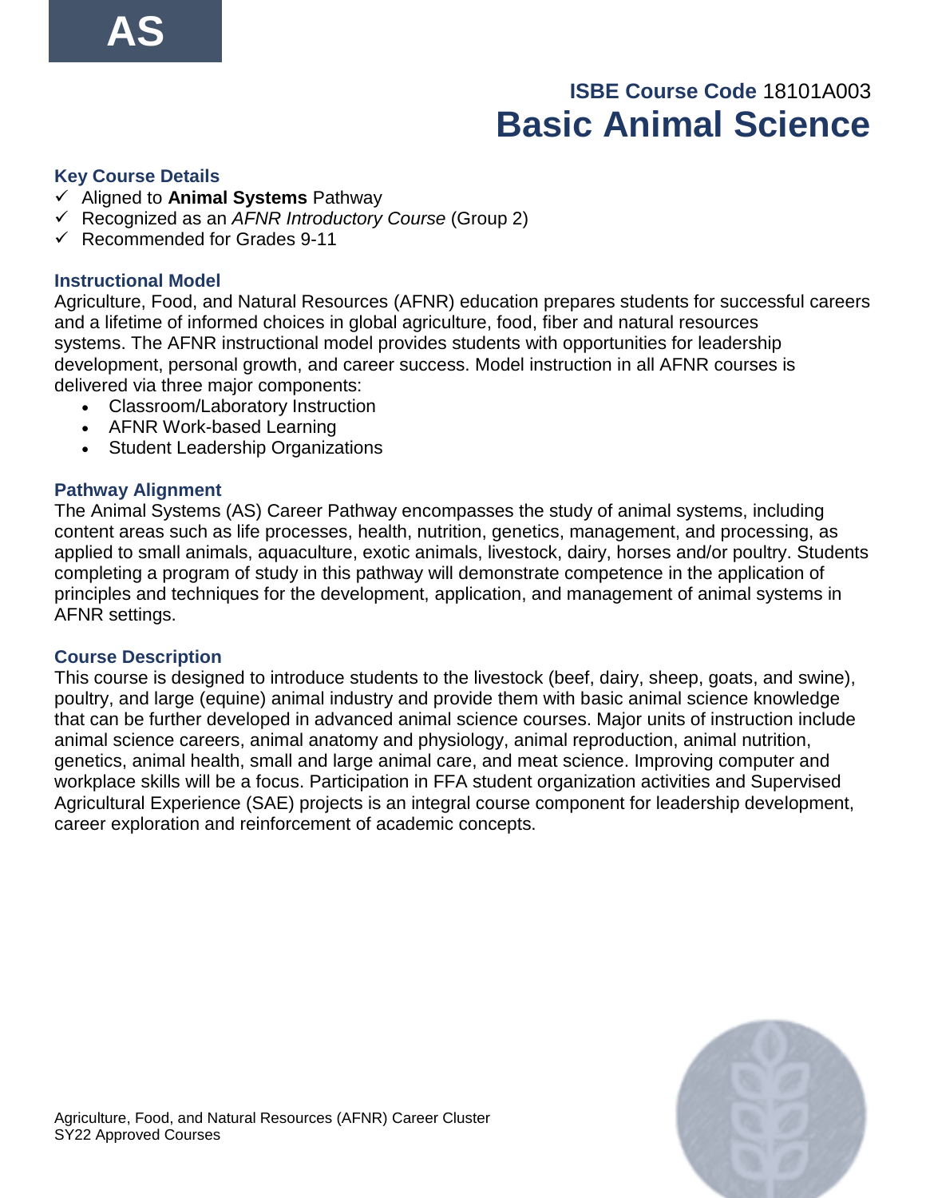AS

**ISBE Course Code** 18101A003

# Basic Animal Science

### Key Course Details

- ✓ Aligned to **Animal Systems** Pathway
- ✓ Recognized as an *AFNR Introductory Course* (Group 2)
- ✓ Recommended for Grades 9-11

### Instructional Model

Agriculture, Food, and Natural Resources (AFNR) education prepares students for successful careers and a lifetime of informed choices in global agriculture, food, fiber and natural resources systems. The AFNR instructional model provides students with opportunities for leadership development, personal growth, and career success. Model instruction in all AFNR courses is delivered via three major components:

- Classroom/Laboratory Instruction
- AFNR Work-based Learning
- Student Leadership Organizations

### Pathway Alignment

The Animal Systems (AS) Career Pathway encompasses the study of animal systems, including content areas such as life processes, health, nutrition, genetics, management, and processing, as applied to small animals, aquaculture, exotic animals, livestock, dairy, horses and/or poultry. Students completing a program of study in this pathway will demonstrate competence in the application of principles and techniques for the development, application, and management of animal systems in AFNR settings.

### Course Description

This course is designed to introduce students to the livestock (beef, dairy, sheep, goats, and swine), poultry, and large (equine) animal industry and provide them with basic animal science knowledge that can be further developed in advanced animal science courses. Major units of instruction include animal science careers, animal anatomy and physiology, animal reproduction, animal nutrition, genetics, animal health, small and large animal care, and meat science. Improving computer and workplace skills will be a focus. Participation in FFA student organization activities and Supervised Agricultural Experience (SAE) projects is an integral course component for leadership development, career exploration and reinforcement of academic concepts.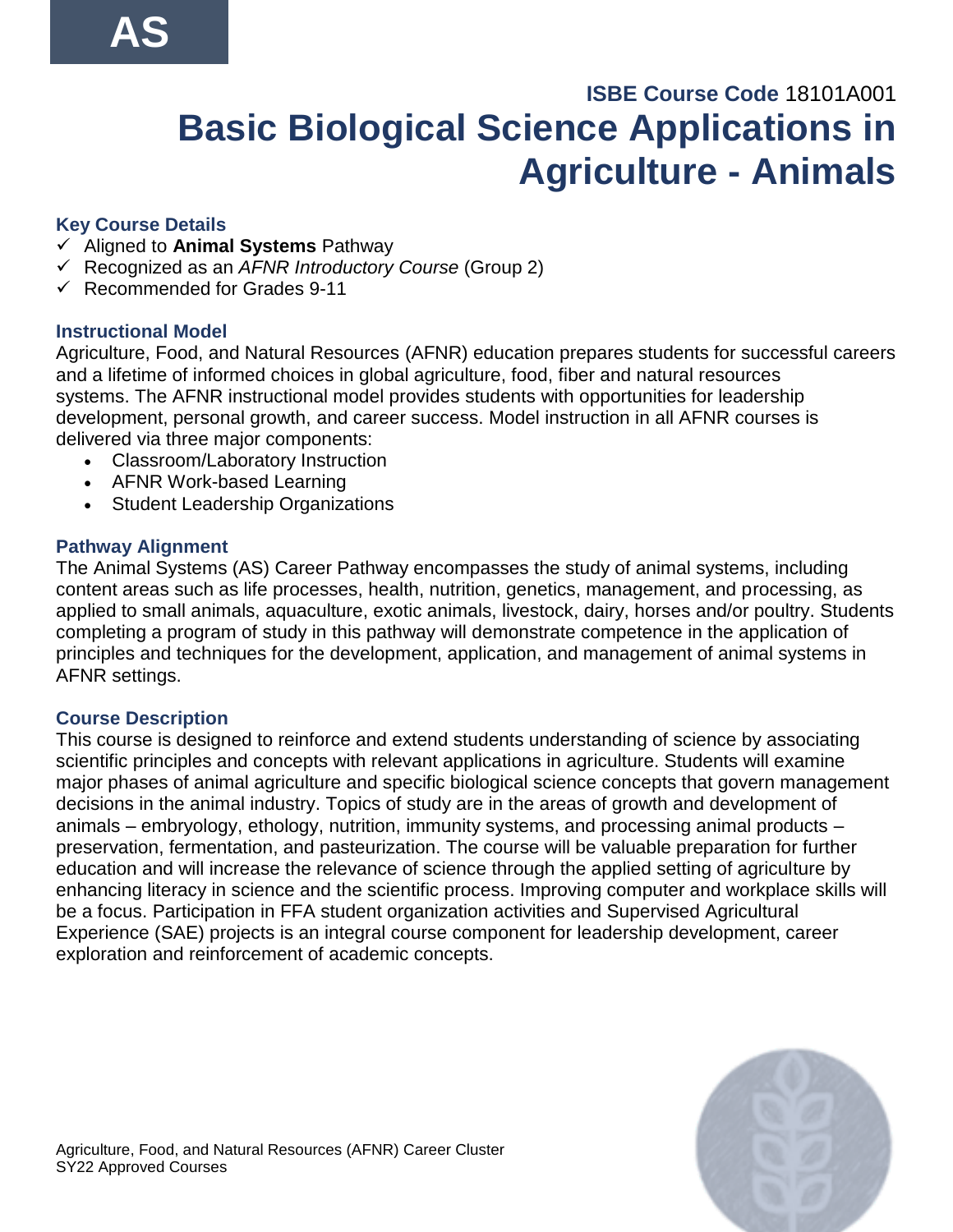AS

ISBE Course Code 18101A001

# Basic Biological Science Applications in Agriculture - Animals

### Key Course Details

- ✓ Aligned to **Animal Systems** Pathway
- ✓ Recognized as an *AFNR Introductory Course* (Group 2)
- ✓ Recommended for Grades 9-11

### Instructional Model

Agriculture, Food, and Natural Resources (AFNR) education prepares students for successful careers and a lifetime of informed choices in global agriculture, food, fiber and natural resources systems. The AFNR instructional model provides students with opportunities for leadership development, personal growth, and career success. Model instruction in all AFNR courses is delivered via three major components:

- Classroom/Laboratory Instruction
- AFNR Work-based Learning
- Student Leadership Organizations

### Pathway Alignment

The Animal Systems (AS) Career Pathway encompasses the study of animal systems, including content areas such as life processes, health, nutrition, genetics, management, and processing, as applied to small animals, aquaculture, exotic animals, livestock, dairy, horses and/or poultry. Students completing a program of study in this pathway will demonstrate competence in the application of principles and techniques for the development, application, and management of animal systems in AFNR settings.

### Course Description

This course is designed to reinforce and extend students understanding of science by associating scientific principles and concepts with relevant applications in agriculture. Students will examine major phases of animal agriculture and specific biological science concepts that govern management decisions in the animal industry. Topics of study are in the areas of growth and development of animals – embryology, ethology, nutrition, immunity systems, and processing animal products – preservation, fermentation, and pasteurization. The course will be valuable preparation for further education and will increase the relevance of science through the applied setting of agriculture by enhancing literacy in science and the scientific process. Improving computer and workplace skills will be a focus. Participation in FFA student organization activities and Supervised Agricultural Experience (SAE) projects is an integral course component for leadership development, career exploration and reinforcement of academic concepts.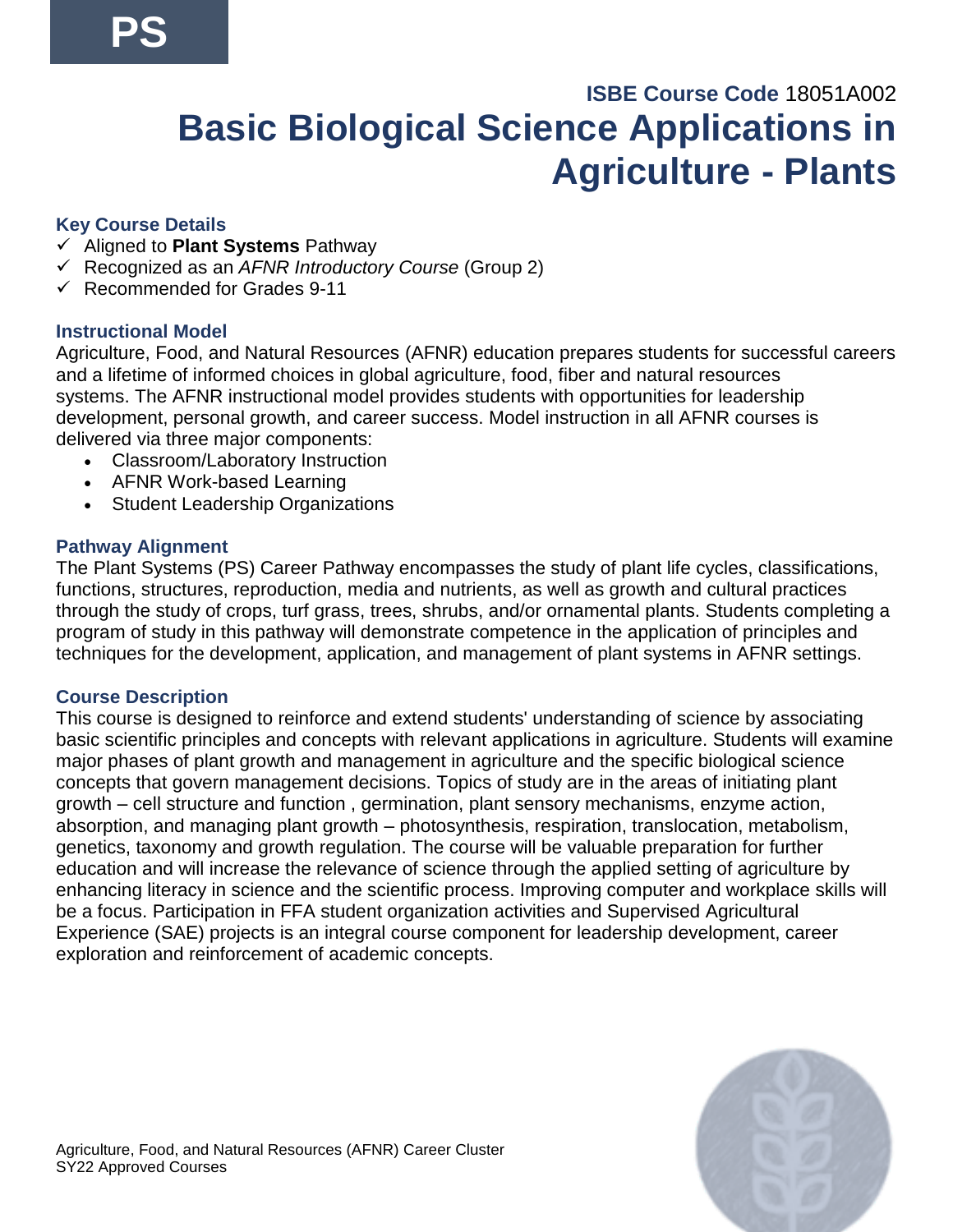PS

**ISBE Course Code** 18051A002

# Basic Biological Science Applications in Agriculture - Plants

### Key Course Details

- ✓ Aligned to **Plant Systems** Pathway
- ✓ Recognized as an *AFNR Introductory Course* (Group 2)
- ✓ Recommended for Grades 9-11

### Instructional Model

Agriculture, Food, and Natural Resources (AFNR) education prepares students for successful careers and a lifetime of informed choices in global agriculture, food, fiber and natural resources systems. The AFNR instructional model provides students with opportunities for leadership development, personal growth, and career success. Model instruction in all AFNR courses is delivered via three major components:

- Classroom/Laboratory Instruction
- AFNR Work-based Learning
- Student Leadership Organizations

### Pathway Alignment

The Plant Systems (PS) Career Pathway encompasses the study of plant life cycles, classifications, functions, structures, reproduction, media and nutrients, as well as growth and cultural practices through the study of crops, turf grass, trees, shrubs, and/or ornamental plants. Students completing a program of study in this pathway will demonstrate competence in the application of principles and techniques for the development, application, and management of plant systems in AFNR settings.

### Course Description

This course is designed to reinforce and extend students' understanding of science by associating basic scientific principles and concepts with relevant applications in agriculture. Students will examine major phases of plant growth and management in agriculture and the specific biological science concepts that govern management decisions. Topics of study are in the areas of initiating plant growth – cell structure and function , germination, plant sensory mechanisms, enzyme action, absorption, and managing plant growth – photosynthesis, respiration, translocation, metabolism, genetics, taxonomy and growth regulation. The course will be valuable preparation for further education and will increase the relevance of science through the applied setting of agriculture by enhancing literacy in science and the scientific process. Improving computer and workplace skills will be a focus. Participation in FFA student organization activities and Supervised Agricultural Experience (SAE) projects is an integral course component for leadership development, career exploration and reinforcement of academic concepts.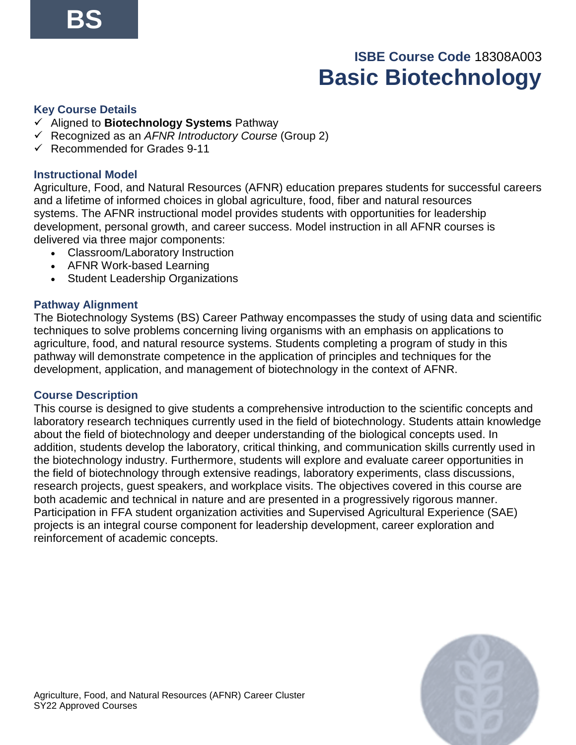BS

### ISBE Course Code 18308A003

# Basic Biotechnology

### Key Course Details

- ✓ Aligned to **Biotechnology Systems** Pathway
- ✓ Recognized as an *AFNR Introductory Course* (Group 2)
- ✓ Recommended for Grades 9-11

### Instructional Model

Agriculture, Food, and Natural Resources (AFNR) education prepares students for successful careers and a lifetime of informed choices in global agriculture, food, fiber and natural resources systems. The AFNR instructional model provides students with opportunities for leadership development, personal growth, and career success. Model instruction in all AFNR courses is delivered via three major components:

- Classroom/Laboratory Instruction
- AFNR Work-based Learning
- Student Leadership Organizations

### Pathway Alignment

The Biotechnology Systems (BS) Career Pathway encompasses the study of using data and scientific techniques to solve problems concerning living organisms with an emphasis on applications to agriculture, food, and natural resource systems. Students completing a program of study in this pathway will demonstrate competence in the application of principles and techniques for the development, application, and management of biotechnology in the context of AFNR.

### Course Description

This course is designed to give students a comprehensive introduction to the scientific concepts and laboratory research techniques currently used in the field of biotechnology. Students attain knowledge about the field of biotechnology and deeper understanding of the biological concepts used. In addition, students develop the laboratory, critical thinking, and communication skills currently used in the biotechnology industry. Furthermore, students will explore and evaluate career opportunities in the field of biotechnology through extensive readings, laboratory experiments, class discussions, research projects, guest speakers, and workplace visits. The objectives covered in this course are both academic and technical in nature and are presented in a progressively rigorous manner. Participation in FFA student organization activities and Supervised Agricultural Experience (SAE) projects is an integral course component for leadership development, career exploration and reinforcement of academic concepts.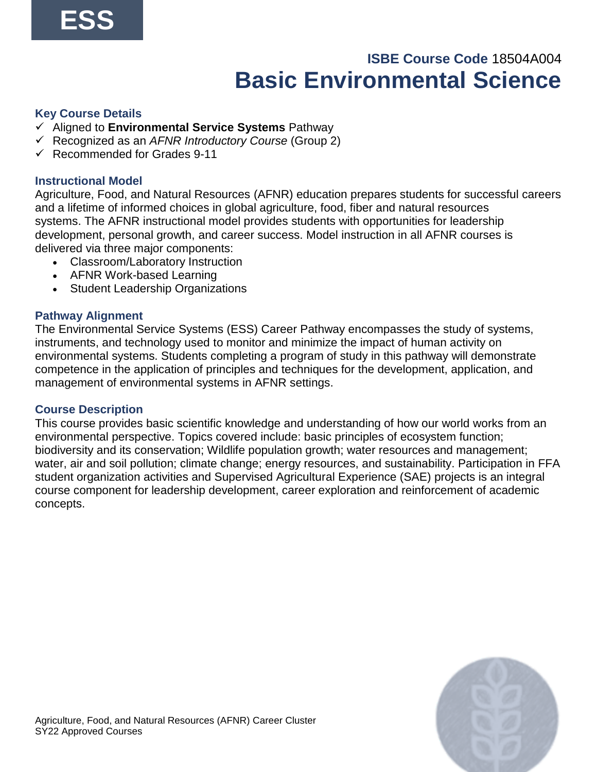ESS

**ISBE Course Code** 18504A004

# Basic Environmental Science

### Key Course Details

- ✓ Aligned to **Environmental Service Systems** Pathway
- ✓ Recognized as an *AFNR Introductory Course* (Group 2)
- ✓ Recommended for Grades 9-11

### Instructional Model

Agriculture, Food, and Natural Resources (AFNR) education prepares students for successful careers and a lifetime of informed choices in global agriculture, food, fiber and natural resources systems. The AFNR instructional model provides students with opportunities for leadership development, personal growth, and career success. Model instruction in all AFNR courses is delivered via three major components:

- Classroom/Laboratory Instruction
- AFNR Work-based Learning
- Student Leadership Organizations

### Pathway Alignment

The Environmental Service Systems (ESS) Career Pathway encompasses the study of systems, instruments, and technology used to monitor and minimize the impact of human activity on environmental systems. Students completing a program of study in this pathway will demonstrate competence in the application of principles and techniques for the development, application, and management of environmental systems in AFNR settings.

### Course Description

This course provides basic scientific knowledge and understanding of how our world works from an environmental perspective. Topics covered include: basic principles of ecosystem function; biodiversity and its conservation; Wildlife population growth; water resources and management; water, air and soil pollution; climate change; energy resources, and sustainability. Participation in FFA student organization activities and Supervised Agricultural Experience (SAE) projects is an integral course component for leadership development, career exploration and reinforcement of academic concepts.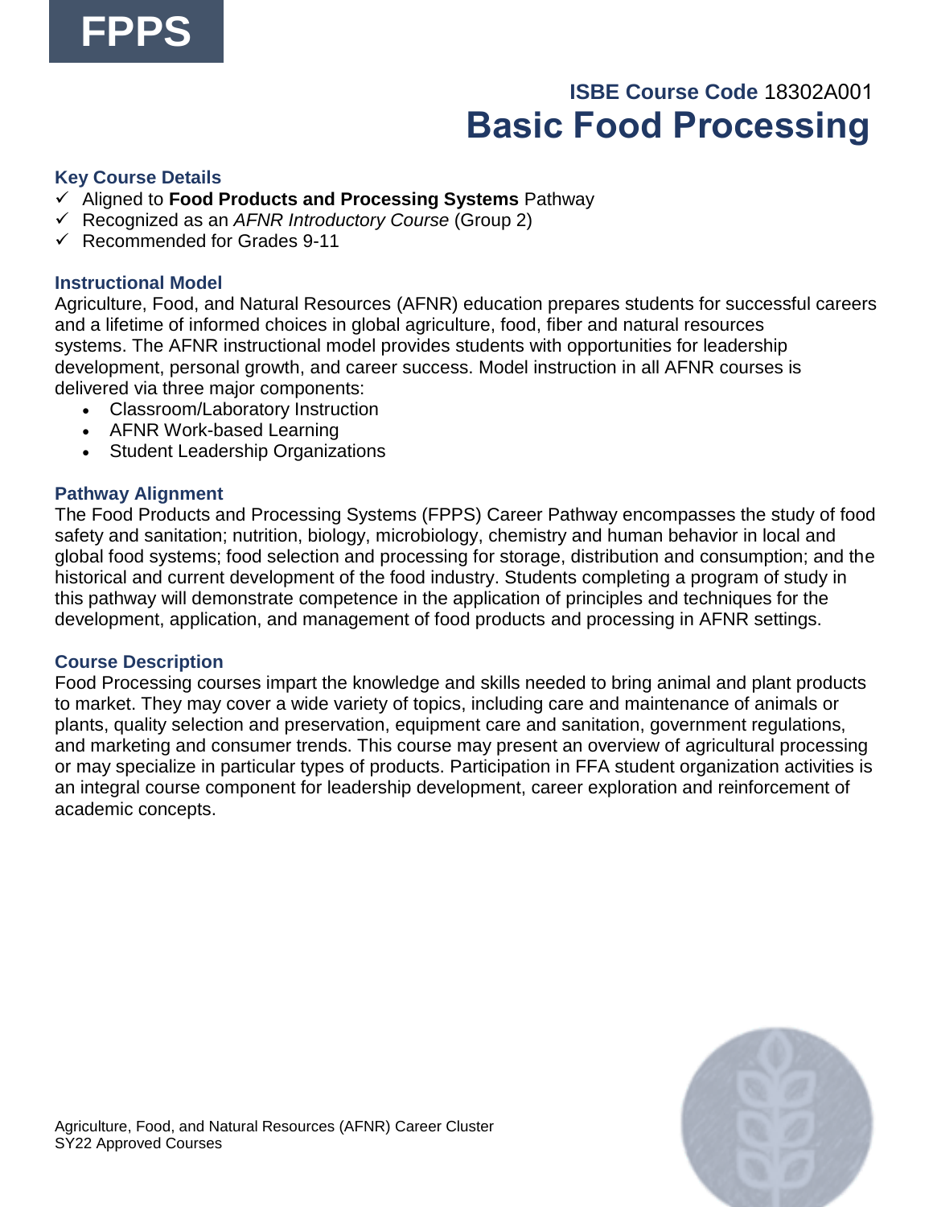FPPS

ISBE Course Code 18302A001

# Basic Food Processing

### Key Course Details

- ✓ Aligned to **Food Products and Processing Systems** Pathway
- ✓ Recognized as an *AFNR Introductory Course* (Group 2)
- ✓ Recommended for Grades 9-11

### Instructional Model

Agriculture, Food, and Natural Resources (AFNR) education prepares students for successful careers and a lifetime of informed choices in global agriculture, food, fiber and natural resources systems. The AFNR instructional model provides students with opportunities for leadership development, personal growth, and career success. Model instruction in all AFNR courses is delivered via three major components:

- Classroom/Laboratory Instruction
- AFNR Work-based Learning
- Student Leadership Organizations

### Pathway Alignment

The Food Products and Processing Systems (FPPS) Career Pathway encompasses the study of food safety and sanitation; nutrition, biology, microbiology, chemistry and human behavior in local and global food systems; food selection and processing for storage, distribution and consumption; and the historical and current development of the food industry. Students completing a program of study in this pathway will demonstrate competence in the application of principles and techniques for the development, application, and management of food products and processing in AFNR settings.

### Course Description

Food Processing courses impart the knowledge and skills needed to bring animal and plant products to market. They may cover a wide variety of topics, including care and maintenance of animals or plants, quality selection and preservation, equipment care and sanitation, government regulations, and marketing and consumer trends. This course may present an overview of agricultural processing or may specialize in particular types of products. Participation in FFA student organization activities is an integral course component for leadership development, career exploration and reinforcement of academic concepts.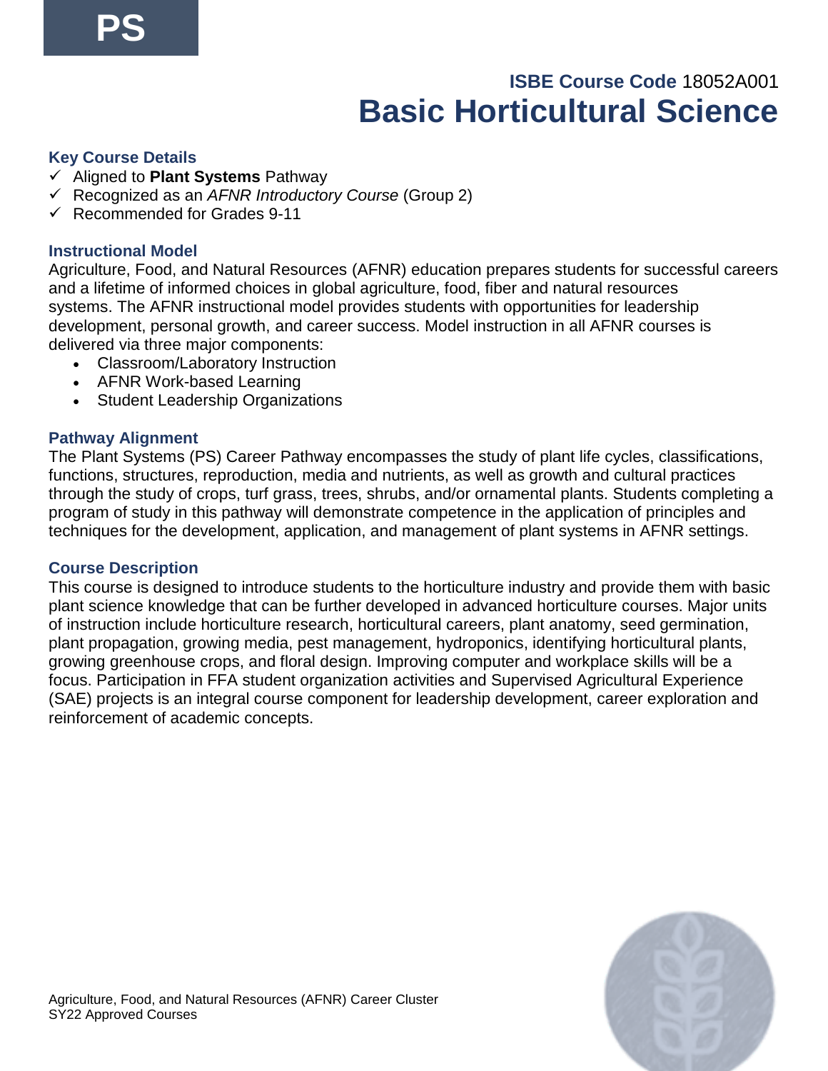PS

**ISBE Course Code** 18052A001

# Basic Horticultural Science

### Key Course Details

- ✓ Aligned to **Plant Systems** Pathway
- ✓ Recognized as an *AFNR Introductory Course* (Group 2)
- ✓ Recommended for Grades 9-11

### Instructional Model

Agriculture, Food, and Natural Resources (AFNR) education prepares students for successful careers and a lifetime of informed choices in global agriculture, food, fiber and natural resources systems. The AFNR instructional model provides students with opportunities for leadership development, personal growth, and career success. Model instruction in all AFNR courses is delivered via three major components:

- Classroom/Laboratory Instruction
- AFNR Work-based Learning
- Student Leadership Organizations

### Pathway Alignment

The Plant Systems (PS) Career Pathway encompasses the study of plant life cycles, classifications, functions, structures, reproduction, media and nutrients, as well as growth and cultural practices through the study of crops, turf grass, trees, shrubs, and/or ornamental plants. Students completing a program of study in this pathway will demonstrate competence in the application of principles and techniques for the development, application, and management of plant systems in AFNR settings.

### Course Description

This course is designed to introduce students to the horticulture industry and provide them with basic plant science knowledge that can be further developed in advanced horticulture courses. Major units of instruction include horticulture research, horticultural careers, plant anatomy, seed germination, plant propagation, growing media, pest management, hydroponics, identifying horticultural plants, growing greenhouse crops, and floral design. Improving computer and workplace skills will be a focus. Participation in FFA student organization activities and Supervised Agricultural Experience (SAE) projects is an integral course component for leadership development, career exploration and reinforcement of academic concepts.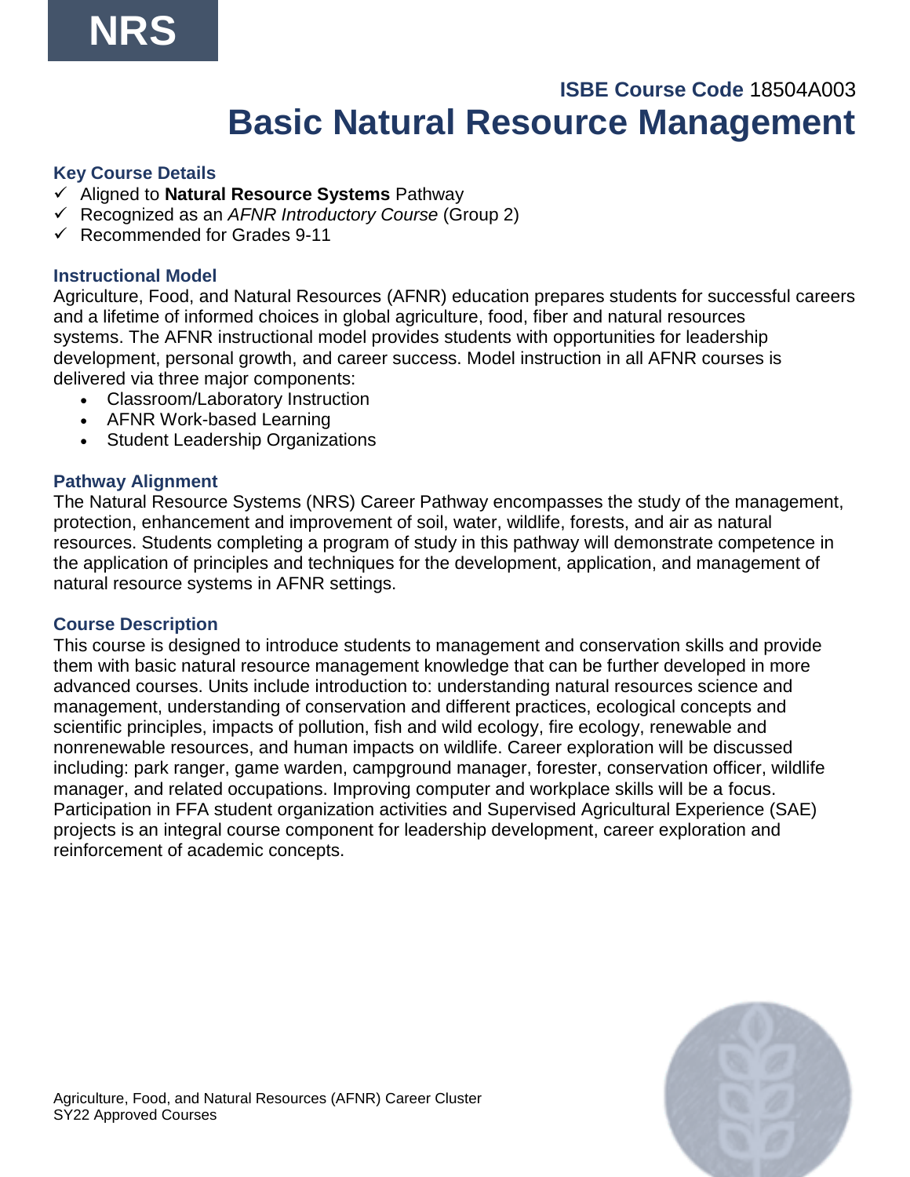NRS

**ISBE Course Code** 18504A003

# Basic Natural Resource Management

### Key Course Details

- ✓ Aligned to **Natural Resource Systems** Pathway
- ✓ Recognized as an *AFNR Introductory Course* (Group 2)
- ✓ Recommended for Grades 9-11

### Instructional Model

Agriculture, Food, and Natural Resources (AFNR) education prepares students for successful careers and a lifetime of informed choices in global agriculture, food, fiber and natural resources systems. The AFNR instructional model provides students with opportunities for leadership development, personal growth, and career success. Model instruction in all AFNR courses is delivered via three major components:

- Classroom/Laboratory Instruction
- AFNR Work-based Learning
- Student Leadership Organizations

### Pathway Alignment

The Natural Resource Systems (NRS) Career Pathway encompasses the study of the management, protection, enhancement and improvement of soil, water, wildlife, forests, and air as natural resources. Students completing a program of study in this pathway will demonstrate competence in the application of principles and techniques for the development, application, and management of natural resource systems in AFNR settings.

### Course Description

This course is designed to introduce students to management and conservation skills and provide them with basic natural resource management knowledge that can be further developed in more advanced courses. Units include introduction to: understanding natural resources science and management, understanding of conservation and different practices, ecological concepts and scientific principles, impacts of pollution, fish and wild ecology, fire ecology, renewable and nonrenewable resources, and human impacts on wildlife. Career exploration will be discussed including: park ranger, game warden, campground manager, forester, conservation officer, wildlife manager, and related occupations. Improving computer and workplace skills will be a focus. Participation in FFA student organization activities and Supervised Agricultural Experience (SAE) projects is an integral course component for leadership development, career exploration and reinforcement of academic concepts.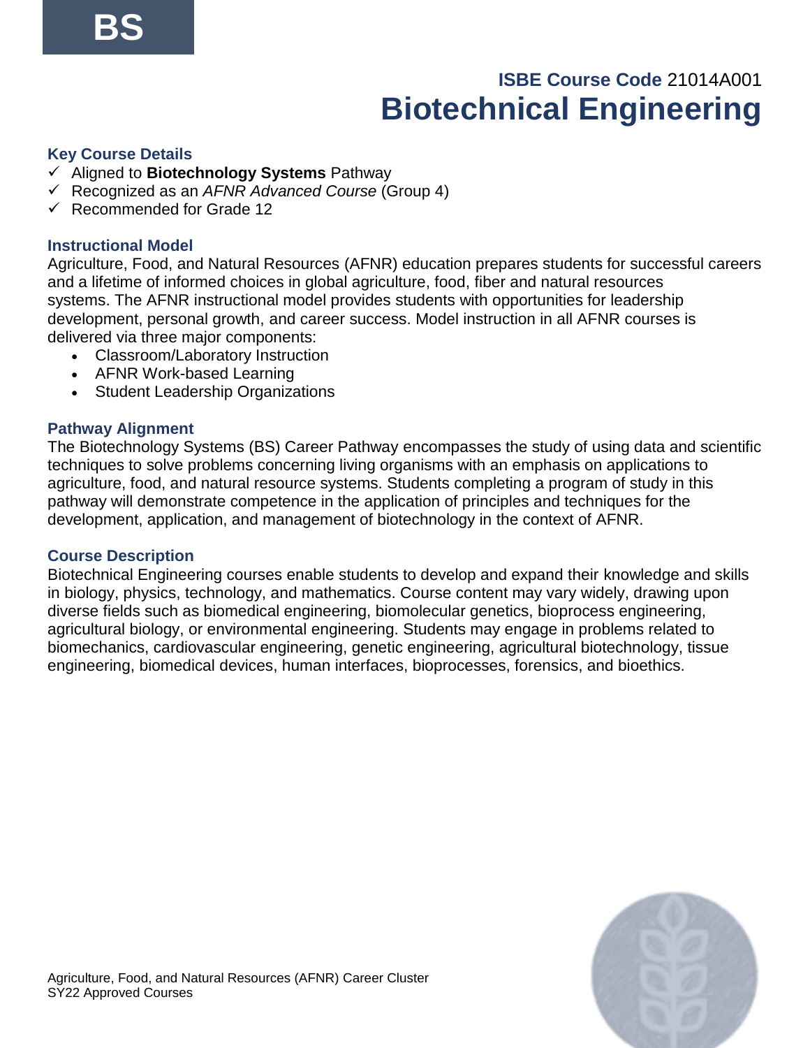**BS**

**ISBE Course Code** 21014A001

# Biotechnical Engineering

### Key Course Details

- ✓ Aligned to **Biotechnology Systems** Pathway
- ✓ Recognized as an *AFNR Advanced Course* (Group 4)
- ✓ Recommended for Grade 12

### Instructional Model

Agriculture, Food, and Natural Resources (AFNR) education prepares students for successful careers and a lifetime of informed choices in global agriculture, food, fiber and natural resources systems. The AFNR instructional model provides students with opportunities for leadership development, personal growth, and career success. Model instruction in all AFNR courses is delivered via three major components:

- Classroom/Laboratory Instruction
- AFNR Work-based Learning
- Student Leadership Organizations

### Pathway Alignment

The Biotechnology Systems (BS) Career Pathway encompasses the study of using data and scientific techniques to solve problems concerning living organisms with an emphasis on applications to agriculture, food, and natural resource systems. Students completing a program of study in this pathway will demonstrate competence in the application of principles and techniques for the development, application, and management of biotechnology in the context of AFNR.

### Course Description

Biotechnical Engineering courses enable students to develop and expand their knowledge and skills in biology, physics, technology, and mathematics. Course content may vary widely, drawing upon diverse fields such as biomedical engineering, biomolecular genetics, bioprocess engineering, agricultural biology, or environmental engineering. Students may engage in problems related to biomechanics, cardiovascular engineering, genetic engineering, agricultural biotechnology, tissue engineering, biomedical devices, human interfaces, bioprocesses, forensics, and bioethics.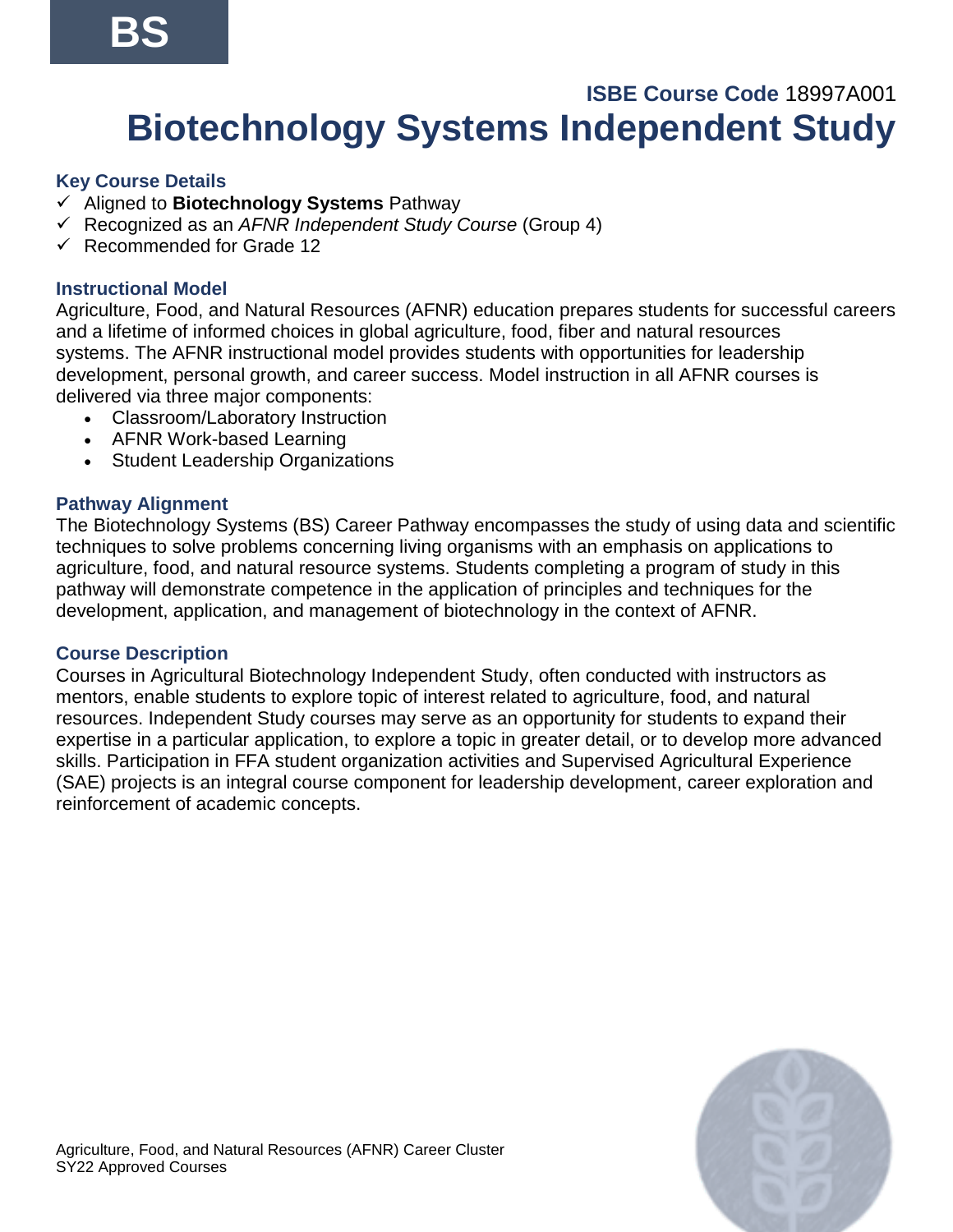**BS**

**ISBE Course Code** 18997A001

# Biotechnology Systems Independent Study

### Key Course Details

- ✓ Aligned to **Biotechnology Systems** Pathway
- ✓ Recognized as an *AFNR Independent Study Course* (Group 4)
- ✓ Recommended for Grade 12

### Instructional Model

Agriculture, Food, and Natural Resources (AFNR) education prepares students for successful careers and a lifetime of informed choices in global agriculture, food, fiber and natural resources systems. The AFNR instructional model provides students with opportunities for leadership development, personal growth, and career success. Model instruction in all AFNR courses is delivered via three major components:

- Classroom/Laboratory Instruction
- AFNR Work-based Learning
- Student Leadership Organizations

### Pathway Alignment

The Biotechnology Systems (BS) Career Pathway encompasses the study of using data and scientific techniques to solve problems concerning living organisms with an emphasis on applications to agriculture, food, and natural resource systems. Students completing a program of study in this pathway will demonstrate competence in the application of principles and techniques for the development, application, and management of biotechnology in the context of AFNR.

### Course Description

Courses in Agricultural Biotechnology Independent Study, often conducted with instructors as mentors, enable students to explore topic of interest related to agriculture, food, and natural resources. Independent Study courses may serve as an opportunity for students to expand their expertise in a particular application, to explore a topic in greater detail, or to develop more advanced skills. Participation in FFA student organization activities and Supervised Agricultural Experience (SAE) projects is an integral course component for leadership development, career exploration and reinforcement of academic concepts.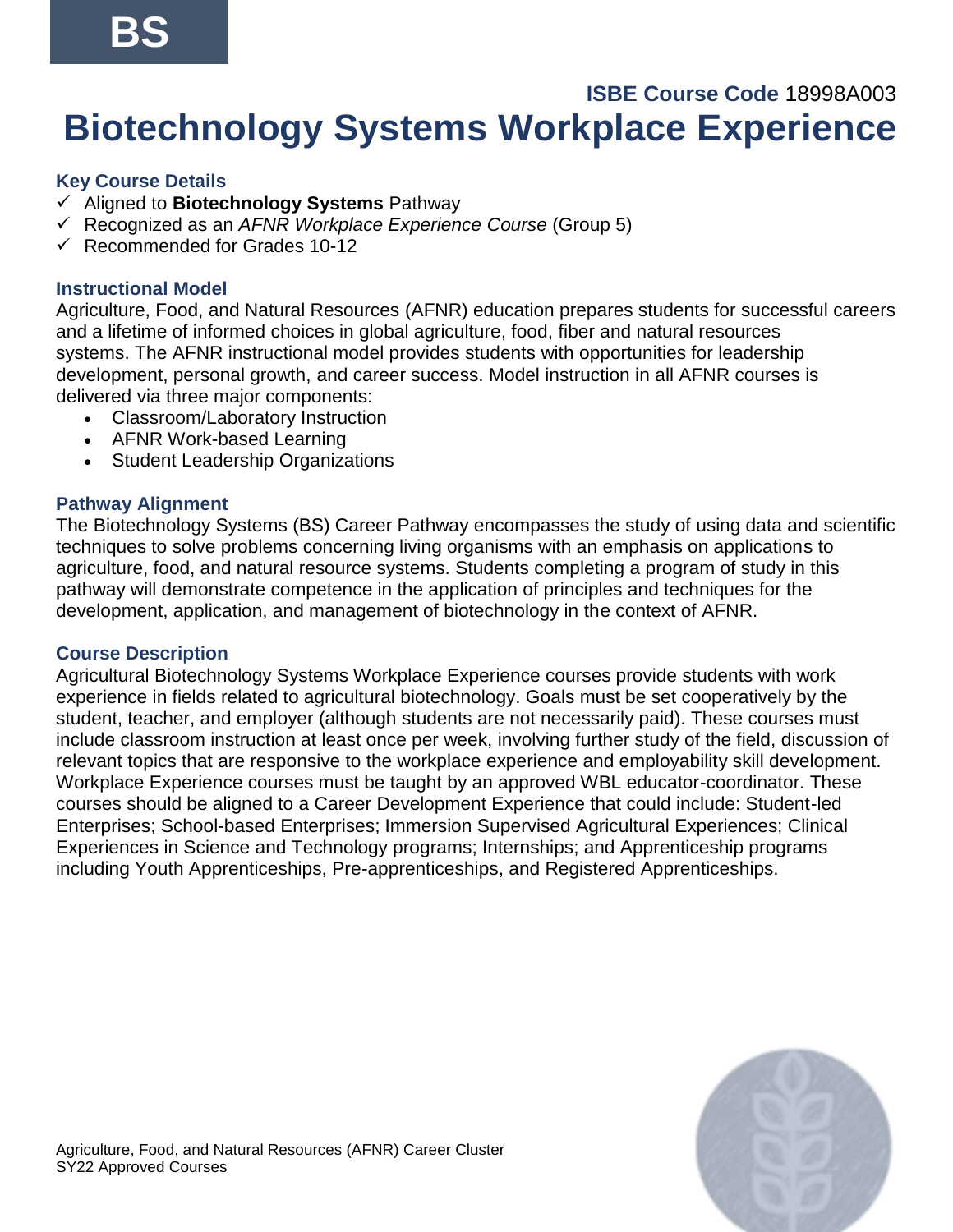BS

**ISBE Course Code** 18998A003

# Biotechnology Systems Workplace Experience

### Key Course Details

- ✓ Aligned to **Biotechnology Systems** Pathway
- ✓ Recognized as an *AFNR Workplace Experience Course* (Group 5)
- ✓ Recommended for Grades 10-12

### Instructional Model

Agriculture, Food, and Natural Resources (AFNR) education prepares students for successful careers and a lifetime of informed choices in global agriculture, food, fiber and natural resources systems. The AFNR instructional model provides students with opportunities for leadership development, personal growth, and career success. Model instruction in all AFNR courses is delivered via three major components:

- Classroom/Laboratory Instruction
- AFNR Work-based Learning
- Student Leadership Organizations

### Pathway Alignment

The Biotechnology Systems (BS) Career Pathway encompasses the study of using data and scientific techniques to solve problems concerning living organisms with an emphasis on applications to agriculture, food, and natural resource systems. Students completing a program of study in this pathway will demonstrate competence in the application of principles and techniques for the development, application, and management of biotechnology in the context of AFNR.

### Course Description

Agricultural Biotechnology Systems Workplace Experience courses provide students with work experience in fields related to agricultural biotechnology. Goals must be set cooperatively by the student, teacher, and employer (although students are not necessarily paid). These courses must include classroom instruction at least once per week, involving further study of the field, discussion of relevant topics that are responsive to the workplace experience and employability skill development. Workplace Experience courses must be taught by an approved WBL educator-coordinator. These courses should be aligned to a Career Development Experience that could include: Student-led Enterprises; School-based Enterprises; Immersion Supervised Agricultural Experiences; Clinical Experiences in Science and Technology programs; Internships; and Apprenticeship programs including Youth Apprenticeships, Pre-apprenticeships, and Registered Apprenticeships.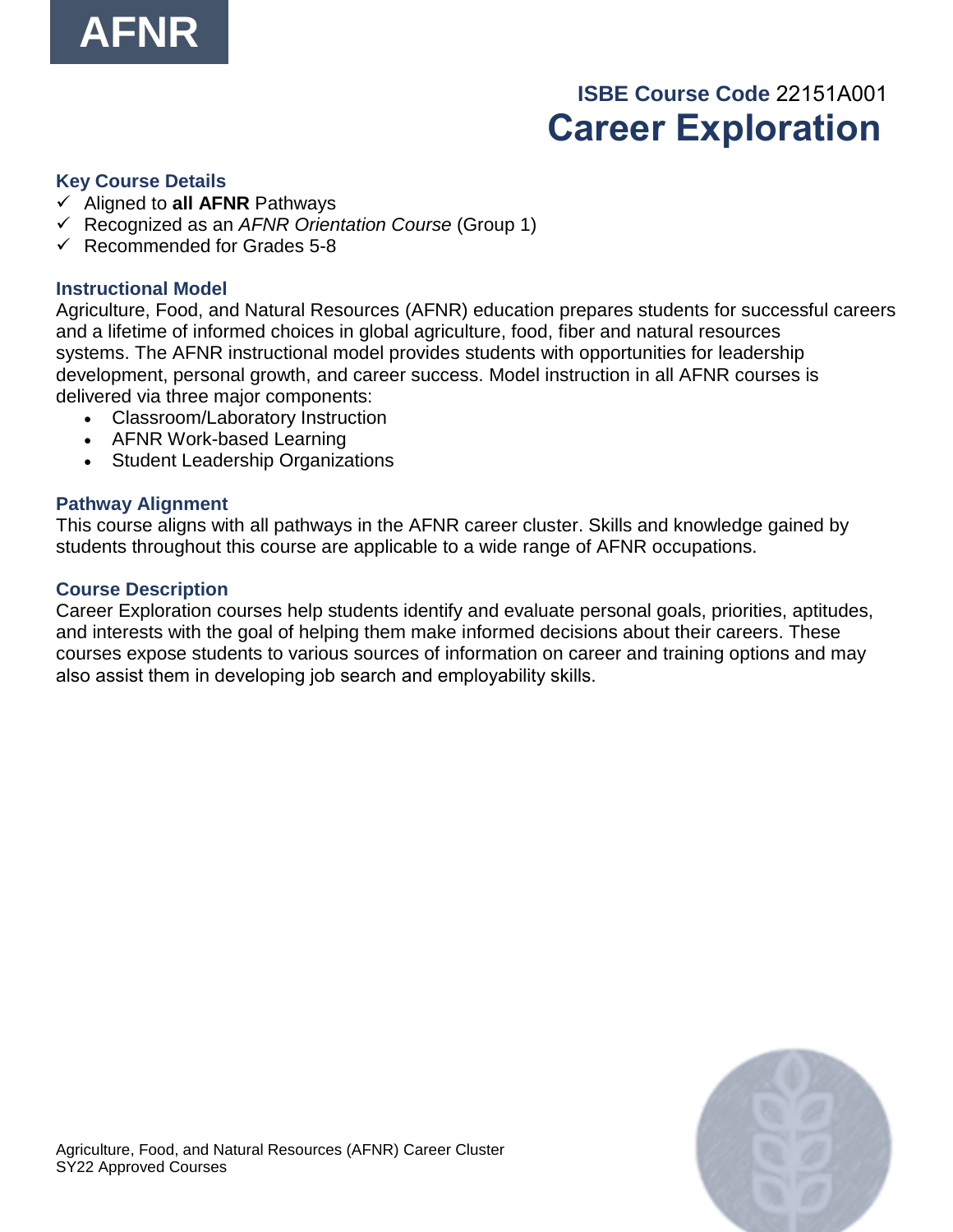AFNR

ISBE Course Code 22151A001

# Career Exploration

### Key Course Details

- ✓ Aligned to **all AFNR** Pathways
- ✓ Recognized as an *AFNR Orientation Course* (Group 1)
- ✓ Recommended for Grades 5-8

### Instructional Model

Agriculture, Food, and Natural Resources (AFNR) education prepares students for successful careers and a lifetime of informed choices in global agriculture, food, fiber and natural resources systems. The AFNR instructional model provides students with opportunities for leadership development, personal growth, and career success. Model instruction in all AFNR courses is delivered via three major components:

- Classroom/Laboratory Instruction
- AFNR Work-based Learning
- Student Leadership Organizations

### Pathway Alignment

This course aligns with all pathways in the AFNR career cluster. Skills and knowledge gained by students throughout this course are applicable to a wide range of AFNR occupations.

### Course Description

Career Exploration courses help students identify and evaluate personal goals, priorities, aptitudes, and interests with the goal of helping them make informed decisions about their careers. These courses expose students to various sources of information on career and training options and may also assist them in developing job search and employability skills.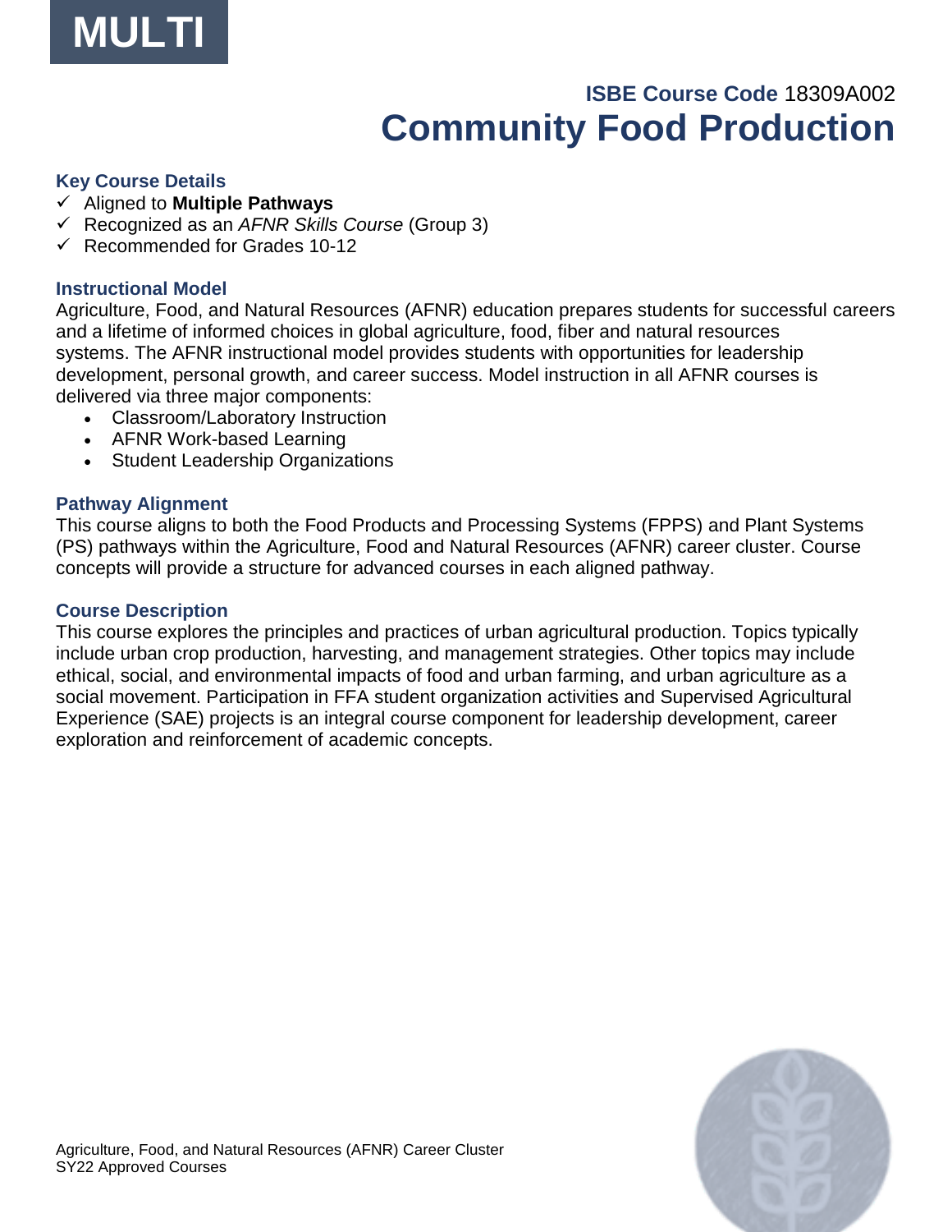MULTI

ISBE Course Code 18309A002

# Community Food Production

### Key Course Details

- ✓ Aligned to **Multiple Pathways**
- ✓ Recognized as an *AFNR Skills Course* (Group 3)
- ✓ Recommended for Grades 10-12

### Instructional Model

Agriculture, Food, and Natural Resources (AFNR) education prepares students for successful careers and a lifetime of informed choices in global agriculture, food, fiber and natural resources systems. The AFNR instructional model provides students with opportunities for leadership development, personal growth, and career success. Model instruction in all AFNR courses is delivered via three major components:

- Classroom/Laboratory Instruction
- AFNR Work-based Learning
- Student Leadership Organizations

### Pathway Alignment

This course aligns to both the Food Products and Processing Systems (FPPS) and Plant Systems (PS) pathways within the Agriculture, Food and Natural Resources (AFNR) career cluster. Course concepts will provide a structure for advanced courses in each aligned pathway.

### Course Description

This course explores the principles and practices of urban agricultural production. Topics typically include urban crop production, harvesting, and management strategies. Other topics may include ethical, social, and environmental impacts of food and urban farming, and urban agriculture as a social movement. Participation in FFA student organization activities and Supervised Agricultural Experience (SAE) projects is an integral course component for leadership development, career exploration and reinforcement of academic concepts.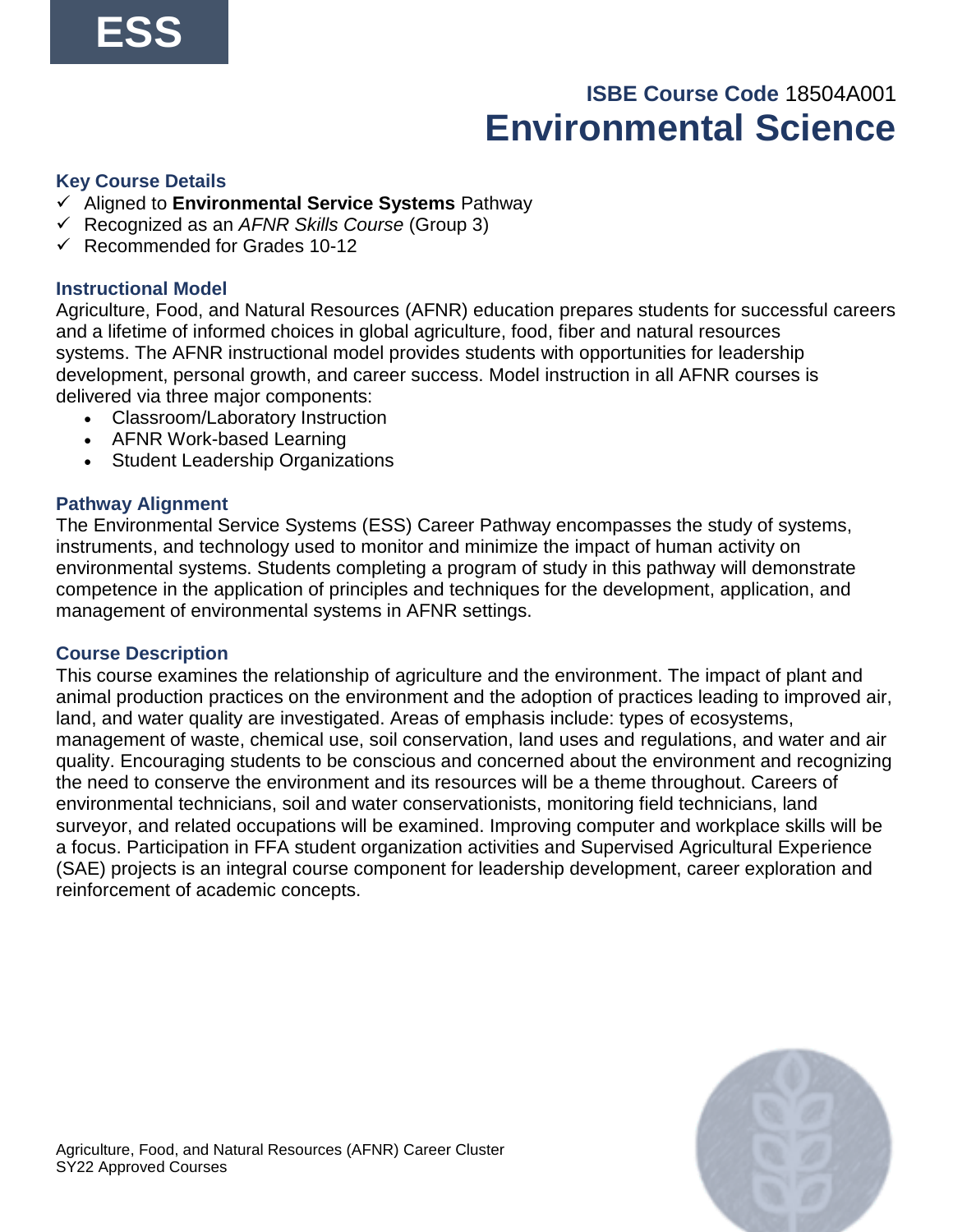ESS

**ISBE Course Code** 18504A001

# Environmental Science

### Key Course Details

- ✓ Aligned to **Environmental Service Systems** Pathway
- ✓ Recognized as an *AFNR Skills Course* (Group 3)
- ✓ Recommended for Grades 10-12

### Instructional Model

Agriculture, Food, and Natural Resources (AFNR) education prepares students for successful careers and a lifetime of informed choices in global agriculture, food, fiber and natural resources systems. The AFNR instructional model provides students with opportunities for leadership development, personal growth, and career success. Model instruction in all AFNR courses is delivered via three major components:

- Classroom/Laboratory Instruction
- AFNR Work-based Learning
- Student Leadership Organizations

### Pathway Alignment

The Environmental Service Systems (ESS) Career Pathway encompasses the study of systems, instruments, and technology used to monitor and minimize the impact of human activity on environmental systems. Students completing a program of study in this pathway will demonstrate competence in the application of principles and techniques for the development, application, and management of environmental systems in AFNR settings.

### Course Description

This course examines the relationship of agriculture and the environment. The impact of plant and animal production practices on the environment and the adoption of practices leading to improved air, land, and water quality are investigated. Areas of emphasis include: types of ecosystems, management of waste, chemical use, soil conservation, land uses and regulations, and water and air quality. Encouraging students to be conscious and concerned about the environment and recognizing the need to conserve the environment and its resources will be a theme throughout. Careers of environmental technicians, soil and water conservationists, monitoring field technicians, land surveyor, and related occupations will be examined. Improving computer and workplace skills will be a focus. Participation in FFA student organization activities and Supervised Agricultural Experience (SAE) projects is an integral course component for leadership development, career exploration and reinforcement of academic concepts.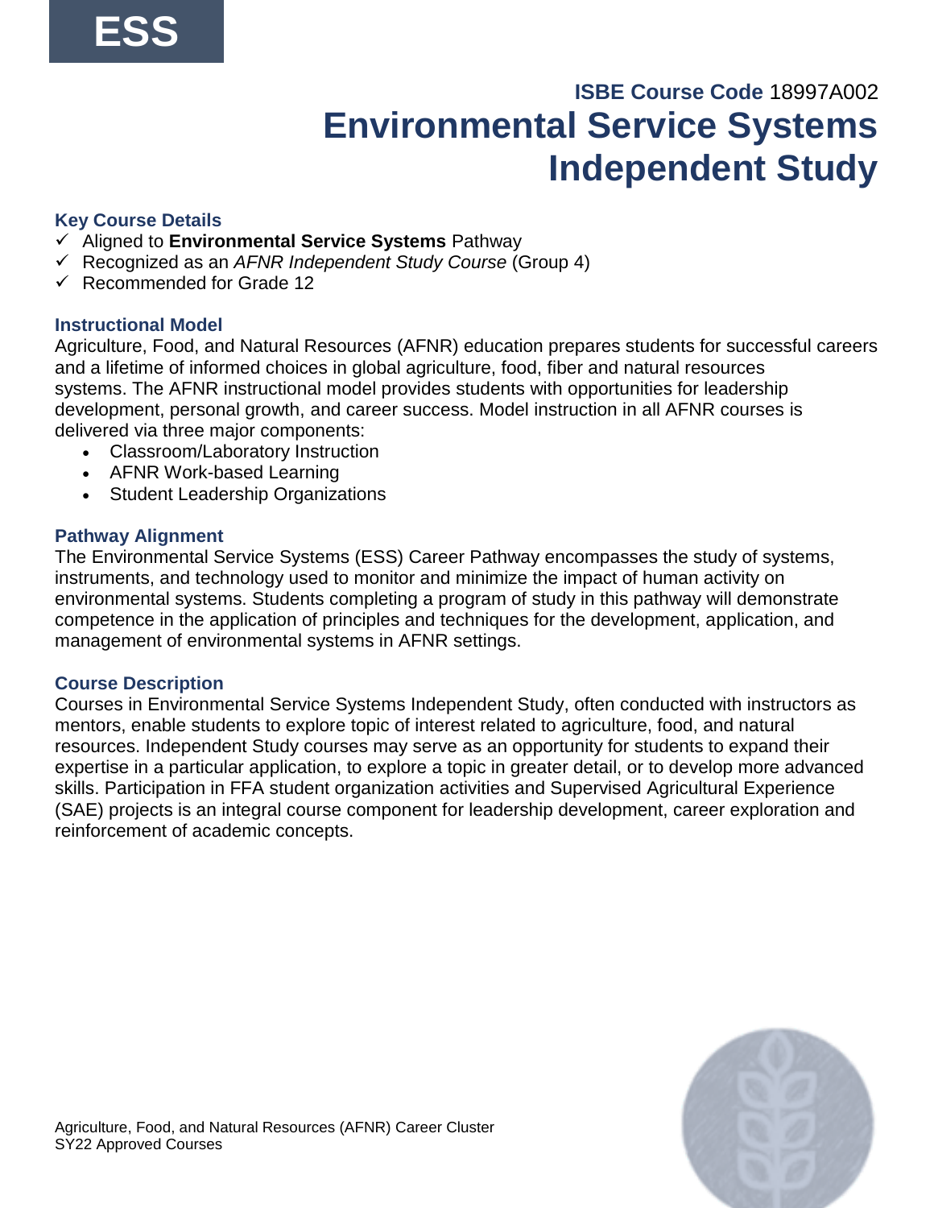ESS

**ISBE Course Code** 18997A002

# Environmental Service Systems Independent Study

### Key Course Details

- ✓ Aligned to **Environmental Service Systems** Pathway
- ✓ Recognized as an *AFNR Independent Study Course* (Group 4)
- ✓ Recommended for Grade 12

### Instructional Model

Agriculture, Food, and Natural Resources (AFNR) education prepares students for successful careers and a lifetime of informed choices in global agriculture, food, fiber and natural resources systems. The AFNR instructional model provides students with opportunities for leadership development, personal growth, and career success. Model instruction in all AFNR courses is delivered via three major components:

- Classroom/Laboratory Instruction
- AFNR Work-based Learning
- Student Leadership Organizations

### Pathway Alignment

The Environmental Service Systems (ESS) Career Pathway encompasses the study of systems, instruments, and technology used to monitor and minimize the impact of human activity on environmental systems. Students completing a program of study in this pathway will demonstrate competence in the application of principles and techniques for the development, application, and management of environmental systems in AFNR settings.

### Course Description

Courses in Environmental Service Systems Independent Study, often conducted with instructors as mentors, enable students to explore topic of interest related to agriculture, food, and natural resources. Independent Study courses may serve as an opportunity for students to expand their expertise in a particular application, to explore a topic in greater detail, or to develop more advanced skills. Participation in FFA student organization activities and Supervised Agricultural Experience (SAE) projects is an integral course component for leadership development, career exploration and reinforcement of academic concepts.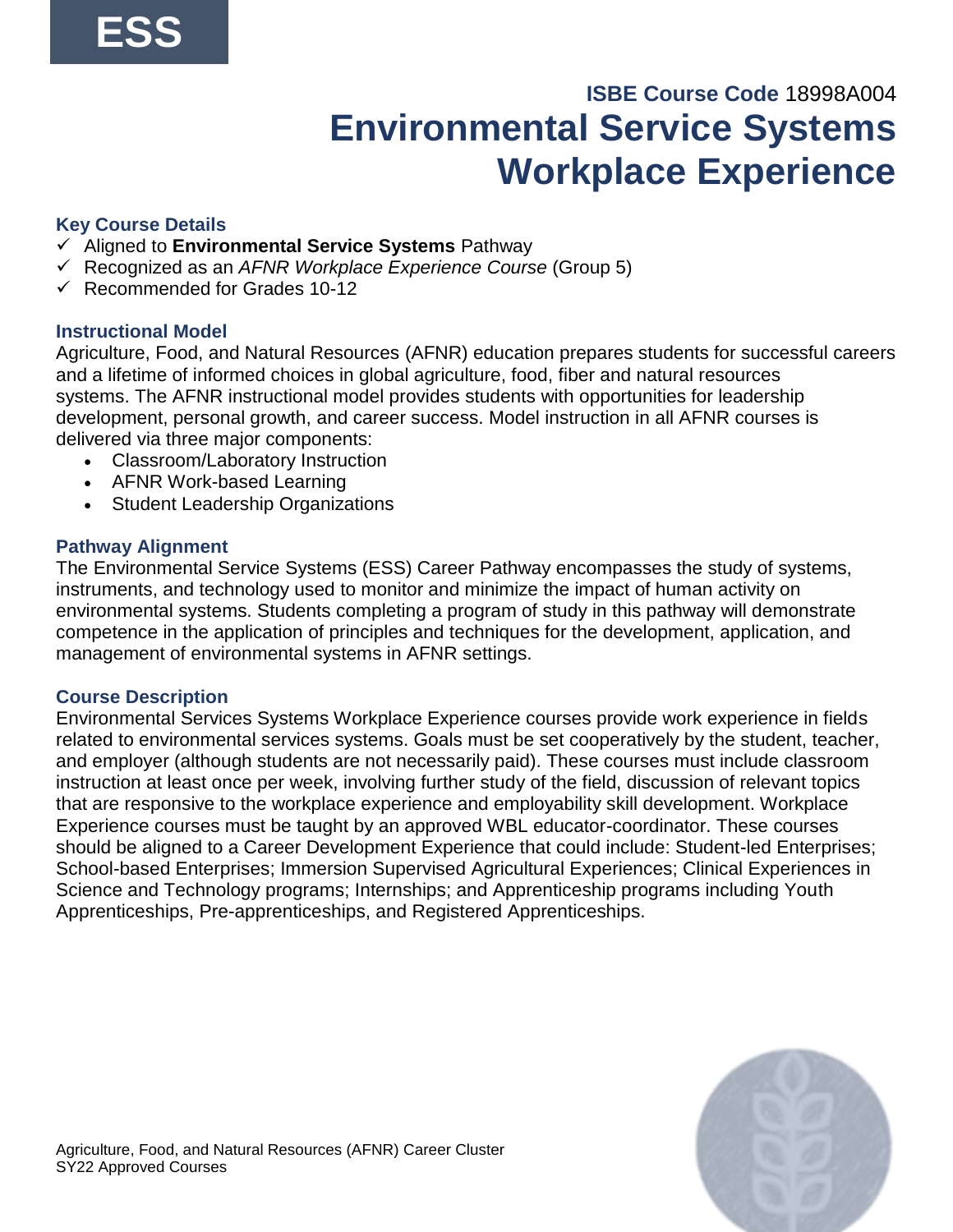ESS

**ISBE Course Code** 18998A004

# Environmental Service Systems Workplace Experience

### Key Course Details

- ✓ Aligned to **Environmental Service Systems** Pathway
- ✓ Recognized as an *AFNR Workplace Experience Course* (Group 5)
- ✓ Recommended for Grades 10-12

### Instructional Model

Agriculture, Food, and Natural Resources (AFNR) education prepares students for successful careers and a lifetime of informed choices in global agriculture, food, fiber and natural resources systems. The AFNR instructional model provides students with opportunities for leadership development, personal growth, and career success. Model instruction in all AFNR courses is delivered via three major components:

- Classroom/Laboratory Instruction
- AFNR Work-based Learning
- Student Leadership Organizations

### Pathway Alignment

The Environmental Service Systems (ESS) Career Pathway encompasses the study of systems, instruments, and technology used to monitor and minimize the impact of human activity on environmental systems. Students completing a program of study in this pathway will demonstrate competence in the application of principles and techniques for the development, application, and management of environmental systems in AFNR settings.

### Course Description

Environmental Services Systems Workplace Experience courses provide work experience in fields related to environmental services systems. Goals must be set cooperatively by the student, teacher, and employer (although students are not necessarily paid). These courses must include classroom instruction at least once per week, involving further study of the field, discussion of relevant topics that are responsive to the workplace experience and employability skill development. Workplace Experience courses must be taught by an approved WBL educator-coordinator. These courses should be aligned to a Career Development Experience that could include: Student-led Enterprises; School-based Enterprises; Immersion Supervised Agricultural Experiences; Clinical Experiences in Science and Technology programs; Internships; and Apprenticeship programs including Youth Apprenticeships, Pre-apprenticeships, and Registered Apprenticeships.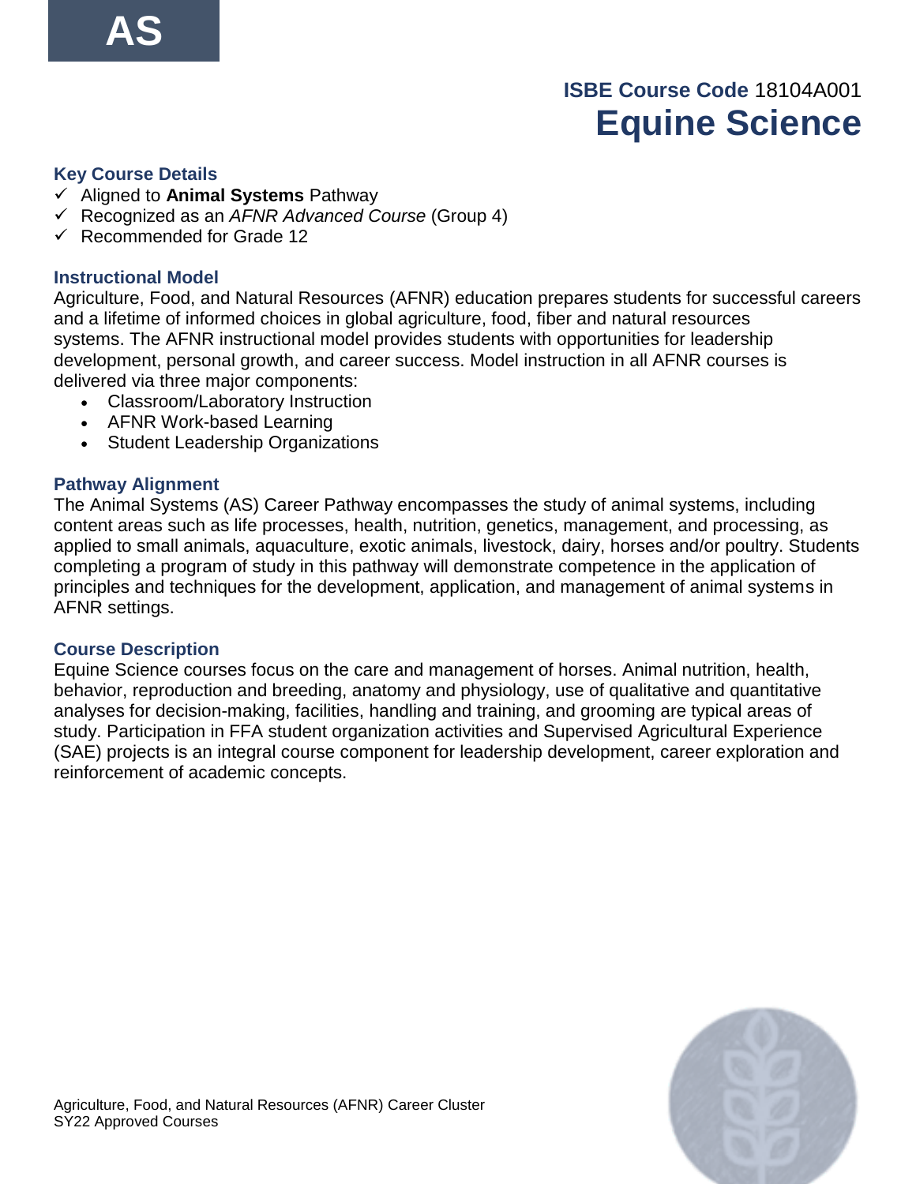**AS**

**ISBE Course Code** 18104A001

# Equine Science

### Key Course Details

- ✓ Aligned to **Animal Systems** Pathway
- ✓ Recognized as an *AFNR Advanced Course* (Group 4)
- ✓ Recommended for Grade 12

### Instructional Model

Agriculture, Food, and Natural Resources (AFNR) education prepares students for successful careers and a lifetime of informed choices in global agriculture, food, fiber and natural resources systems. The AFNR instructional model provides students with opportunities for leadership development, personal growth, and career success. Model instruction in all AFNR courses is delivered via three major components:

- Classroom/Laboratory Instruction
- AFNR Work-based Learning
- Student Leadership Organizations

### Pathway Alignment

The Animal Systems (AS) Career Pathway encompasses the study of animal systems, including content areas such as life processes, health, nutrition, genetics, management, and processing, as applied to small animals, aquaculture, exotic animals, livestock, dairy, horses and/or poultry. Students completing a program of study in this pathway will demonstrate competence in the application of principles and techniques for the development, application, and management of animal systems in AFNR settings.

### Course Description

Equine Science courses focus on the care and management of horses. Animal nutrition, health, behavior, reproduction and breeding, anatomy and physiology, use of qualitative and quantitative analyses for decision-making, facilities, handling and training, and grooming are typical areas of study. Participation in FFA student organization activities and Supervised Agricultural Experience (SAE) projects is an integral course component for leadership development, career exploration and reinforcement of academic concepts.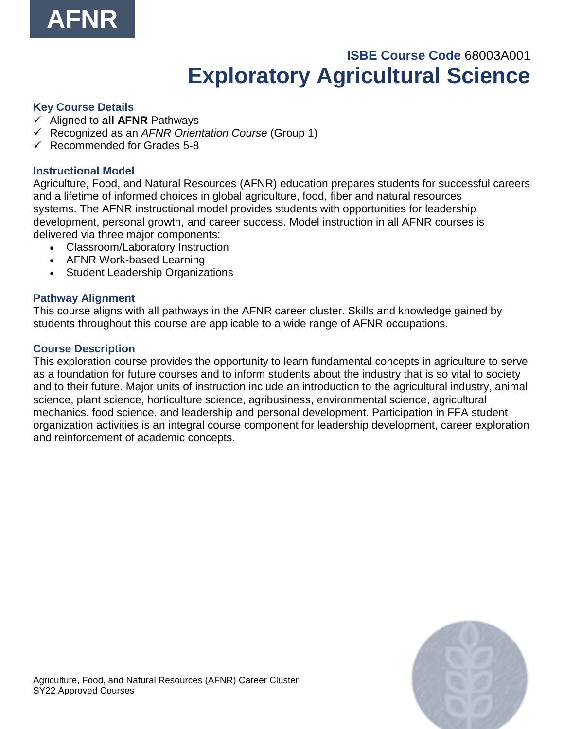AFNR

ISBE Course Code 68003A001

# Exploratory Agricultural Science

### Key Course Details

- ✓ Aligned to **all AFNR** Pathways
- ✓ Recognized as an *AFNR Orientation Course* (Group 1)
- ✓ Recommended for Grades 5-8

### Instructional Model

Agriculture, Food, and Natural Resources (AFNR) education prepares students for successful careers and a lifetime of informed choices in global agriculture, food, fiber and natural resources systems. The AFNR instructional model provides students with opportunities for leadership development, personal growth, and career success. Model instruction in all AFNR courses is delivered via three major components:

- Classroom/Laboratory Instruction
- AFNR Work-based Learning
- Student Leadership Organizations

### Pathway Alignment

This course aligns with all pathways in the AFNR career cluster. Skills and knowledge gained by students throughout this course are applicable to a wide range of AFNR occupations.

### Course Description

This exploration course provides the opportunity to learn fundamental concepts in agriculture to serve as a foundation for future courses and to inform students about the industry that is so vital to society and to their future. Major units of instruction include an introduction to the agricultural industry, animal science, plant science, horticulture science, agribusiness, environmental science, agricultural mechanics, food science, and leadership and personal development. Participation in FFA student organization activities is an integral course component for leadership development, career exploration and reinforcement of academic concepts.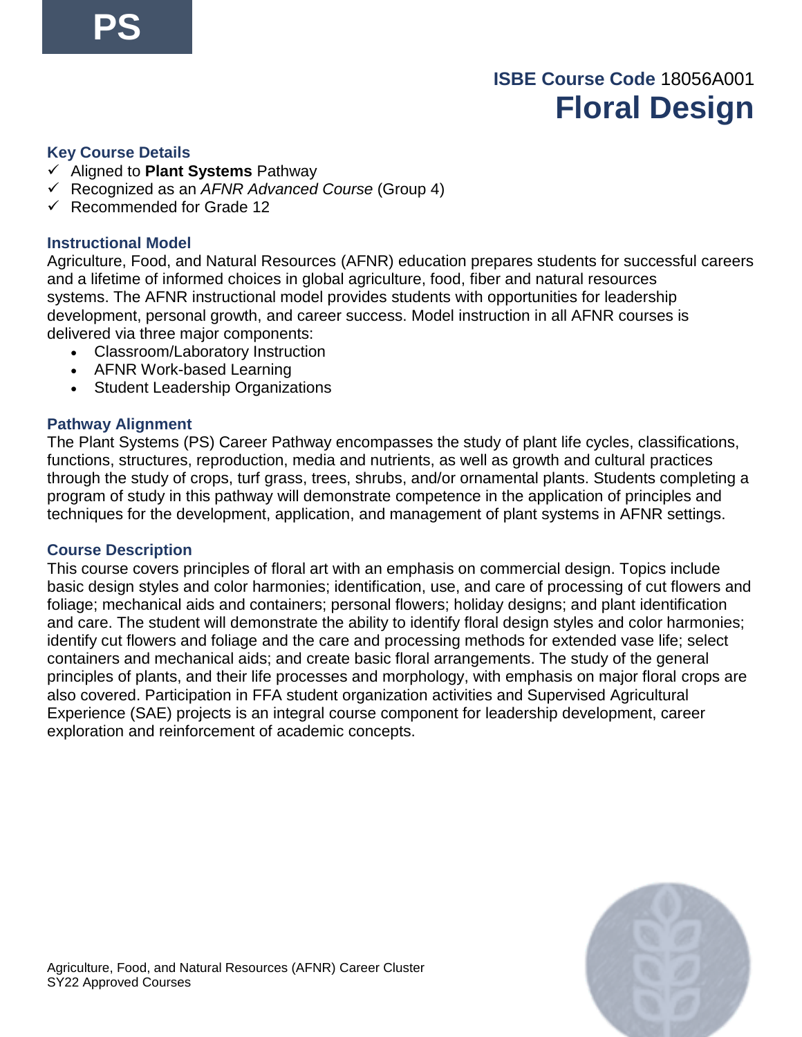PS

ISBE Course Code 18056A001

# Floral Design

### Key Course Details

- ✓ Aligned to **Plant Systems** Pathway
- ✓ Recognized as an *AFNR Advanced Course* (Group 4)
- ✓ Recommended for Grade 12

### Instructional Model

Agriculture, Food, and Natural Resources (AFNR) education prepares students for successful careers and a lifetime of informed choices in global agriculture, food, fiber and natural resources systems. The AFNR instructional model provides students with opportunities for leadership development, personal growth, and career success. Model instruction in all AFNR courses is delivered via three major components:

- Classroom/Laboratory Instruction
- AFNR Work-based Learning
- Student Leadership Organizations

### Pathway Alignment

The Plant Systems (PS) Career Pathway encompasses the study of plant life cycles, classifications, functions, structures, reproduction, media and nutrients, as well as growth and cultural practices through the study of crops, turf grass, trees, shrubs, and/or ornamental plants. Students completing a program of study in this pathway will demonstrate competence in the application of principles and techniques for the development, application, and management of plant systems in AFNR settings.

### Course Description

This course covers principles of floral art with an emphasis on commercial design. Topics include basic design styles and color harmonies; identification, use, and care of processing of cut flowers and foliage; mechanical aids and containers; personal flowers; holiday designs; and plant identification and care. The student will demonstrate the ability to identify floral design styles and color harmonies; identify cut flowers and foliage and the care and processing methods for extended vase life; select containers and mechanical aids; and create basic floral arrangements. The study of the general principles of plants, and their life processes and morphology, with emphasis on major floral crops are also covered. Participation in FFA student organization activities and Supervised Agricultural Experience (SAE) projects is an integral course component for leadership development, career exploration and reinforcement of academic concepts.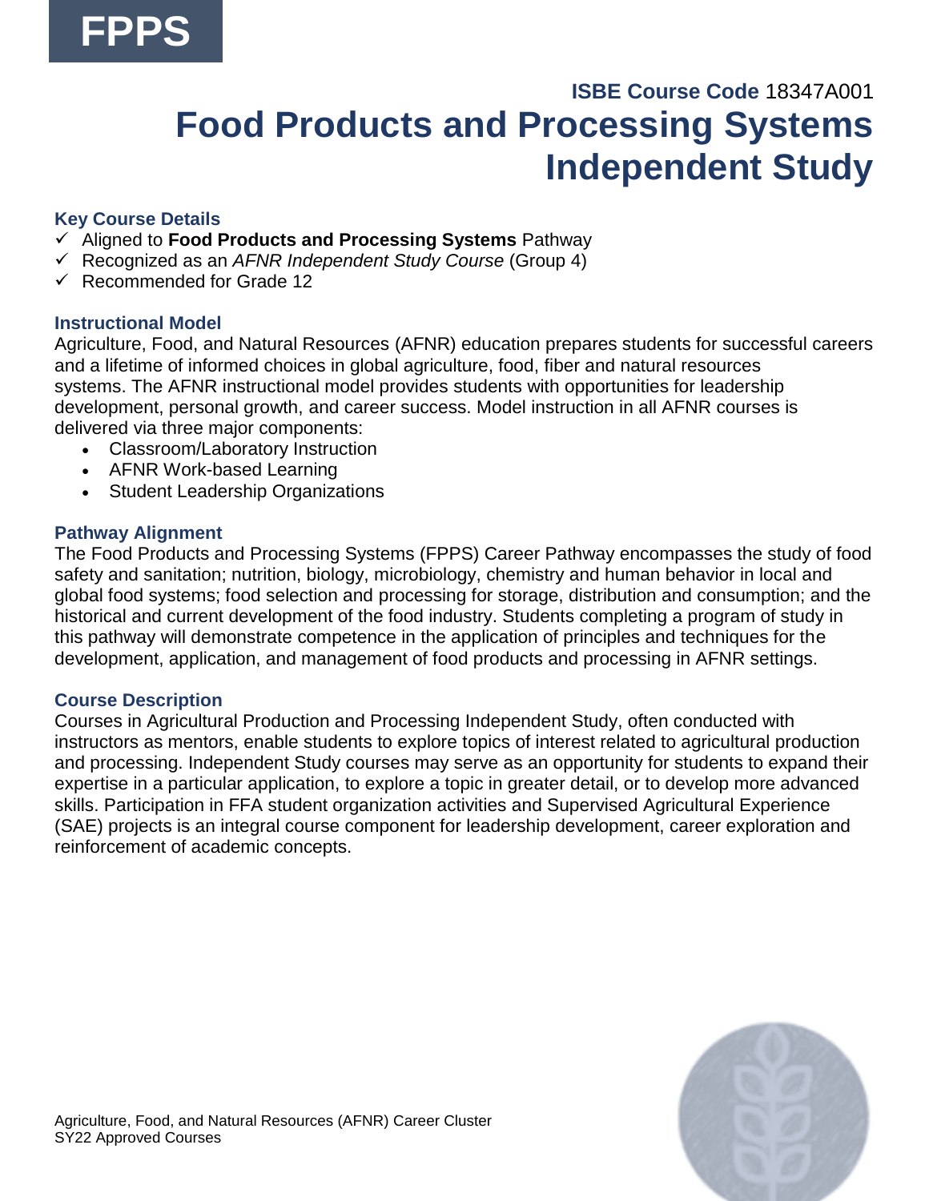FPPS

**ISBE Course Code** 18347A001

# Food Products and Processing Systems Independent Study

### Key Course Details

- ✓ Aligned to **Food Products and Processing Systems** Pathway
- ✓ Recognized as an *AFNR Independent Study Course* (Group 4)
- ✓ Recommended for Grade 12

### Instructional Model

Agriculture, Food, and Natural Resources (AFNR) education prepares students for successful careers and a lifetime of informed choices in global agriculture, food, fiber and natural resources systems. The AFNR instructional model provides students with opportunities for leadership development, personal growth, and career success. Model instruction in all AFNR courses is delivered via three major components:

- Classroom/Laboratory Instruction
- AFNR Work-based Learning
- Student Leadership Organizations

### Pathway Alignment

The Food Products and Processing Systems (FPPS) Career Pathway encompasses the study of food safety and sanitation; nutrition, biology, microbiology, chemistry and human behavior in local and global food systems; food selection and processing for storage, distribution and consumption; and the historical and current development of the food industry. Students completing a program of study in this pathway will demonstrate competence in the application of principles and techniques for the development, application, and management of food products and processing in AFNR settings.

### Course Description

Courses in Agricultural Production and Processing Independent Study, often conducted with instructors as mentors, enable students to explore topics of interest related to agricultural production and processing. Independent Study courses may serve as an opportunity for students to expand their expertise in a particular application, to explore a topic in greater detail, or to develop more advanced skills. Participation in FFA student organization activities and Supervised Agricultural Experience (SAE) projects is an integral course component for leadership development, career exploration and reinforcement of academic concepts.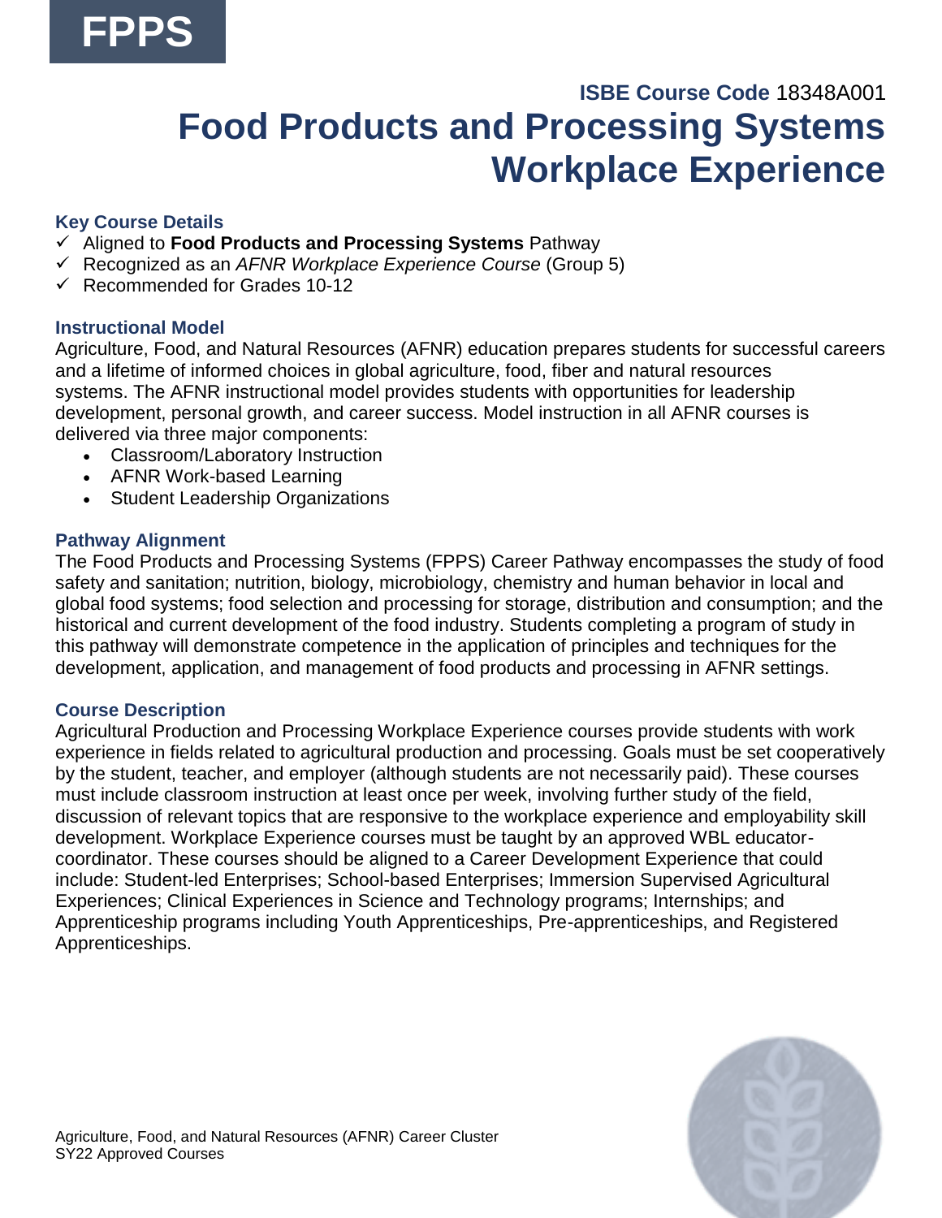# FPPS

**ISBE Course Code** 18348A001

# Food Products and Processing Systems Workplace Experience

### Key Course Details

- ✓ Aligned to **Food Products and Processing Systems** Pathway
- ✓ Recognized as an *AFNR Workplace Experience Course* (Group 5)
- ✓ Recommended for Grades 10-12

### Instructional Model

Agriculture, Food, and Natural Resources (AFNR) education prepares students for successful careers and a lifetime of informed choices in global agriculture, food, fiber and natural resources systems. The AFNR instructional model provides students with opportunities for leadership development, personal growth, and career success. Model instruction in all AFNR courses is delivered via three major components:

- Classroom/Laboratory Instruction
- AFNR Work-based Learning
- Student Leadership Organizations

### Pathway Alignment

The Food Products and Processing Systems (FPPS) Career Pathway encompasses the study of food safety and sanitation; nutrition, biology, microbiology, chemistry and human behavior in local and global food systems; food selection and processing for storage, distribution and consumption; and the historical and current development of the food industry. Students completing a program of study in this pathway will demonstrate competence in the application of principles and techniques for the development, application, and management of food products and processing in AFNR settings.

### Course Description

Agricultural Production and Processing Workplace Experience courses provide students with work experience in fields related to agricultural production and processing. Goals must be set cooperatively by the student, teacher, and employer (although students are not necessarily paid). These courses must include classroom instruction at least once per week, involving further study of the field, discussion of relevant topics that are responsive to the workplace experience and employability skill development. Workplace Experience courses must be taught by an approved WBL educator-coordinator. These courses should be aligned to a Career Development Experience that could include: Student-led Enterprises; School-based Enterprises; Immersion Supervised Agricultural Experiences; Clinical Experiences in Science and Technology programs; Internships; and Apprenticeship programs including Youth Apprenticeships, Pre-apprenticeships, and Registered Apprenticeships.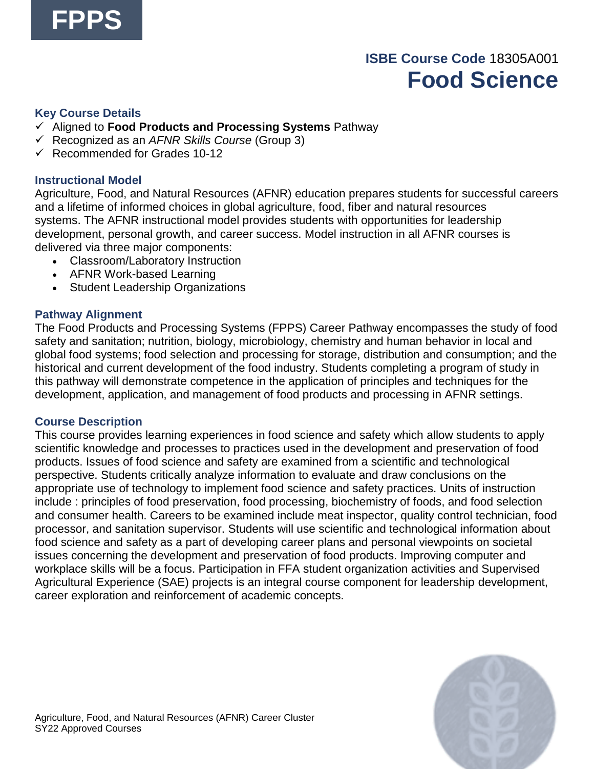**FPPS**

**ISBE Course Code** 18305A001

# Food Science

### Key Course Details

- ✓ Aligned to **Food Products and Processing Systems** Pathway
- ✓ Recognized as an *AFNR Skills Course* (Group 3)
- ✓ Recommended for Grades 10-12

### Instructional Model

Agriculture, Food, and Natural Resources (AFNR) education prepares students for successful careers and a lifetime of informed choices in global agriculture, food, fiber and natural resources systems. The AFNR instructional model provides students with opportunities for leadership development, personal growth, and career success. Model instruction in all AFNR courses is delivered via three major components:

- Classroom/Laboratory Instruction
- AFNR Work-based Learning
- Student Leadership Organizations

### Pathway Alignment

The Food Products and Processing Systems (FPPS) Career Pathway encompasses the study of food safety and sanitation; nutrition, biology, microbiology, chemistry and human behavior in local and global food systems; food selection and processing for storage, distribution and consumption; and the historical and current development of the food industry. Students completing a program of study in this pathway will demonstrate competence in the application of principles and techniques for the development, application, and management of food products and processing in AFNR settings.

### Course Description

This course provides learning experiences in food science and safety which allow students to apply scientific knowledge and processes to practices used in the development and preservation of food products. Issues of food science and safety are examined from a scientific and technological perspective. Students critically analyze information to evaluate and draw conclusions on the appropriate use of technology to implement food science and safety practices. Units of instruction include : principles of food preservation, food processing, biochemistry of foods, and food selection and consumer health. Careers to be examined include meat inspector, quality control technician, food processor, and sanitation supervisor. Students will use scientific and technological information about food science and safety as a part of developing career plans and personal viewpoints on societal issues concerning the development and preservation of food products. Improving computer and workplace skills will be a focus. Participation in FFA student organization activities and Supervised Agricultural Experience (SAE) projects is an integral course component for leadership development, career exploration and reinforcement of academic concepts.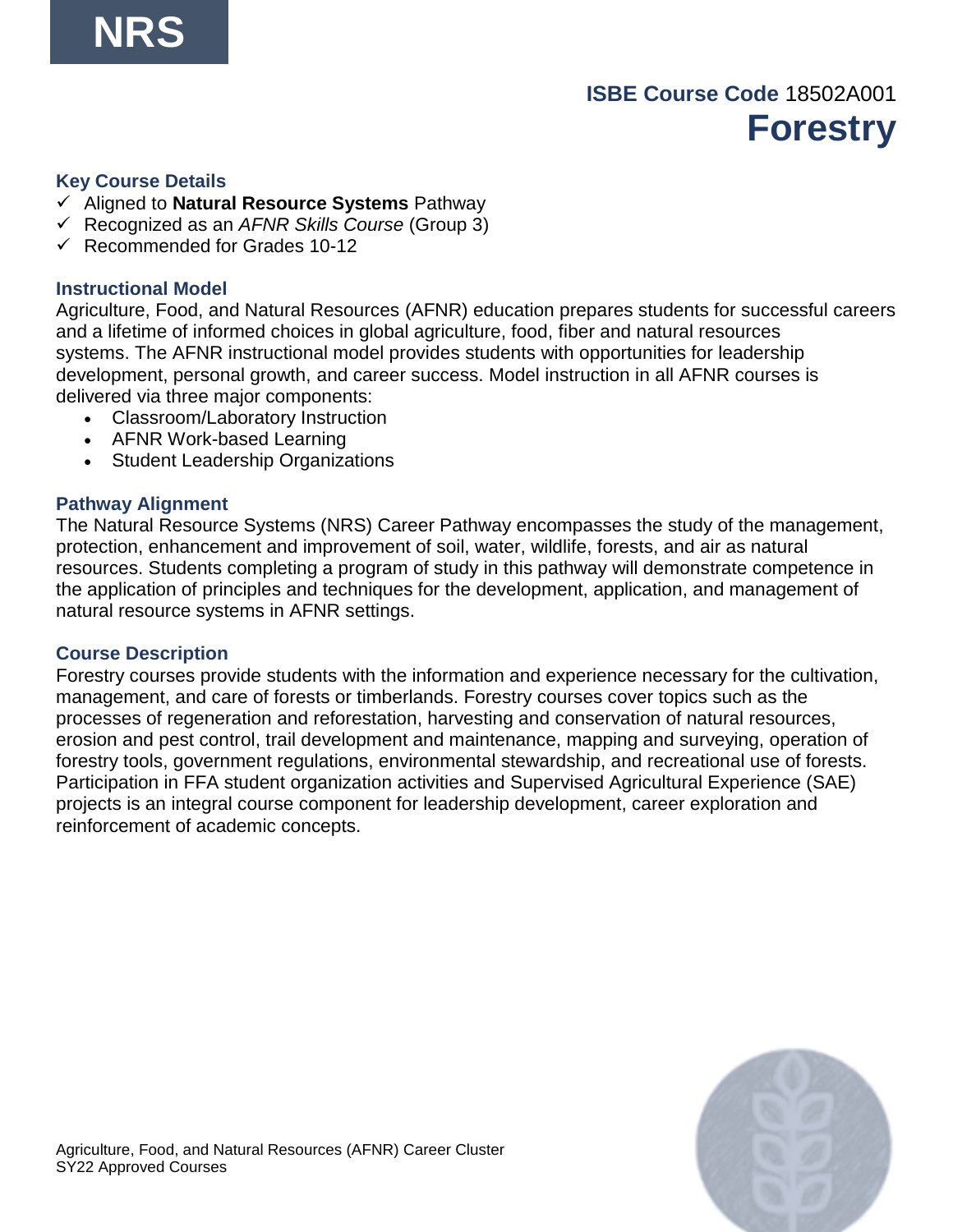NRS

**ISBE Course Code** 18502A001

# Forestry

### Key Course Details

- ✓ Aligned to **Natural Resource Systems** Pathway
- ✓ Recognized as an *AFNR Skills Course* (Group 3)
- ✓ Recommended for Grades 10-12

### Instructional Model

Agriculture, Food, and Natural Resources (AFNR) education prepares students for successful careers and a lifetime of informed choices in global agriculture, food, fiber and natural resources systems. The AFNR instructional model provides students with opportunities for leadership development, personal growth, and career success. Model instruction in all AFNR courses is delivered via three major components:

- Classroom/Laboratory Instruction
- AFNR Work-based Learning
- Student Leadership Organizations

### Pathway Alignment

The Natural Resource Systems (NRS) Career Pathway encompasses the study of the management, protection, enhancement and improvement of soil, water, wildlife, forests, and air as natural resources. Students completing a program of study in this pathway will demonstrate competence in the application of principles and techniques for the development, application, and management of natural resource systems in AFNR settings.

### Course Description

Forestry courses provide students with the information and experience necessary for the cultivation, management, and care of forests or timberlands. Forestry courses cover topics such as the processes of regeneration and reforestation, harvesting and conservation of natural resources, erosion and pest control, trail development and maintenance, mapping and surveying, operation of forestry tools, government regulations, environmental stewardship, and recreational use of forests. Participation in FFA student organization activities and Supervised Agricultural Experience (SAE) projects is an integral course component for leadership development, career exploration and reinforcement of academic concepts.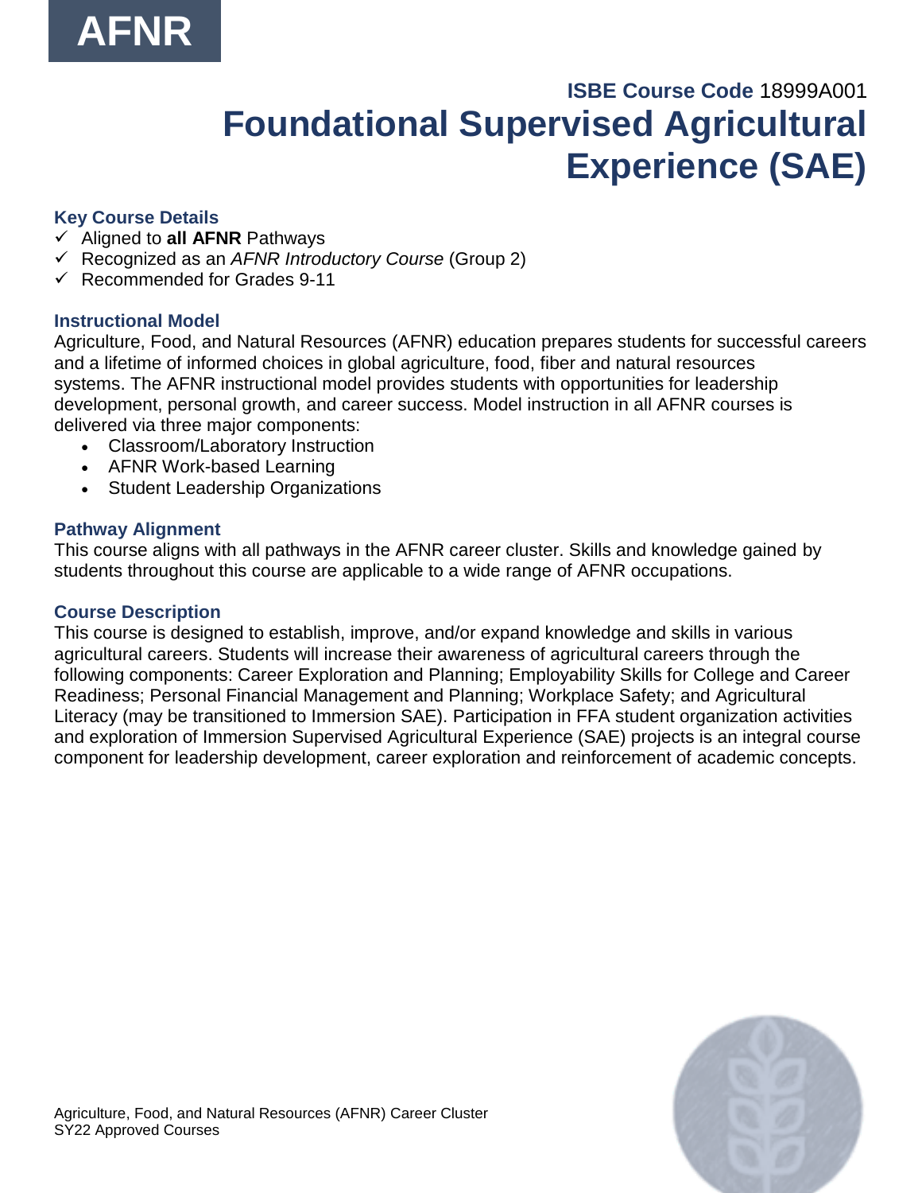AFNR

**ISBE Course Code** 18999A001

# Foundational Supervised Agricultural Experience (SAE)

### Key Course Details

- ✓ Aligned to **all AFNR** Pathways
- ✓ Recognized as an *AFNR Introductory Course* (Group 2)
- ✓ Recommended for Grades 9-11

### Instructional Model

Agriculture, Food, and Natural Resources (AFNR) education prepares students for successful careers and a lifetime of informed choices in global agriculture, food, fiber and natural resources systems. The AFNR instructional model provides students with opportunities for leadership development, personal growth, and career success. Model instruction in all AFNR courses is delivered via three major components:

- Classroom/Laboratory Instruction
- AFNR Work-based Learning
- Student Leadership Organizations

### Pathway Alignment

This course aligns with all pathways in the AFNR career cluster. Skills and knowledge gained by students throughout this course are applicable to a wide range of AFNR occupations.

### Course Description

This course is designed to establish, improve, and/or expand knowledge and skills in various agricultural careers. Students will increase their awareness of agricultural careers through the following components: Career Exploration and Planning; Employability Skills for College and Career Readiness; Personal Financial Management and Planning; Workplace Safety; and Agricultural Literacy (may be transitioned to Immersion SAE). Participation in FFA student organization activities and exploration of Immersion Supervised Agricultural Experience (SAE) projects is an integral course component for leadership development, career exploration and reinforcement of academic concepts.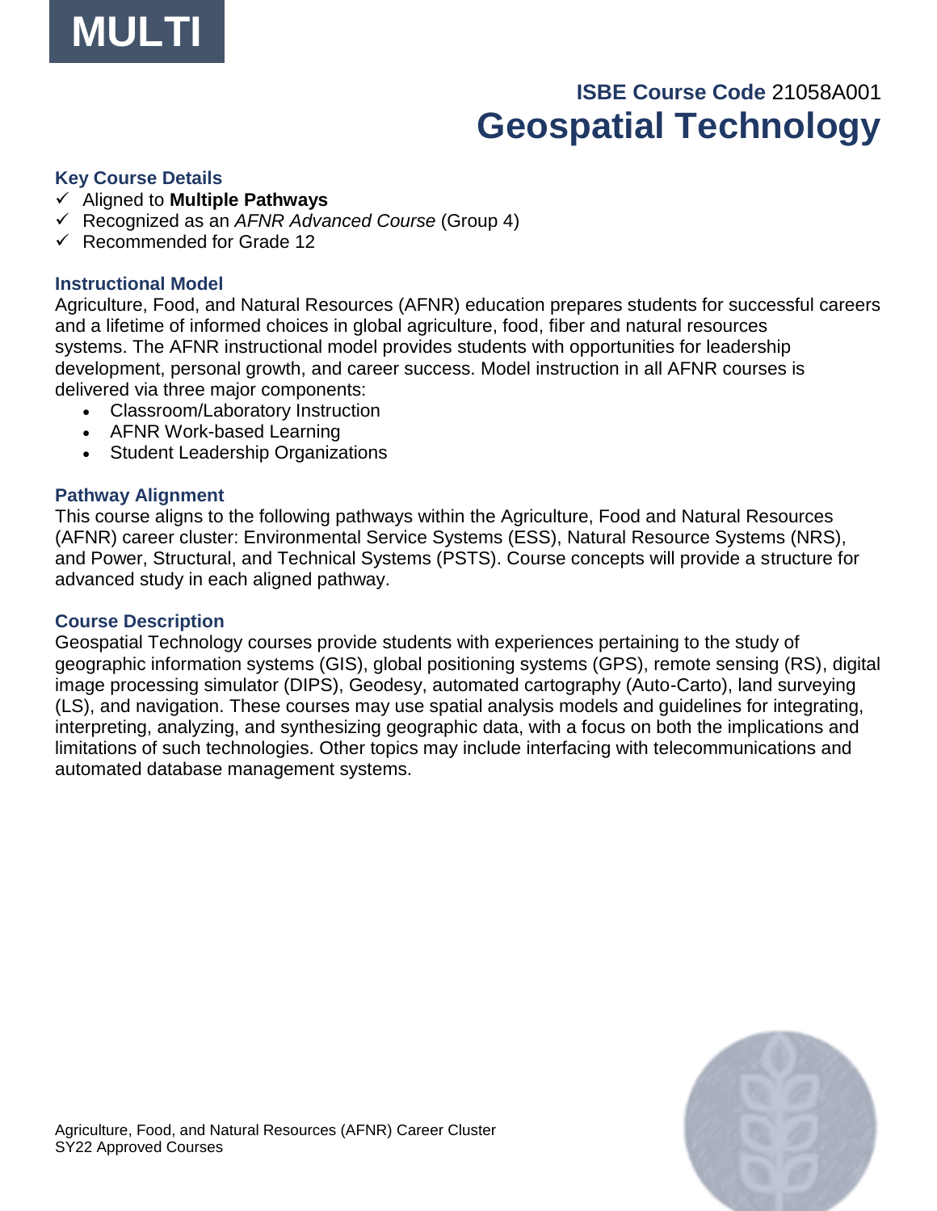MULTI

**ISBE Course Code** 21058A001

# Geospatial Technology

### Key Course Details

- ✓ Aligned to **Multiple Pathways**
- ✓ Recognized as an *AFNR Advanced Course* (Group 4)
- ✓ Recommended for Grade 12

### Instructional Model

Agriculture, Food, and Natural Resources (AFNR) education prepares students for successful careers and a lifetime of informed choices in global agriculture, food, fiber and natural resources systems. The AFNR instructional model provides students with opportunities for leadership development, personal growth, and career success. Model instruction in all AFNR courses is delivered via three major components:

- Classroom/Laboratory Instruction
- AFNR Work-based Learning
- Student Leadership Organizations

### Pathway Alignment

This course aligns to the following pathways within the Agriculture, Food and Natural Resources (AFNR) career cluster: Environmental Service Systems (ESS), Natural Resource Systems (NRS), and Power, Structural, and Technical Systems (PSTS). Course concepts will provide a structure for advanced study in each aligned pathway.

### Course Description

Geospatial Technology courses provide students with experiences pertaining to the study of geographic information systems (GIS), global positioning systems (GPS), remote sensing (RS), digital image processing simulator (DIPS), Geodesy, automated cartography (Auto-Carto), land surveying (LS), and navigation. These courses may use spatial analysis models and guidelines for integrating, interpreting, analyzing, and synthesizing geographic data, with a focus on both the implications and limitations of such technologies. Other topics may include interfacing with telecommunications and automated database management systems.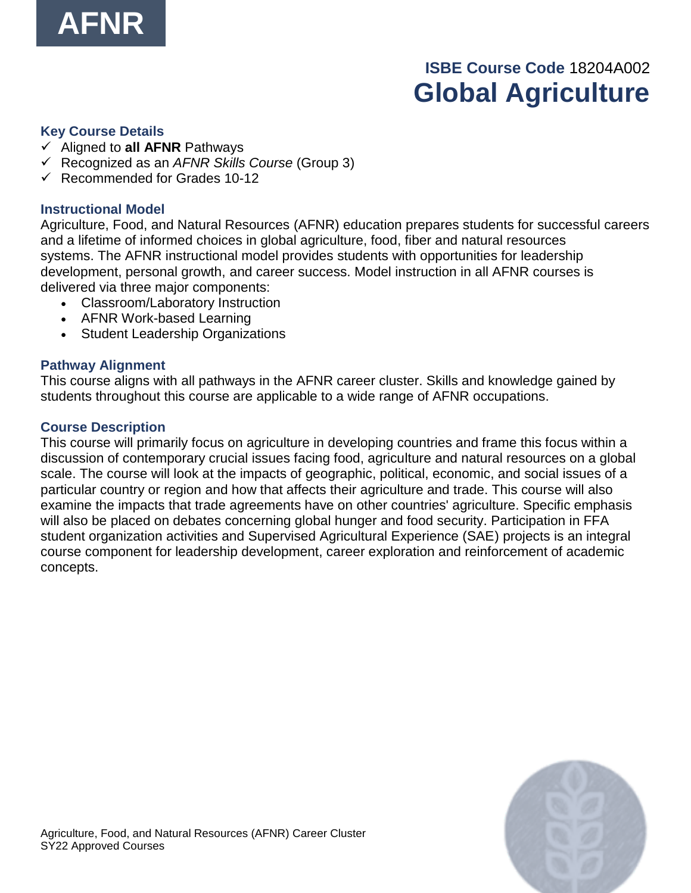AFNR

**ISBE Course Code** 18204A002

# Global Agriculture

### Key Course Details

- ✓ Aligned to **all AFNR** Pathways
- ✓ Recognized as an *AFNR Skills Course* (Group 3)
- ✓ Recommended for Grades 10-12

### Instructional Model

Agriculture, Food, and Natural Resources (AFNR) education prepares students for successful careers and a lifetime of informed choices in global agriculture, food, fiber and natural resources systems. The AFNR instructional model provides students with opportunities for leadership development, personal growth, and career success. Model instruction in all AFNR courses is delivered via three major components:

- Classroom/Laboratory Instruction
- AFNR Work-based Learning
- Student Leadership Organizations

### Pathway Alignment

This course aligns with all pathways in the AFNR career cluster. Skills and knowledge gained by students throughout this course are applicable to a wide range of AFNR occupations.

### Course Description

This course will primarily focus on agriculture in developing countries and frame this focus within a discussion of contemporary crucial issues facing food, agriculture and natural resources on a global scale. The course will look at the impacts of geographic, political, economic, and social issues of a particular country or region and how that affects their agriculture and trade. This course will also examine the impacts that trade agreements have on other countries' agriculture. Specific emphasis will also be placed on debates concerning global hunger and food security. Participation in FFA student organization activities and Supervised Agricultural Experience (SAE) projects is an integral course component for leadership development, career exploration and reinforcement of academic concepts.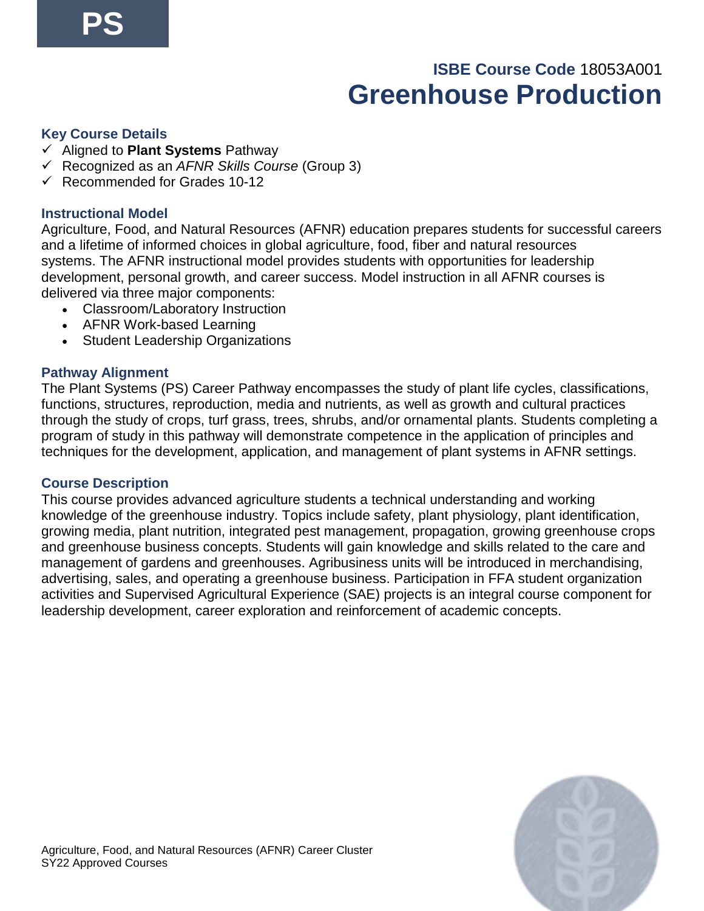PS

**ISBE Course Code** 18053A001

# Greenhouse Production

### Key Course Details

- ✓ Aligned to **Plant Systems** Pathway
- ✓ Recognized as an *AFNR Skills Course* (Group 3)
- ✓ Recommended for Grades 10-12

### Instructional Model

Agriculture, Food, and Natural Resources (AFNR) education prepares students for successful careers and a lifetime of informed choices in global agriculture, food, fiber and natural resources systems. The AFNR instructional model provides students with opportunities for leadership development, personal growth, and career success. Model instruction in all AFNR courses is delivered via three major components:

- Classroom/Laboratory Instruction
- AFNR Work-based Learning
- Student Leadership Organizations

### Pathway Alignment

The Plant Systems (PS) Career Pathway encompasses the study of plant life cycles, classifications, functions, structures, reproduction, media and nutrients, as well as growth and cultural practices through the study of crops, turf grass, trees, shrubs, and/or ornamental plants. Students completing a program of study in this pathway will demonstrate competence in the application of principles and techniques for the development, application, and management of plant systems in AFNR settings.

### Course Description

This course provides advanced agriculture students a technical understanding and working knowledge of the greenhouse industry. Topics include safety, plant physiology, plant identification, growing media, plant nutrition, integrated pest management, propagation, growing greenhouse crops and greenhouse business concepts. Students will gain knowledge and skills related to the care and management of gardens and greenhouses. Agribusiness units will be introduced in merchandising, advertising, sales, and operating a greenhouse business. Participation in FFA student organization activities and Supervised Agricultural Experience (SAE) projects is an integral course component for leadership development, career exploration and reinforcement of academic concepts.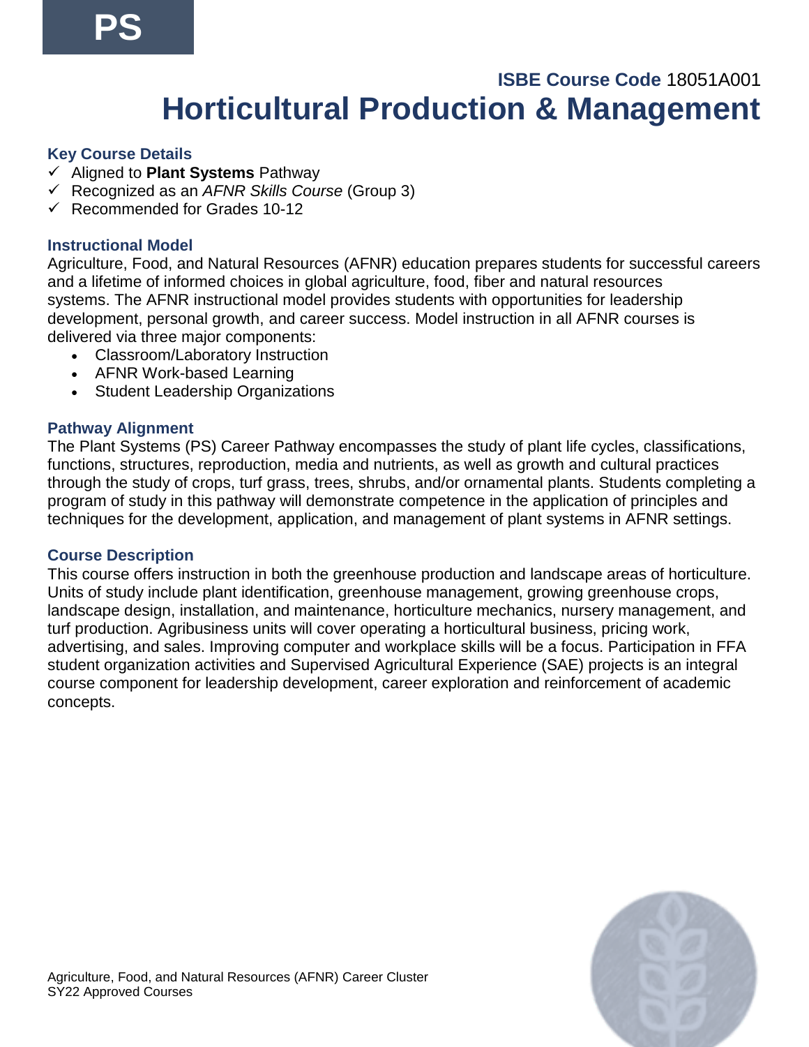PS

**ISBE Course Code** 18051A001

# Horticultural Production & Management

### Key Course Details

- ✓ Aligned to **Plant Systems** Pathway
- ✓ Recognized as an *AFNR Skills Course* (Group 3)
- ✓ Recommended for Grades 10-12

### Instructional Model

Agriculture, Food, and Natural Resources (AFNR) education prepares students for successful careers and a lifetime of informed choices in global agriculture, food, fiber and natural resources systems. The AFNR instructional model provides students with opportunities for leadership development, personal growth, and career success. Model instruction in all AFNR courses is delivered via three major components:

- Classroom/Laboratory Instruction
- AFNR Work-based Learning
- Student Leadership Organizations

### Pathway Alignment

The Plant Systems (PS) Career Pathway encompasses the study of plant life cycles, classifications, functions, structures, reproduction, media and nutrients, as well as growth and cultural practices through the study of crops, turf grass, trees, shrubs, and/or ornamental plants. Students completing a program of study in this pathway will demonstrate competence in the application of principles and techniques for the development, application, and management of plant systems in AFNR settings.

### Course Description

This course offers instruction in both the greenhouse production and landscape areas of horticulture. Units of study include plant identification, greenhouse management, growing greenhouse crops, landscape design, installation, and maintenance, horticulture mechanics, nursery management, and turf production. Agribusiness units will cover operating a horticultural business, pricing work, advertising, and sales. Improving computer and workplace skills will be a focus. Participation in FFA student organization activities and Supervised Agricultural Experience (SAE) projects is an integral course component for leadership development, career exploration and reinforcement of academic concepts.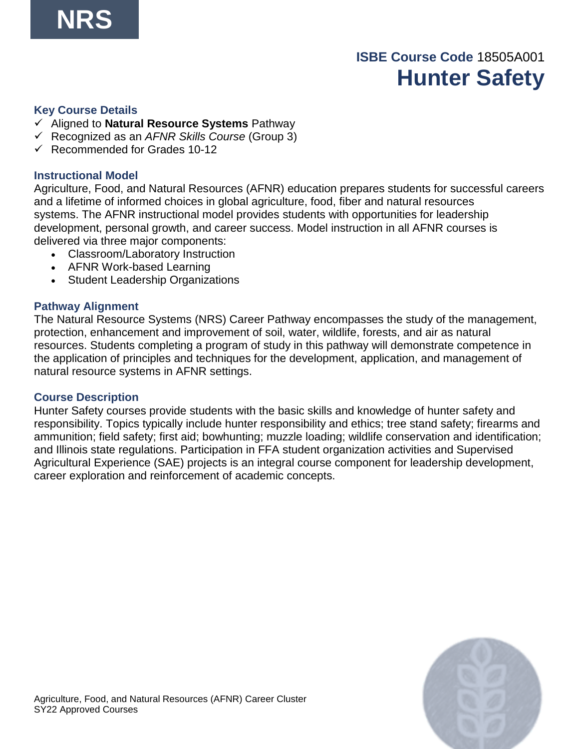NRS

**ISBE Course Code** 18505A001

# Hunter Safety

### Key Course Details

- ✓ Aligned to **Natural Resource Systems** Pathway
- ✓ Recognized as an *AFNR Skills Course* (Group 3)
- ✓ Recommended for Grades 10-12

### Instructional Model

Agriculture, Food, and Natural Resources (AFNR) education prepares students for successful careers and a lifetime of informed choices in global agriculture, food, fiber and natural resources systems. The AFNR instructional model provides students with opportunities for leadership development, personal growth, and career success. Model instruction in all AFNR courses is delivered via three major components:

- Classroom/Laboratory Instruction
- AFNR Work-based Learning
- Student Leadership Organizations

### Pathway Alignment

The Natural Resource Systems (NRS) Career Pathway encompasses the study of the management, protection, enhancement and improvement of soil, water, wildlife, forests, and air as natural resources. Students completing a program of study in this pathway will demonstrate competence in the application of principles and techniques for the development, application, and management of natural resource systems in AFNR settings.

### Course Description

Hunter Safety courses provide students with the basic skills and knowledge of hunter safety and responsibility. Topics typically include hunter responsibility and ethics; tree stand safety; firearms and ammunition; field safety; first aid; bowhunting; muzzle loading; wildlife conservation and identification; and Illinois state regulations. Participation in FFA student organization activities and Supervised Agricultural Experience (SAE) projects is an integral course component for leadership development, career exploration and reinforcement of academic concepts.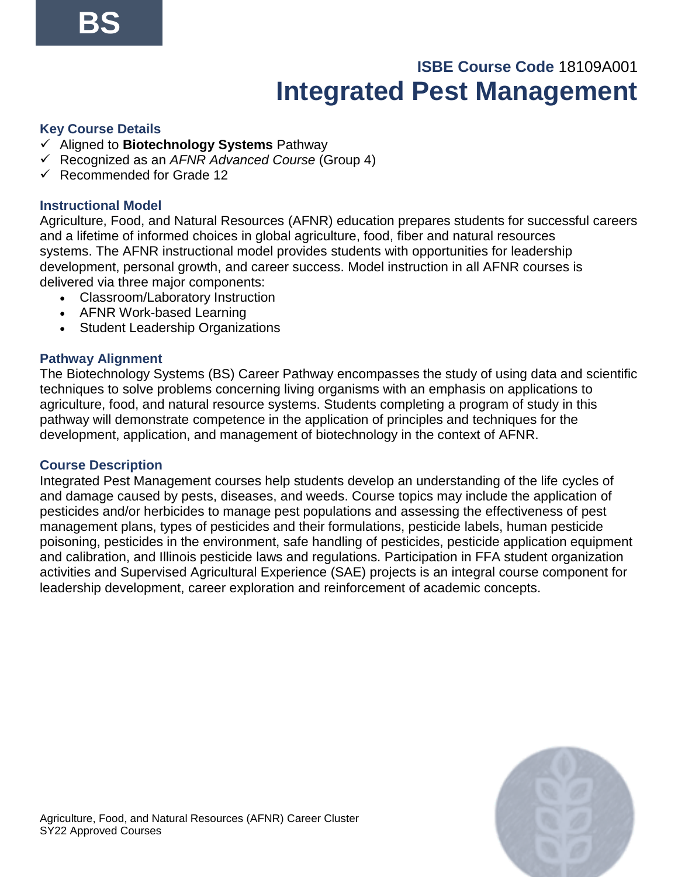**BS**

**ISBE Course Code** 18109A001

# Integrated Pest Management

### Key Course Details

- ✓ Aligned to **Biotechnology Systems** Pathway
- ✓ Recognized as an *AFNR Advanced Course* (Group 4)
- ✓ Recommended for Grade 12

### Instructional Model

Agriculture, Food, and Natural Resources (AFNR) education prepares students for successful careers and a lifetime of informed choices in global agriculture, food, fiber and natural resources systems. The AFNR instructional model provides students with opportunities for leadership development, personal growth, and career success. Model instruction in all AFNR courses is delivered via three major components:

- Classroom/Laboratory Instruction
- AFNR Work-based Learning
- Student Leadership Organizations

### Pathway Alignment

The Biotechnology Systems (BS) Career Pathway encompasses the study of using data and scientific techniques to solve problems concerning living organisms with an emphasis on applications to agriculture, food, and natural resource systems. Students completing a program of study in this pathway will demonstrate competence in the application of principles and techniques for the development, application, and management of biotechnology in the context of AFNR.

### Course Description

Integrated Pest Management courses help students develop an understanding of the life cycles of and damage caused by pests, diseases, and weeds. Course topics may include the application of pesticides and/or herbicides to manage pest populations and assessing the effectiveness of pest management plans, types of pesticides and their formulations, pesticide labels, human pesticide poisoning, pesticides in the environment, safe handling of pesticides, pesticide application equipment and calibration, and Illinois pesticide laws and regulations. Participation in FFA student organization activities and Supervised Agricultural Experience (SAE) projects is an integral course component for leadership development, career exploration and reinforcement of academic concepts.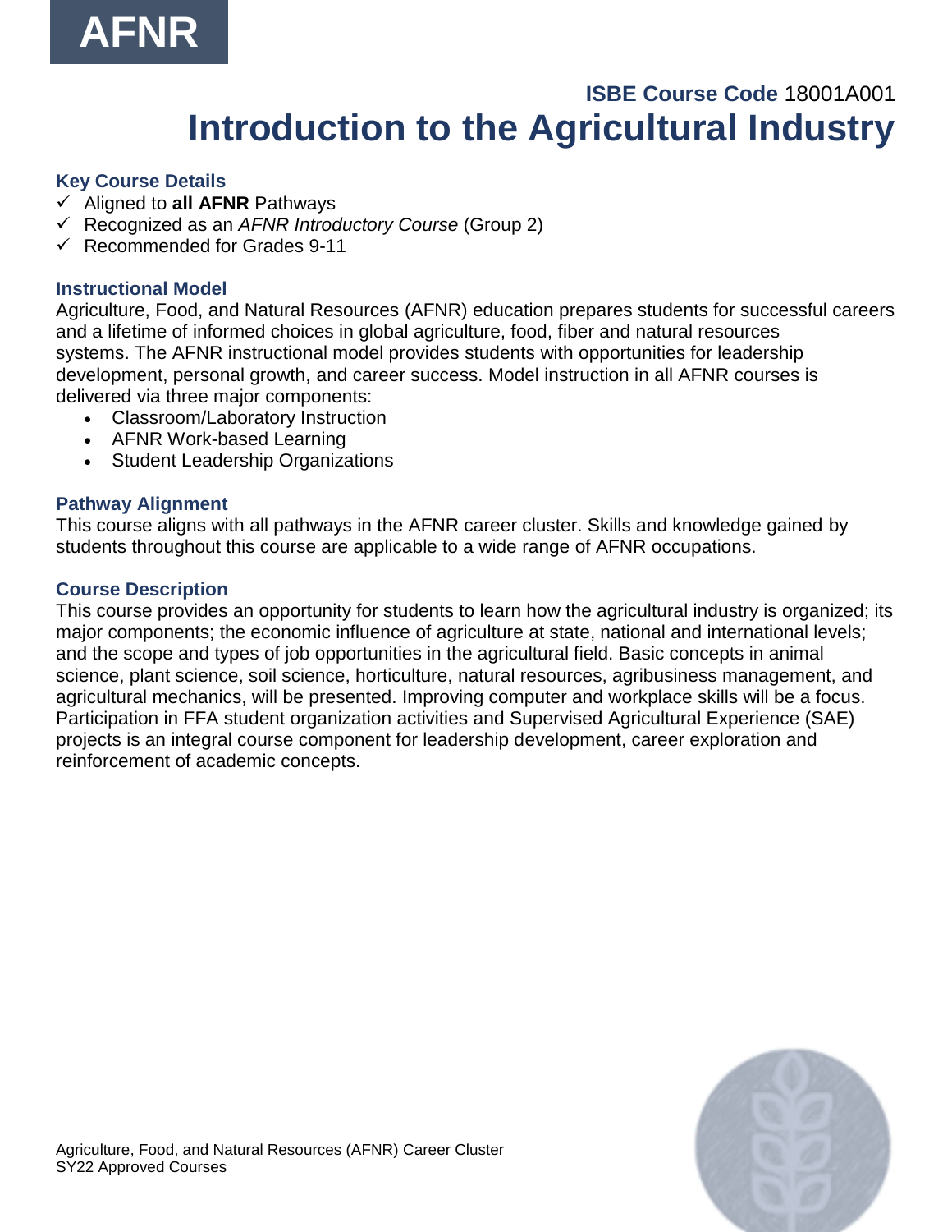**AFNR**

**ISBE Course Code** 18001A001

# Introduction to the Agricultural Industry

### Key Course Details

- ✓ Aligned to **all AFNR** Pathways
- ✓ Recognized as an *AFNR Introductory Course* (Group 2)
- ✓ Recommended for Grades 9-11

### Instructional Model

Agriculture, Food, and Natural Resources (AFNR) education prepares students for successful careers and a lifetime of informed choices in global agriculture, food, fiber and natural resources systems. The AFNR instructional model provides students with opportunities for leadership development, personal growth, and career success. Model instruction in all AFNR courses is delivered via three major components:

- Classroom/Laboratory Instruction
- AFNR Work-based Learning
- Student Leadership Organizations

### Pathway Alignment

This course aligns with all pathways in the AFNR career cluster. Skills and knowledge gained by students throughout this course are applicable to a wide range of AFNR occupations.

### Course Description

This course provides an opportunity for students to learn how the agricultural industry is organized; its major components; the economic influence of agriculture at state, national and international levels; and the scope and types of job opportunities in the agricultural field. Basic concepts in animal science, plant science, soil science, horticulture, natural resources, agribusiness management, and agricultural mechanics, will be presented. Improving computer and workplace skills will be a focus. Participation in FFA student organization activities and Supervised Agricultural Experience (SAE) projects is an integral course component for leadership development, career exploration and reinforcement of academic concepts.

Agriculture, Food, and Natural Resources (AFNR) Career Cluster
SY22 Approved Courses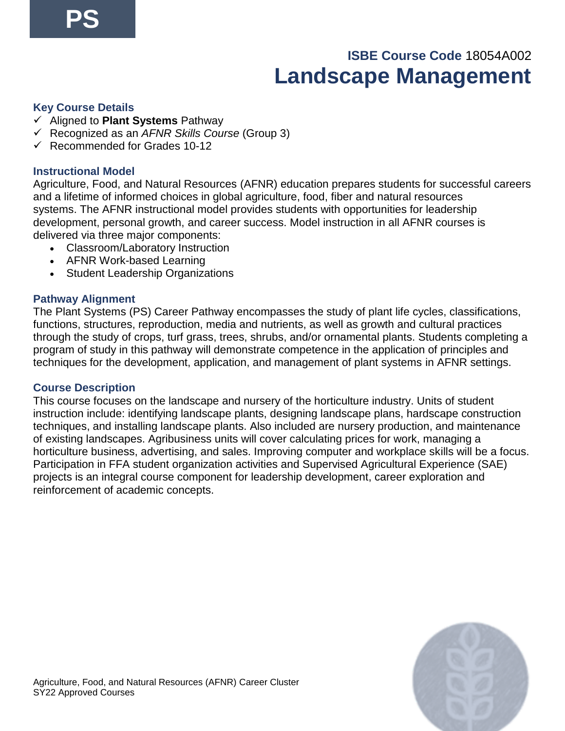PS

**ISBE Course Code** 18054A002

# Landscape Management

### Key Course Details

- ✓ Aligned to **Plant Systems** Pathway
- ✓ Recognized as an *AFNR Skills Course* (Group 3)
- ✓ Recommended for Grades 10-12

### Instructional Model

Agriculture, Food, and Natural Resources (AFNR) education prepares students for successful careers and a lifetime of informed choices in global agriculture, food, fiber and natural resources systems. The AFNR instructional model provides students with opportunities for leadership development, personal growth, and career success. Model instruction in all AFNR courses is delivered via three major components:

- Classroom/Laboratory Instruction
- AFNR Work-based Learning
- Student Leadership Organizations

### Pathway Alignment

The Plant Systems (PS) Career Pathway encompasses the study of plant life cycles, classifications, functions, structures, reproduction, media and nutrients, as well as growth and cultural practices through the study of crops, turf grass, trees, shrubs, and/or ornamental plants. Students completing a program of study in this pathway will demonstrate competence in the application of principles and techniques for the development, application, and management of plant systems in AFNR settings.

### Course Description

This course focuses on the landscape and nursery of the horticulture industry. Units of student instruction include: identifying landscape plants, designing landscape plans, hardscape construction techniques, and installing landscape plants. Also included are nursery production, and maintenance of existing landscapes. Agribusiness units will cover calculating prices for work, managing a horticulture business, advertising, and sales. Improving computer and workplace skills will be a focus. Participation in FFA student organization activities and Supervised Agricultural Experience (SAE) projects is an integral course component for leadership development, career exploration and reinforcement of academic concepts.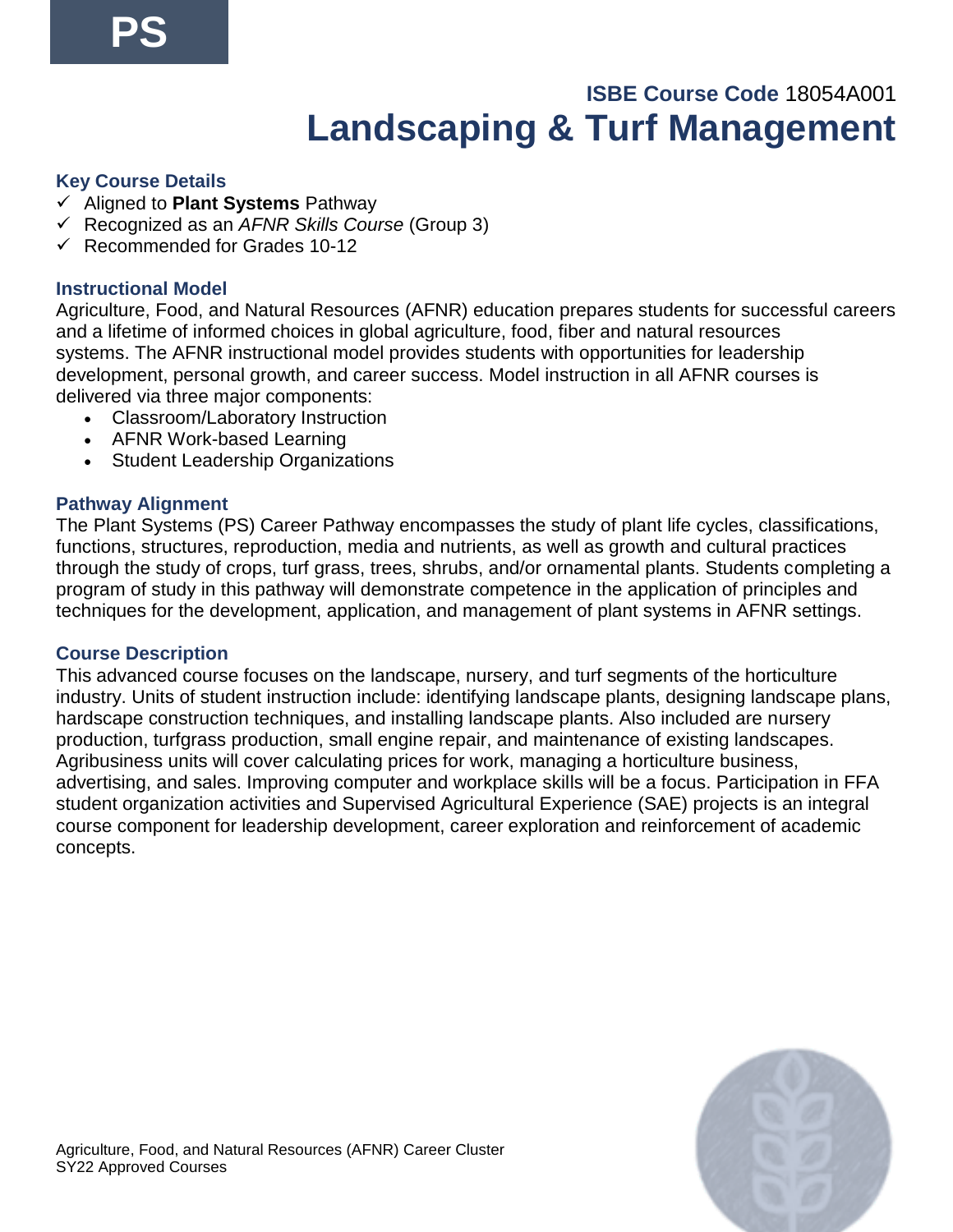PS

**ISBE Course Code** 18054A001

# Landscaping & Turf Management

### Key Course Details

- ✓ Aligned to **Plant Systems** Pathway
- ✓ Recognized as an *AFNR Skills Course* (Group 3)
- ✓ Recommended for Grades 10-12

### Instructional Model

Agriculture, Food, and Natural Resources (AFNR) education prepares students for successful careers and a lifetime of informed choices in global agriculture, food, fiber and natural resources systems. The AFNR instructional model provides students with opportunities for leadership development, personal growth, and career success. Model instruction in all AFNR courses is delivered via three major components:

- Classroom/Laboratory Instruction
- AFNR Work-based Learning
- Student Leadership Organizations

### Pathway Alignment

The Plant Systems (PS) Career Pathway encompasses the study of plant life cycles, classifications, functions, structures, reproduction, media and nutrients, as well as growth and cultural practices through the study of crops, turf grass, trees, shrubs, and/or ornamental plants. Students completing a program of study in this pathway will demonstrate competence in the application of principles and techniques for the development, application, and management of plant systems in AFNR settings.

### Course Description

This advanced course focuses on the landscape, nursery, and turf segments of the horticulture industry. Units of student instruction include: identifying landscape plants, designing landscape plans, hardscape construction techniques, and installing landscape plants. Also included are nursery production, turfgrass production, small engine repair, and maintenance of existing landscapes. Agribusiness units will cover calculating prices for work, managing a horticulture business, advertising, and sales. Improving computer and workplace skills will be a focus. Participation in FFA student organization activities and Supervised Agricultural Experience (SAE) projects is an integral course component for leadership development, career exploration and reinforcement of academic concepts.

Agriculture, Food, and Natural Resources (AFNR) Career Cluster
SY22 Approved Courses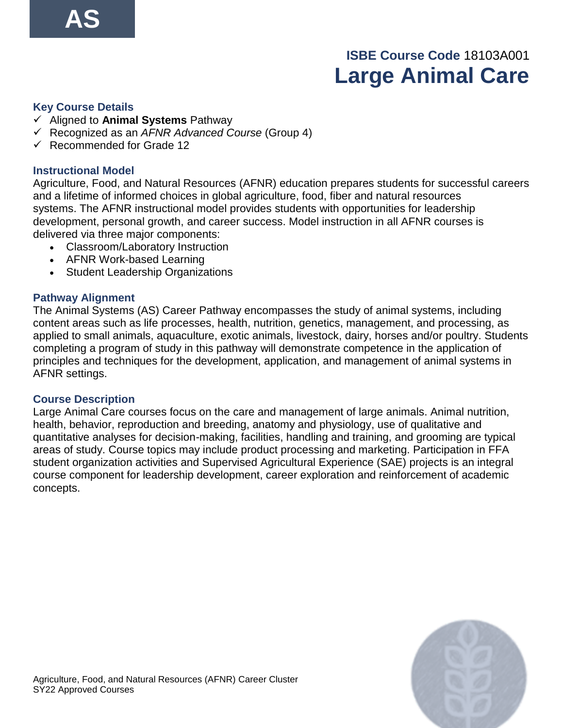AS

**ISBE Course Code** 18103A001

# Large Animal Care

### Key Course Details

- ✓ Aligned to **Animal Systems** Pathway
- ✓ Recognized as an *AFNR Advanced Course* (Group 4)
- ✓ Recommended for Grade 12

### Instructional Model

Agriculture, Food, and Natural Resources (AFNR) education prepares students for successful careers and a lifetime of informed choices in global agriculture, food, fiber and natural resources systems. The AFNR instructional model provides students with opportunities for leadership development, personal growth, and career success. Model instruction in all AFNR courses is delivered via three major components:

- Classroom/Laboratory Instruction
- AFNR Work-based Learning
- Student Leadership Organizations

### Pathway Alignment

The Animal Systems (AS) Career Pathway encompasses the study of animal systems, including content areas such as life processes, health, nutrition, genetics, management, and processing, as applied to small animals, aquaculture, exotic animals, livestock, dairy, horses and/or poultry. Students completing a program of study in this pathway will demonstrate competence in the application of principles and techniques for the development, application, and management of animal systems in AFNR settings.

### Course Description

Large Animal Care courses focus on the care and management of large animals. Animal nutrition, health, behavior, reproduction and breeding, anatomy and physiology, use of qualitative and quantitative analyses for decision-making, facilities, handling and training, and grooming are typical areas of study. Course topics may include product processing and marketing. Participation in FFA student organization activities and Supervised Agricultural Experience (SAE) projects is an integral course component for leadership development, career exploration and reinforcement of academic concepts.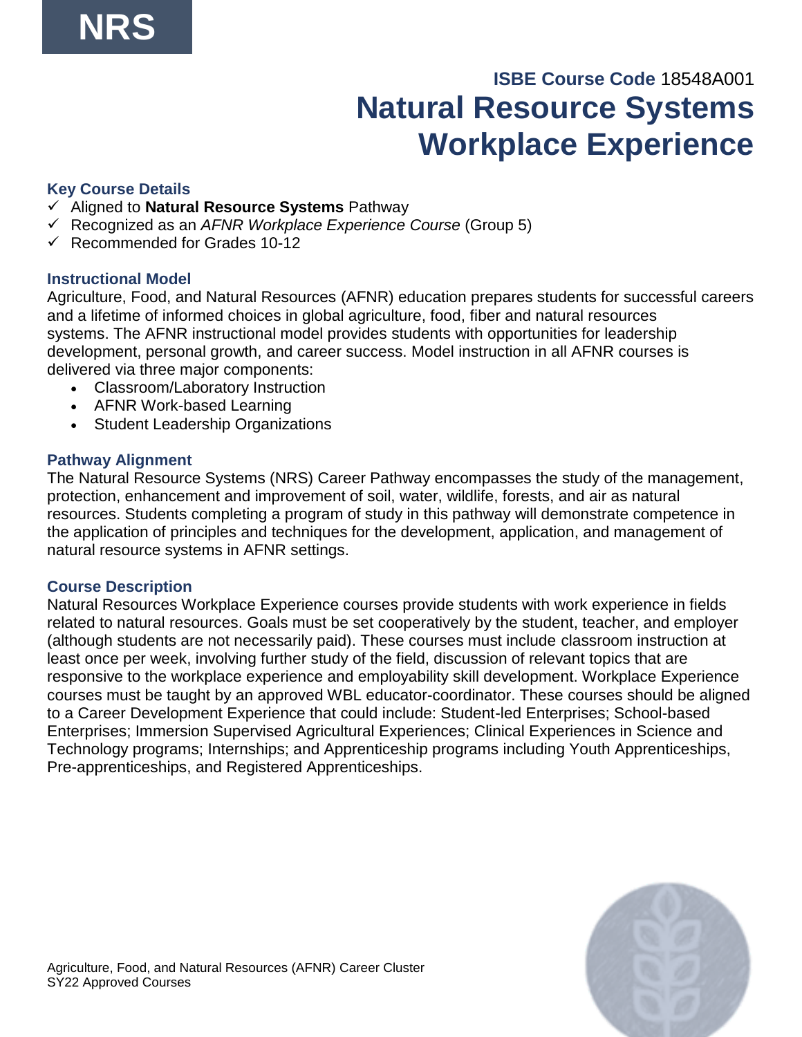NRS

**ISBE Course Code** 18548A001

# Natural Resource Systems Workplace Experience

### Key Course Details

- ✓ Aligned to **Natural Resource Systems** Pathway
- ✓ Recognized as an *AFNR Workplace Experience Course* (Group 5)
- ✓ Recommended for Grades 10-12

### Instructional Model

Agriculture, Food, and Natural Resources (AFNR) education prepares students for successful careers and a lifetime of informed choices in global agriculture, food, fiber and natural resources systems. The AFNR instructional model provides students with opportunities for leadership development, personal growth, and career success. Model instruction in all AFNR courses is delivered via three major components:

- Classroom/Laboratory Instruction
- AFNR Work-based Learning
- Student Leadership Organizations

### Pathway Alignment

The Natural Resource Systems (NRS) Career Pathway encompasses the study of the management, protection, enhancement and improvement of soil, water, wildlife, forests, and air as natural resources. Students completing a program of study in this pathway will demonstrate competence in the application of principles and techniques for the development, application, and management of natural resource systems in AFNR settings.

### Course Description

Natural Resources Workplace Experience courses provide students with work experience in fields related to natural resources. Goals must be set cooperatively by the student, teacher, and employer (although students are not necessarily paid). These courses must include classroom instruction at least once per week, involving further study of the field, discussion of relevant topics that are responsive to the workplace experience and employability skill development. Workplace Experience courses must be taught by an approved WBL educator-coordinator. These courses should be aligned to a Career Development Experience that could include: Student-led Enterprises; School-based Enterprises; Immersion Supervised Agricultural Experiences; Clinical Experiences in Science and Technology programs; Internships; and Apprenticeship programs including Youth Apprenticeships, Pre-apprenticeships, and Registered Apprenticeships.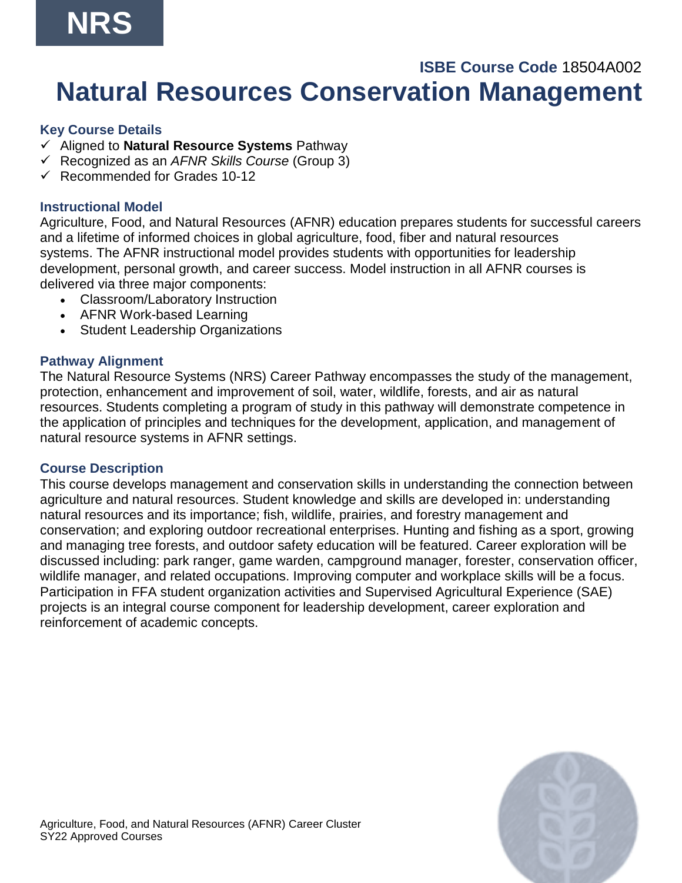NRS

**ISBE Course Code** 18504A002

# Natural Resources Conservation Management

### Key Course Details

- ✓ Aligned to **Natural Resource Systems** Pathway
- ✓ Recognized as an *AFNR Skills Course* (Group 3)
- ✓ Recommended for Grades 10-12

### Instructional Model

Agriculture, Food, and Natural Resources (AFNR) education prepares students for successful careers and a lifetime of informed choices in global agriculture, food, fiber and natural resources systems. The AFNR instructional model provides students with opportunities for leadership development, personal growth, and career success. Model instruction in all AFNR courses is delivered via three major components:

- Classroom/Laboratory Instruction
- AFNR Work-based Learning
- Student Leadership Organizations

### Pathway Alignment

The Natural Resource Systems (NRS) Career Pathway encompasses the study of the management, protection, enhancement and improvement of soil, water, wildlife, forests, and air as natural resources. Students completing a program of study in this pathway will demonstrate competence in the application of principles and techniques for the development, application, and management of natural resource systems in AFNR settings.

### Course Description

This course develops management and conservation skills in understanding the connection between agriculture and natural resources. Student knowledge and skills are developed in: understanding natural resources and its importance; fish, wildlife, prairies, and forestry management and conservation; and exploring outdoor recreational enterprises. Hunting and fishing as a sport, growing and managing tree forests, and outdoor safety education will be featured. Career exploration will be discussed including: park ranger, game warden, campground manager, forester, conservation officer, wildlife manager, and related occupations. Improving computer and workplace skills will be a focus. Participation in FFA student organization activities and Supervised Agricultural Experience (SAE) projects is an integral course component for leadership development, career exploration and reinforcement of academic concepts.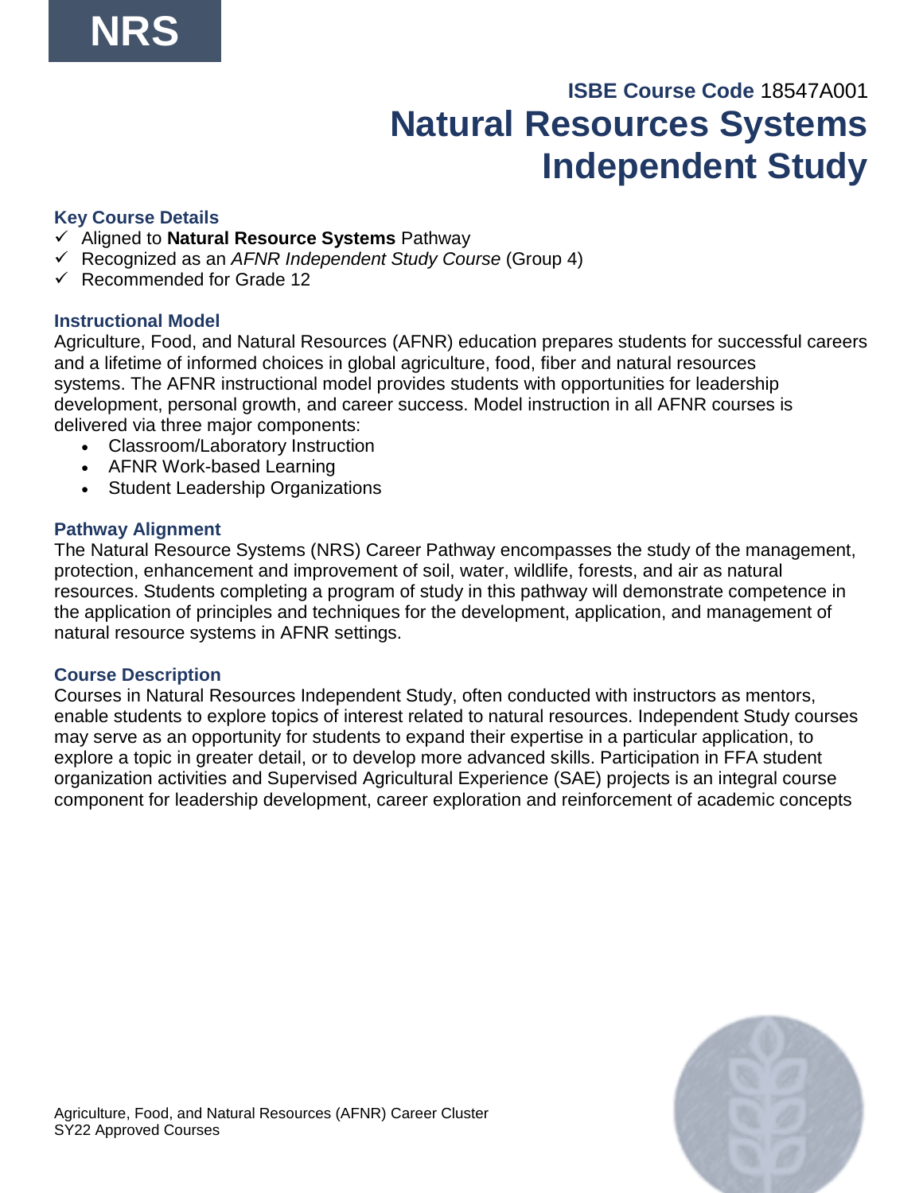NRS

**ISBE Course Code** 18547A001

# Natural Resources Systems Independent Study

### Key Course Details

- ✓ Aligned to **Natural Resource Systems** Pathway
- ✓ Recognized as an *AFNR Independent Study Course* (Group 4)
- ✓ Recommended for Grade 12

### Instructional Model

Agriculture, Food, and Natural Resources (AFNR) education prepares students for successful careers and a lifetime of informed choices in global agriculture, food, fiber and natural resources systems. The AFNR instructional model provides students with opportunities for leadership development, personal growth, and career success. Model instruction in all AFNR courses is delivered via three major components:

- Classroom/Laboratory Instruction
- AFNR Work-based Learning
- Student Leadership Organizations

### Pathway Alignment

The Natural Resource Systems (NRS) Career Pathway encompasses the study of the management, protection, enhancement and improvement of soil, water, wildlife, forests, and air as natural resources. Students completing a program of study in this pathway will demonstrate competence in the application of principles and techniques for the development, application, and management of natural resource systems in AFNR settings.

### Course Description

Courses in Natural Resources Independent Study, often conducted with instructors as mentors, enable students to explore topics of interest related to natural resources. Independent Study courses may serve as an opportunity for students to expand their expertise in a particular application, to explore a topic in greater detail, or to develop more advanced skills. Participation in FFA student organization activities and Supervised Agricultural Experience (SAE) projects is an integral course component for leadership development, career exploration and reinforcement of academic concepts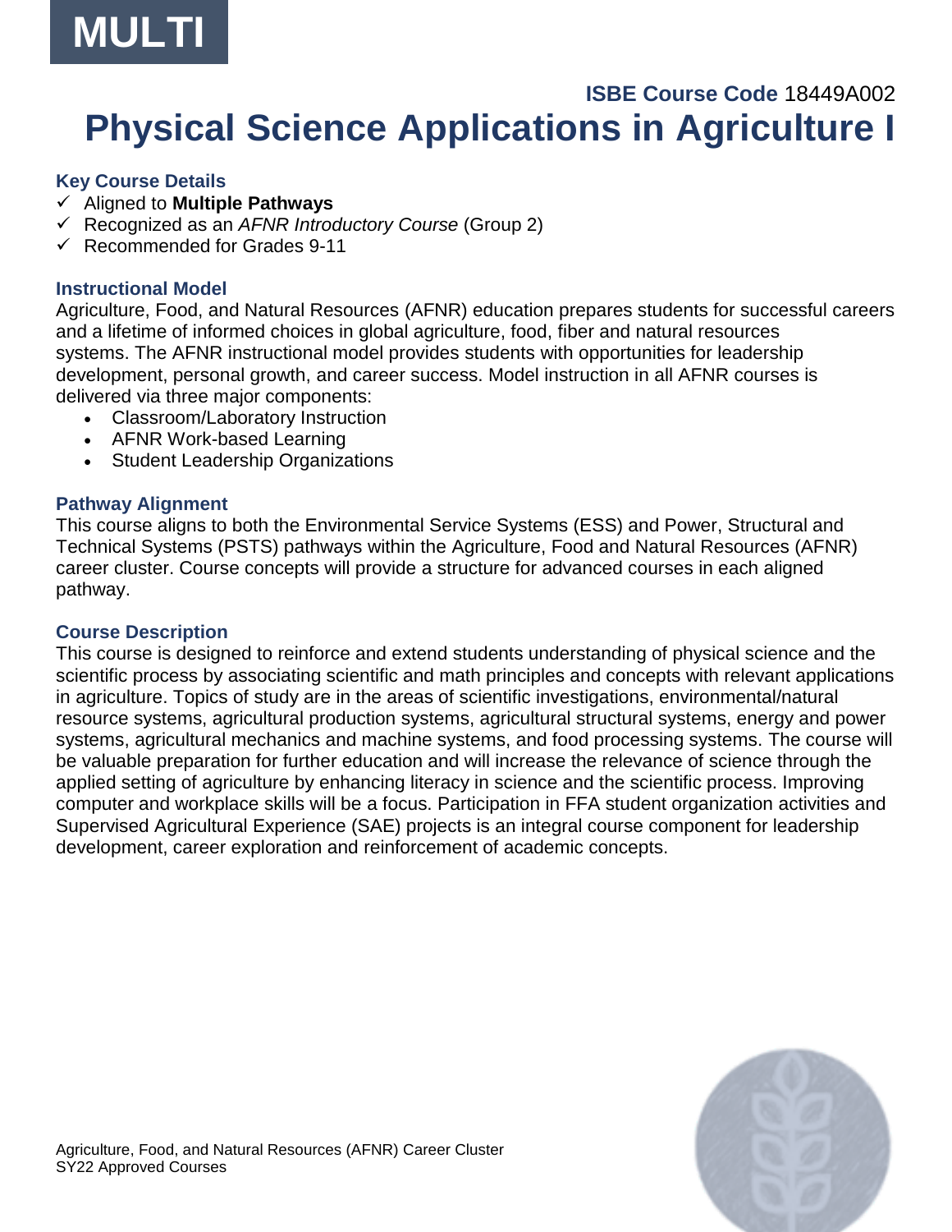MULTI

**ISBE Course Code** 18449A002

# Physical Science Applications in Agriculture I

### Key Course Details

- ✓ Aligned to **Multiple Pathways**
- ✓ Recognized as an *AFNR Introductory Course* (Group 2)
- ✓ Recommended for Grades 9-11

### Instructional Model

Agriculture, Food, and Natural Resources (AFNR) education prepares students for successful careers and a lifetime of informed choices in global agriculture, food, fiber and natural resources systems. The AFNR instructional model provides students with opportunities for leadership development, personal growth, and career success. Model instruction in all AFNR courses is delivered via three major components:

- Classroom/Laboratory Instruction
- AFNR Work-based Learning
- Student Leadership Organizations

### Pathway Alignment

This course aligns to both the Environmental Service Systems (ESS) and Power, Structural and Technical Systems (PSTS) pathways within the Agriculture, Food and Natural Resources (AFNR) career cluster. Course concepts will provide a structure for advanced courses in each aligned pathway.

### Course Description

This course is designed to reinforce and extend students understanding of physical science and the scientific process by associating scientific and math principles and concepts with relevant applications in agriculture. Topics of study are in the areas of scientific investigations, environmental/natural resource systems, agricultural production systems, agricultural structural systems, energy and power systems, agricultural mechanics and machine systems, and food processing systems. The course will be valuable preparation for further education and will increase the relevance of science through the applied setting of agriculture by enhancing literacy in science and the scientific process. Improving computer and workplace skills will be a focus. Participation in FFA student organization activities and Supervised Agricultural Experience (SAE) projects is an integral course component for leadership development, career exploration and reinforcement of academic concepts.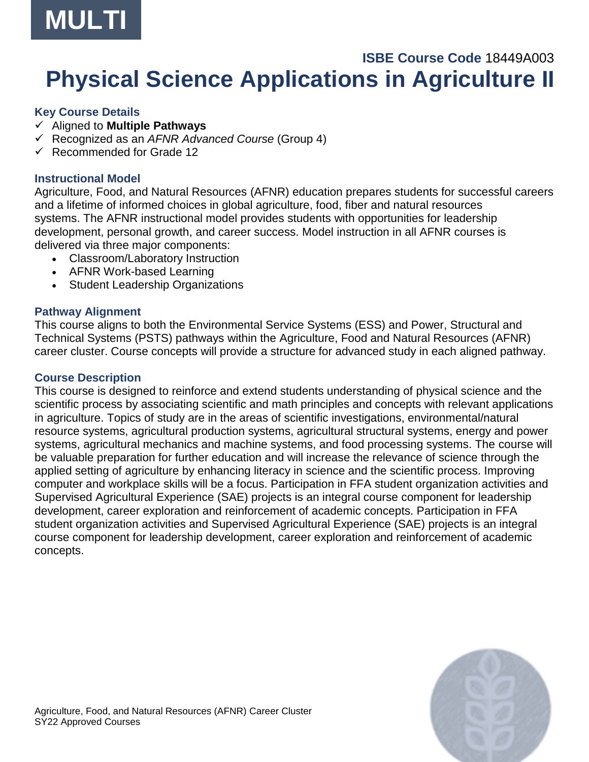MULTI

**ISBE Course Code** 18449A003

# Physical Science Applications in Agriculture II

### Key Course Details

- ✓ Aligned to **Multiple Pathways**
- ✓ Recognized as an *AFNR Advanced Course* (Group 4)
- ✓ Recommended for Grade 12

### Instructional Model

Agriculture, Food, and Natural Resources (AFNR) education prepares students for successful careers and a lifetime of informed choices in global agriculture, food, fiber and natural resources systems. The AFNR instructional model provides students with opportunities for leadership development, personal growth, and career success. Model instruction in all AFNR courses is delivered via three major components:

- Classroom/Laboratory Instruction
- AFNR Work-based Learning
- Student Leadership Organizations

### Pathway Alignment

This course aligns to both the Environmental Service Systems (ESS) and Power, Structural and Technical Systems (PSTS) pathways within the Agriculture, Food and Natural Resources (AFNR) career cluster. Course concepts will provide a structure for advanced study in each aligned pathway.

### Course Description

This course is designed to reinforce and extend students understanding of physical science and the scientific process by associating scientific and math principles and concepts with relevant applications in agriculture. Topics of study are in the areas of scientific investigations, environmental/natural resource systems, agricultural production systems, agricultural structural systems, energy and power systems, agricultural mechanics and machine systems, and food processing systems. The course will be valuable preparation for further education and will increase the relevance of science through the applied setting of agriculture by enhancing literacy in science and the scientific process. Improving computer and workplace skills will be a focus. Participation in FFA student organization activities and Supervised Agricultural Experience (SAE) projects is an integral course component for leadership development, career exploration and reinforcement of academic concepts. Participation in FFA student organization activities and Supervised Agricultural Experience (SAE) projects is an integral course component for leadership development, career exploration and reinforcement of academic concepts.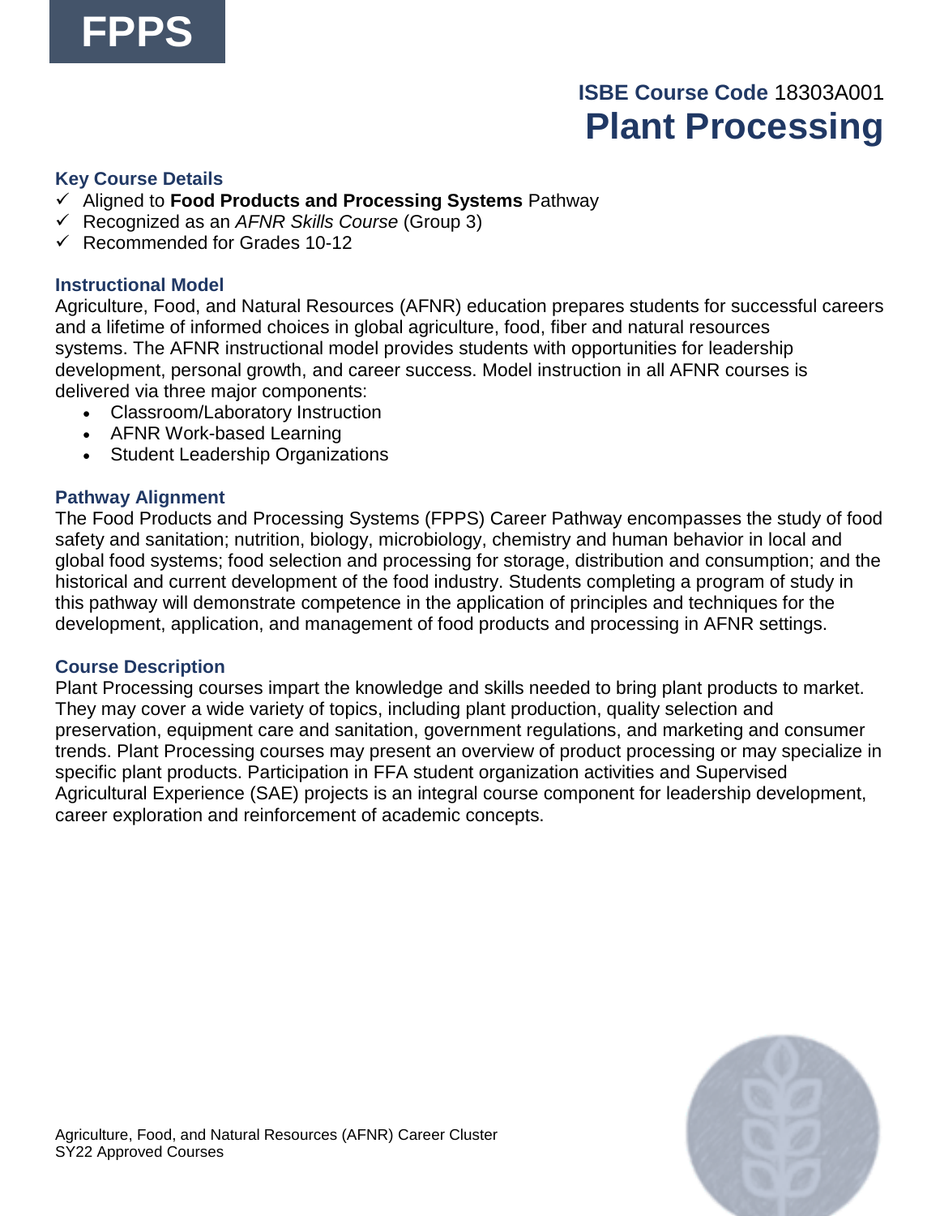FPPS

**ISBE Course Code** 18303A001

# Plant Processing

### Key Course Details

- ✓ Aligned to **Food Products and Processing Systems** Pathway
- ✓ Recognized as an *AFNR Skills Course* (Group 3)
- ✓ Recommended for Grades 10-12

### Instructional Model

Agriculture, Food, and Natural Resources (AFNR) education prepares students for successful careers and a lifetime of informed choices in global agriculture, food, fiber and natural resources systems. The AFNR instructional model provides students with opportunities for leadership development, personal growth, and career success. Model instruction in all AFNR courses is delivered via three major components:

- Classroom/Laboratory Instruction
- AFNR Work-based Learning
- Student Leadership Organizations

### Pathway Alignment

The Food Products and Processing Systems (FPPS) Career Pathway encompasses the study of food safety and sanitation; nutrition, biology, microbiology, chemistry and human behavior in local and global food systems; food selection and processing for storage, distribution and consumption; and the historical and current development of the food industry. Students completing a program of study in this pathway will demonstrate competence in the application of principles and techniques for the development, application, and management of food products and processing in AFNR settings.

### Course Description

Plant Processing courses impart the knowledge and skills needed to bring plant products to market. They may cover a wide variety of topics, including plant production, quality selection and preservation, equipment care and sanitation, government regulations, and marketing and consumer trends. Plant Processing courses may present an overview of product processing or may specialize in specific plant products. Participation in FFA student organization activities and Supervised Agricultural Experience (SAE) projects is an integral course component for leadership development, career exploration and reinforcement of academic concepts.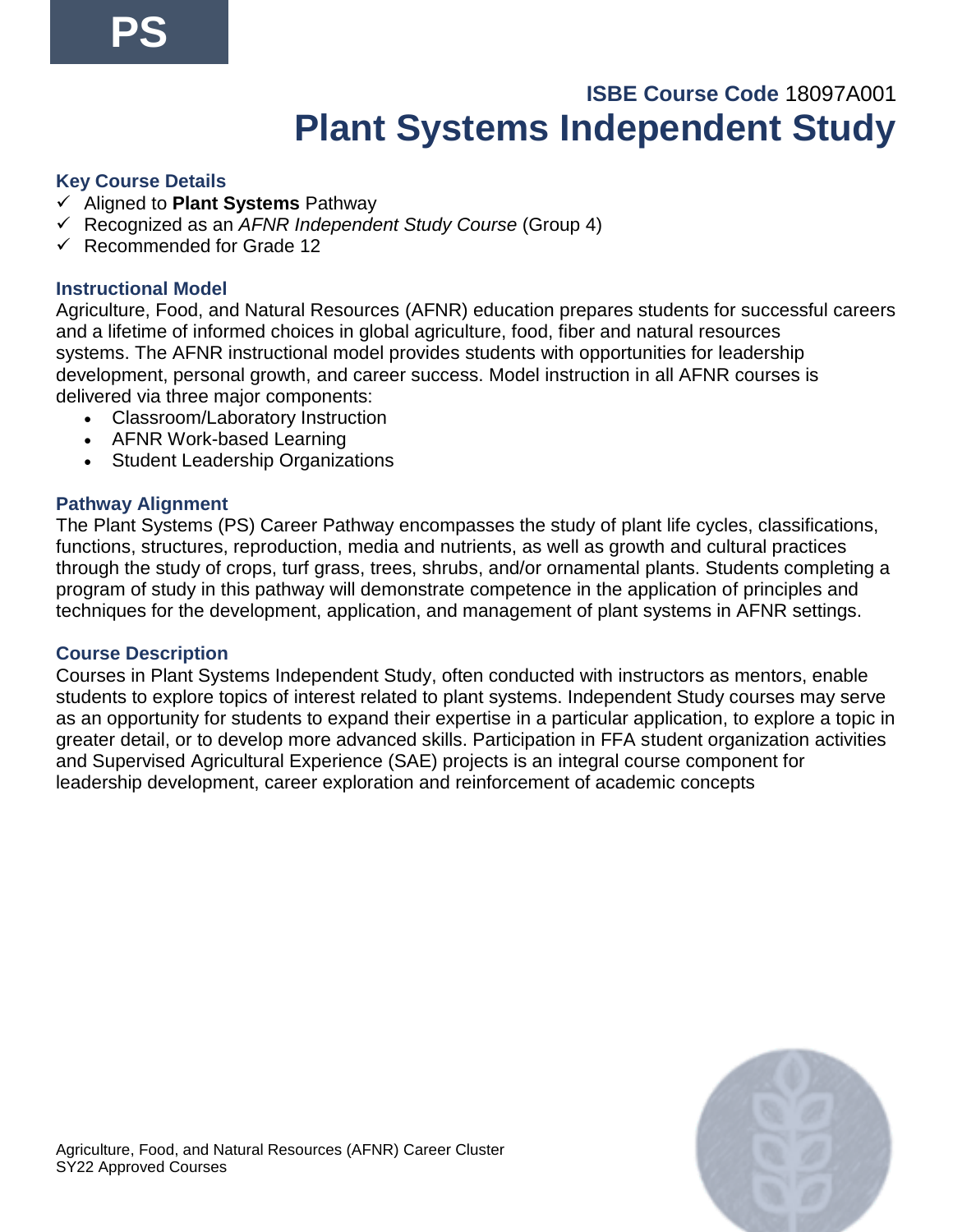PS

**ISBE Course Code** 18097A001

# Plant Systems Independent Study

### Key Course Details

- ✓ Aligned to **Plant Systems** Pathway
- ✓ Recognized as an *AFNR Independent Study Course* (Group 4)
- ✓ Recommended for Grade 12

### Instructional Model

Agriculture, Food, and Natural Resources (AFNR) education prepares students for successful careers and a lifetime of informed choices in global agriculture, food, fiber and natural resources systems. The AFNR instructional model provides students with opportunities for leadership development, personal growth, and career success. Model instruction in all AFNR courses is delivered via three major components:

- Classroom/Laboratory Instruction
- AFNR Work-based Learning
- Student Leadership Organizations

### Pathway Alignment

The Plant Systems (PS) Career Pathway encompasses the study of plant life cycles, classifications, functions, structures, reproduction, media and nutrients, as well as growth and cultural practices through the study of crops, turf grass, trees, shrubs, and/or ornamental plants. Students completing a program of study in this pathway will demonstrate competence in the application of principles and techniques for the development, application, and management of plant systems in AFNR settings.

### Course Description

Courses in Plant Systems Independent Study, often conducted with instructors as mentors, enable students to explore topics of interest related to plant systems. Independent Study courses may serve as an opportunity for students to expand their expertise in a particular application, to explore a topic in greater detail, or to develop more advanced skills. Participation in FFA student organization activities and Supervised Agricultural Experience (SAE) projects is an integral course component for leadership development, career exploration and reinforcement of academic concepts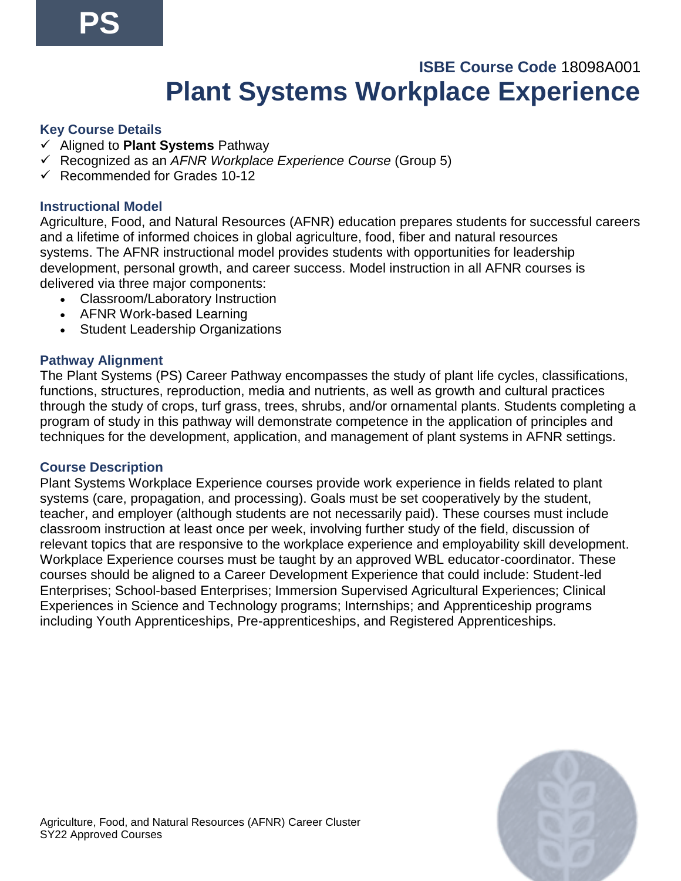**PS**

**ISBE Course Code** 18098A001

# Plant Systems Workplace Experience

### Key Course Details

- ✓ Aligned to **Plant Systems** Pathway
- ✓ Recognized as an *AFNR Workplace Experience Course* (Group 5)
- ✓ Recommended for Grades 10-12

### Instructional Model

Agriculture, Food, and Natural Resources (AFNR) education prepares students for successful careers and a lifetime of informed choices in global agriculture, food, fiber and natural resources systems. The AFNR instructional model provides students with opportunities for leadership development, personal growth, and career success. Model instruction in all AFNR courses is delivered via three major components:

- Classroom/Laboratory Instruction
- AFNR Work-based Learning
- Student Leadership Organizations

### Pathway Alignment

The Plant Systems (PS) Career Pathway encompasses the study of plant life cycles, classifications, functions, structures, reproduction, media and nutrients, as well as growth and cultural practices through the study of crops, turf grass, trees, shrubs, and/or ornamental plants. Students completing a program of study in this pathway will demonstrate competence in the application of principles and techniques for the development, application, and management of plant systems in AFNR settings.

### Course Description

Plant Systems Workplace Experience courses provide work experience in fields related to plant systems (care, propagation, and processing). Goals must be set cooperatively by the student, teacher, and employer (although students are not necessarily paid). These courses must include classroom instruction at least once per week, involving further study of the field, discussion of relevant topics that are responsive to the workplace experience and employability skill development. Workplace Experience courses must be taught by an approved WBL educator-coordinator. These courses should be aligned to a Career Development Experience that could include: Student-led Enterprises; School-based Enterprises; Immersion Supervised Agricultural Experiences; Clinical Experiences in Science and Technology programs; Internships; and Apprenticeship programs including Youth Apprenticeships, Pre-apprenticeships, and Registered Apprenticeships.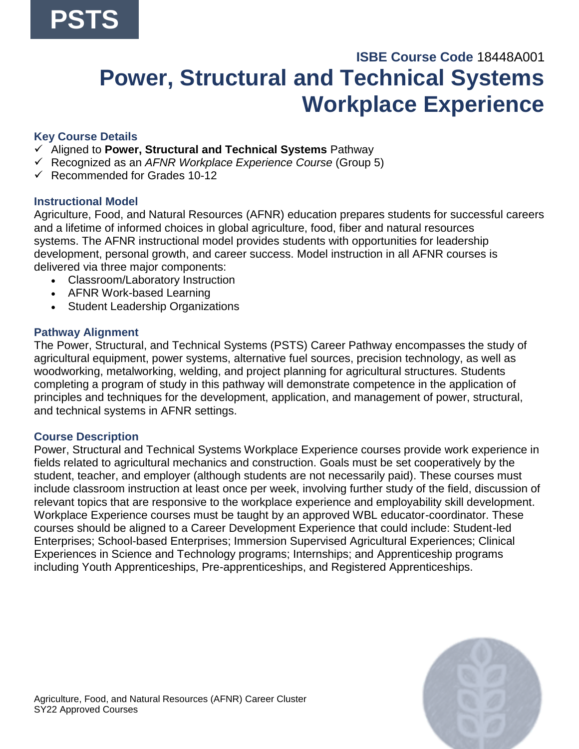PSTS

**ISBE Course Code** 18448A001

# Power, Structural and Technical Systems Workplace Experience

### Key Course Details

- ✓ Aligned to **Power, Structural and Technical Systems** Pathway
- ✓ Recognized as an *AFNR Workplace Experience Course* (Group 5)
- ✓ Recommended for Grades 10-12

### Instructional Model

Agriculture, Food, and Natural Resources (AFNR) education prepares students for successful careers and a lifetime of informed choices in global agriculture, food, fiber and natural resources systems. The AFNR instructional model provides students with opportunities for leadership development, personal growth, and career success. Model instruction in all AFNR courses is delivered via three major components:

- Classroom/Laboratory Instruction
- AFNR Work-based Learning
- Student Leadership Organizations

### Pathway Alignment

The Power, Structural, and Technical Systems (PSTS) Career Pathway encompasses the study of agricultural equipment, power systems, alternative fuel sources, precision technology, as well as woodworking, metalworking, welding, and project planning for agricultural structures. Students completing a program of study in this pathway will demonstrate competence in the application of principles and techniques for the development, application, and management of power, structural, and technical systems in AFNR settings.

### Course Description

Power, Structural and Technical Systems Workplace Experience courses provide work experience in fields related to agricultural mechanics and construction. Goals must be set cooperatively by the student, teacher, and employer (although students are not necessarily paid). These courses must include classroom instruction at least once per week, involving further study of the field, discussion of relevant topics that are responsive to the workplace experience and employability skill development. Workplace Experience courses must be taught by an approved WBL educator-coordinator. These courses should be aligned to a Career Development Experience that could include: Student-led Enterprises; School-based Enterprises; Immersion Supervised Agricultural Experiences; Clinical Experiences in Science and Technology programs; Internships; and Apprenticeship programs including Youth Apprenticeships, Pre-apprenticeships, and Registered Apprenticeships.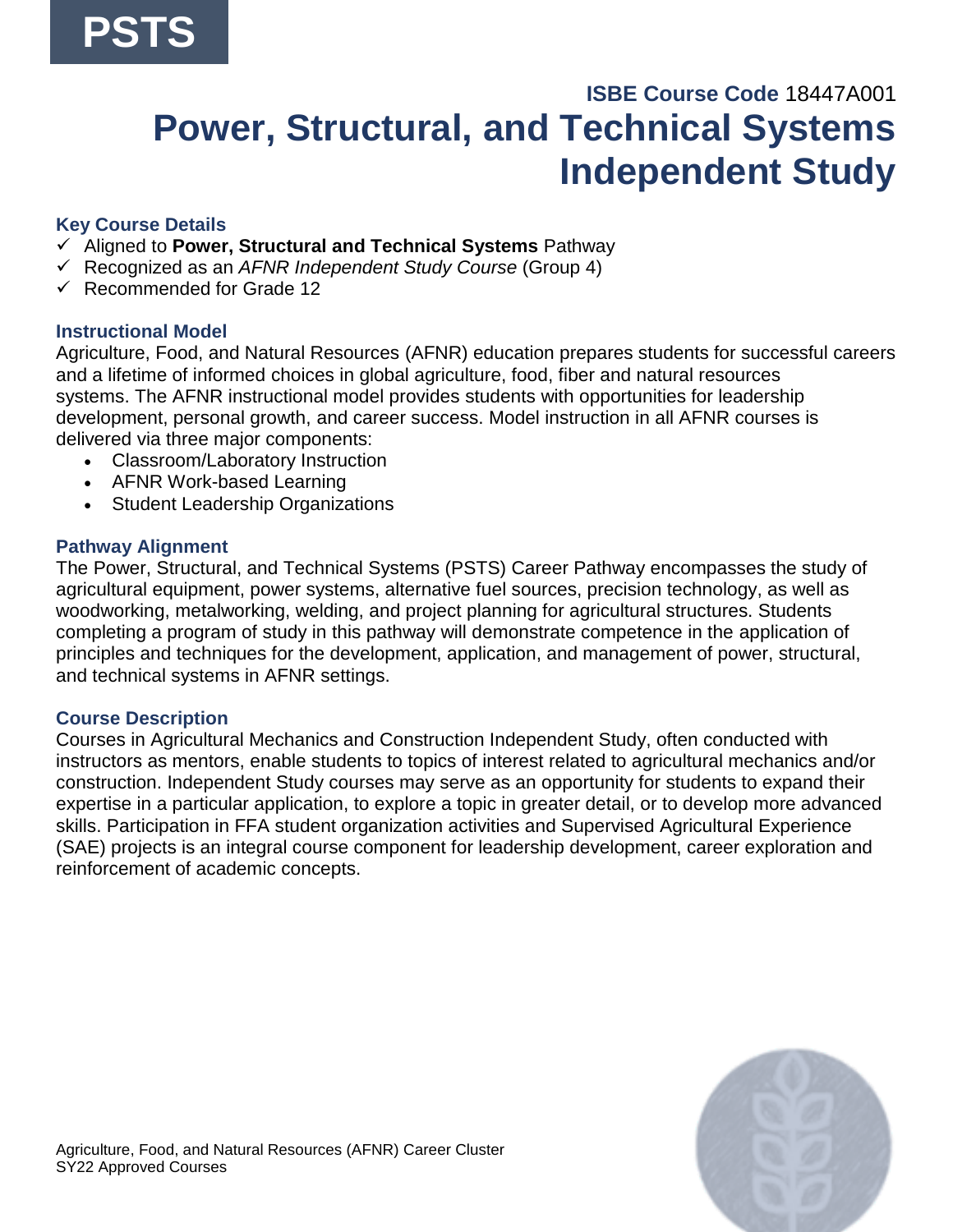PSTS

**ISBE Course Code** 18447A001

# Power, Structural, and Technical Systems Independent Study

### Key Course Details

- ✓ Aligned to **Power, Structural and Technical Systems** Pathway
- ✓ Recognized as an *AFNR Independent Study Course* (Group 4)
- ✓ Recommended for Grade 12

### Instructional Model

Agriculture, Food, and Natural Resources (AFNR) education prepares students for successful careers and a lifetime of informed choices in global agriculture, food, fiber and natural resources systems. The AFNR instructional model provides students with opportunities for leadership development, personal growth, and career success. Model instruction in all AFNR courses is delivered via three major components:

- Classroom/Laboratory Instruction
- AFNR Work-based Learning
- Student Leadership Organizations

### Pathway Alignment

The Power, Structural, and Technical Systems (PSTS) Career Pathway encompasses the study of agricultural equipment, power systems, alternative fuel sources, precision technology, as well as woodworking, metalworking, welding, and project planning for agricultural structures. Students completing a program of study in this pathway will demonstrate competence in the application of principles and techniques for the development, application, and management of power, structural, and technical systems in AFNR settings.

### Course Description

Courses in Agricultural Mechanics and Construction Independent Study, often conducted with instructors as mentors, enable students to topics of interest related to agricultural mechanics and/or construction. Independent Study courses may serve as an opportunity for students to expand their expertise in a particular application, to explore a topic in greater detail, or to develop more advanced skills. Participation in FFA student organization activities and Supervised Agricultural Experience (SAE) projects is an integral course component for leadership development, career exploration and reinforcement of academic concepts.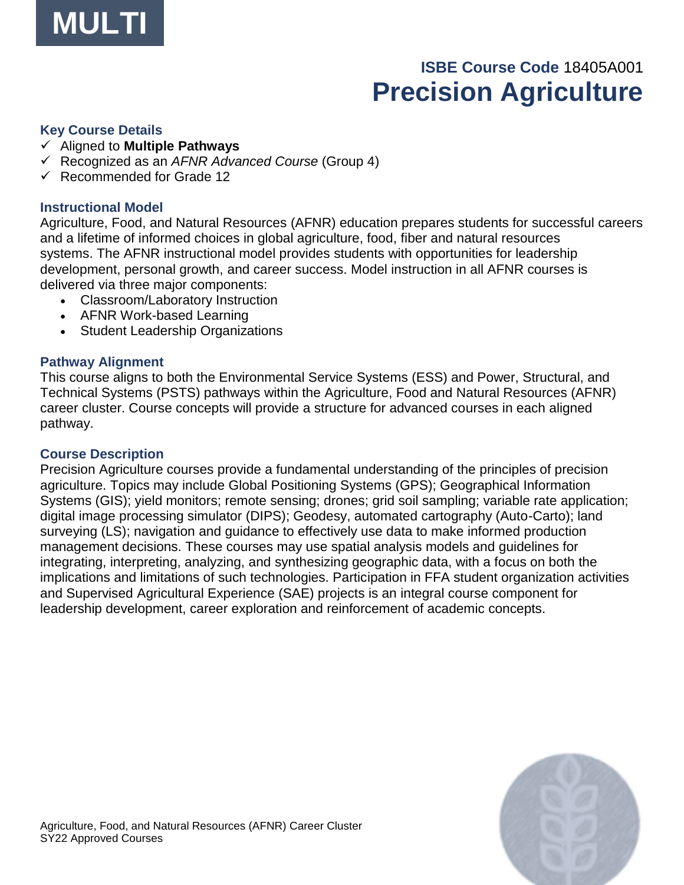**MULTI**

**ISBE Course Code** 18405A001

# Precision Agriculture

### Key Course Details

- ✓ Aligned to **Multiple Pathways**
- ✓ Recognized as an *AFNR Advanced Course* (Group 4)
- ✓ Recommended for Grade 12

### Instructional Model

Agriculture, Food, and Natural Resources (AFNR) education prepares students for successful careers and a lifetime of informed choices in global agriculture, food, fiber and natural resources systems. The AFNR instructional model provides students with opportunities for leadership development, personal growth, and career success. Model instruction in all AFNR courses is delivered via three major components:

- Classroom/Laboratory Instruction
- AFNR Work-based Learning
- Student Leadership Organizations

### Pathway Alignment

This course aligns to both the Environmental Service Systems (ESS) and Power, Structural, and Technical Systems (PSTS) pathways within the Agriculture, Food and Natural Resources (AFNR) career cluster. Course concepts will provide a structure for advanced courses in each aligned pathway.

### Course Description

Precision Agriculture courses provide a fundamental understanding of the principles of precision agriculture. Topics may include Global Positioning Systems (GPS); Geographical Information Systems (GIS); yield monitors; remote sensing; drones; grid soil sampling; variable rate application; digital image processing simulator (DIPS); Geodesy, automated cartography (Auto-Carto); land surveying (LS); navigation and guidance to effectively use data to make informed production management decisions. These courses may use spatial analysis models and guidelines for integrating, interpreting, analyzing, and synthesizing geographic data, with a focus on both the implications and limitations of such technologies. Participation in FFA student organization activities and Supervised Agricultural Experience (SAE) projects is an integral course component for leadership development, career exploration and reinforcement of academic concepts.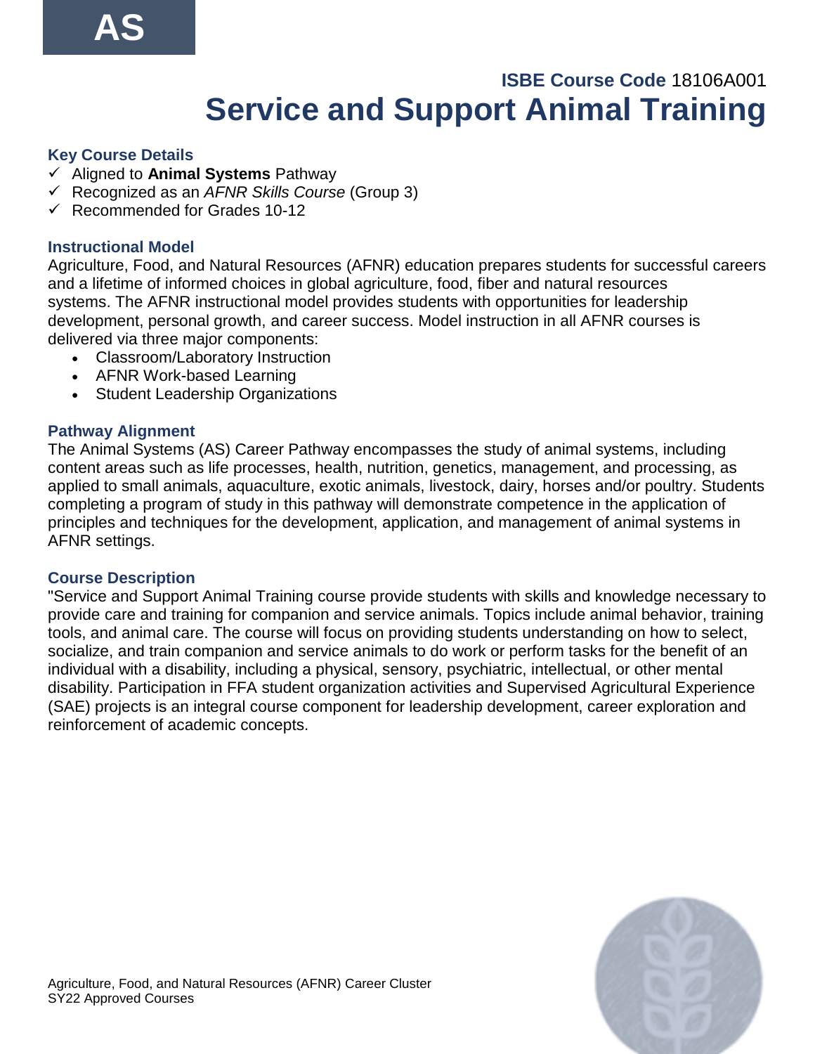AS

**ISBE Course Code** 18106A001

# Service and Support Animal Training

### Key Course Details

- ✓ Aligned to **Animal Systems** Pathway
- ✓ Recognized as an *AFNR Skills Course* (Group 3)
- ✓ Recommended for Grades 10-12

### Instructional Model

Agriculture, Food, and Natural Resources (AFNR) education prepares students for successful careers and a lifetime of informed choices in global agriculture, food, fiber and natural resources systems. The AFNR instructional model provides students with opportunities for leadership development, personal growth, and career success. Model instruction in all AFNR courses is delivered via three major components:

- Classroom/Laboratory Instruction
- AFNR Work-based Learning
- Student Leadership Organizations

### Pathway Alignment

The Animal Systems (AS) Career Pathway encompasses the study of animal systems, including content areas such as life processes, health, nutrition, genetics, management, and processing, as applied to small animals, aquaculture, exotic animals, livestock, dairy, horses and/or poultry. Students completing a program of study in this pathway will demonstrate competence in the application of principles and techniques for the development, application, and management of animal systems in AFNR settings.

### Course Description

"Service and Support Animal Training course provide students with skills and knowledge necessary to provide care and training for companion and service animals. Topics include animal behavior, training tools, and animal care. The course will focus on providing students understanding on how to select, socialize, and train companion and service animals to do work or perform tasks for the benefit of an individual with a disability, including a physical, sensory, psychiatric, intellectual, or other mental disability. Participation in FFA student organization activities and Supervised Agricultural Experience (SAE) projects is an integral course component for leadership development, career exploration and reinforcement of academic concepts.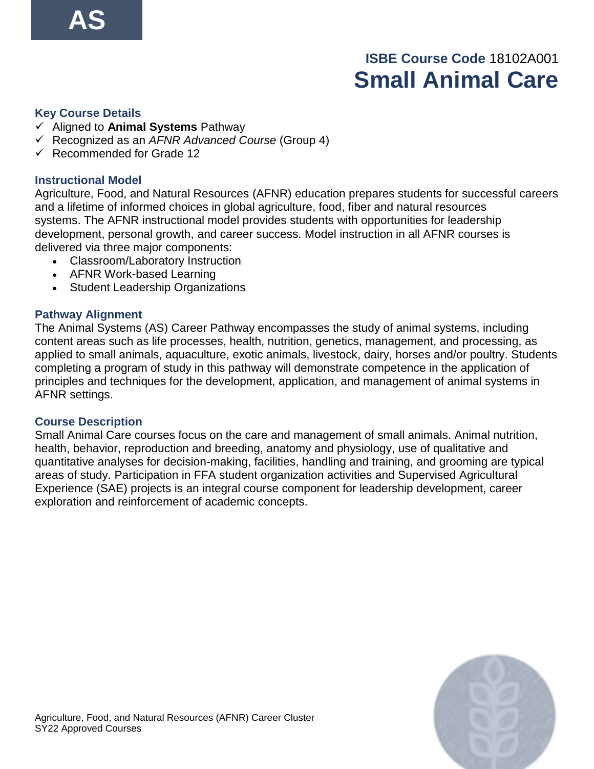AS

**ISBE Course Code** 18102A001

# Small Animal Care

### Key Course Details

- ✓ Aligned to **Animal Systems** Pathway
- ✓ Recognized as an *AFNR Advanced Course* (Group 4)
- ✓ Recommended for Grade 12

### Instructional Model

Agriculture, Food, and Natural Resources (AFNR) education prepares students for successful careers and a lifetime of informed choices in global agriculture, food, fiber and natural resources systems. The AFNR instructional model provides students with opportunities for leadership development, personal growth, and career success. Model instruction in all AFNR courses is delivered via three major components:

- Classroom/Laboratory Instruction
- AFNR Work-based Learning
- Student Leadership Organizations

### Pathway Alignment

The Animal Systems (AS) Career Pathway encompasses the study of animal systems, including content areas such as life processes, health, nutrition, genetics, management, and processing, as applied to small animals, aquaculture, exotic animals, livestock, dairy, horses and/or poultry. Students completing a program of study in this pathway will demonstrate competence in the application of principles and techniques for the development, application, and management of animal systems in AFNR settings.

### Course Description

Small Animal Care courses focus on the care and management of small animals. Animal nutrition, health, behavior, reproduction and breeding, anatomy and physiology, use of qualitative and quantitative analyses for decision-making, facilities, handling and training, and grooming are typical areas of study. Participation in FFA student organization activities and Supervised Agricultural Experience (SAE) projects is an integral course component for leadership development, career exploration and reinforcement of academic concepts.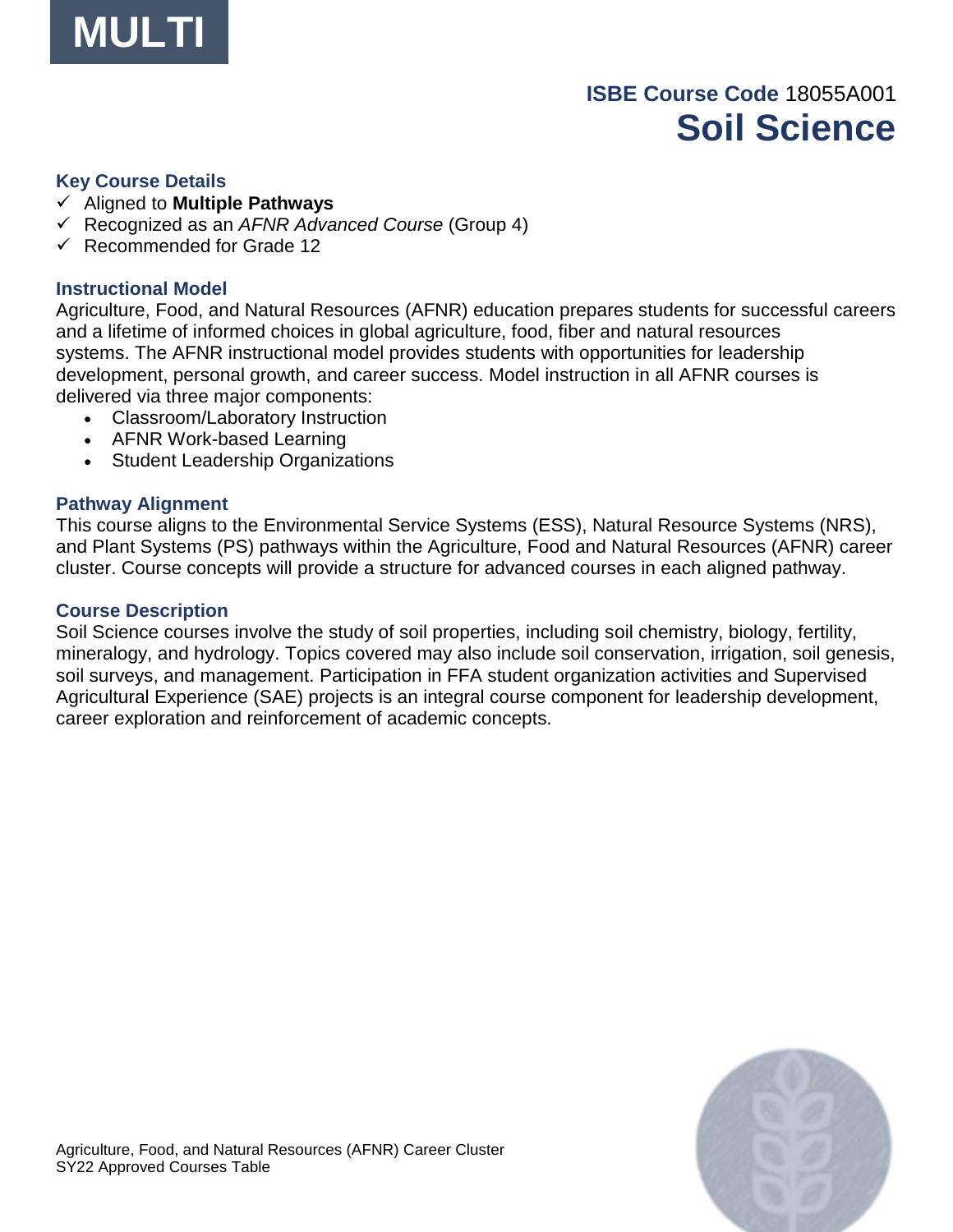MULTI

**ISBE Course Code** 18055A001

# Soil Science

### Key Course Details

- ✓ Aligned to **Multiple Pathways**
- ✓ Recognized as an *AFNR Advanced Course* (Group 4)
- ✓ Recommended for Grade 12

### Instructional Model

Agriculture, Food, and Natural Resources (AFNR) education prepares students for successful careers and a lifetime of informed choices in global agriculture, food, fiber and natural resources systems. The AFNR instructional model provides students with opportunities for leadership development, personal growth, and career success. Model instruction in all AFNR courses is delivered via three major components:

- Classroom/Laboratory Instruction
- AFNR Work-based Learning
- Student Leadership Organizations

### Pathway Alignment

This course aligns to the Environmental Service Systems (ESS), Natural Resource Systems (NRS), and Plant Systems (PS) pathways within the Agriculture, Food and Natural Resources (AFNR) career cluster. Course concepts will provide a structure for advanced courses in each aligned pathway.

### Course Description

Soil Science courses involve the study of soil properties, including soil chemistry, biology, fertility, mineralogy, and hydrology. Topics covered may also include soil conservation, irrigation, soil genesis, soil surveys, and management. Participation in FFA student organization activities and Supervised Agricultural Experience (SAE) projects is an integral course component for leadership development, career exploration and reinforcement of academic concepts.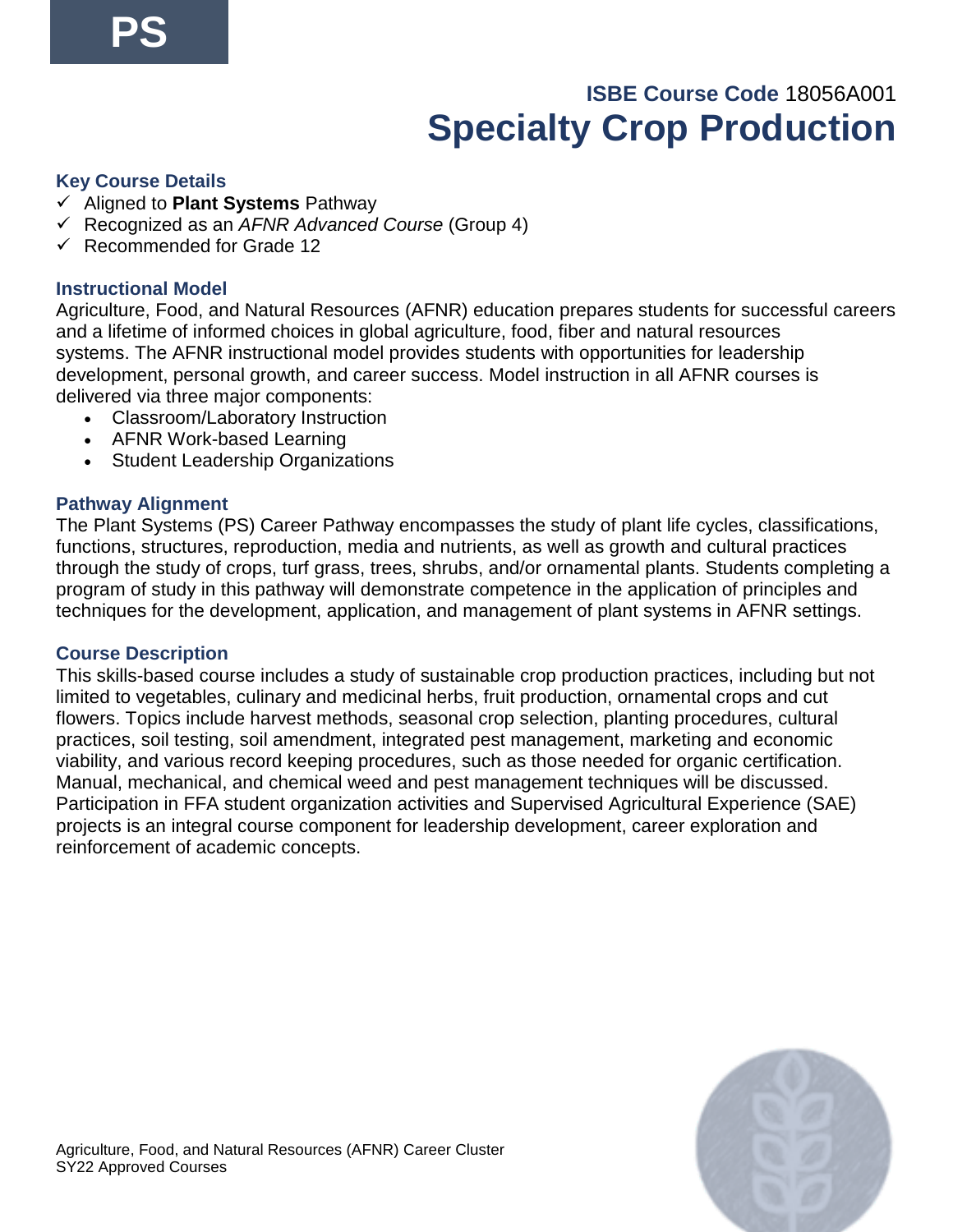PS

**ISBE Course Code** 18056A001

# Specialty Crop Production

### Key Course Details

- ✓ Aligned to **Plant Systems** Pathway
- ✓ Recognized as an *AFNR Advanced Course* (Group 4)
- ✓ Recommended for Grade 12

### Instructional Model

Agriculture, Food, and Natural Resources (AFNR) education prepares students for successful careers and a lifetime of informed choices in global agriculture, food, fiber and natural resources systems. The AFNR instructional model provides students with opportunities for leadership development, personal growth, and career success. Model instruction in all AFNR courses is delivered via three major components:

- Classroom/Laboratory Instruction
- AFNR Work-based Learning
- Student Leadership Organizations

### Pathway Alignment

The Plant Systems (PS) Career Pathway encompasses the study of plant life cycles, classifications, functions, structures, reproduction, media and nutrients, as well as growth and cultural practices through the study of crops, turf grass, trees, shrubs, and/or ornamental plants. Students completing a program of study in this pathway will demonstrate competence in the application of principles and techniques for the development, application, and management of plant systems in AFNR settings.

### Course Description

This skills-based course includes a study of sustainable crop production practices, including but not limited to vegetables, culinary and medicinal herbs, fruit production, ornamental crops and cut flowers. Topics include harvest methods, seasonal crop selection, planting procedures, cultural practices, soil testing, soil amendment, integrated pest management, marketing and economic viability, and various record keeping procedures, such as those needed for organic certification. Manual, mechanical, and chemical weed and pest management techniques will be discussed. Participation in FFA student organization activities and Supervised Agricultural Experience (SAE) projects is an integral course component for leadership development, career exploration and reinforcement of academic concepts.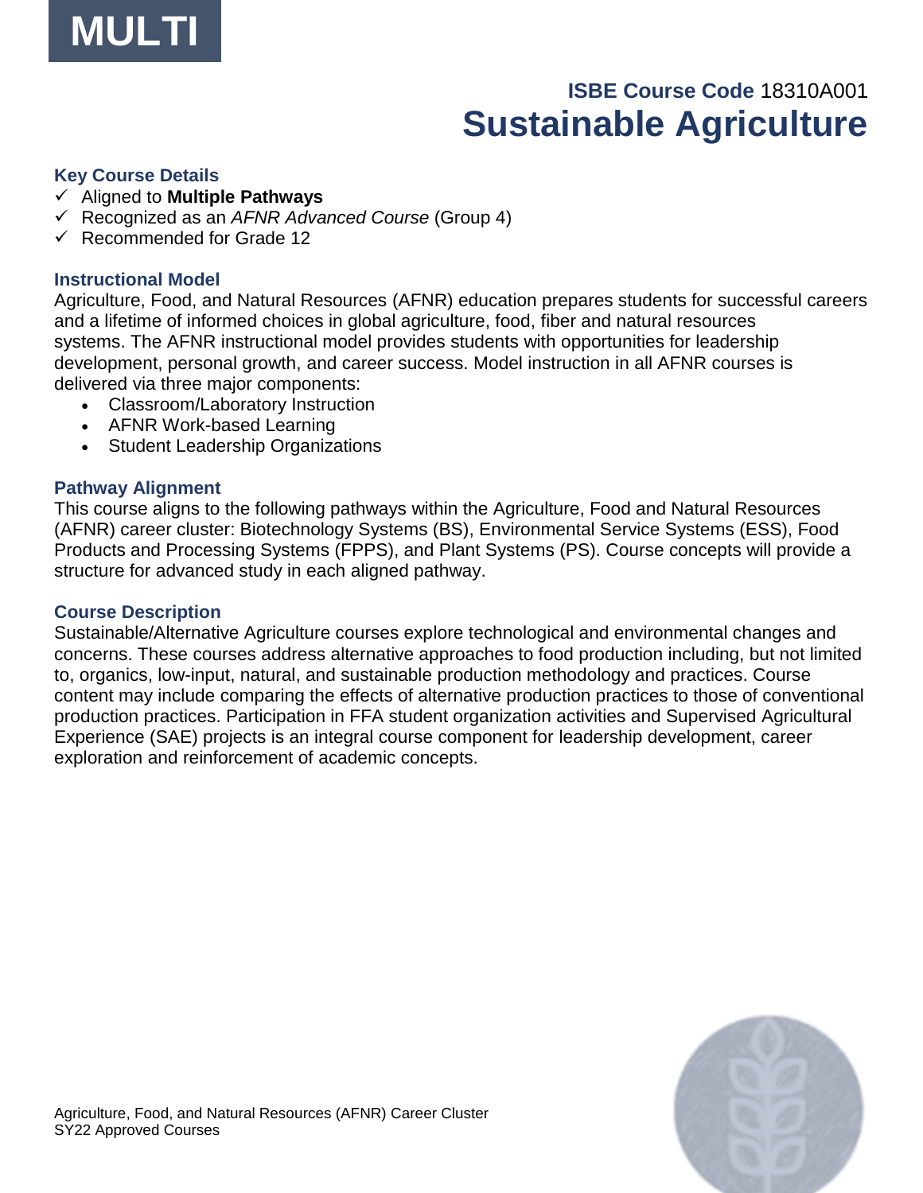**MULTI**

**ISBE Course Code** 18310A001

# Sustainable Agriculture

### Key Course Details

- ✓ Aligned to **Multiple Pathways**
- ✓ Recognized as an *AFNR Advanced Course* (Group 4)
- ✓ Recommended for Grade 12

### Instructional Model

Agriculture, Food, and Natural Resources (AFNR) education prepares students for successful careers and a lifetime of informed choices in global agriculture, food, fiber and natural resources systems. The AFNR instructional model provides students with opportunities for leadership development, personal growth, and career success. Model instruction in all AFNR courses is delivered via three major components:

- Classroom/Laboratory Instruction
- AFNR Work-based Learning
- Student Leadership Organizations

### Pathway Alignment

This course aligns to the following pathways within the Agriculture, Food and Natural Resources (AFNR) career cluster: Biotechnology Systems (BS), Environmental Service Systems (ESS), Food Products and Processing Systems (FPPS), and Plant Systems (PS). Course concepts will provide a structure for advanced study in each aligned pathway.

### Course Description

Sustainable/Alternative Agriculture courses explore technological and environmental changes and concerns. These courses address alternative approaches to food production including, but not limited to, organics, low-input, natural, and sustainable production methodology and practices. Course content may include comparing the effects of alternative production practices to those of conventional production practices. Participation in FFA student organization activities and Supervised Agricultural Experience (SAE) projects is an integral course component for leadership development, career exploration and reinforcement of academic concepts.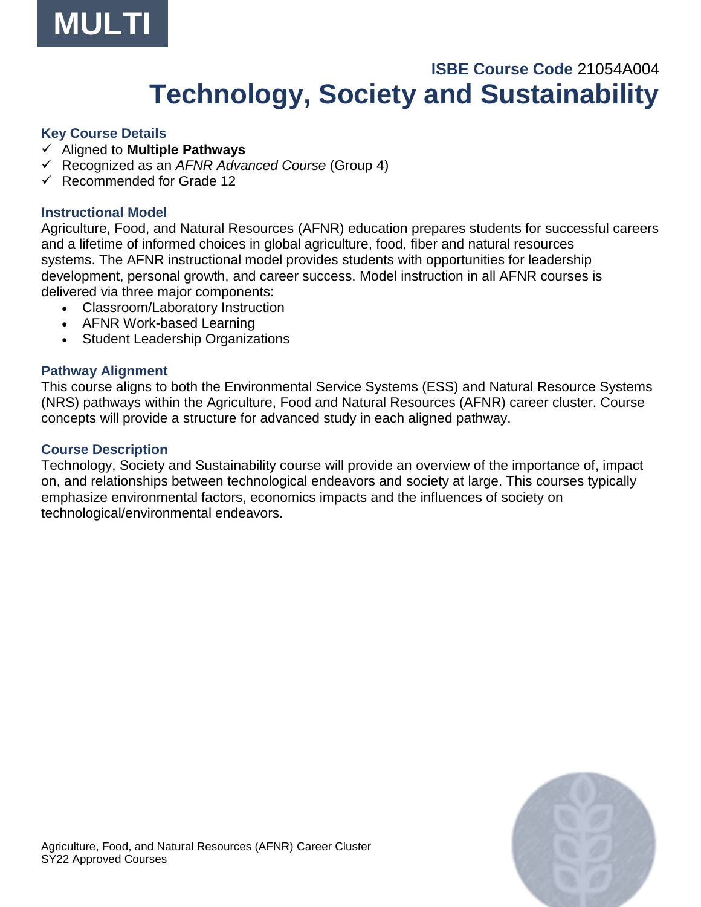MULTI

**ISBE Course Code** 21054A004

# Technology, Society and Sustainability

### Key Course Details

- ✓ Aligned to **Multiple Pathways**
- ✓ Recognized as an *AFNR Advanced Course* (Group 4)
- ✓ Recommended for Grade 12

### Instructional Model

Agriculture, Food, and Natural Resources (AFNR) education prepares students for successful careers and a lifetime of informed choices in global agriculture, food, fiber and natural resources systems. The AFNR instructional model provides students with opportunities for leadership development, personal growth, and career success. Model instruction in all AFNR courses is delivered via three major components:

- Classroom/Laboratory Instruction
- AFNR Work-based Learning
- Student Leadership Organizations

### Pathway Alignment

This course aligns to both the Environmental Service Systems (ESS) and Natural Resource Systems (NRS) pathways within the Agriculture, Food and Natural Resources (AFNR) career cluster. Course concepts will provide a structure for advanced study in each aligned pathway.

### Course Description

Technology, Society and Sustainability course will provide an overview of the importance of, impact on, and relationships between technological endeavors and society at large. This courses typically emphasize environmental factors, economics impacts and the influences of society on technological/environmental endeavors.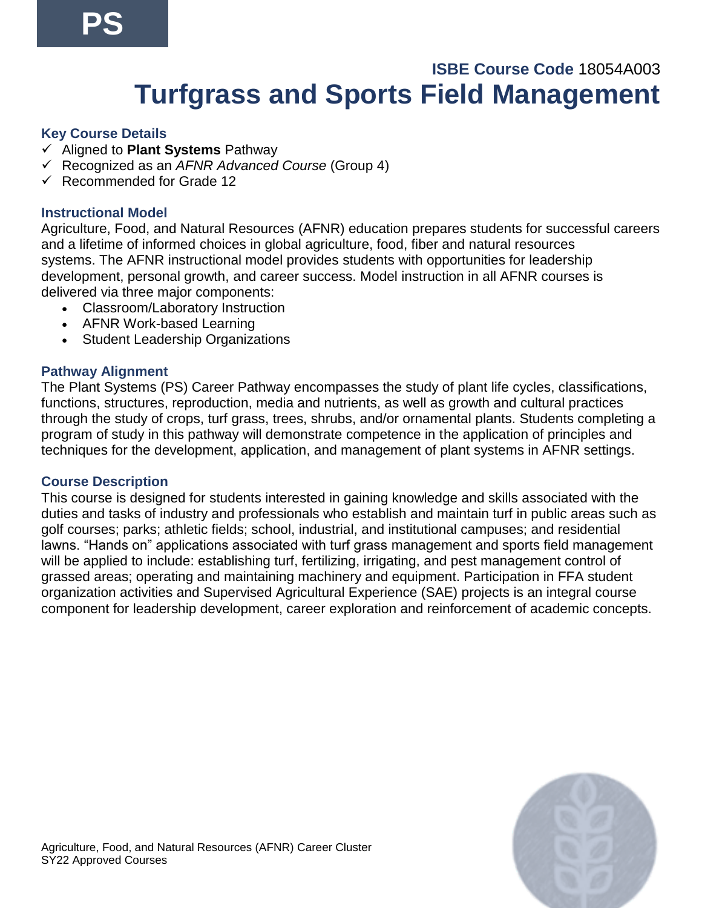PS

**ISBE Course Code** 18054A003

# Turfgrass and Sports Field Management

### Key Course Details

- ✓ Aligned to **Plant Systems** Pathway
- ✓ Recognized as an *AFNR Advanced Course* (Group 4)
- ✓ Recommended for Grade 12

### Instructional Model

Agriculture, Food, and Natural Resources (AFNR) education prepares students for successful careers and a lifetime of informed choices in global agriculture, food, fiber and natural resources systems. The AFNR instructional model provides students with opportunities for leadership development, personal growth, and career success. Model instruction in all AFNR courses is delivered via three major components:

- Classroom/Laboratory Instruction
- AFNR Work-based Learning
- Student Leadership Organizations

### Pathway Alignment

The Plant Systems (PS) Career Pathway encompasses the study of plant life cycles, classifications, functions, structures, reproduction, media and nutrients, as well as growth and cultural practices through the study of crops, turf grass, trees, shrubs, and/or ornamental plants. Students completing a program of study in this pathway will demonstrate competence in the application of principles and techniques for the development, application, and management of plant systems in AFNR settings.

### Course Description

This course is designed for students interested in gaining knowledge and skills associated with the duties and tasks of industry and professionals who establish and maintain turf in public areas such as golf courses; parks; athletic fields; school, industrial, and institutional campuses; and residential lawns. "Hands on" applications associated with turf grass management and sports field management will be applied to include: establishing turf, fertilizing, irrigating, and pest management control of grassed areas; operating and maintaining machinery and equipment. Participation in FFA student organization activities and Supervised Agricultural Experience (SAE) projects is an integral course component for leadership development, career exploration and reinforcement of academic concepts.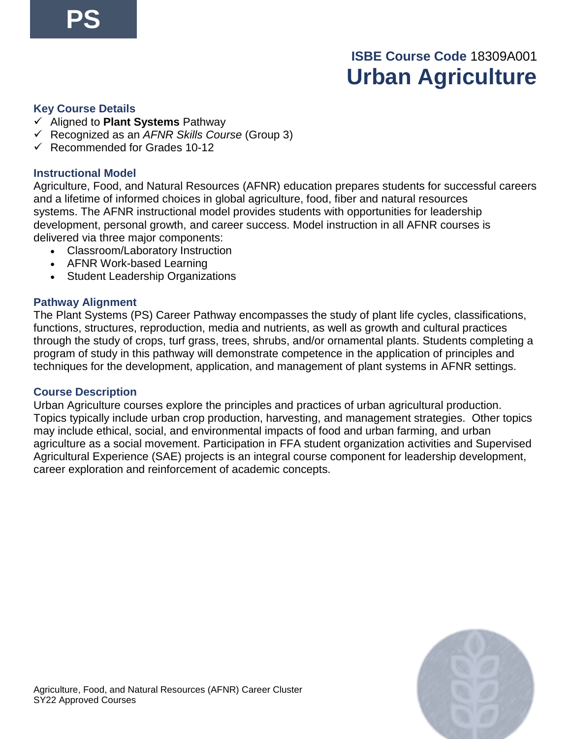PS

**ISBE Course Code** 18309A001

# Urban Agriculture

### Key Course Details

- ✓ Aligned to **Plant Systems** Pathway
- ✓ Recognized as an *AFNR Skills Course* (Group 3)
- ✓ Recommended for Grades 10-12

### Instructional Model

Agriculture, Food, and Natural Resources (AFNR) education prepares students for successful careers and a lifetime of informed choices in global agriculture, food, fiber and natural resources systems. The AFNR instructional model provides students with opportunities for leadership development, personal growth, and career success. Model instruction in all AFNR courses is delivered via three major components:

- Classroom/Laboratory Instruction
- AFNR Work-based Learning
- Student Leadership Organizations

### Pathway Alignment

The Plant Systems (PS) Career Pathway encompasses the study of plant life cycles, classifications, functions, structures, reproduction, media and nutrients, as well as growth and cultural practices through the study of crops, turf grass, trees, shrubs, and/or ornamental plants. Students completing a program of study in this pathway will demonstrate competence in the application of principles and techniques for the development, application, and management of plant systems in AFNR settings.

### Course Description

Urban Agriculture courses explore the principles and practices of urban agricultural production. Topics typically include urban crop production, harvesting, and management strategies. Other topics may include ethical, social, and environmental impacts of food and urban farming, and urban agriculture as a social movement. Participation in FFA student organization activities and Supervised Agricultural Experience (SAE) projects is an integral course component for leadership development, career exploration and reinforcement of academic concepts.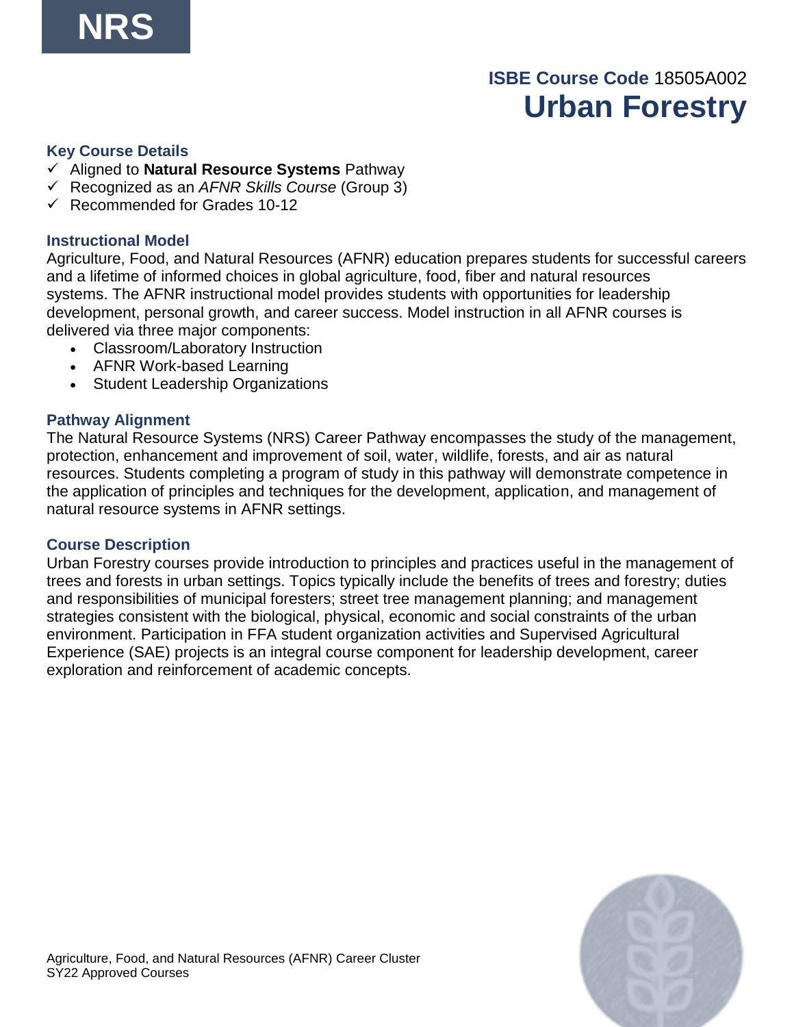**NRS**

**ISBE Course Code** 18505A002

# Urban Forestry

### Key Course Details

- ✓ Aligned to **Natural Resource Systems** Pathway
- ✓ Recognized as an *AFNR Skills Course* (Group 3)
- ✓ Recommended for Grades 10-12

### Instructional Model

Agriculture, Food, and Natural Resources (AFNR) education prepares students for successful careers and a lifetime of informed choices in global agriculture, food, fiber and natural resources systems. The AFNR instructional model provides students with opportunities for leadership development, personal growth, and career success. Model instruction in all AFNR courses is delivered via three major components:

- Classroom/Laboratory Instruction
- AFNR Work-based Learning
- Student Leadership Organizations

### Pathway Alignment

The Natural Resource Systems (NRS) Career Pathway encompasses the study of the management, protection, enhancement and improvement of soil, water, wildlife, forests, and air as natural resources. Students completing a program of study in this pathway will demonstrate competence in the application of principles and techniques for the development, application, and management of natural resource systems in AFNR settings.

### Course Description

Urban Forestry courses provide introduction to principles and practices useful in the management of trees and forests in urban settings. Topics typically include the benefits of trees and forestry; duties and responsibilities of municipal foresters; street tree management planning; and management strategies consistent with the biological, physical, economic and social constraints of the urban environment. Participation in FFA student organization activities and Supervised Agricultural Experience (SAE) projects is an integral course component for leadership development, career exploration and reinforcement of academic concepts.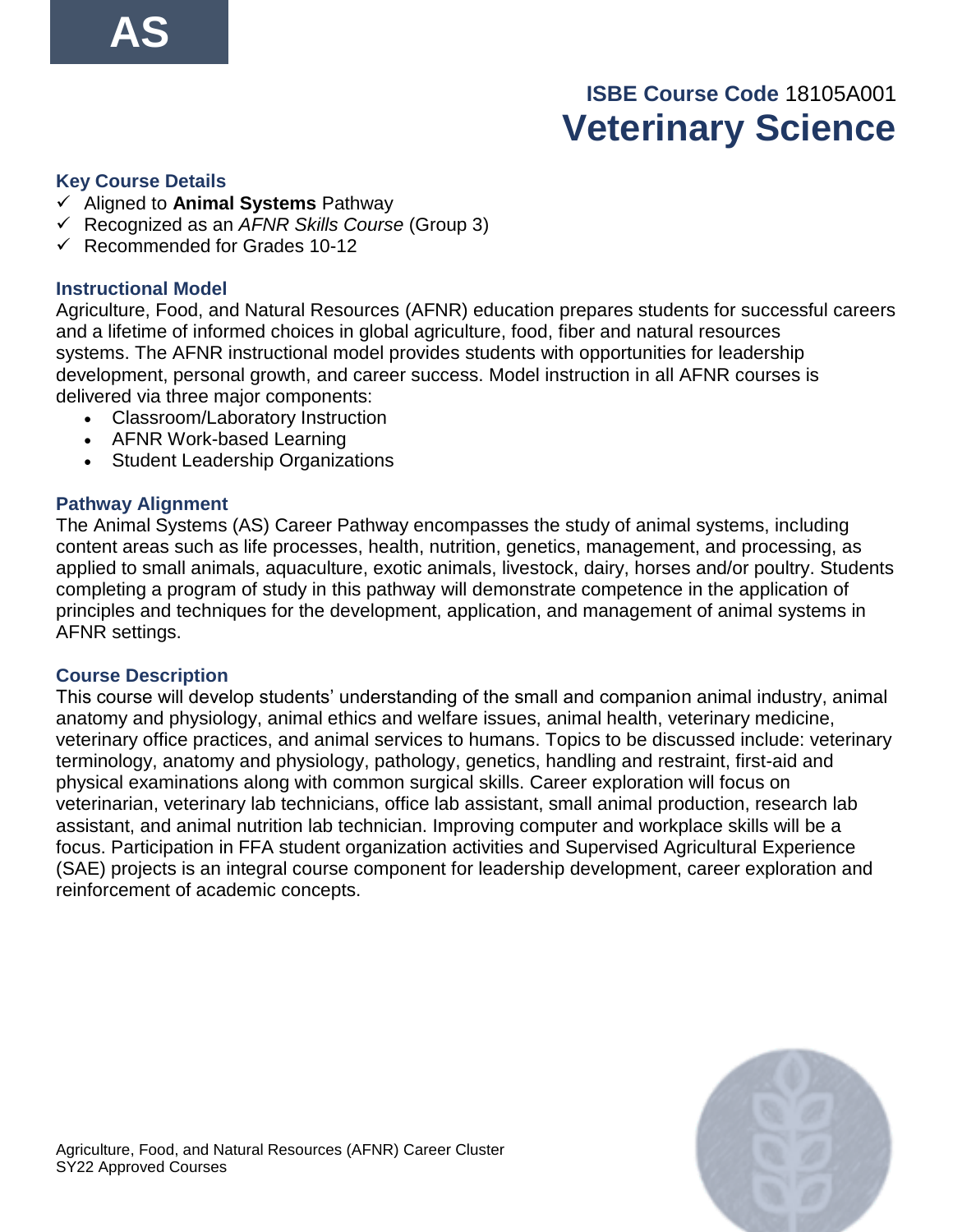**AS**

**ISBE Course Code** 18105A001

# Veterinary Science

### Key Course Details

- ✓ Aligned to **Animal Systems** Pathway
- ✓ Recognized as an *AFNR Skills Course* (Group 3)
- ✓ Recommended for Grades 10-12

### Instructional Model

Agriculture, Food, and Natural Resources (AFNR) education prepares students for successful careers and a lifetime of informed choices in global agriculture, food, fiber and natural resources systems. The AFNR instructional model provides students with opportunities for leadership development, personal growth, and career success. Model instruction in all AFNR courses is delivered via three major components:

- Classroom/Laboratory Instruction
- AFNR Work-based Learning
- Student Leadership Organizations

### Pathway Alignment

The Animal Systems (AS) Career Pathway encompasses the study of animal systems, including content areas such as life processes, health, nutrition, genetics, management, and processing, as applied to small animals, aquaculture, exotic animals, livestock, dairy, horses and/or poultry. Students completing a program of study in this pathway will demonstrate competence in the application of principles and techniques for the development, application, and management of animal systems in AFNR settings.

### Course Description

This course will develop students' understanding of the small and companion animal industry, animal anatomy and physiology, animal ethics and welfare issues, animal health, veterinary medicine, veterinary office practices, and animal services to humans. Topics to be discussed include: veterinary terminology, anatomy and physiology, pathology, genetics, handling and restraint, first-aid and physical examinations along with common surgical skills. Career exploration will focus on veterinarian, veterinary lab technicians, office lab assistant, small animal production, research lab assistant, and animal nutrition lab technician. Improving computer and workplace skills will be a focus. Participation in FFA student organization activities and Supervised Agricultural Experience (SAE) projects is an integral course component for leadership development, career exploration and reinforcement of academic concepts.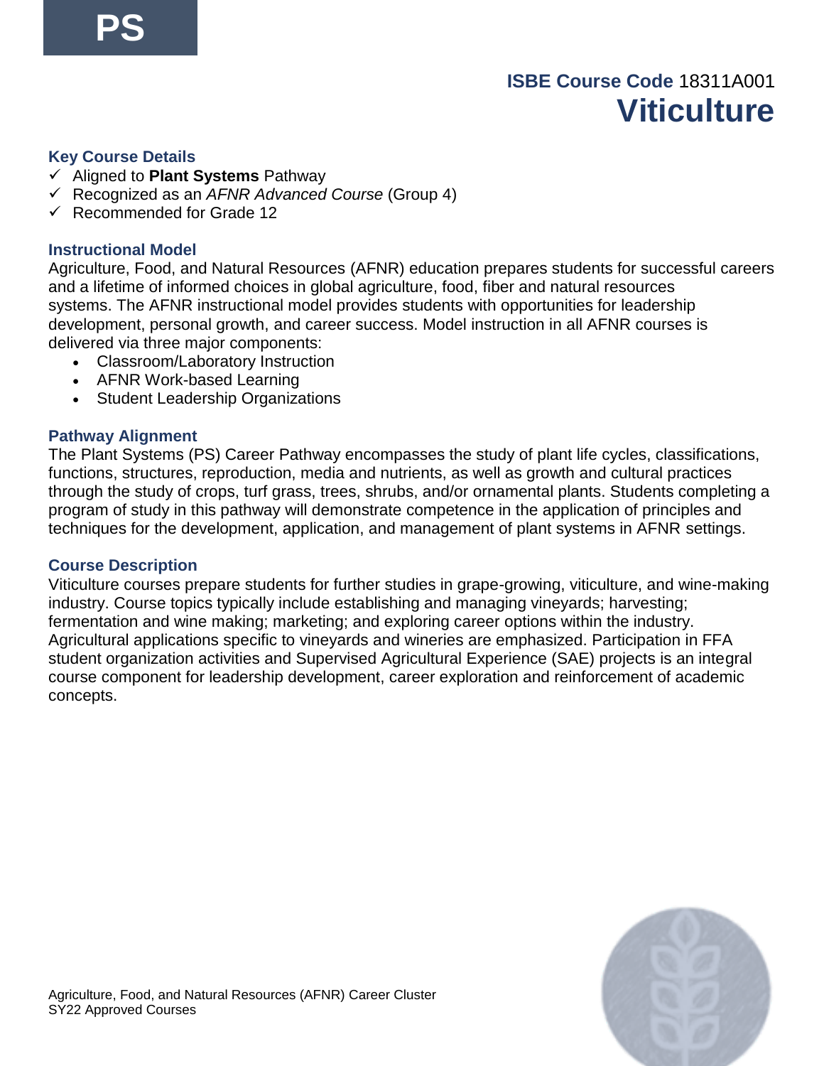PS

ISBE Course Code 18311A001

# Viticulture

### Key Course Details

- ✓ Aligned to **Plant Systems** Pathway
- ✓ Recognized as an *AFNR Advanced Course* (Group 4)
- ✓ Recommended for Grade 12

### Instructional Model

Agriculture, Food, and Natural Resources (AFNR) education prepares students for successful careers and a lifetime of informed choices in global agriculture, food, fiber and natural resources systems. The AFNR instructional model provides students with opportunities for leadership development, personal growth, and career success. Model instruction in all AFNR courses is delivered via three major components:

- Classroom/Laboratory Instruction
- AFNR Work-based Learning
- Student Leadership Organizations

### Pathway Alignment

The Plant Systems (PS) Career Pathway encompasses the study of plant life cycles, classifications, functions, structures, reproduction, media and nutrients, as well as growth and cultural practices through the study of crops, turf grass, trees, shrubs, and/or ornamental plants. Students completing a program of study in this pathway will demonstrate competence in the application of principles and techniques for the development, application, and management of plant systems in AFNR settings.

### Course Description

Viticulture courses prepare students for further studies in grape-growing, viticulture, and wine-making industry. Course topics typically include establishing and managing vineyards; harvesting; fermentation and wine making; marketing; and exploring career options within the industry. Agricultural applications specific to vineyards and wineries are emphasized. Participation in FFA student organization activities and Supervised Agricultural Experience (SAE) projects is an integral course component for leadership development, career exploration and reinforcement of academic concepts.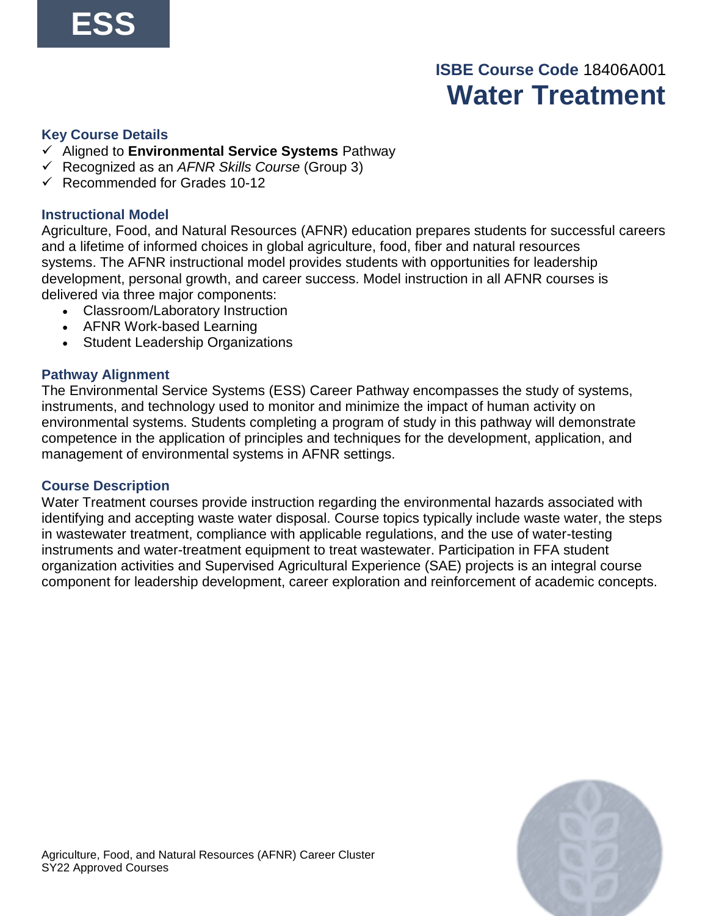**ESS**

**ISBE Course Code** 18406A001

# Water Treatment

### Key Course Details

- ✓ Aligned to **Environmental Service Systems** Pathway
- ✓ Recognized as an *AFNR Skills Course* (Group 3)
- ✓ Recommended for Grades 10-12

### Instructional Model

Agriculture, Food, and Natural Resources (AFNR) education prepares students for successful careers and a lifetime of informed choices in global agriculture, food, fiber and natural resources systems. The AFNR instructional model provides students with opportunities for leadership development, personal growth, and career success. Model instruction in all AFNR courses is delivered via three major components:

- Classroom/Laboratory Instruction
- AFNR Work-based Learning
- Student Leadership Organizations

### Pathway Alignment

The Environmental Service Systems (ESS) Career Pathway encompasses the study of systems, instruments, and technology used to monitor and minimize the impact of human activity on environmental systems. Students completing a program of study in this pathway will demonstrate competence in the application of principles and techniques for the development, application, and management of environmental systems in AFNR settings.

### Course Description

Water Treatment courses provide instruction regarding the environmental hazards associated with identifying and accepting waste water disposal. Course topics typically include waste water, the steps in wastewater treatment, compliance with applicable regulations, and the use of water-testing instruments and water-treatment equipment to treat wastewater. Participation in FFA student organization activities and Supervised Agricultural Experience (SAE) projects is an integral course component for leadership development, career exploration and reinforcement of academic concepts.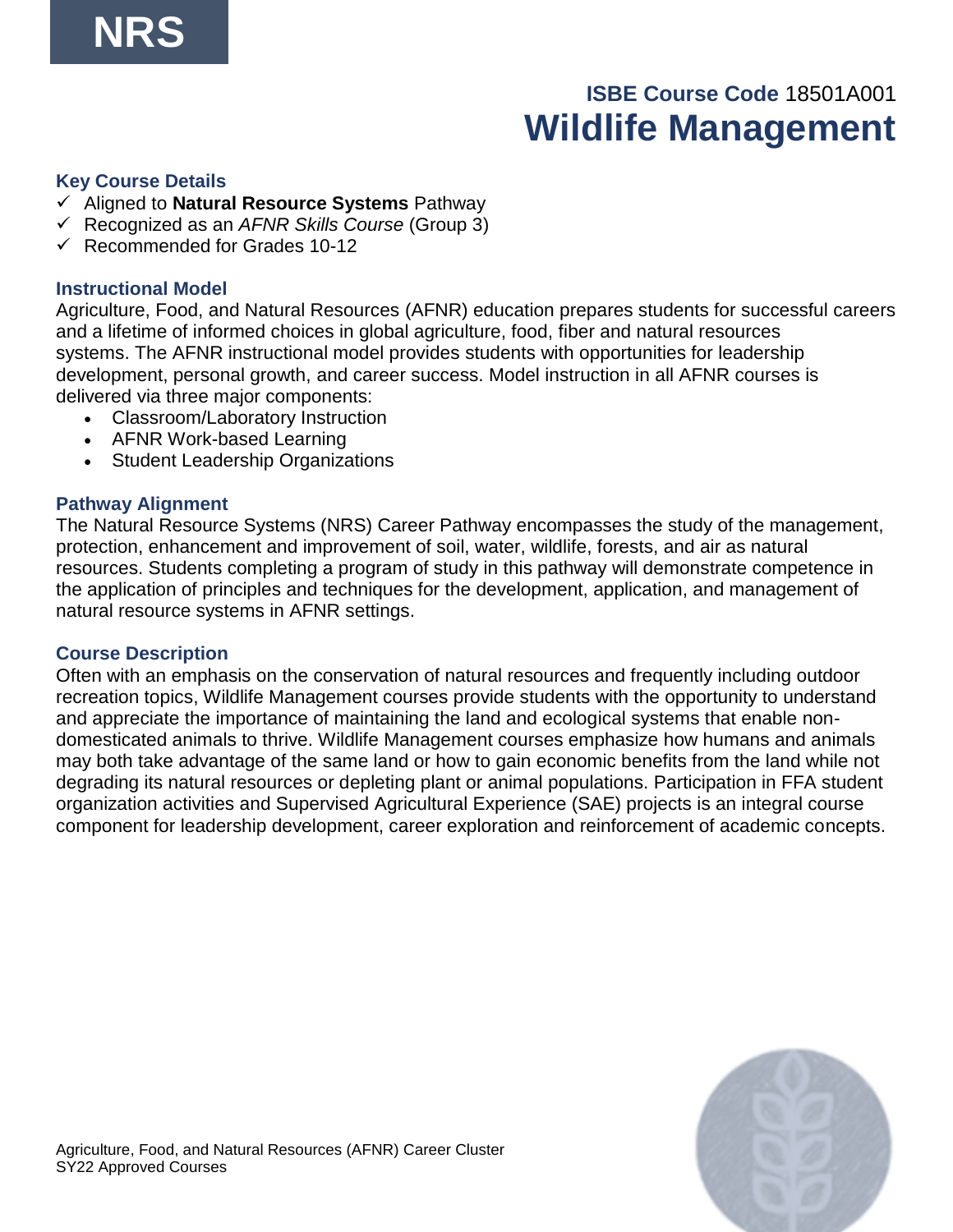NRS

**ISBE Course Code** 18501A001

# Wildlife Management

### Key Course Details

- ✓ Aligned to **Natural Resource Systems** Pathway
- ✓ Recognized as an *AFNR Skills Course* (Group 3)
- ✓ Recommended for Grades 10-12

### Instructional Model

Agriculture, Food, and Natural Resources (AFNR) education prepares students for successful careers and a lifetime of informed choices in global agriculture, food, fiber and natural resources systems. The AFNR instructional model provides students with opportunities for leadership development, personal growth, and career success. Model instruction in all AFNR courses is delivered via three major components:

- Classroom/Laboratory Instruction
- AFNR Work-based Learning
- Student Leadership Organizations

### Pathway Alignment

The Natural Resource Systems (NRS) Career Pathway encompasses the study of the management, protection, enhancement and improvement of soil, water, wildlife, forests, and air as natural resources. Students completing a program of study in this pathway will demonstrate competence in the application of principles and techniques for the development, application, and management of natural resource systems in AFNR settings.

### Course Description

Often with an emphasis on the conservation of natural resources and frequently including outdoor recreation topics, Wildlife Management courses provide students with the opportunity to understand and appreciate the importance of maintaining the land and ecological systems that enable non-domesticated animals to thrive. Wildlife Management courses emphasize how humans and animals may both take advantage of the same land or how to gain economic benefits from the land while not degrading its natural resources or depleting plant or animal populations. Participation in FFA student organization activities and Supervised Agricultural Experience (SAE) projects is an integral course component for leadership development, career exploration and reinforcement of academic concepts.